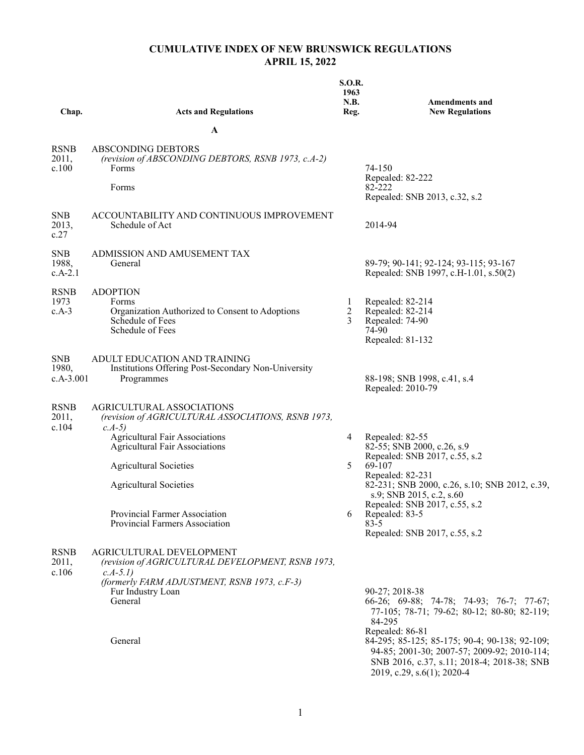# CUMULATIVE INDEX OF NEW BRUNSWICK REGULATIONS
## APRIL 15, 2022

| Chap. | Acts and Regulations | S.O.R. 1963 N.B. Reg. | Amendments and New Regulations |
|---|---|---|---|
| | **A** | | |
| RSNB 2011, c.100 | ABSCONDING DEBTORS *(revision of ABSCONDING DEBTORS, RSNB 1973, c.A-2)* | | |
| | Forms | | 74-150 Repealed: 82-222 |
| | Forms | | 82-222 Repealed: SNB 2013, c.32, s.2 |
| SNB 2013, c.27 | ACCOUNTABILITY AND CONTINUOUS IMPROVEMENT | | |
| | Schedule of Act | | 2014-94 |
| SNB 1988, c.A-2.1 | ADMISSION AND AMUSEMENT TAX | | |
| | General | | 89-79; 90-141; 92-124; 93-115; 93-167 Repealed: SNB 1997, c.H-1.01, s.50(2) |
| RSNB 1973 c.A-3 | ADOPTION | | |
| | Forms | 1 | Repealed: 82-214 |
| | Organization Authorized to Consent to Adoptions | 2 | Repealed: 82-214 |
| | Schedule of Fees | 3 | Repealed: 74-90 |
| | Schedule of Fees | | 74-90 Repealed: 81-132 |
| SNB 1980, c.A-3.001 | ADULT EDUCATION AND TRAINING | | |
| | Institutions Offering Post-Secondary Non-University Programmes | | 88-198; SNB 1998, c.41, s.4 Repealed: 2010-79 |
| RSNB 2011, c.104 | AGRICULTURAL ASSOCIATIONS *(revision of AGRICULTURAL ASSOCIATIONS, RSNB 1973, c.A-5)* | | |
| | Agricultural Fair Associations | 4 | Repealed: 82-55 |
| | Agricultural Fair Associations | | 82-55; SNB 2000, c.26, s.9 Repealed: SNB 2017, c.55, s.2 |
| | Agricultural Societies | 5 | 69-107 Repealed: 82-231 |
| | Agricultural Societies | | 82-231; SNB 2000, c.26, s.10; SNB 2012, c.39, s.9; SNB 2015, c.2, s.60 Repealed: SNB 2017, c.55, s.2 |
| | Provincial Farmer Association | 6 | Repealed: 83-5 |
| | Provincial Farmers Association | | 83-5 Repealed: SNB 2017, c.55, s.2 |
| RSNB 2011, c.106 | AGRICULTURAL DEVELOPMENT *(revision of AGRICULTURAL DEVELOPMENT, RSNB 1973, c.A-5.1)* *(formerly FARM ADJUSTMENT, RSNB 1973, c.F-3)* | | |
| | Fur Industry Loan | | 90-27; 2018-38 |
| | General | | 66-26; 69-88; 74-78; 74-93; 76-7; 77-67; 77-105; 78-71; 79-62; 80-12; 80-80; 82-119; 84-295 Repealed: 86-81 |
| | General | | 84-295; 85-125; 85-175; 90-4; 90-138; 92-109; 94-85; 2001-30; 2007-57; 2009-92; 2010-114; SNB 2016, c.37, s.11; 2018-4; 2018-38; SNB 2019, c.29, s.6(1); 2020-4 |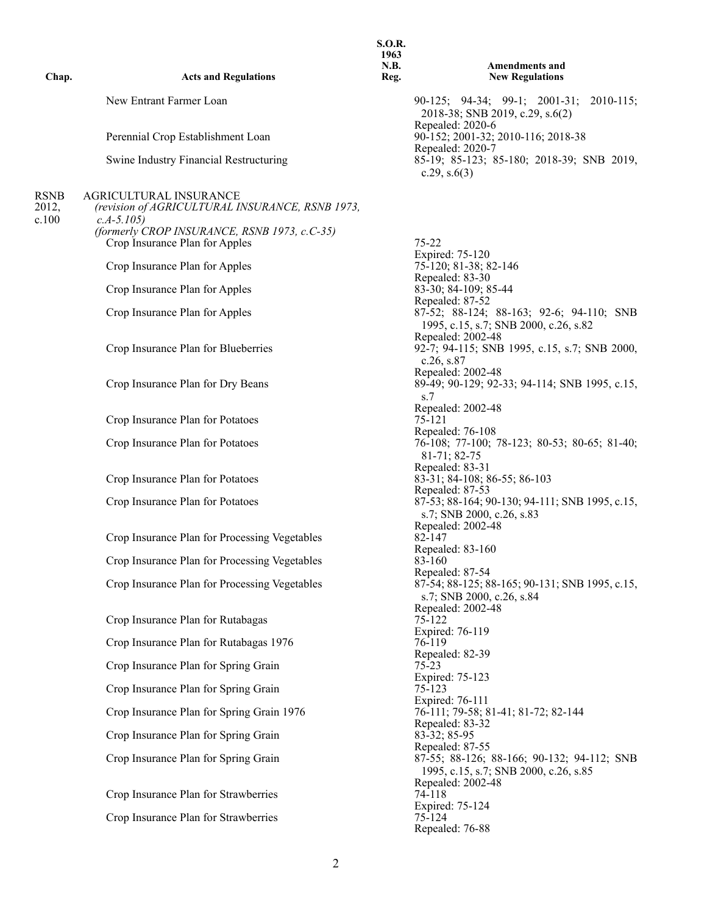| Chap. | Acts and Regulations | S.O.R. 1963 N.B. Reg. | Amendments and New Regulations |
|---|---|---|---|
| | New Entrant Farmer Loan | | 90-125; 94-34; 99-1; 2001-31; 2010-115; 2018-38; SNB 2019, c.29, s.6(2) Repealed: 2020-6 |
| | Perennial Crop Establishment Loan | | 90-152; 2001-32; 2010-116; 2018-38 Repealed: 2020-7 |
| | Swine Industry Financial Restructuring | | 85-19; 85-123; 85-180; 2018-39; SNB 2019, c.29, s.6(3) |
| RSNB 2012, c.100 | AGRICULTURAL INSURANCE *(revision of AGRICULTURAL INSURANCE, RSNB 1973, c.A-5.105)* *(formerly CROP INSURANCE, RSNB 1973, c.C-35)* | | |
| | Crop Insurance Plan for Apples | | 75-22 Expired: 75-120 |
| | Crop Insurance Plan for Apples | | 75-120; 81-38; 82-146 Repealed: 83-30 |
| | Crop Insurance Plan for Apples | | 83-30; 84-109; 85-44 Repealed: 87-52 |
| | Crop Insurance Plan for Apples | | 87-52; 88-124; 88-163; 92-6; 94-110; SNB 1995, c.15, s.7; SNB 2000, c.26, s.82 Repealed: 2002-48 |
| | Crop Insurance Plan for Blueberries | | 92-7; 94-115; SNB 1995, c.15, s.7; SNB 2000, c.26, s.87 Repealed: 2002-48 |
| | Crop Insurance Plan for Dry Beans | | 89-49; 90-129; 92-33; 94-114; SNB 1995, c.15, s.7 Repealed: 2002-48 |
| | Crop Insurance Plan for Potatoes | | 75-121 Repealed: 76-108 |
| | Crop Insurance Plan for Potatoes | | 76-108; 77-100; 78-123; 80-53; 80-65; 81-40; 81-71; 82-75 Repealed: 83-31 |
| | Crop Insurance Plan for Potatoes | | 83-31; 84-108; 86-55; 86-103 Repealed: 87-53 |
| | Crop Insurance Plan for Potatoes | | 87-53; 88-164; 90-130; 94-111; SNB 1995, c.15, s.7; SNB 2000, c.26, s.83 Repealed: 2002-48 |
| | Crop Insurance Plan for Processing Vegetables | | 82-147 Repealed: 83-160 |
| | Crop Insurance Plan for Processing Vegetables | | 83-160 Repealed: 87-54 |
| | Crop Insurance Plan for Processing Vegetables | | 87-54; 88-125; 88-165; 90-131; SNB 1995, c.15, s.7; SNB 2000, c.26, s.84 Repealed: 2002-48 |
| | Crop Insurance Plan for Rutabagas | | 75-122 Expired: 76-119 |
| | Crop Insurance Plan for Rutabagas 1976 | | 76-119 Repealed: 82-39 |
| | Crop Insurance Plan for Spring Grain | | 75-23 Expired: 75-123 |
| | Crop Insurance Plan for Spring Grain | | 75-123 Expired: 76-111 |
| | Crop Insurance Plan for Spring Grain 1976 | | 76-111; 79-58; 81-41; 81-72; 82-144 Repealed: 83-32 |
| | Crop Insurance Plan for Spring Grain | | 83-32; 85-95 Repealed: 87-55 |
| | Crop Insurance Plan for Spring Grain | | 87-55; 88-126; 88-166; 90-132; 94-112; SNB 1995, c.15, s.7; SNB 2000, c.26, s.85 Repealed: 2002-48 |
| | Crop Insurance Plan for Strawberries | | 74-118 Expired: 75-124 |
| | Crop Insurance Plan for Strawberries | | 75-124 Repealed: 76-88 |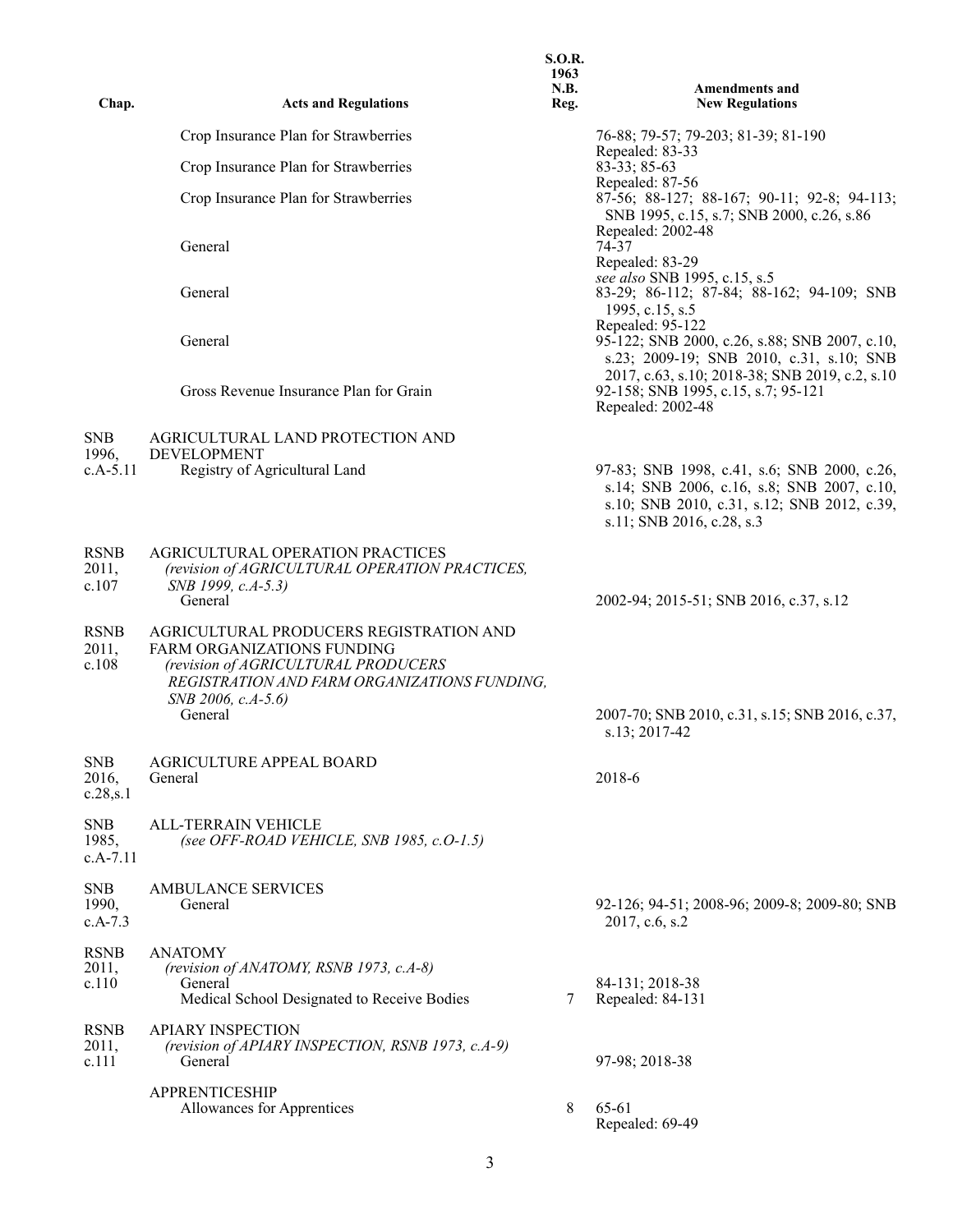| Chap. | Acts and Regulations | S.O.R. 1963 N.B. Reg. | Amendments and New Regulations |
|---|---|---|---|
| | Crop Insurance Plan for Strawberries | | 76-88; 79-57; 79-203; 81-39; 81-190 Repealed: 83-33 |
| | Crop Insurance Plan for Strawberries | | 83-33; 85-63 Repealed: 87-56 |
| | Crop Insurance Plan for Strawberries | | 87-56; 88-127; 88-167; 90-11; 92-8; 94-113; SNB 1995, c.15, s.7; SNB 2000, c.26, s.86 Repealed: 2002-48 |
| | General | | 74-37 Repealed: 83-29 *see also* SNB 1995, c.15, s.5 |
| | General | | 83-29; 86-112; 87-84; 88-162; 94-109; SNB 1995, c.15, s.5 Repealed: 95-122 |
| | General | | 95-122; SNB 2000, c.26, s.88; SNB 2007, c.10, s.23; 2009-19; SNB 2010, c.31, s.10; SNB 2017, c.63, s.10; 2018-38; SNB 2019, c.2, s.10 |
| | Gross Revenue Insurance Plan for Grain | | 92-158; SNB 1995, c.15, s.7; 95-121 Repealed: 2002-48 |
| SNB 1996, c.A-5.11 | AGRICULTURAL LAND PROTECTION AND DEVELOPMENT | | |
| | Registry of Agricultural Land | | 97-83; SNB 1998, c.41, s.6; SNB 2000, c.26, s.14; SNB 2006, c.16, s.8; SNB 2007, c.10, s.10; SNB 2010, c.31, s.12; SNB 2012, c.39, s.11; SNB 2016, c.28, s.3 |
| RSNB 2011, c.107 | AGRICULTURAL OPERATION PRACTICES *(revision of AGRICULTURAL OPERATION PRACTICES, SNB 1999, c.A-5.3)* | | |
| | General | | 2002-94; 2015-51; SNB 2016, c.37, s.12 |
| RSNB 2011, c.108 | AGRICULTURAL PRODUCERS REGISTRATION AND FARM ORGANIZATIONS FUNDING *(revision of AGRICULTURAL PRODUCERS REGISTRATION AND FARM ORGANIZATIONS FUNDING, SNB 2006, c.A-5.6)* | | |
| | General | | 2007-70; SNB 2010, c.31, s.15; SNB 2016, c.37, s.13; 2017-42 |
| SNB 2016, c.28,s.1 | AGRICULTURE APPEAL BOARD | | |
| | General | | 2018-6 |
| SNB 1985, c.A-7.11 | ALL-TERRAIN VEHICLE *(see OFF-ROAD VEHICLE, SNB 1985, c.O-1.5)* | | |
| SNB 1990, c.A-7.3 | AMBULANCE SERVICES | | |
| | General | | 92-126; 94-51; 2008-96; 2009-8; 2009-80; SNB 2017, c.6, s.2 |
| RSNB 2011, c.110 | ANATOMY *(revision of ANATOMY, RSNB 1973, c.A-8)* | | |
| | General | | 84-131; 2018-38 |
| | Medical School Designated to Receive Bodies | 7 | Repealed: 84-131 |
| RSNB 2011, c.111 | APIARY INSPECTION *(revision of APIARY INSPECTION, RSNB 1973, c.A-9)* | | |
| | General | | 97-98; 2018-38 |
| | APPRENTICESHIP | | |
| | Allowances for Apprentices | 8 | 65-61 Repealed: 69-49 |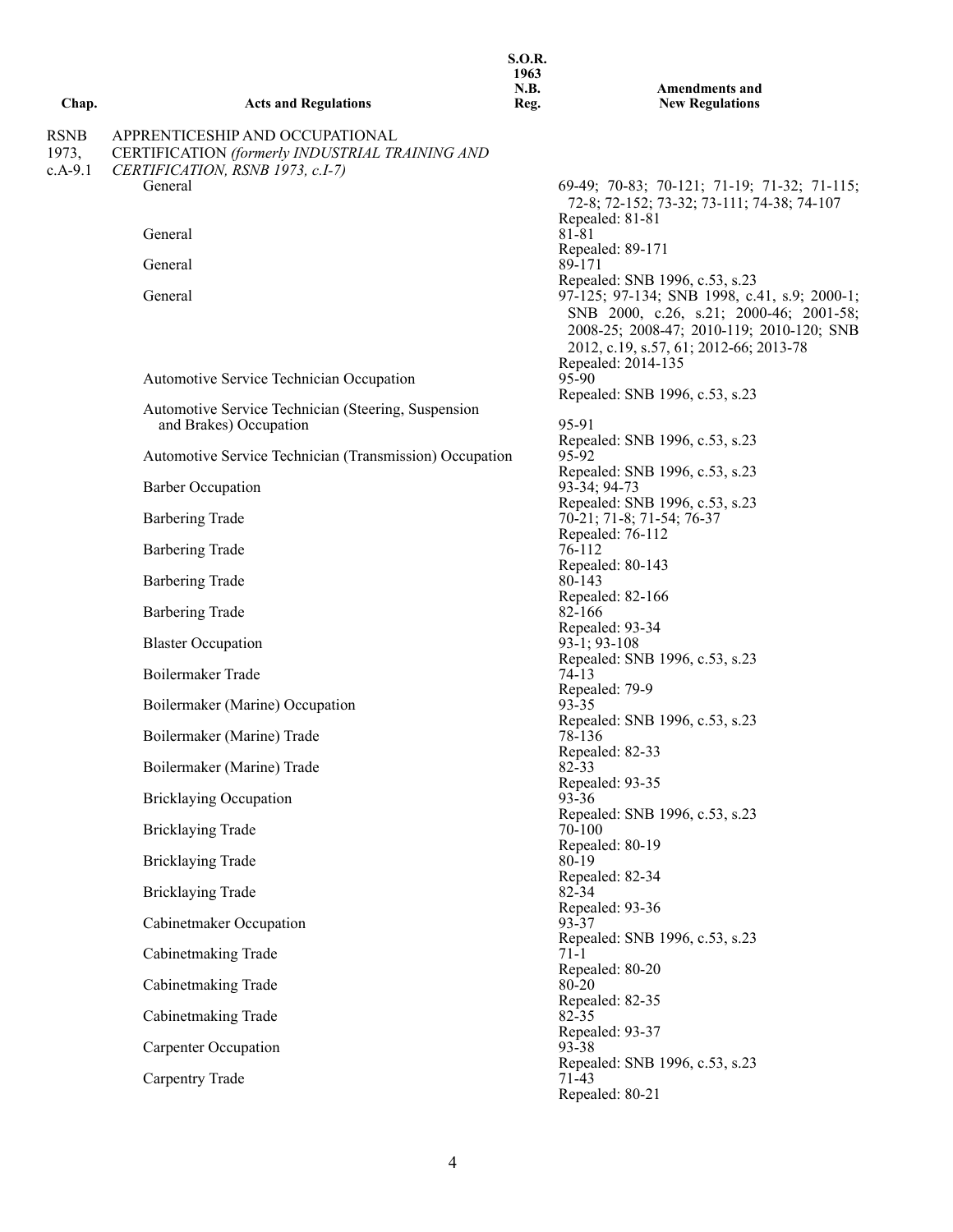| Chap. | Acts and Regulations | S.O.R. 1963 N.B. Reg. | Amendments and New Regulations |
|---|---|---|---|
| RSNB 1973, c.A-9.1 | APPRENTICESHIP AND OCCUPATIONAL CERTIFICATION *(formerly INDUSTRIAL TRAINING AND CERTIFICATION, RSNB 1973, c.I-7)* | | |
| | General | | 69-49; 70-83; 70-121; 71-19; 71-32; 71-115; 72-8; 72-152; 73-32; 73-111; 74-38; 74-107 Repealed: 81-81 |
| | General | | 81-81 Repealed: 89-171 |
| | General | | 89-171 Repealed: SNB 1996, c.53, s.23 |
| | General | | 97-125; 97-134; SNB 1998, c.41, s.9; 2000-1; SNB 2000, c.26, s.21; 2000-46; 2001-58; 2008-25; 2008-47; 2010-119; 2010-120; SNB 2012, c.19, s.57, 61; 2012-66; 2013-78 Repealed: 2014-135 |
| | Automotive Service Technician Occupation | | 95-90 Repealed: SNB 1996, c.53, s.23 |
| | Automotive Service Technician (Steering, Suspension and Brakes) Occupation | | 95-91 Repealed: SNB 1996, c.53, s.23 |
| | Automotive Service Technician (Transmission) Occupation | | 95-92 Repealed: SNB 1996, c.53, s.23 |
| | Barber Occupation | | 93-34; 94-73 Repealed: SNB 1996, c.53, s.23 |
| | Barbering Trade | | 70-21; 71-8; 71-54; 76-37 Repealed: 76-112 |
| | Barbering Trade | | 76-112 Repealed: 80-143 |
| | Barbering Trade | | 80-143 Repealed: 82-166 |
| | Barbering Trade | | 82-166 Repealed: 93-34 |
| | Blaster Occupation | | 93-1; 93-108 Repealed: SNB 1996, c.53, s.23 |
| | Boilermaker Trade | | 74-13 Repealed: 79-9 |
| | Boilermaker (Marine) Occupation | | 93-35 Repealed: SNB 1996, c.53, s.23 |
| | Boilermaker (Marine) Trade | | 78-136 Repealed: 82-33 |
| | Boilermaker (Marine) Trade | | 82-33 Repealed: 93-35 |
| | Bricklaying Occupation | | 93-36 Repealed: SNB 1996, c.53, s.23 |
| | Bricklaying Trade | | 70-100 Repealed: 80-19 |
| | Bricklaying Trade | | 80-19 Repealed: 82-34 |
| | Bricklaying Trade | | 82-34 Repealed: 93-36 |
| | Cabinetmaker Occupation | | 93-37 Repealed: SNB 1996, c.53, s.23 |
| | Cabinetmaking Trade | | 71-1 Repealed: 80-20 |
| | Cabinetmaking Trade | | 80-20 Repealed: 82-35 |
| | Cabinetmaking Trade | | 82-35 Repealed: 93-37 |
| | Carpenter Occupation | | 93-38 Repealed: SNB 1996, c.53, s.23 |
| | Carpentry Trade | | 71-43 Repealed: 80-21 |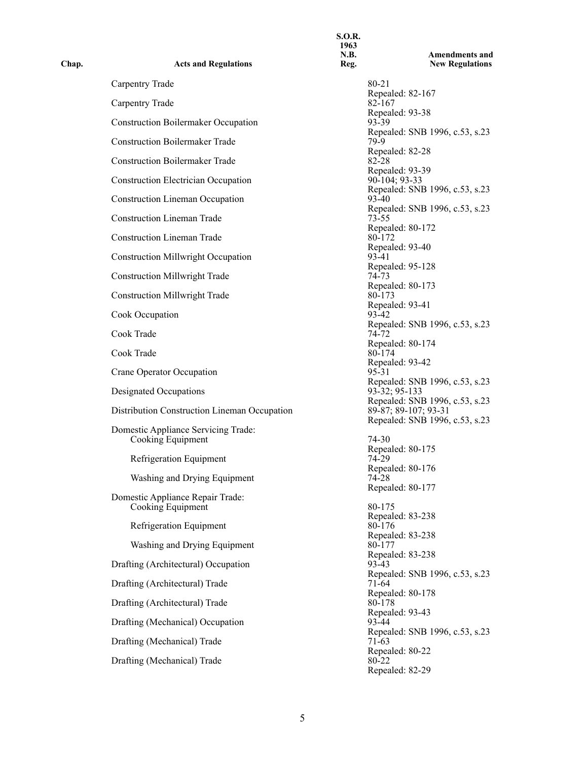| Chap. | Acts and Regulations | S.O.R. 1963 N.B. Reg. | Amendments and New Regulations |
|---|---|---|---|
| | Carpentry Trade | | 80-21<br>Repealed: 82-167 |
| | Carpentry Trade | | 82-167<br>Repealed: 93-38 |
| | Construction Boilermaker Occupation | | 93-39<br>Repealed: SNB 1996, c.53, s.23 |
| | Construction Boilermaker Trade | | 79-9<br>Repealed: 82-28 |
| | Construction Boilermaker Trade | | 82-28<br>Repealed: 93-39 |
| | Construction Electrician Occupation | | 90-104; 93-33<br>Repealed: SNB 1996, c.53, s.23 |
| | Construction Lineman Occupation | | 93-40<br>Repealed: SNB 1996, c.53, s.23 |
| | Construction Lineman Trade | | 73-55<br>Repealed: 80-172 |
| | Construction Lineman Trade | | 80-172<br>Repealed: 93-40 |
| | Construction Millwright Occupation | | 93-41<br>Repealed: 95-128 |
| | Construction Millwright Trade | | 74-73<br>Repealed: 80-173 |
| | Construction Millwright Trade | | 80-173<br>Repealed: 93-41 |
| | Cook Occupation | | 93-42<br>Repealed: SNB 1996, c.53, s.23 |
| | Cook Trade | | 74-72<br>Repealed: 80-174 |
| | Cook Trade | | 80-174<br>Repealed: 93-42 |
| | Crane Operator Occupation | | 95-31<br>Repealed: SNB 1996, c.53, s.23 |
| | Designated Occupations | | 93-32; 95-133<br>Repealed: SNB 1996, c.53, s.23 |
| | Distribution Construction Lineman Occupation | | 89-87; 89-107; 93-31<br>Repealed: SNB 1996, c.53, s.23 |
| | Domestic Appliance Servicing Trade: | | |
| | Cooking Equipment | | 74-30<br>Repealed: 80-175 |
| | Refrigeration Equipment | | 74-29<br>Repealed: 80-176 |
| | Washing and Drying Equipment | | 74-28<br>Repealed: 80-177 |
| | Domestic Appliance Repair Trade: | | |
| | Cooking Equipment | | 80-175<br>Repealed: 83-238 |
| | Refrigeration Equipment | | 80-176<br>Repealed: 83-238 |
| | Washing and Drying Equipment | | 80-177<br>Repealed: 83-238 |
| | Drafting (Architectural) Occupation | | 93-43<br>Repealed: SNB 1996, c.53, s.23 |
| | Drafting (Architectural) Trade | | 71-64<br>Repealed: 80-178 |
| | Drafting (Architectural) Trade | | 80-178<br>Repealed: 93-43 |
| | Drafting (Mechanical) Occupation | | 93-44<br>Repealed: SNB 1996, c.53, s.23 |
| | Drafting (Mechanical) Trade | | 71-63<br>Repealed: 80-22 |
| | Drafting (Mechanical) Trade | | 80-22<br>Repealed: 82-29 |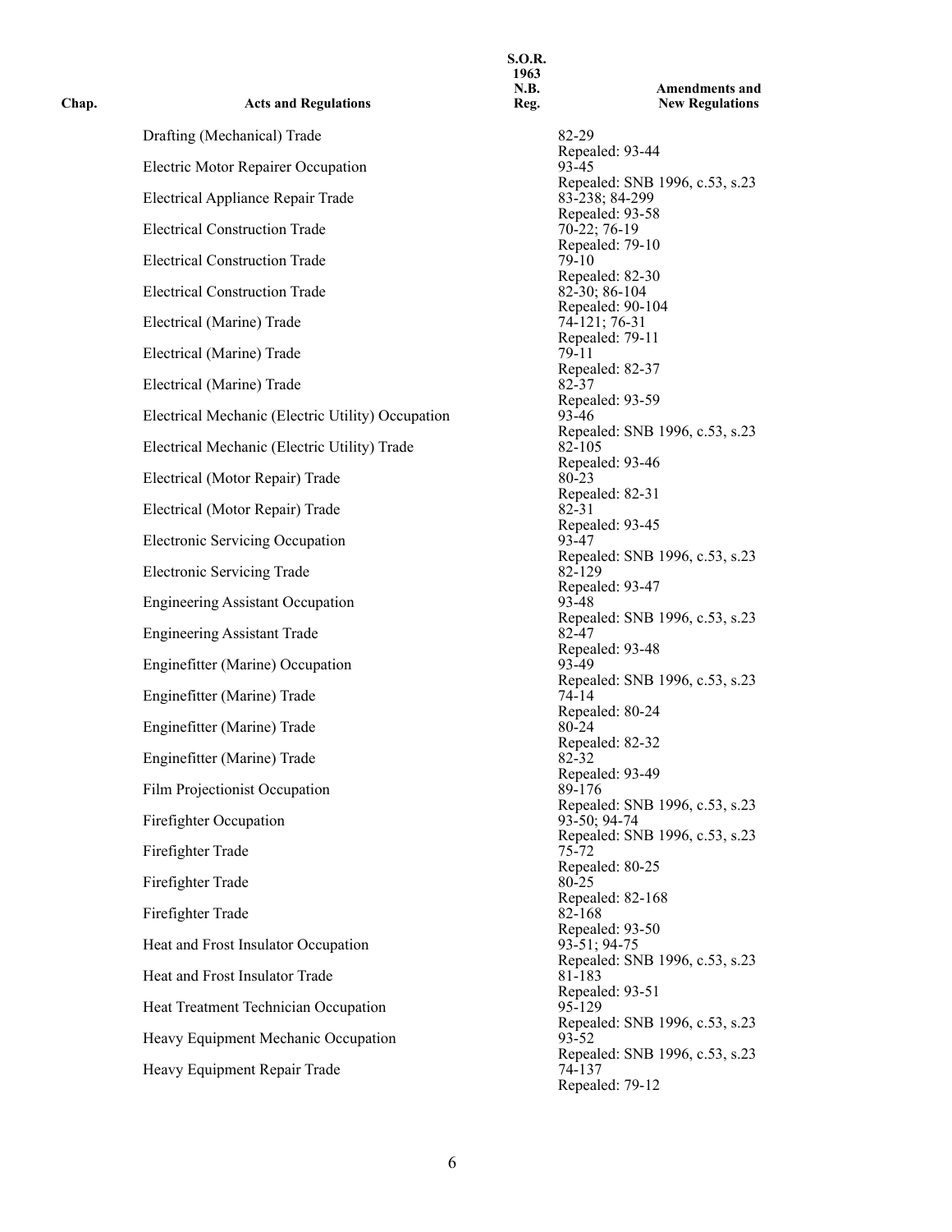| Chap. | Acts and Regulations | S.O.R. 1963 N.B. Reg. | Amendments and New Regulations |
|---|---|---|---|
| | Drafting (Mechanical) Trade | | 82-29<br>Repealed: 93-44 |
| | Electric Motor Repairer Occupation | | 93-45<br>Repealed: SNB 1996, c.53, s.23 |
| | Electrical Appliance Repair Trade | | 83-238; 84-299<br>Repealed: 93-58 |
| | Electrical Construction Trade | | 70-22; 76-19<br>Repealed: 79-10 |
| | Electrical Construction Trade | | 79-10<br>Repealed: 82-30 |
| | Electrical Construction Trade | | 82-30; 86-104<br>Repealed: 90-104 |
| | Electrical (Marine) Trade | | 74-121; 76-31<br>Repealed: 79-11 |
| | Electrical (Marine) Trade | | 79-11<br>Repealed: 82-37 |
| | Electrical (Marine) Trade | | 82-37<br>Repealed: 93-59 |
| | Electrical Mechanic (Electric Utility) Occupation | | 93-46<br>Repealed: SNB 1996, c.53, s.23 |
| | Electrical Mechanic (Electric Utility) Trade | | 82-105<br>Repealed: 93-46 |
| | Electrical (Motor Repair) Trade | | 80-23<br>Repealed: 82-31 |
| | Electrical (Motor Repair) Trade | | 82-31<br>Repealed: 93-45 |
| | Electronic Servicing Occupation | | 93-47<br>Repealed: SNB 1996, c.53, s.23 |
| | Electronic Servicing Trade | | 82-129<br>Repealed: 93-47 |
| | Engineering Assistant Occupation | | 93-48<br>Repealed: SNB 1996, c.53, s.23 |
| | Engineering Assistant Trade | | 82-47<br>Repealed: 93-48 |
| | Enginefitter (Marine) Occupation | | 93-49<br>Repealed: SNB 1996, c.53, s.23 |
| | Enginefitter (Marine) Trade | | 74-14<br>Repealed: 80-24 |
| | Enginefitter (Marine) Trade | | 80-24<br>Repealed: 82-32 |
| | Enginefitter (Marine) Trade | | 82-32<br>Repealed: 93-49 |
| | Film Projectionist Occupation | | 89-176<br>Repealed: SNB 1996, c.53, s.23 |
| | Firefighter Occupation | | 93-50; 94-74<br>Repealed: SNB 1996, c.53, s.23 |
| | Firefighter Trade | | 75-72<br>Repealed: 80-25 |
| | Firefighter Trade | | 80-25<br>Repealed: 82-168 |
| | Firefighter Trade | | 82-168<br>Repealed: 93-50 |
| | Heat and Frost Insulator Occupation | | 93-51; 94-75<br>Repealed: SNB 1996, c.53, s.23 |
| | Heat and Frost Insulator Trade | | 81-183<br>Repealed: 93-51 |
| | Heat Treatment Technician Occupation | | 95-129<br>Repealed: SNB 1996, c.53, s.23 |
| | Heavy Equipment Mechanic Occupation | | 93-52<br>Repealed: SNB 1996, c.53, s.23 |
| | Heavy Equipment Repair Trade | | 74-137<br>Repealed: 79-12 |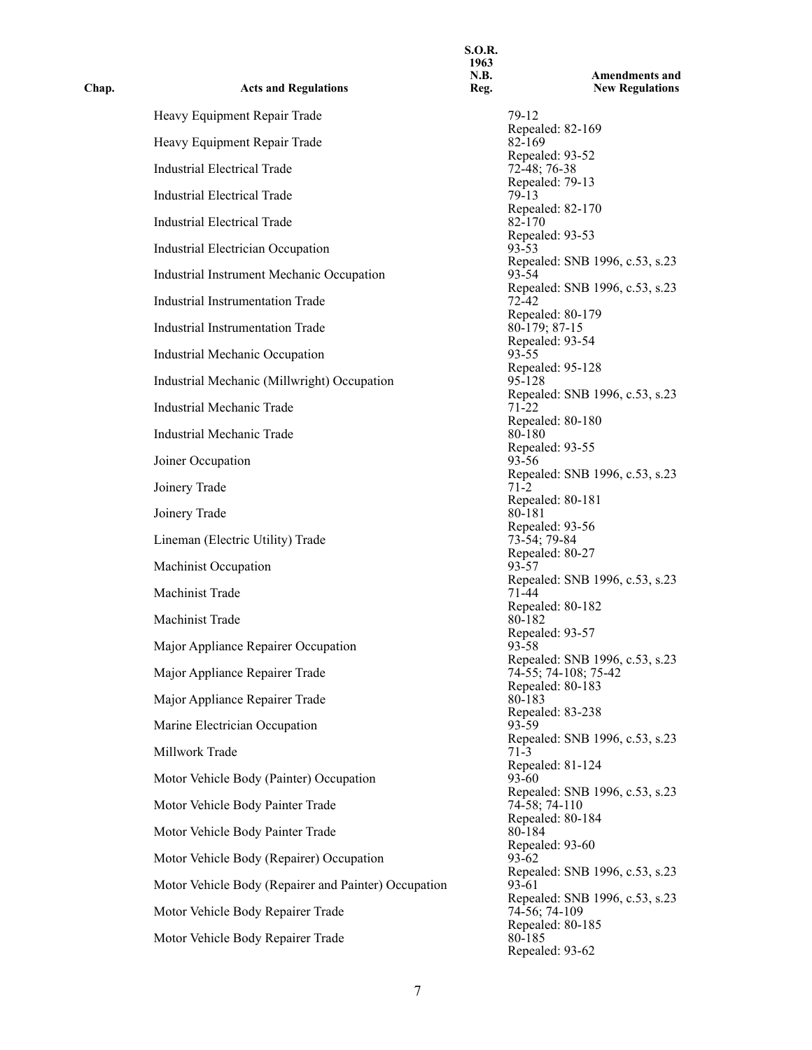| Chap. | Acts and Regulations | S.O.R. 1963 N.B. Reg. | Amendments and New Regulations |
|---|---|---|---|
| | Heavy Equipment Repair Trade | | 79-12<br>Repealed: 82-169 |
| | Heavy Equipment Repair Trade | | 82-169<br>Repealed: 93-52 |
| | Industrial Electrical Trade | | 72-48; 76-38<br>Repealed: 79-13 |
| | Industrial Electrical Trade | | 79-13<br>Repealed: 82-170 |
| | Industrial Electrical Trade | | 82-170<br>Repealed: 93-53 |
| | Industrial Electrician Occupation | | 93-53<br>Repealed: SNB 1996, c.53, s.23 |
| | Industrial Instrument Mechanic Occupation | | 93-54<br>Repealed: SNB 1996, c.53, s.23 |
| | Industrial Instrumentation Trade | | 72-42<br>Repealed: 80-179 |
| | Industrial Instrumentation Trade | | 80-179; 87-15<br>Repealed: 93-54 |
| | Industrial Mechanic Occupation | | 93-55<br>Repealed: 95-128 |
| | Industrial Mechanic (Millwright) Occupation | | 95-128<br>Repealed: SNB 1996, c.53, s.23 |
| | Industrial Mechanic Trade | | 71-22<br>Repealed: 80-180 |
| | Industrial Mechanic Trade | | 80-180<br>Repealed: 93-55 |
| | Joiner Occupation | | 93-56<br>Repealed: SNB 1996, c.53, s.23 |
| | Joinery Trade | | 71-2<br>Repealed: 80-181 |
| | Joinery Trade | | 80-181<br>Repealed: 93-56 |
| | Lineman (Electric Utility) Trade | | 73-54; 79-84<br>Repealed: 80-27 |
| | Machinist Occupation | | 93-57<br>Repealed: SNB 1996, c.53, s.23 |
| | Machinist Trade | | 71-44<br>Repealed: 80-182 |
| | Machinist Trade | | 80-182<br>Repealed: 93-57 |
| | Major Appliance Repairer Occupation | | 93-58<br>Repealed: SNB 1996, c.53, s.23 |
| | Major Appliance Repairer Trade | | 74-55; 74-108; 75-42<br>Repealed: 80-183 |
| | Major Appliance Repairer Trade | | 80-183<br>Repealed: 83-238 |
| | Marine Electrician Occupation | | 93-59<br>Repealed: SNB 1996, c.53, s.23 |
| | Millwork Trade | | 71-3<br>Repealed: 81-124 |
| | Motor Vehicle Body (Painter) Occupation | | 93-60<br>Repealed: SNB 1996, c.53, s.23 |
| | Motor Vehicle Body Painter Trade | | 74-58; 74-110<br>Repealed: 80-184 |
| | Motor Vehicle Body Painter Trade | | 80-184<br>Repealed: 93-60 |
| | Motor Vehicle Body (Repairer) Occupation | | 93-62<br>Repealed: SNB 1996, c.53, s.23 |
| | Motor Vehicle Body (Repairer and Painter) Occupation | | 93-61<br>Repealed: SNB 1996, c.53, s.23 |
| | Motor Vehicle Body Repairer Trade | | 74-56; 74-109<br>Repealed: 80-185 |
| | Motor Vehicle Body Repairer Trade | | 80-185<br>Repealed: 93-62 |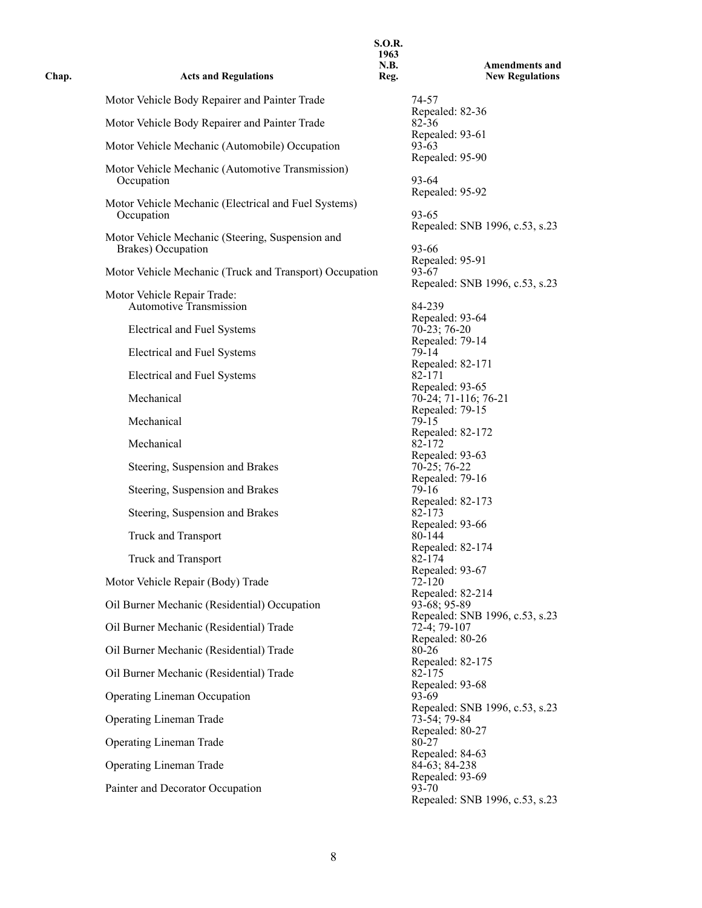| Chap. | Acts and Regulations | S.O.R. 1963 N.B. Reg. | Amendments and New Regulations |
|---|---|---|---|
| | Motor Vehicle Body Repairer and Painter Trade | | 74-57<br>Repealed: 82-36 |
| | Motor Vehicle Body Repairer and Painter Trade | | 82-36<br>Repealed: 93-61 |
| | Motor Vehicle Mechanic (Automobile) Occupation | | 93-63<br>Repealed: 95-90 |
| | Motor Vehicle Mechanic (Automotive Transmission) Occupation | | 93-64<br>Repealed: 95-92 |
| | Motor Vehicle Mechanic (Electrical and Fuel Systems) Occupation | | 93-65<br>Repealed: SNB 1996, c.53, s.23 |
| | Motor Vehicle Mechanic (Steering, Suspension and Brakes) Occupation | | 93-66<br>Repealed: 95-91 |
| | Motor Vehicle Mechanic (Truck and Transport) Occupation | | 93-67<br>Repealed: SNB 1996, c.53, s.23 |
| | Motor Vehicle Repair Trade:<br>Automotive Transmission | | 84-239<br>Repealed: 93-64 |
| | Electrical and Fuel Systems | | 70-23; 76-20<br>Repealed: 79-14 |
| | Electrical and Fuel Systems | | 79-14<br>Repealed: 82-171 |
| | Electrical and Fuel Systems | | 82-171<br>Repealed: 93-65 |
| | Mechanical | | 70-24; 71-116; 76-21<br>Repealed: 79-15 |
| | Mechanical | | 79-15<br>Repealed: 82-172 |
| | Mechanical | | 82-172<br>Repealed: 93-63 |
| | Steering, Suspension and Brakes | | 70-25; 76-22<br>Repealed: 79-16 |
| | Steering, Suspension and Brakes | | 79-16<br>Repealed: 82-173 |
| | Steering, Suspension and Brakes | | 82-173<br>Repealed: 93-66 |
| | Truck and Transport | | 80-144<br>Repealed: 82-174 |
| | Truck and Transport | | 82-174<br>Repealed: 93-67 |
| | Motor Vehicle Repair (Body) Trade | | 72-120<br>Repealed: 82-214 |
| | Oil Burner Mechanic (Residential) Occupation | | 93-68; 95-89<br>Repealed: SNB 1996, c.53, s.23 |
| | Oil Burner Mechanic (Residential) Trade | | 72-4; 79-107<br>Repealed: 80-26 |
| | Oil Burner Mechanic (Residential) Trade | | 80-26<br>Repealed: 82-175 |
| | Oil Burner Mechanic (Residential) Trade | | 82-175<br>Repealed: 93-68 |
| | Operating Lineman Occupation | | 93-69<br>Repealed: SNB 1996, c.53, s.23 |
| | Operating Lineman Trade | | 73-54; 79-84<br>Repealed: 80-27 |
| | Operating Lineman Trade | | 80-27<br>Repealed: 84-63 |
| | Operating Lineman Trade | | 84-63; 84-238<br>Repealed: 93-69 |
| | Painter and Decorator Occupation | | 93-70<br>Repealed: SNB 1996, c.53, s.23 |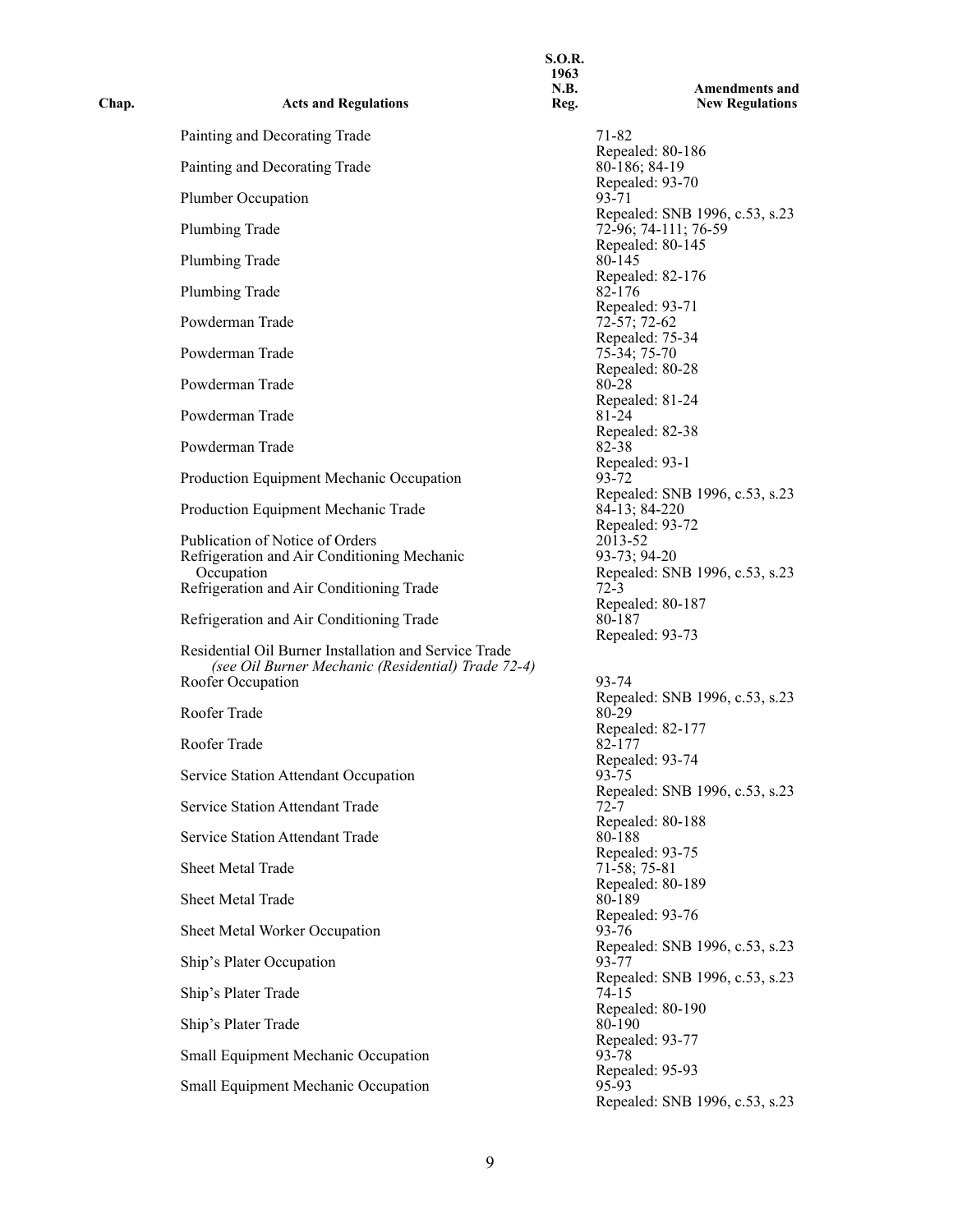| Chap. | Acts and Regulations | S.O.R. 1963 N.B. Reg. | Amendments and New Regulations |
| --- | --- | --- | --- |
| | Painting and Decorating Trade | | 71-82<br>Repealed: 80-186 |
| | Painting and Decorating Trade | | 80-186; 84-19<br>Repealed: 93-70 |
| | Plumber Occupation | | 93-71<br>Repealed: SNB 1996, c.53, s.23 |
| | Plumbing Trade | | 72-96; 74-111; 76-59<br>Repealed: 80-145 |
| | Plumbing Trade | | 80-145<br>Repealed: 82-176 |
| | Plumbing Trade | | 82-176<br>Repealed: 93-71 |
| | Powderman Trade | | 72-57; 72-62<br>Repealed: 75-34 |
| | Powderman Trade | | 75-34; 75-70<br>Repealed: 80-28 |
| | Powderman Trade | | 80-28<br>Repealed: 81-24 |
| | Powderman Trade | | 81-24<br>Repealed: 82-38 |
| | Powderman Trade | | 82-38<br>Repealed: 93-1 |
| | Production Equipment Mechanic Occupation | | 93-72<br>Repealed: SNB 1996, c.53, s.23 |
| | Production Equipment Mechanic Trade | | 84-13; 84-220<br>Repealed: 93-72 |
| | Publication of Notice of Orders | | 2013-52 |
| | Refrigeration and Air Conditioning Mechanic Occupation | | 93-73; 94-20<br>Repealed: SNB 1996, c.53, s.23 |
| | Refrigeration and Air Conditioning Trade | | 72-3<br>Repealed: 80-187 |
| | Refrigeration and Air Conditioning Trade | | 80-187<br>Repealed: 93-73 |
| | Residential Oil Burner Installation and Service Trade *(see Oil Burner Mechanic (Residential) Trade 72-4)* | | |
| | Roofer Occupation | | 93-74<br>Repealed: SNB 1996, c.53, s.23 |
| | Roofer Trade | | 80-29<br>Repealed: 82-177 |
| | Roofer Trade | | 82-177<br>Repealed: 93-74 |
| | Service Station Attendant Occupation | | 93-75<br>Repealed: SNB 1996, c.53, s.23 |
| | Service Station Attendant Trade | | 72-7<br>Repealed: 80-188 |
| | Service Station Attendant Trade | | 80-188<br>Repealed: 93-75 |
| | Sheet Metal Trade | | 71-58; 75-81<br>Repealed: 80-189 |
| | Sheet Metal Trade | | 80-189<br>Repealed: 93-76 |
| | Sheet Metal Worker Occupation | | 93-76<br>Repealed: SNB 1996, c.53, s.23 |
| | Ship's Plater Occupation | | 93-77<br>Repealed: SNB 1996, c.53, s.23 |
| | Ship's Plater Trade | | 74-15<br>Repealed: 80-190 |
| | Ship's Plater Trade | | 80-190<br>Repealed: 93-77 |
| | Small Equipment Mechanic Occupation | | 93-78<br>Repealed: 95-93 |
| | Small Equipment Mechanic Occupation | | 95-93<br>Repealed: SNB 1996, c.53, s.23 |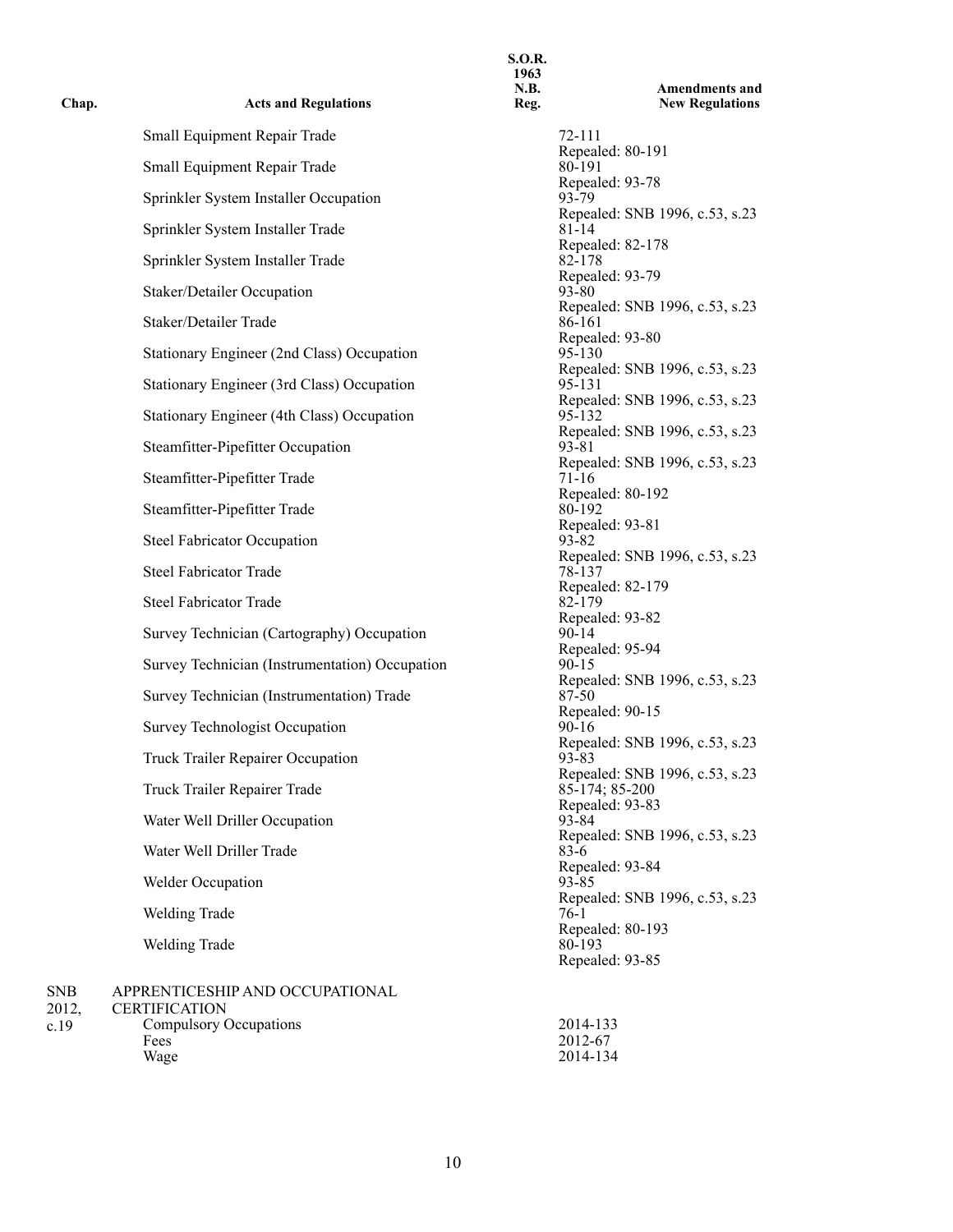| Chap. | Acts and Regulations | S.O.R. 1963 N.B. Reg. | Amendments and New Regulations |
|---|---|---|---|
| | Small Equipment Repair Trade | | 72-111<br>Repealed: 80-191 |
| | Small Equipment Repair Trade | | 80-191<br>Repealed: 93-78 |
| | Sprinkler System Installer Occupation | | 93-79<br>Repealed: SNB 1996, c.53, s.23 |
| | Sprinkler System Installer Trade | | 81-14<br>Repealed: 82-178 |
| | Sprinkler System Installer Trade | | 82-178<br>Repealed: 93-79 |
| | Staker/Detailer Occupation | | 93-80<br>Repealed: SNB 1996, c.53, s.23 |
| | Staker/Detailer Trade | | 86-161<br>Repealed: 93-80 |
| | Stationary Engineer (2nd Class) Occupation | | 95-130<br>Repealed: SNB 1996, c.53, s.23 |
| | Stationary Engineer (3rd Class) Occupation | | 95-131<br>Repealed: SNB 1996, c.53, s.23 |
| | Stationary Engineer (4th Class) Occupation | | 95-132<br>Repealed: SNB 1996, c.53, s.23 |
| | Steamfitter-Pipefitter Occupation | | 93-81<br>Repealed: SNB 1996, c.53, s.23 |
| | Steamfitter-Pipefitter Trade | | 71-16<br>Repealed: 80-192 |
| | Steamfitter-Pipefitter Trade | | 80-192<br>Repealed: 93-81 |
| | Steel Fabricator Occupation | | 93-82<br>Repealed: SNB 1996, c.53, s.23 |
| | Steel Fabricator Trade | | 78-137<br>Repealed: 82-179 |
| | Steel Fabricator Trade | | 82-179<br>Repealed: 93-82 |
| | Survey Technician (Cartography) Occupation | | 90-14<br>Repealed: 95-94 |
| | Survey Technician (Instrumentation) Occupation | | 90-15<br>Repealed: SNB 1996, c.53, s.23 |
| | Survey Technician (Instrumentation) Trade | | 87-50<br>Repealed: 90-15 |
| | Survey Technologist Occupation | | 90-16<br>Repealed: SNB 1996, c.53, s.23 |
| | Truck Trailer Repairer Occupation | | 93-83<br>Repealed: SNB 1996, c.53, s.23 |
| | Truck Trailer Repairer Trade | | 85-174; 85-200<br>Repealed: 93-83 |
| | Water Well Driller Occupation | | 93-84<br>Repealed: SNB 1996, c.53, s.23 |
| | Water Well Driller Trade | | 83-6<br>Repealed: 93-84 |
| | Welder Occupation | | 93-85<br>Repealed: SNB 1996, c.53, s.23 |
| | Welding Trade | | 76-1<br>Repealed: 80-193 |
| | Welding Trade | | 80-193<br>Repealed: 93-85 |
| SNB 2012, c.19 | APPRENTICESHIP AND OCCUPATIONAL CERTIFICATION | | |
| | Compulsory Occupations | | 2014-133 |
| | Fees | | 2012-67 |
| | Wage | | 2014-134 |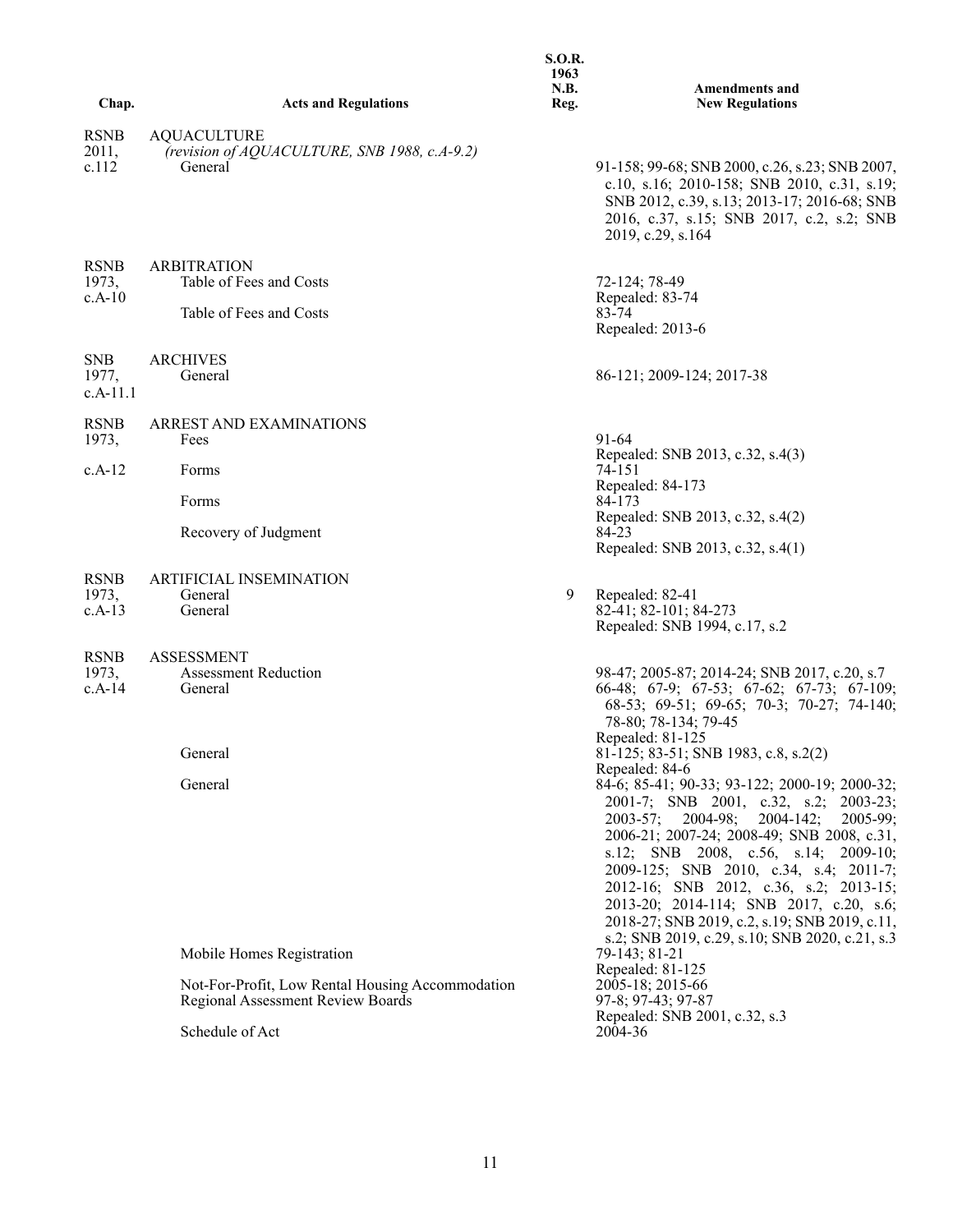| Chap. | Acts and Regulations | S.O.R. 1963 N.B. Reg. | Amendments and New Regulations |
|---|---|---|---|
| RSNB 2011, c.112 | AQUACULTURE *(revision of AQUACULTURE, SNB 1988, c.A-9.2)* | | |
| | General | | 91-158; 99-68; SNB 2000, c.26, s.23; SNB 2007, c.10, s.16; 2010-158; SNB 2010, c.31, s.19; SNB 2012, c.39, s.13; 2013-17; 2016-68; SNB 2016, c.37, s.15; SNB 2017, c.2, s.2; SNB 2019, c.29, s.164 |
| RSNB 1973, c.A-10 | ARBITRATION | | |
| | Table of Fees and Costs | | 72-124; 78-49 Repealed: 83-74 |
| | Table of Fees and Costs | | 83-74 Repealed: 2013-6 |
| SNB 1977, c.A-11.1 | ARCHIVES | | |
| | General | | 86-121; 2009-124; 2017-38 |
| RSNB 1973, c.A-12 | ARREST AND EXAMINATIONS | | |
| | Fees | | 91-64 Repealed: SNB 2013, c.32, s.4(3) |
| | Forms | | 74-151 Repealed: 84-173 |
| | Forms | | 84-173 Repealed: SNB 2013, c.32, s.4(2) |
| | Recovery of Judgment | | 84-23 Repealed: SNB 2013, c.32, s.4(1) |
| RSNB 1973, c.A-13 | ARTIFICIAL INSEMINATION | | |
| | General | 9 | Repealed: 82-41 |
| | General | | 82-41; 82-101; 84-273 Repealed: SNB 1994, c.17, s.2 |
| RSNB 1973, c.A-14 | ASSESSMENT | | |
| | Assessment Reduction | | 98-47; 2005-87; 2014-24; SNB 2017, c.20, s.7 |
| | General | | 66-48; 67-9; 67-53; 67-62; 67-73; 67-109; 68-53; 69-51; 69-65; 70-3; 70-27; 74-140; 78-80; 78-134; 79-45 Repealed: 81-125 |
| | General | | 81-125; 83-51; SNB 1983, c.8, s.2(2) Repealed: 84-6 |
| | General | | 84-6; 85-41; 90-33; 93-122; 2000-19; 2000-32; 2001-7; SNB 2001, c.32, s.2; 2003-23; 2003-57; 2004-98; 2004-142; 2005-99; 2006-21; 2007-24; 2008-49; SNB 2008, c.31, s.12; SNB 2008, c.56, s.14; 2009-10; 2009-125; SNB 2010, c.34, s.4; 2011-7; 2012-16; SNB 2012, c.36, s.2; 2013-15; 2013-20; 2014-114; SNB 2017, c.20, s.6; 2018-27; SNB 2019, c.2, s.19; SNB 2019, c.11, s.2; SNB 2019, c.29, s.10; SNB 2020, c.21, s.3 |
| | Mobile Homes Registration | | 79-143; 81-21 Repealed: 81-125 |
| | Not-For-Profit, Low Rental Housing Accommodation | | 2005-18; 2015-66 |
| | Regional Assessment Review Boards | | 97-8; 97-43; 97-87 Repealed: SNB 2001, c.32, s.3 |
| | Schedule of Act | | 2004-36 |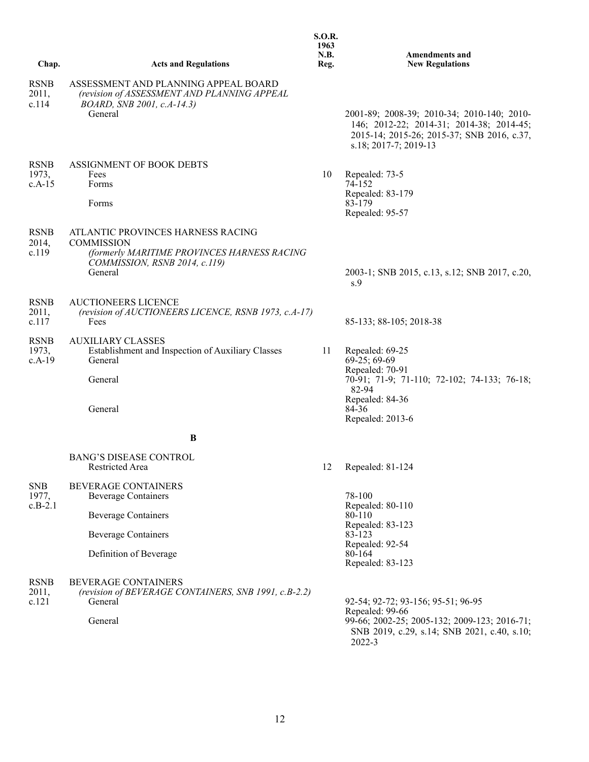| Chap. | Acts and Regulations | S.O.R. 1963 N.B. Reg. | Amendments and New Regulations |
|---|---|---|---|
| RSNB 2011, c.114 | ASSESSMENT AND PLANNING APPEAL BOARD *(revision of ASSESSMENT AND PLANNING APPEAL BOARD, SNB 2001, c.A-14.3)* | | |
| | General | | 2001-89; 2008-39; 2010-34; 2010-140; 2010-146; 2012-22; 2014-31; 2014-38; 2014-45; 2015-14; 2015-26; 2015-37; SNB 2016, c.37, s.18; 2017-7; 2019-13 |
| RSNB 1973, c.A-15 | ASSIGNMENT OF BOOK DEBTS | | |
| | Fees | 10 | Repealed: 73-5 |
| | Forms | | 74-152<br>Repealed: 83-179 |
| | Forms | | 83-179<br>Repealed: 95-57 |
| RSNB 2014, c.119 | ATLANTIC PROVINCES HARNESS RACING COMMISSION *(formerly MARITIME PROVINCES HARNESS RACING COMMISSION, RSNB 2014, c.119)* | | |
| | General | | 2003-1; SNB 2015, c.13, s.12; SNB 2017, c.20, s.9 |
| RSNB 2011, c.117 | AUCTIONEERS LICENCE *(revision of AUCTIONEERS LICENCE, RSNB 1973, c.A-17)* | | |
| | Fees | | 85-133; 88-105; 2018-38 |
| RSNB 1973, c.A-19 | AUXILIARY CLASSES | | |
| | Establishment and Inspection of Auxiliary Classes | 11 | Repealed: 69-25 |
| | General | | 69-25; 69-69<br>Repealed: 70-91 |
| | General | | 70-91; 71-9; 71-110; 72-102; 74-133; 76-18; 82-94<br>Repealed: 84-36 |
| | General | | 84-36<br>Repealed: 2013-6 |
| | **B** | | |
| | BANG'S DISEASE CONTROL | | |
| | Restricted Area | 12 | Repealed: 81-124 |
| SNB 1977, c.B-2.1 | BEVERAGE CONTAINERS | | |
| | Beverage Containers | | 78-100<br>Repealed: 80-110 |
| | Beverage Containers | | 80-110<br>Repealed: 83-123 |
| | Beverage Containers | | 83-123<br>Repealed: 92-54 |
| | Definition of Beverage | | 80-164<br>Repealed: 83-123 |
| RSNB 2011, c.121 | BEVERAGE CONTAINERS *(revision of BEVERAGE CONTAINERS, SNB 1991, c.B-2.2)* | | |
| | General | | 92-54; 92-72; 93-156; 95-51; 96-95<br>Repealed: 99-66 |
| | General | | 99-66; 2002-25; 2005-132; 2009-123; 2016-71; SNB 2019, c.29, s.14; SNB 2021, c.40, s.10; 2022-3 |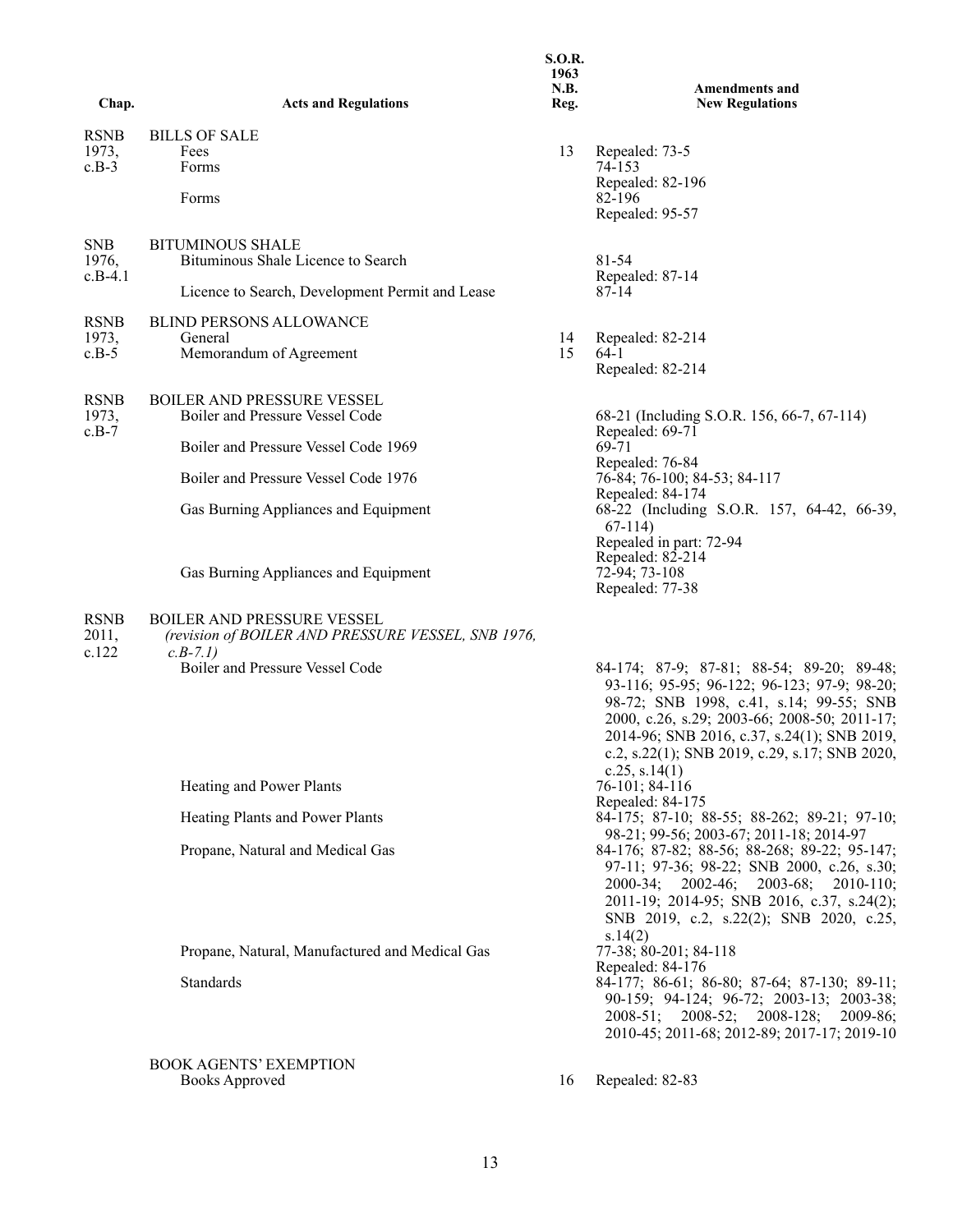| Chap. | Acts and Regulations | S.O.R. 1963 N.B. Reg. | Amendments and New Regulations |
|---|---|---|---|
| RSNB 1973, c.B-3 | BILLS OF SALE | | |
| | Fees | 13 | Repealed: 73-5 |
| | Forms | | 74-153<br>Repealed: 82-196 |
| | Forms | | 82-196<br>Repealed: 95-57 |
| SNB 1976, c.B-4.1 | BITUMINOUS SHALE | | |
| | Bituminous Shale Licence to Search | | 81-54<br>Repealed: 87-14 |
| | Licence to Search, Development Permit and Lease | | 87-14 |
| RSNB 1973, c.B-5 | BLIND PERSONS ALLOWANCE | | |
| | General | 14 | Repealed: 82-214 |
| | Memorandum of Agreement | 15 | 64-1<br>Repealed: 82-214 |
| RSNB 1973, c.B-7 | BOILER AND PRESSURE VESSEL | | |
| | Boiler and Pressure Vessel Code | | 68-21 (Including S.O.R. 156, 66-7, 67-114)<br>Repealed: 69-71 |
| | Boiler and Pressure Vessel Code 1969 | | 69-71<br>Repealed: 76-84 |
| | Boiler and Pressure Vessel Code 1976 | | 76-84; 76-100; 84-53; 84-117<br>Repealed: 84-174 |
| | Gas Burning Appliances and Equipment | | 68-22 (Including S.O.R. 157, 64-42, 66-39, 67-114)<br>Repealed in part: 72-94<br>Repealed: 82-214 |
| | Gas Burning Appliances and Equipment | | 72-94; 73-108<br>Repealed: 77-38 |
| RSNB 2011, c.122 | BOILER AND PRESSURE VESSEL<br>*(revision of BOILER AND PRESSURE VESSEL, SNB 1976, c.B-7.1)* | | |
| | Boiler and Pressure Vessel Code | | 84-174; 87-9; 87-81; 88-54; 89-20; 89-48; 93-116; 95-95; 96-122; 96-123; 97-9; 98-20; 98-72; SNB 1998, c.41, s.14; 99-55; SNB 2000, c.26, s.29; 2003-66; 2008-50; 2011-17; 2014-96; SNB 2016, c.37, s.24(1); SNB 2019, c.2, s.22(1); SNB 2019, c.29, s.17; SNB 2020, c.25, s.14(1) |
| | Heating and Power Plants | | 76-101; 84-116<br>Repealed: 84-175 |
| | Heating Plants and Power Plants | | 84-175; 87-10; 88-55; 88-262; 89-21; 97-10; 98-21; 99-56; 2003-67; 2011-18; 2014-97 |
| | Propane, Natural and Medical Gas | | 84-176; 87-82; 88-56; 88-268; 89-22; 95-147; 97-11; 97-36; 98-22; SNB 2000, c.26, s.30; 2000-34; 2002-46; 2003-68; 2010-110; 2011-19; 2014-95; SNB 2016, c.37, s.24(2); SNB 2019, c.2, s.22(2); SNB 2020, c.25, s.14(2) |
| | Propane, Natural, Manufactured and Medical Gas | | 77-38; 80-201; 84-118<br>Repealed: 84-176 |
| | Standards | | 84-177; 86-61; 86-80; 87-64; 87-130; 89-11; 90-159; 94-124; 96-72; 2003-13; 2003-38; 2008-51; 2008-52; 2008-128; 2009-86; 2010-45; 2011-68; 2012-89; 2017-17; 2019-10 |
| | BOOK AGENTS' EXEMPTION | | |
| | Books Approved | 16 | Repealed: 82-83 |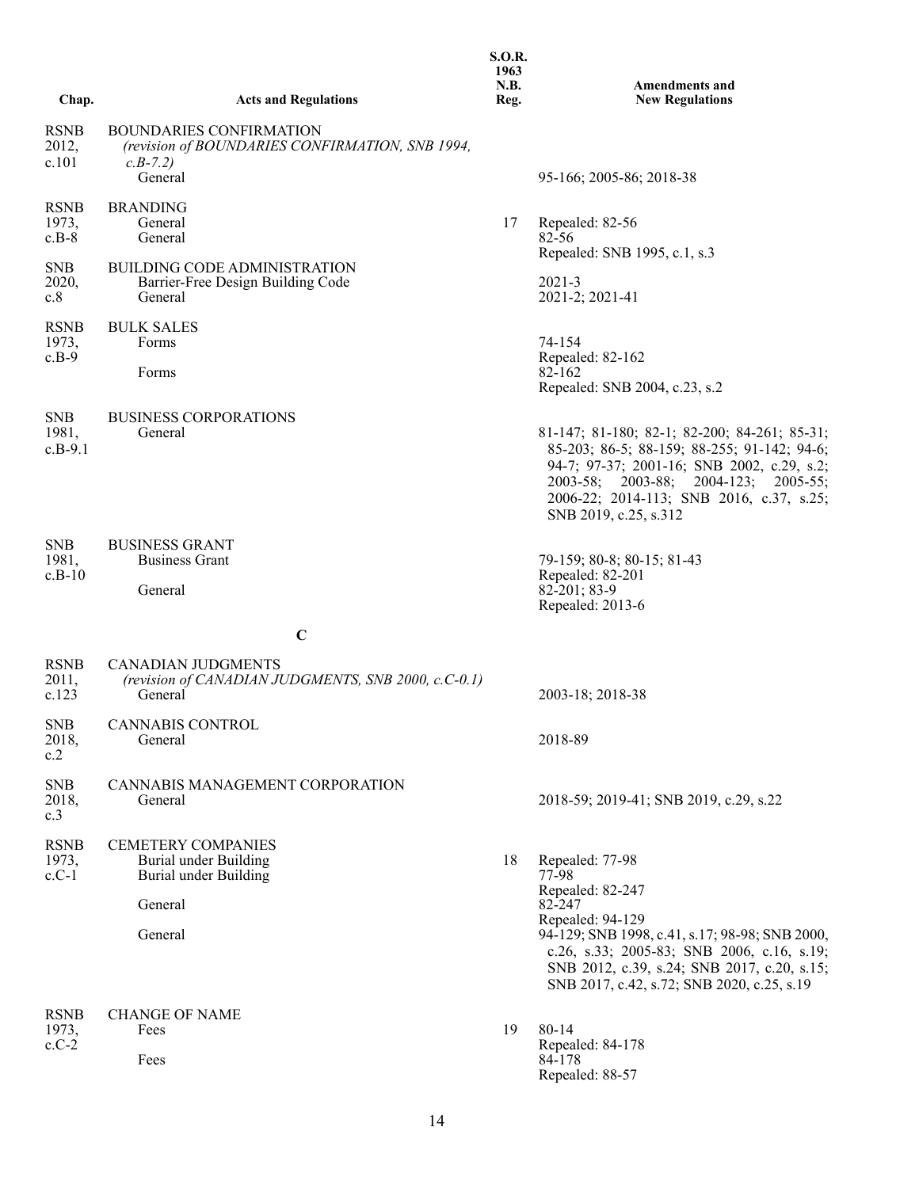| Chap. | Acts and Regulations | S.O.R. 1963 N.B. Reg. | Amendments and New Regulations |
|---|---|---|---|
| RSNB 2012, c.101 | BOUNDARIES CONFIRMATION *(revision of BOUNDARIES CONFIRMATION, SNB 1994, c.B-7.2)* | | |
| | General | | 95-166; 2005-86; 2018-38 |
| RSNB 1973, c.B-8 | BRANDING | | |
| | General | 17 | Repealed: 82-56 |
| | General | | 82-56 Repealed: SNB 1995, c.1, s.3 |
| SNB 2020, c.8 | BUILDING CODE ADMINISTRATION | | |
| | Barrier-Free Design Building Code | | 2021-3 |
| | General | | 2021-2; 2021-41 |
| RSNB 1973, c.B-9 | BULK SALES | | |
| | Forms | | 74-154 Repealed: 82-162 |
| | Forms | | 82-162 Repealed: SNB 2004, c.23, s.2 |
| SNB 1981, c.B-9.1 | BUSINESS CORPORATIONS | | |
| | General | | 81-147; 81-180; 82-1; 82-200; 84-261; 85-31; 85-203; 86-5; 88-159; 88-255; 91-142; 94-6; 94-7; 97-37; 2001-16; SNB 2002, c.29, s.2; 2003-58; 2003-88; 2004-123; 2005-55; 2006-22; 2014-113; SNB 2016, c.37, s.25; SNB 2019, c.25, s.312 |
| SNB 1981, c.B-10 | BUSINESS GRANT | | |
| | Business Grant | | 79-159; 80-8; 80-15; 81-43 Repealed: 82-201 |
| | General | | 82-201; 83-9 Repealed: 2013-6 |
| | **C** | | |
| RSNB 2011, c.123 | CANADIAN JUDGMENTS *(revision of CANADIAN JUDGMENTS, SNB 2000, c.C-0.1)* | | |
| | General | | 2003-18; 2018-38 |
| SNB 2018, c.2 | CANNABIS CONTROL | | |
| | General | | 2018-89 |
| SNB 2018, c.3 | CANNABIS MANAGEMENT CORPORATION | | |
| | General | | 2018-59; 2019-41; SNB 2019, c.29, s.22 |
| RSNB 1973, c.C-1 | CEMETERY COMPANIES | | |
| | Burial under Building | 18 | Repealed: 77-98 |
| | Burial under Building | | 77-98 Repealed: 82-247 |
| | General | | 82-247 Repealed: 94-129 |
| | General | | 94-129; SNB 1998, c.41, s.17; 98-98; SNB 2000, c.26, s.33; 2005-83; SNB 2006, c.16, s.19; SNB 2012, c.39, s.24; SNB 2017, c.20, s.15; SNB 2017, c.42, s.72; SNB 2020, c.25, s.19 |
| RSNB 1973, c.C-2 | CHANGE OF NAME | | |
| | Fees | 19 | 80-14 Repealed: 84-178 |
| | Fees | | 84-178 Repealed: 88-57 |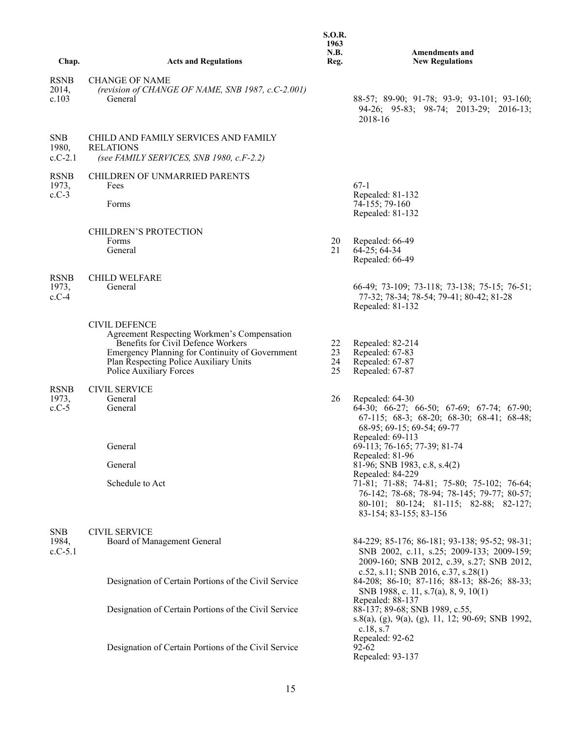| Chap. | Acts and Regulations | S.O.R. 1963 N.B. Reg. | Amendments and New Regulations |
|---|---|---|---|
| RSNB 2014, c.103 | CHANGE OF NAME *(revision of CHANGE OF NAME, SNB 1987, c.C-2.001)* | | |
| | General | | 88-57; 89-90; 91-78; 93-9; 93-101; 93-160; 94-26; 95-83; 98-74; 2013-29; 2016-13; 2018-16 |
| SNB 1980, c.C-2.1 | CHILD AND FAMILY SERVICES AND FAMILY RELATIONS *(see FAMILY SERVICES, SNB 1980, c.F-2.2)* | | |
| RSNB 1973, c.C-3 | CHILDREN OF UNMARRIED PARENTS | | |
| | Fees | | 67-1 Repealed: 81-132 |
| | Forms | | 74-155; 79-160 Repealed: 81-132 |
| | CHILDREN'S PROTECTION | | |
| | Forms | 20 | Repealed: 66-49 |
| | General | 21 | 64-25; 64-34 Repealed: 66-49 |
| RSNB 1973, c.C-4 | CHILD WELFARE | | |
| | General | | 66-49; 73-109; 73-118; 73-138; 75-15; 76-51; 77-32; 78-34; 78-54; 79-41; 80-42; 81-28 Repealed: 81-132 |
| | CIVIL DEFENCE | | |
| | Agreement Respecting Workmen's Compensation Benefits for Civil Defence Workers | 22 | Repealed: 82-214 |
| | Emergency Planning for Continuity of Government | 23 | Repealed: 67-83 |
| | Plan Respecting Police Auxiliary Units | 24 | Repealed: 67-87 |
| | Police Auxiliary Forces | 25 | Repealed: 67-87 |
| RSNB 1973, c.C-5 | CIVIL SERVICE | | |
| | General | 26 | Repealed: 64-30 |
| | General | | 64-30; 66-27; 66-50; 67-69; 67-74; 67-90; 67-115; 68-3; 68-20; 68-30; 68-41; 68-48; 68-95; 69-15; 69-54; 69-77 Repealed: 69-113 |
| | General | | 69-113; 76-165; 77-39; 81-74 Repealed: 81-96 |
| | General | | 81-96; SNB 1983, c.8, s.4(2) Repealed: 84-229 |
| | Schedule to Act | | 71-81; 71-88; 74-81; 75-80; 75-102; 76-64; 76-142; 78-68; 78-94; 78-145; 79-77; 80-57; 80-101; 80-124; 81-115; 82-88; 82-127; 83-154; 83-155; 83-156 |
| SNB 1984, c.C-5.1 | CIVIL SERVICE | | |
| | Board of Management General | | 84-229; 85-176; 86-181; 93-138; 95-52; 98-31; SNB 2002, c.11, s.25; 2009-133; 2009-159; 2009-160; SNB 2012, c.39, s.27; SNB 2012, c.52, s.11; SNB 2016, c.37, s.28(1) |
| | Designation of Certain Portions of the Civil Service | | 84-208; 86-10; 87-116; 88-13; 88-26; 88-33; SNB 1988, c. 11, s.7(a), 8, 9, 10(1) Repealed: 88-137 |
| | Designation of Certain Portions of the Civil Service | | 88-137; 89-68; SNB 1989, c.55, s.8(a), (g), 9(a), (g), 11, 12; 90-69; SNB 1992, c.18, s.7 Repealed: 92-62 |
| | Designation of Certain Portions of the Civil Service | | 92-62 Repealed: 93-137 |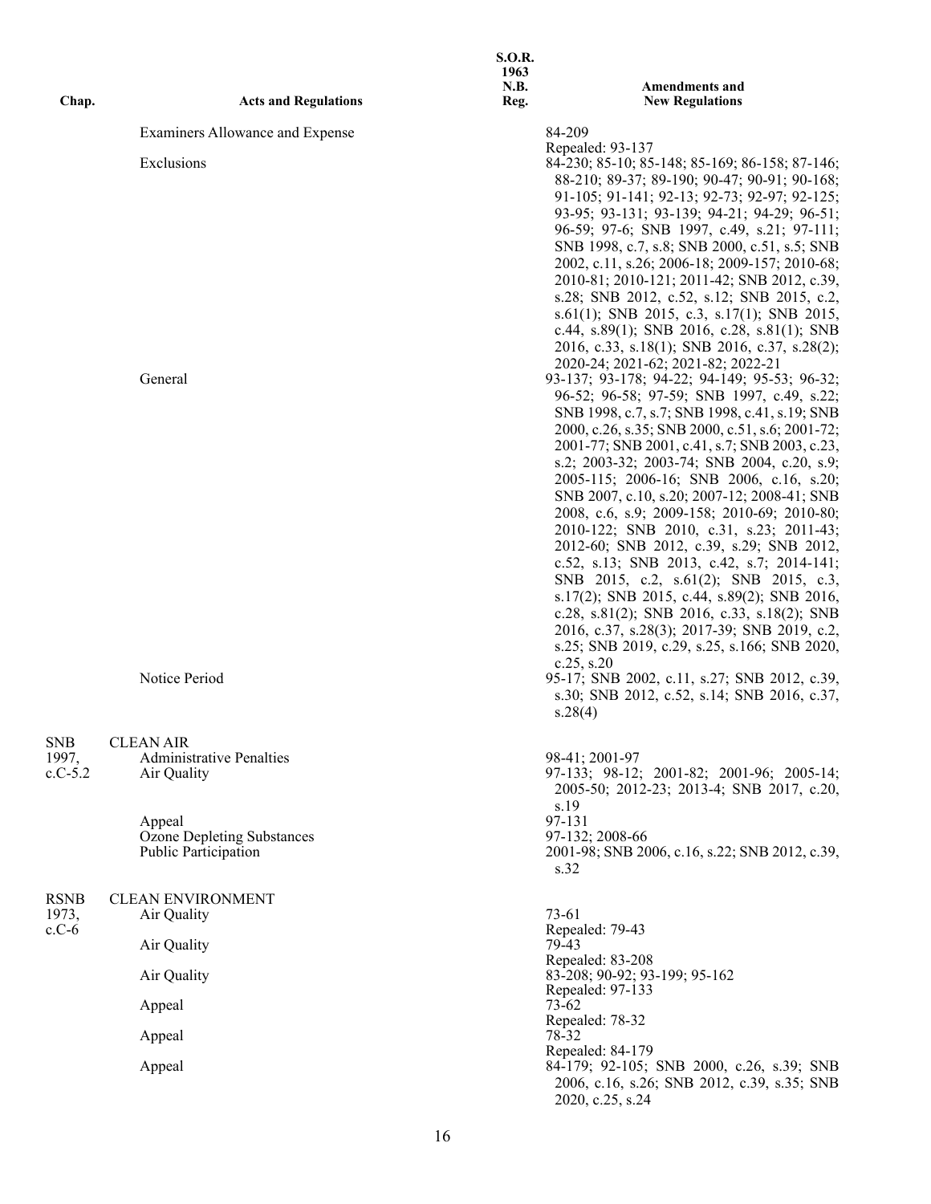| Chap. | Acts and Regulations | S.O.R. 1963 N.B. Reg. | Amendments and New Regulations |
|---|---|---|---|
| | Examiners Allowance and Expense | | 84-209 Repealed: 93-137 |
| | Exclusions | | 84-230; 85-10; 85-148; 85-169; 86-158; 87-146; 88-210; 89-37; 89-190; 90-47; 90-91; 90-168; 91-105; 91-141; 92-13; 92-73; 92-97; 92-125; 93-95; 93-131; 93-139; 94-21; 94-29; 96-51; 96-59; 97-6; SNB 1997, c.49, s.21; 97-111; SNB 1998, c.7, s.8; SNB 2000, c.51, s.5; SNB 2002, c.11, s.26; 2006-18; 2009-157; 2010-68; 2010-81; 2010-121; 2011-42; SNB 2012, c.39, s.28; SNB 2012, c.52, s.12; SNB 2015, c.2, s.61(1); SNB 2015, c.3, s.17(1); SNB 2015, c.44, s.89(1); SNB 2016, c.28, s.81(1); SNB 2016, c.33, s.18(1); SNB 2016, c.37, s.28(2); 2020-24; 2021-62; 2021-82; 2022-21 |
| | General | | 93-137; 93-178; 94-22; 94-149; 95-53; 96-32; 96-52; 96-58; 97-59; SNB 1997, c.49, s.22; SNB 1998, c.7, s.7; SNB 1998, c.41, s.19; SNB 2000, c.26, s.35; SNB 2000, c.51, s.6; 2001-72; 2001-77; SNB 2001, c.41, s.7; SNB 2003, c.23, s.2; 2003-32; 2003-74; SNB 2004, c.20, s.9; 2005-115; 2006-16; SNB 2006, c.16, s.20; SNB 2007, c.10, s.20; 2007-12; 2008-41; SNB 2008, c.6, s.9; 2009-158; 2010-69; 2010-80; 2010-122; SNB 2010, c.31, s.23; 2011-43; 2012-60; SNB 2012, c.39, s.29; SNB 2012, c.52, s.13; SNB 2013, c.42, s.7; 2014-141; SNB 2015, c.2, s.61(2); SNB 2015, c.3, s.17(2); SNB 2015, c.44, s.89(2); SNB 2016, c.28, s.81(2); SNB 2016, c.33, s.18(2); SNB 2016, c.37, s.28(3); 2017-39; SNB 2019, c.2, s.25; SNB 2019, c.29, s.25, s.166; SNB 2020, c.25, s.20 |
| | Notice Period | | 95-17; SNB 2002, c.11, s.27; SNB 2012, c.39, s.30; SNB 2012, c.52, s.14; SNB 2016, c.37, s.28(4) |
| SNB 1997, c.C-5.2 | CLEAN AIR | | |
| | Administrative Penalties | | 98-41; 2001-97 |
| | Air Quality | | 97-133; 98-12; 2001-82; 2001-96; 2005-14; 2005-50; 2012-23; 2013-4; SNB 2017, c.20, s.19 |
| | Appeal | | 97-131 |
| | Ozone Depleting Substances | | 97-132; 2008-66 |
| | Public Participation | | 2001-98; SNB 2006, c.16, s.22; SNB 2012, c.39, s.32 |
| RSNB 1973, c.C-6 | CLEAN ENVIRONMENT | | |
| | Air Quality | | 73-61 Repealed: 79-43 |
| | Air Quality | | 79-43 Repealed: 83-208 |
| | Air Quality | | 83-208; 90-92; 93-199; 95-162 Repealed: 97-133 |
| | Appeal | | 73-62 Repealed: 78-32 |
| | Appeal | | 78-32 Repealed: 84-179 |
| | Appeal | | 84-179; 92-105; SNB 2000, c.26, s.39; SNB 2006, c.16, s.26; SNB 2012, c.39, s.35; SNB 2020, c.25, s.24 |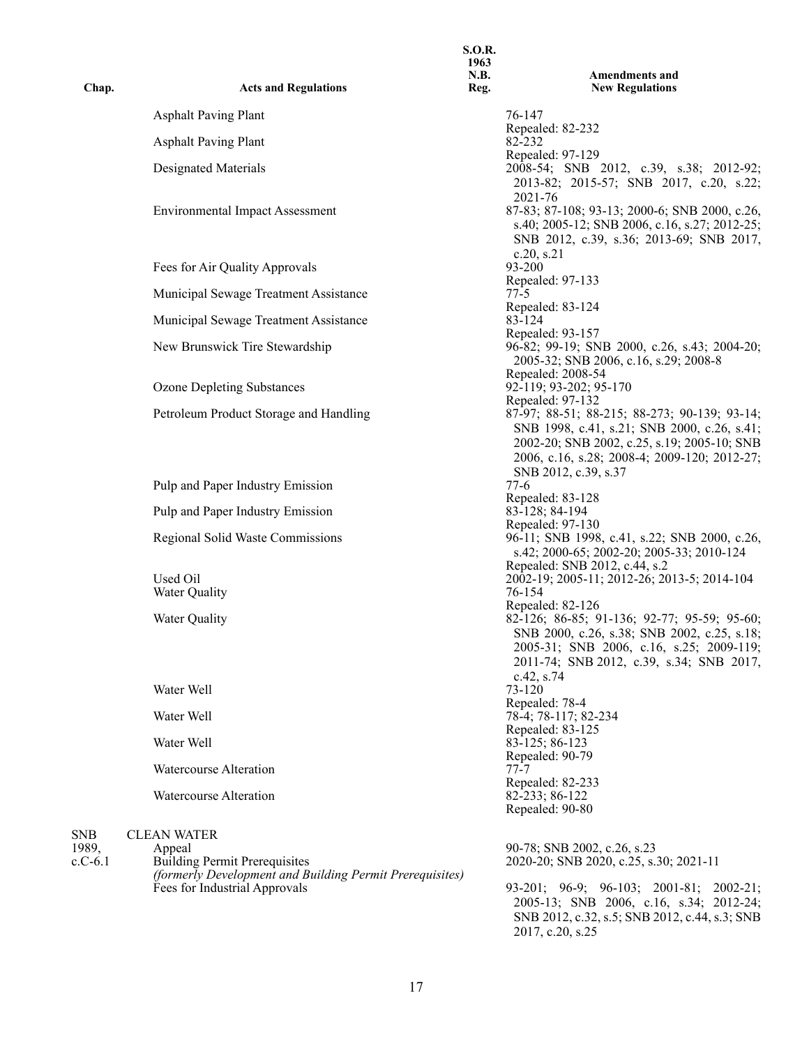| Chap. | Acts and Regulations | S.O.R. 1963 N.B. Reg. | Amendments and New Regulations |
|---|---|---|---|
| | Asphalt Paving Plant | | 76-147<br>Repealed: 82-232 |
| | Asphalt Paving Plant | | 82-232<br>Repealed: 97-129 |
| | Designated Materials | | 2008-54; SNB 2012, c.39, s.38; 2012-92; 2013-82; 2015-57; SNB 2017, c.20, s.22; 2021-76 |
| | Environmental Impact Assessment | | 87-83; 87-108; 93-13; 2000-6; SNB 2000, c.26, s.40; 2005-12; SNB 2006, c.16, s.27; 2012-25; SNB 2012, c.39, s.36; 2013-69; SNB 2017, c.20, s.21 |
| | Fees for Air Quality Approvals | | 93-200<br>Repealed: 97-133 |
| | Municipal Sewage Treatment Assistance | | 77-5<br>Repealed: 83-124 |
| | Municipal Sewage Treatment Assistance | | 83-124<br>Repealed: 93-157 |
| | New Brunswick Tire Stewardship | | 96-82; 99-19; SNB 2000, c.26, s.43; 2004-20; 2005-32; SNB 2006, c.16, s.29; 2008-8<br>Repealed: 2008-54 |
| | Ozone Depleting Substances | | 92-119; 93-202; 95-170<br>Repealed: 97-132 |
| | Petroleum Product Storage and Handling | | 87-97; 88-51; 88-215; 88-273; 90-139; 93-14; SNB 1998, c.41, s.21; SNB 2000, c.26, s.41; 2002-20; SNB 2002, c.25, s.19; 2005-10; SNB 2006, c.16, s.28; 2008-4; 2009-120; 2012-27; SNB 2012, c.39, s.37 |
| | Pulp and Paper Industry Emission | | 77-6<br>Repealed: 83-128 |
| | Pulp and Paper Industry Emission | | 83-128; 84-194<br>Repealed: 97-130 |
| | Regional Solid Waste Commissions | | 96-11; SNB 1998, c.41, s.22; SNB 2000, c.26, s.42; 2000-65; 2002-20; 2005-33; 2010-124<br>Repealed: SNB 2012, c.44, s.2 |
| | Used Oil | | 2002-19; 2005-11; 2012-26; 2013-5; 2014-104 |
| | Water Quality | | 76-154<br>Repealed: 82-126 |
| | Water Quality | | 82-126; 86-85; 91-136; 92-77; 95-59; 95-60; SNB 2000, c.26, s.38; SNB 2002, c.25, s.18; 2005-31; SNB 2006, c.16, s.25; 2009-119; 2011-74; SNB 2012, c.39, s.34; SNB 2017, c.42, s.74 |
| | Water Well | | 73-120<br>Repealed: 78-4 |
| | Water Well | | 78-4; 78-117; 82-234<br>Repealed: 83-125 |
| | Water Well | | 83-125; 86-123<br>Repealed: 90-79 |
| | Watercourse Alteration | | 77-7<br>Repealed: 82-233 |
| | Watercourse Alteration | | 82-233; 86-122<br>Repealed: 90-80 |
| SNB 1989, c.C-6.1 | CLEAN WATER | | |
| | Appeal | | 90-78; SNB 2002, c.26, s.23 |
| | Building Permit Prerequisites<br>*(formerly Development and Building Permit Prerequisites)* | | 2020-20; SNB 2020, c.25, s.30; 2021-11 |
| | Fees for Industrial Approvals | | 93-201; 96-9; 96-103; 2001-81; 2002-21; 2005-13; SNB 2006, c.16, s.34; 2012-24; SNB 2012, c.32, s.5; SNB 2012, c.44, s.3; SNB 2017, c.20, s.25 |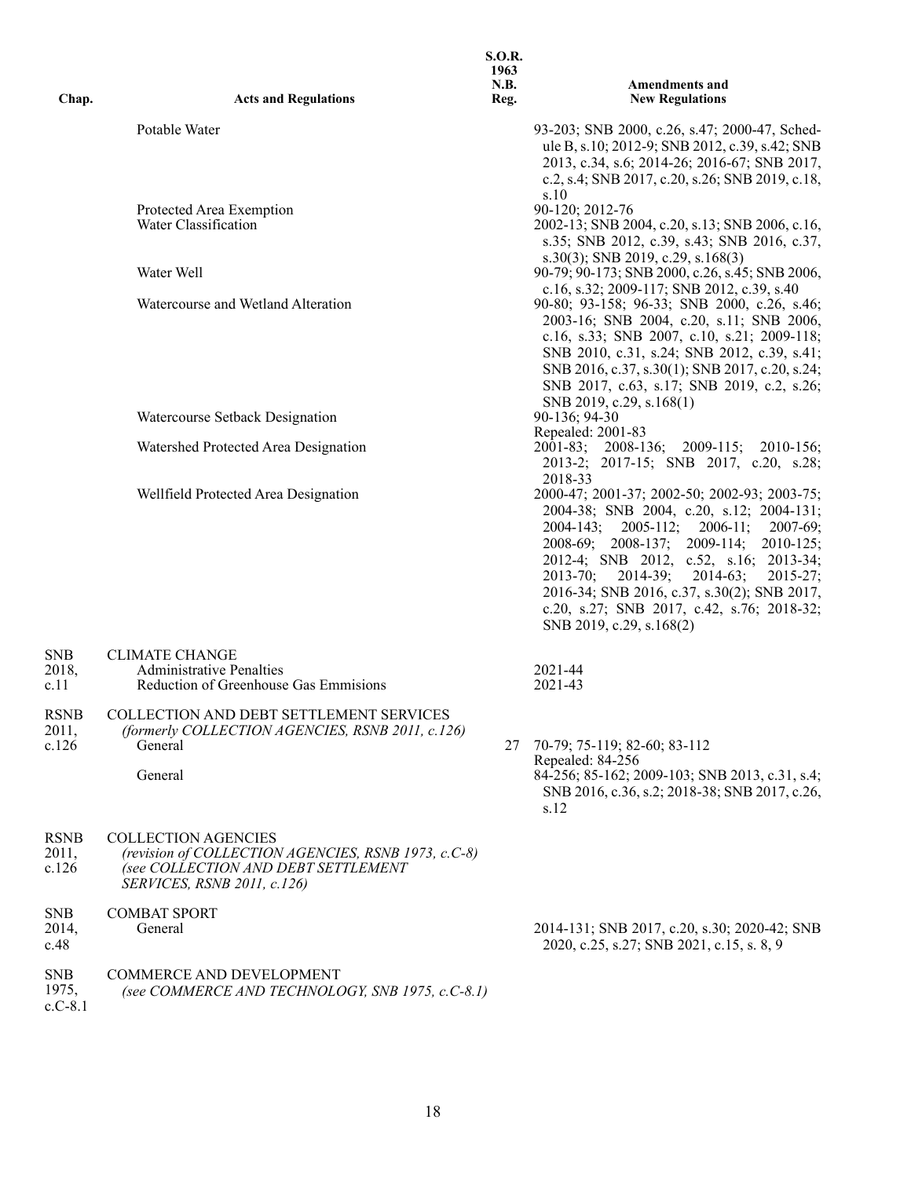| Chap. | Acts and Regulations | S.O.R. 1963 N.B. Reg. | Amendments and New Regulations |
|---|---|---|---|
| | Potable Water | | 93-203; SNB 2000, c.26, s.47; 2000-47, Schedule B, s.10; 2012-9; SNB 2012, c.39, s.42; SNB 2013, c.34, s.6; 2014-26; 2016-67; SNB 2017, c.2, s.4; SNB 2017, c.20, s.26; SNB 2019, c.18, s.10 |
| | Protected Area Exemption | | 90-120; 2012-76 |
| | Water Classification | | 2002-13; SNB 2004, c.20, s.13; SNB 2006, c.16, s.35; SNB 2012, c.39, s.43; SNB 2016, c.37, s.30(3); SNB 2019, c.29, s.168(3) |
| | Water Well | | 90-79; 90-173; SNB 2000, c.26, s.45; SNB 2006, c.16, s.32; 2009-117; SNB 2012, c.39, s.40 |
| | Watercourse and Wetland Alteration | | 90-80; 93-158; 96-33; SNB 2000, c.26, s.46; 2003-16; SNB 2004, c.20, s.11; SNB 2006, c.16, s.33; SNB 2007, c.10, s.21; 2009-118; SNB 2010, c.31, s.24; SNB 2012, c.39, s.41; SNB 2016, c.37, s.30(1); SNB 2017, c.20, s.24; SNB 2017, c.63, s.17; SNB 2019, c.2, s.26; SNB 2019, c.29, s.168(1) |
| | Watercourse Setback Designation | | 90-136; 94-30<br>Repealed: 2001-83 |
| | Watershed Protected Area Designation | | 2001-83; 2008-136; 2009-115; 2010-156; 2013-2; 2017-15; SNB 2017, c.20, s.28; 2018-33 |
| | Wellfield Protected Area Designation | | 2000-47; 2001-37; 2002-50; 2002-93; 2003-75; 2004-38; SNB 2004, c.20, s.12; 2004-131; 2004-143; 2005-112; 2006-11; 2007-69; 2008-69; 2008-137; 2009-114; 2010-125; 2012-4; SNB 2012, c.52, s.16; 2013-34; 2013-70; 2014-39; 2014-63; 2015-27; 2016-34; SNB 2016, c.37, s.30(2); SNB 2017, c.20, s.27; SNB 2017, c.42, s.76; 2018-32; SNB 2019, c.29, s.168(2) |
| SNB 2018, c.11 | CLIMATE CHANGE | | |
| | Administrative Penalties | | 2021-44 |
| | Reduction of Greenhouse Gas Emmisions | | 2021-43 |
| RSNB 2011, c.126 | COLLECTION AND DEBT SETTLEMENT SERVICES<br>*(formerly COLLECTION AGENCIES, RSNB 2011, c.126)* | | |
| | General | 27 | 70-79; 75-119; 82-60; 83-112<br>Repealed: 84-256 |
| | General | | 84-256; 85-162; 2009-103; SNB 2013, c.31, s.4; SNB 2016, c.36, s.2; 2018-38; SNB 2017, c.26, s.12 |
| RSNB 2011, c.126 | COLLECTION AGENCIES<br>*(revision of COLLECTION AGENCIES, RSNB 1973, c.C-8)*<br>*(see COLLECTION AND DEBT SETTLEMENT SERVICES, RSNB 2011, c.126)* | | |
| SNB 2014, c.48 | COMBAT SPORT | | |
| | General | | 2014-131; SNB 2017, c.20, s.30; 2020-42; SNB 2020, c.25, s.27; SNB 2021, c.15, s. 8, 9 |
| SNB 1975, c.C-8.1 | COMMERCE AND DEVELOPMENT<br>*(see COMMERCE AND TECHNOLOGY, SNB 1975, c.C-8.1)* | | |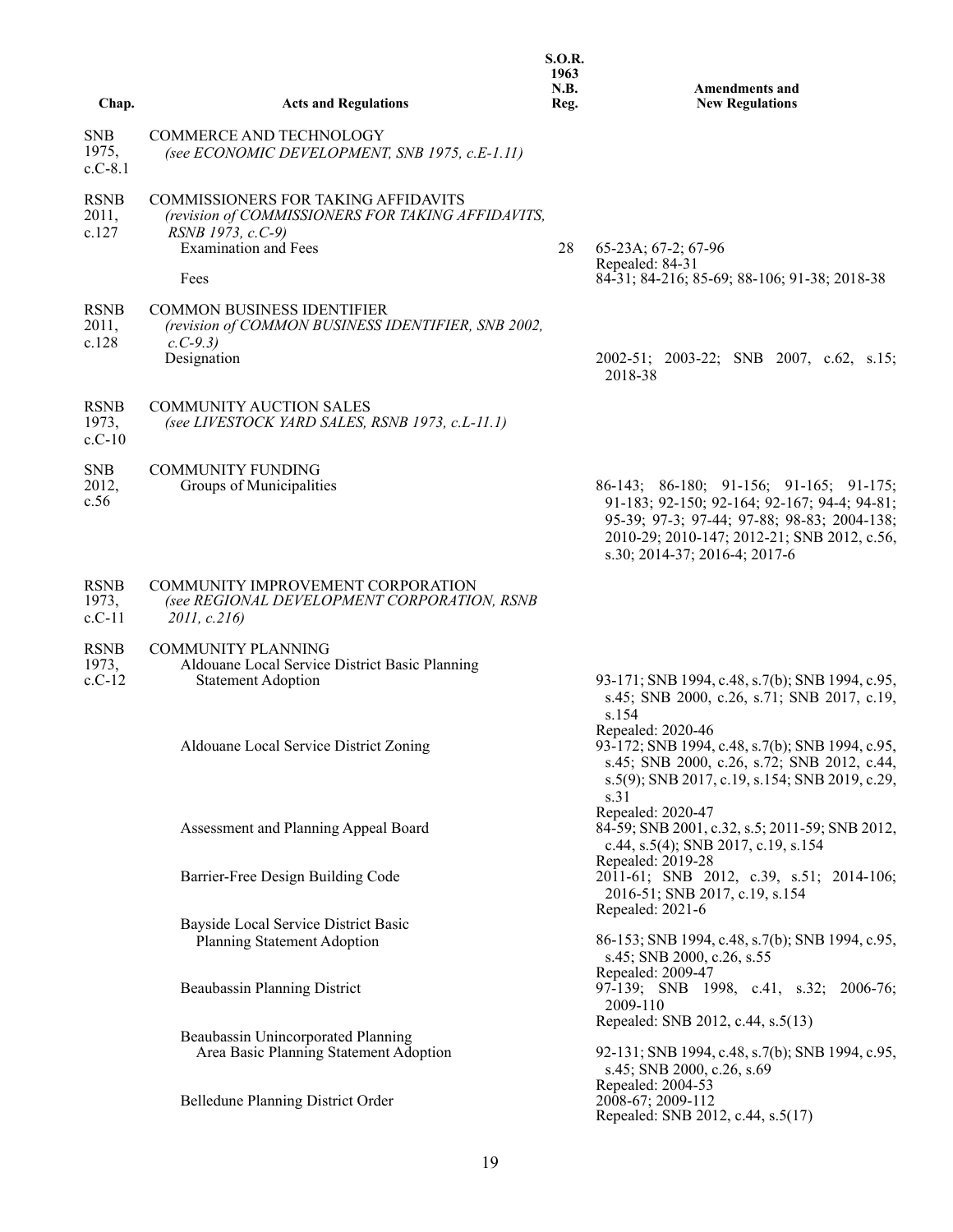| Chap. | Acts and Regulations | S.O.R. 1963 N.B. Reg. | Amendments and New Regulations |
|---|---|---|---|
| SNB 1975, c.C-8.1 | COMMERCE AND TECHNOLOGY *(see ECONOMIC DEVELOPMENT, SNB 1975, c.E-1.11)* | | |
| RSNB 2011, c.127 | COMMISSIONERS FOR TAKING AFFIDAVITS *(revision of COMMISSIONERS FOR TAKING AFFIDAVITS, RSNB 1973, c.C-9)* | | |
| | Examination and Fees | 28 | 65-23A; 67-2; 67-96 Repealed: 84-31 |
| | Fees | | 84-31; 84-216; 85-69; 88-106; 91-38; 2018-38 |
| RSNB 2011, c.128 | COMMON BUSINESS IDENTIFIER *(revision of COMMON BUSINESS IDENTIFIER, SNB 2002, c.C-9.3)* | | |
| | Designation | | 2002-51; 2003-22; SNB 2007, c.62, s.15; 2018-38 |
| RSNB 1973, c.C-10 | COMMUNITY AUCTION SALES *(see LIVESTOCK YARD SALES, RSNB 1973, c.L-11.1)* | | |
| SNB 2012, c.56 | COMMUNITY FUNDING | | |
| | Groups of Municipalities | | 86-143; 86-180; 91-156; 91-165; 91-175; 91-183; 92-150; 92-164; 92-167; 94-4; 94-81; 95-39; 97-3; 97-44; 97-88; 98-83; 2004-138; 2010-29; 2010-147; 2012-21; SNB 2012, c.56, s.30; 2014-37; 2016-4; 2017-6 |
| RSNB 1973, c.C-11 | COMMUNITY IMPROVEMENT CORPORATION *(see REGIONAL DEVELOPMENT CORPORATION, RSNB 2011, c.216)* | | |
| RSNB 1973, c.C-12 | COMMUNITY PLANNING | | |
| | Aldouane Local Service District Basic Planning Statement Adoption | | 93-171; SNB 1994, c.48, s.7(b); SNB 1994, c.95, s.45; SNB 2000, c.26, s.71; SNB 2017, c.19, s.154 Repealed: 2020-46 |
| | Aldouane Local Service District Zoning | | 93-172; SNB 1994, c.48, s.7(b); SNB 1994, c.95, s.45; SNB 2000, c.26, s.72; SNB 2012, c.44, s.5(9); SNB 2017, c.19, s.154; SNB 2019, c.29, s.31 Repealed: 2020-47 |
| | Assessment and Planning Appeal Board | | 84-59; SNB 2001, c.32, s.5; 2011-59; SNB 2012, c.44, s.5(4); SNB 2017, c.19, s.154 Repealed: 2019-28 |
| | Barrier-Free Design Building Code | | 2011-61; SNB 2012, c.39, s.51; 2014-106; 2016-51; SNB 2017, c.19, s.154 Repealed: 2021-6 |
| | Bayside Local Service District Basic Planning Statement Adoption | | 86-153; SNB 1994, c.48, s.7(b); SNB 1994, c.95, s.45; SNB 2000, c.26, s.55 Repealed: 2009-47 |
| | Beaubassin Planning District | | 97-139; SNB 1998, c.41, s.32; 2006-76; 2009-110 Repealed: SNB 2012, c.44, s.5(13) |
| | Beaubassin Unincorporated Planning Area Basic Planning Statement Adoption | | 92-131; SNB 1994, c.48, s.7(b); SNB 1994, c.95, s.45; SNB 2000, c.26, s.69 Repealed: 2004-53 |
| | Belledune Planning District Order | | 2008-67; 2009-112 Repealed: SNB 2012, c.44, s.5(17) |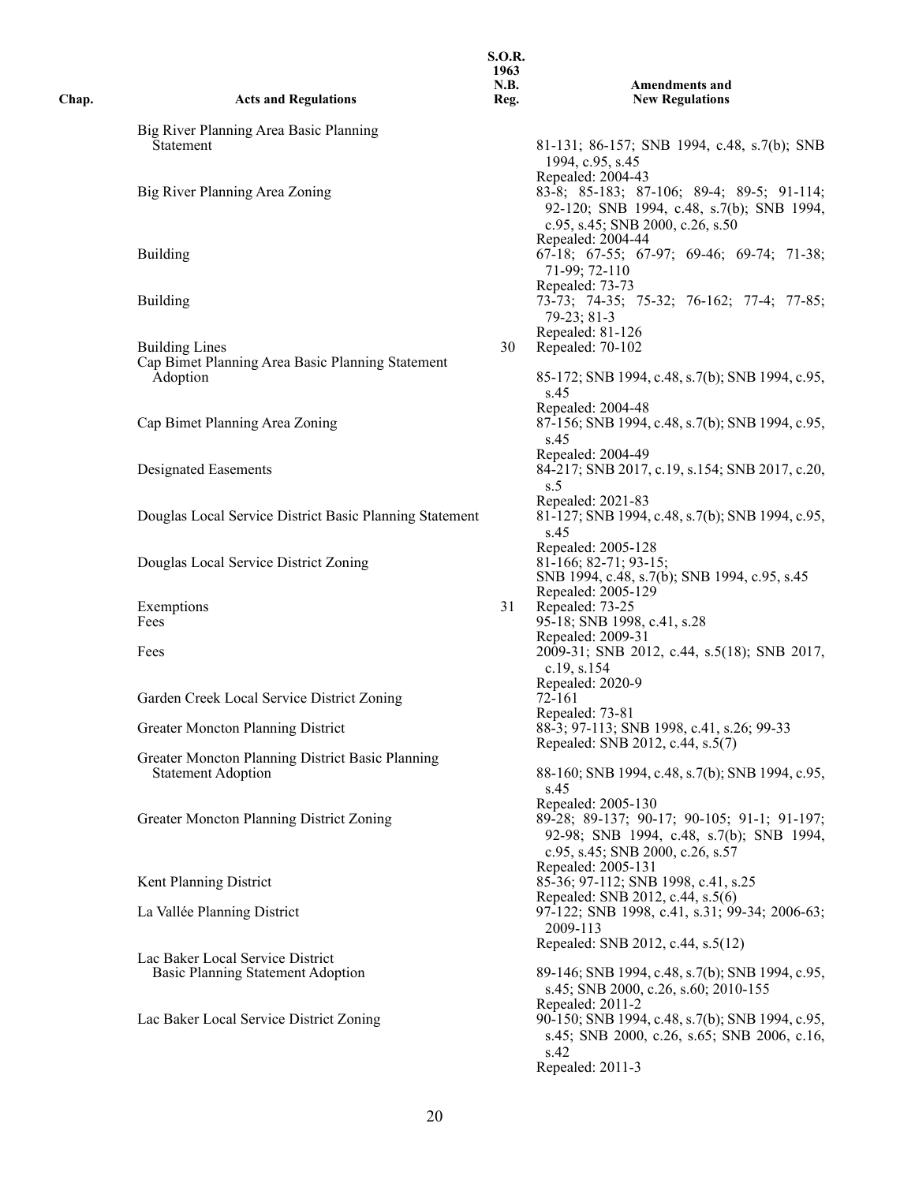| Chap. | Acts and Regulations | S.O.R. 1963 N.B. Reg. | Amendments and New Regulations |
|---|---|---|---|
| | Big River Planning Area Basic Planning Statement | | 81-131; 86-157; SNB 1994, c.48, s.7(b); SNB 1994, c.95, s.45 Repealed: 2004-43 |
| | Big River Planning Area Zoning | | 83-8; 85-183; 87-106; 89-4; 89-5; 91-114; 92-120; SNB 1994, c.48, s.7(b); SNB 1994, c.95, s.45; SNB 2000, c.26, s.50 Repealed: 2004-44 |
| | Building | | 67-18; 67-55; 67-97; 69-46; 69-74; 71-38; 71-99; 72-110 Repealed: 73-73 |
| | Building | | 73-73; 74-35; 75-32; 76-162; 77-4; 77-85; 79-23; 81-3 Repealed: 81-126 |
| | Building Lines | 30 | Repealed: 70-102 |
| | Cap Bimet Planning Area Basic Planning Statement Adoption | | 85-172; SNB 1994, c.48, s.7(b); SNB 1994, c.95, s.45 Repealed: 2004-48 |
| | Cap Bimet Planning Area Zoning | | 87-156; SNB 1994, c.48, s.7(b); SNB 1994, c.95, s.45 Repealed: 2004-49 |
| | Designated Easements | | 84-217; SNB 2017, c.19, s.154; SNB 2017, c.20, s.5 Repealed: 2021-83 |
| | Douglas Local Service District Basic Planning Statement | | 81-127; SNB 1994, c.48, s.7(b); SNB 1994, c.95, s.45 Repealed: 2005-128 |
| | Douglas Local Service District Zoning | | 81-166; 82-71; 93-15; SNB 1994, c.48, s.7(b); SNB 1994, c.95, s.45 Repealed: 2005-129 |
| | Exemptions | 31 | Repealed: 73-25 |
| | Fees | | 95-18; SNB 1998, c.41, s.28 Repealed: 2009-31 |
| | Fees | | 2009-31; SNB 2012, c.44, s.5(18); SNB 2017, c.19, s.154 Repealed: 2020-9 |
| | Garden Creek Local Service District Zoning | | 72-161 Repealed: 73-81 |
| | Greater Moncton Planning District | | 88-3; 97-113; SNB 1998, c.41, s.26; 99-33 Repealed: SNB 2012, c.44, s.5(7) |
| | Greater Moncton Planning District Basic Planning Statement Adoption | | 88-160; SNB 1994, c.48, s.7(b); SNB 1994, c.95, s.45 Repealed: 2005-130 |
| | Greater Moncton Planning District Zoning | | 89-28; 89-137; 90-17; 90-105; 91-1; 91-197; 92-98; SNB 1994, c.48, s.7(b); SNB 1994, c.95, s.45; SNB 2000, c.26, s.57 Repealed: 2005-131 |
| | Kent Planning District | | 85-36; 97-112; SNB 1998, c.41, s.25 Repealed: SNB 2012, c.44, s.5(6) |
| | La Vallée Planning District | | 97-122; SNB 1998, c.41, s.31; 99-34; 2006-63; 2009-113 Repealed: SNB 2012, c.44, s.5(12) |
| | Lac Baker Local Service District Basic Planning Statement Adoption | | 89-146; SNB 1994, c.48, s.7(b); SNB 1994, c.95, s.45; SNB 2000, c.26, s.60; 2010-155 Repealed: 2011-2 |
| | Lac Baker Local Service District Zoning | | 90-150; SNB 1994, c.48, s.7(b); SNB 1994, c.95, s.45; SNB 2000, c.26, s.65; SNB 2006, c.16, s.42 Repealed: 2011-3 |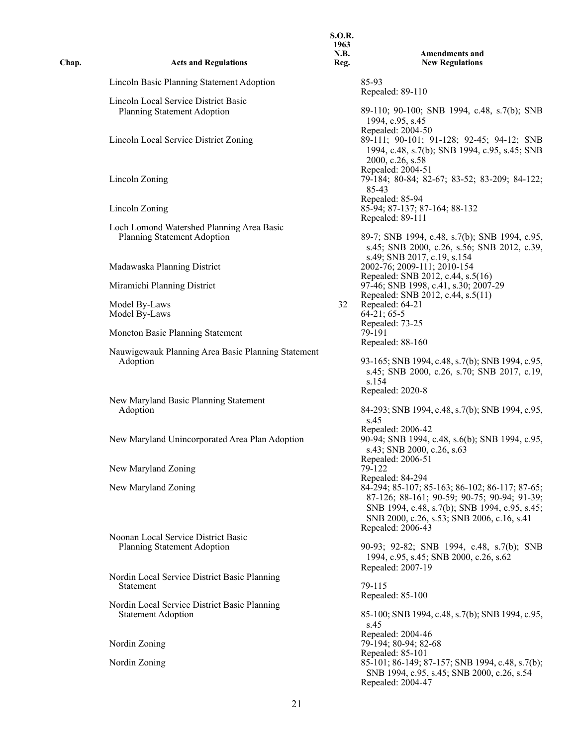| Chap. | Acts and Regulations | S.O.R. 1963 N.B. Reg. | Amendments and New Regulations |
|---|---|---|---|
| | Lincoln Basic Planning Statement Adoption | | 85-93<br>Repealed: 89-110 |
| | Lincoln Local Service District Basic Planning Statement Adoption | | 89-110; 90-100; SNB 1994, c.48, s.7(b); SNB 1994, c.95, s.45<br>Repealed: 2004-50 |
| | Lincoln Local Service District Zoning | | 89-111; 90-101; 91-128; 92-45; 94-12; SNB 1994, c.48, s.7(b); SNB 1994, c.95, s.45; SNB 2000, c.26, s.58<br>Repealed: 2004-51 |
| | Lincoln Zoning | | 79-184; 80-84; 82-67; 83-52; 83-209; 84-122; 85-43<br>Repealed: 85-94 |
| | Lincoln Zoning | | 85-94; 87-137; 87-164; 88-132<br>Repealed: 89-111 |
| | Loch Lomond Watershed Planning Area Basic Planning Statement Adoption | | 89-7; SNB 1994, c.48, s.7(b); SNB 1994, c.95, s.45; SNB 2000, c.26, s.56; SNB 2012, c.39, s.49; SNB 2017, c.19, s.154 |
| | Madawaska Planning District | | 2002-76; 2009-111; 2010-154<br>Repealed: SNB 2012, c.44, s.5(16) |
| | Miramichi Planning District | | 97-46; SNB 1998, c.41, s.30; 2007-29<br>Repealed: SNB 2012, c.44, s.5(11) |
| | Model By-Laws | 32 | Repealed: 64-21 |
| | Model By-Laws | | 64-21; 65-5<br>Repealed: 73-25 |
| | Moncton Basic Planning Statement | | 79-191<br>Repealed: 88-160 |
| | Nauwigewauk Planning Area Basic Planning Statement Adoption | | 93-165; SNB 1994, c.48, s.7(b); SNB 1994, c.95, s.45; SNB 2000, c.26, s.70; SNB 2017, c.19, s.154<br>Repealed: 2020-8 |
| | New Maryland Basic Planning Statement Adoption | | 84-293; SNB 1994, c.48, s.7(b); SNB 1994, c.95, s.45<br>Repealed: 2006-42 |
| | New Maryland Unincorporated Area Plan Adoption | | 90-94; SNB 1994, c.48, s.6(b); SNB 1994, c.95, s.43; SNB 2000, c.26, s.63<br>Repealed: 2006-51 |
| | New Maryland Zoning | | 79-122<br>Repealed: 84-294 |
| | New Maryland Zoning | | 84-294; 85-107; 85-163; 86-102; 86-117; 87-65; 87-126; 88-161; 90-59; 90-75; 90-94; 91-39; SNB 1994, c.48, s.7(b); SNB 1994, c.95, s.45; SNB 2000, c.26, s.53; SNB 2006, c.16, s.41<br>Repealed: 2006-43 |
| | Noonan Local Service District Basic Planning Statement Adoption | | 90-93; 92-82; SNB 1994, c.48, s.7(b); SNB 1994, c.95, s.45; SNB 2000, c.26, s.62<br>Repealed: 2007-19 |
| | Nordin Local Service District Basic Planning Statement | | 79-115<br>Repealed: 85-100 |
| | Nordin Local Service District Basic Planning Statement Adoption | | 85-100; SNB 1994, c.48, s.7(b); SNB 1994, c.95, s.45<br>Repealed: 2004-46 |
| | Nordin Zoning | | 79-194; 80-94; 82-68<br>Repealed: 85-101 |
| | Nordin Zoning | | 85-101; 86-149; 87-157; SNB 1994, c.48, s.7(b); SNB 1994, c.95, s.45; SNB 2000, c.26, s.54<br>Repealed: 2004-47 |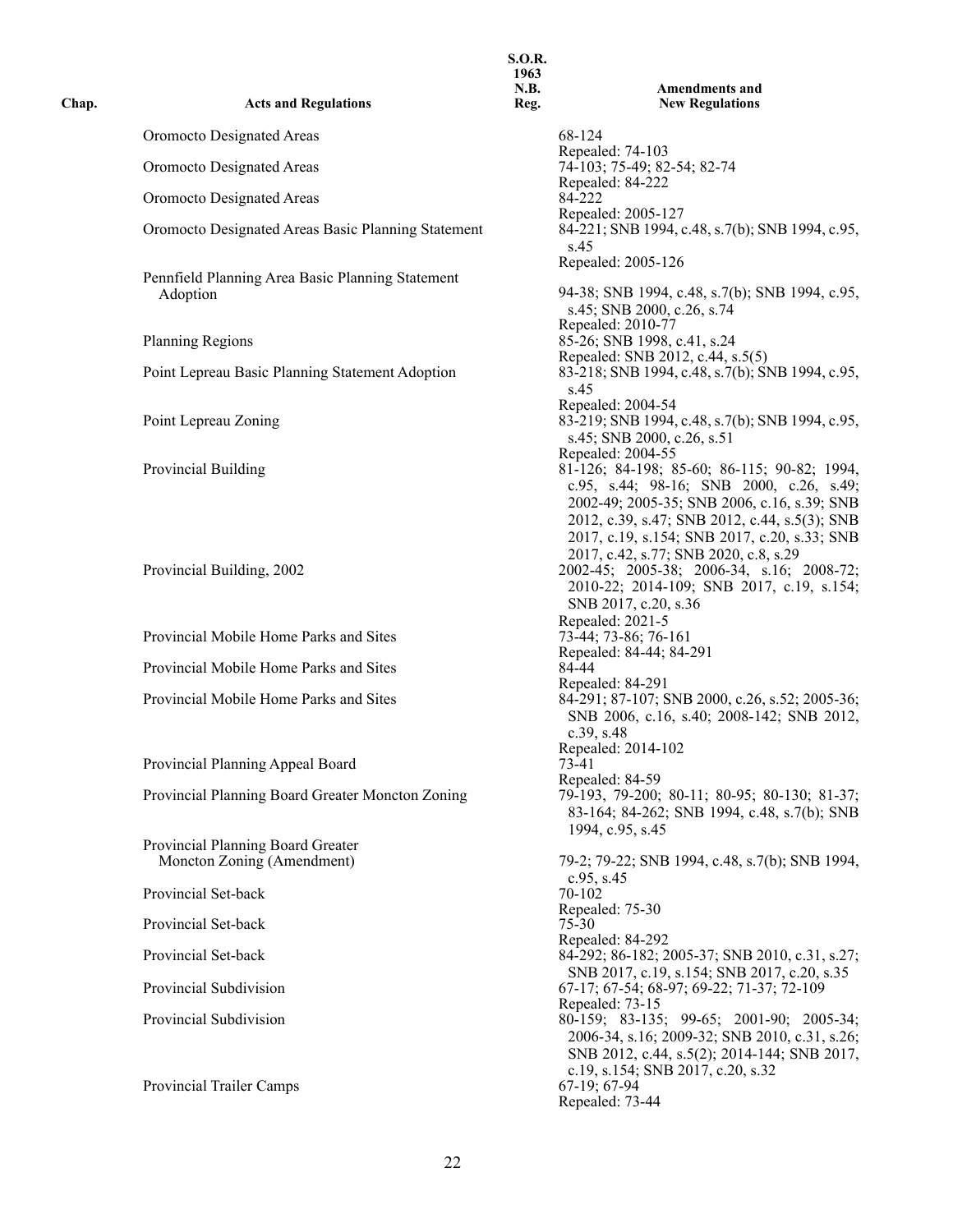| Chap. | Acts and Regulations | S.O.R. 1963 N.B. Reg. | Amendments and New Regulations |
|---|---|---|---|
| | Oromocto Designated Areas | | 68-124<br>Repealed: 74-103 |
| | Oromocto Designated Areas | | 74-103; 75-49; 82-54; 82-74<br>Repealed: 84-222 |
| | Oromocto Designated Areas | | 84-222<br>Repealed: 2005-127 |
| | Oromocto Designated Areas Basic Planning Statement | | 84-221; SNB 1994, c.48, s.7(b); SNB 1994, c.95, s.45<br>Repealed: 2005-126 |
| | Pennfield Planning Area Basic Planning Statement Adoption | | 94-38; SNB 1994, c.48, s.7(b); SNB 1994, c.95, s.45; SNB 2000, c.26, s.74<br>Repealed: 2010-77 |
| | Planning Regions | | 85-26; SNB 1998, c.41, s.24<br>Repealed: SNB 2012, c.44, s.5(5) |
| | Point Lepreau Basic Planning Statement Adoption | | 83-218; SNB 1994, c.48, s.7(b); SNB 1994, c.95, s.45<br>Repealed: 2004-54 |
| | Point Lepreau Zoning | | 83-219; SNB 1994, c.48, s.7(b); SNB 1994, c.95, s.45; SNB 2000, c.26, s.51<br>Repealed: 2004-55 |
| | Provincial Building | | 81-126; 84-198; 85-60; 86-115; 90-82; 1994, c.95, s.44; 98-16; SNB 2000, c.26, s.49; 2002-49; 2005-35; SNB 2006, c.16, s.39; SNB 2012, c.39, s.47; SNB 2012, c.44, s.5(3); SNB 2017, c.19, s.154; SNB 2017, c.20, s.33; SNB 2017, c.42, s.77; SNB 2020, c.8, s.29 |
| | Provincial Building, 2002 | | 2002-45; 2005-38; 2006-34, s.16; 2008-72; 2010-22; 2014-109; SNB 2017, c.19, s.154; SNB 2017, c.20, s.36<br>Repealed: 2021-5 |
| | Provincial Mobile Home Parks and Sites | | 73-44; 73-86; 76-161<br>Repealed: 84-44; 84-291 |
| | Provincial Mobile Home Parks and Sites | | 84-44<br>Repealed: 84-291 |
| | Provincial Mobile Home Parks and Sites | | 84-291; 87-107; SNB 2000, c.26, s.52; 2005-36; SNB 2006, c.16, s.40; 2008-142; SNB 2012, c.39, s.48<br>Repealed: 2014-102 |
| | Provincial Planning Appeal Board | | 73-41<br>Repealed: 84-59 |
| | Provincial Planning Board Greater Moncton Zoning | | 79-193, 79-200; 80-11; 80-95; 80-130; 81-37; 83-164; 84-262; SNB 1994, c.48, s.7(b); SNB 1994, c.95, s.45 |
| | Provincial Planning Board Greater Moncton Zoning (Amendment) | | 79-2; 79-22; SNB 1994, c.48, s.7(b); SNB 1994, c.95, s.45 |
| | Provincial Set-back | | 70-102<br>Repealed: 75-30 |
| | Provincial Set-back | | 75-30<br>Repealed: 84-292 |
| | Provincial Set-back | | 84-292; 86-182; 2005-37; SNB 2010, c.31, s.27; SNB 2017, c.19, s.154; SNB 2017, c.20, s.35 |
| | Provincial Subdivision | | 67-17; 67-54; 68-97; 69-22; 71-37; 72-109<br>Repealed: 73-15 |
| | Provincial Subdivision | | 80-159; 83-135; 99-65; 2001-90; 2005-34; 2006-34, s.16; 2009-32; SNB 2010, c.31, s.26; SNB 2012, c.44, s.5(2); 2014-144; SNB 2017, c.19, s.154; SNB 2017, c.20, s.32 |
| | Provincial Trailer Camps | | 67-19; 67-94<br>Repealed: 73-44 |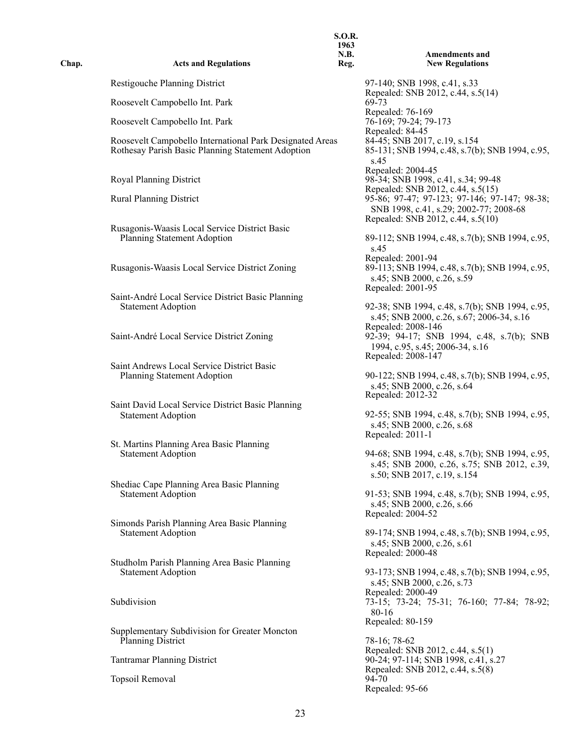| Chap. | Acts and Regulations | S.O.R. 1963 N.B. Reg. | Amendments and New Regulations |
|---|---|---|---|
| | Restigouche Planning District | | 97-140; SNB 1998, c.41, s.33<br>Repealed: SNB 2012, c.44, s.5(14) |
| | Roosevelt Campobello Int. Park | | 69-73<br>Repealed: 76-169 |
| | Roosevelt Campobello Int. Park | | 76-169; 79-24; 79-173<br>Repealed: 84-45 |
| | Roosevelt Campobello International Park Designated Areas | | 84-45; SNB 2017, c.19, s.154 |
| | Rothesay Parish Basic Planning Statement Adoption | | 85-131; SNB 1994, c.48, s.7(b); SNB 1994, c.95, s.45<br>Repealed: 2004-45 |
| | Royal Planning District | | 98-34; SNB 1998, c.41, s.34; 99-48<br>Repealed: SNB 2012, c.44, s.5(15) |
| | Rural Planning District | | 95-86; 97-47; 97-123; 97-146; 97-147; 98-38; SNB 1998, c.41, s.29; 2002-77; 2008-68<br>Repealed: SNB 2012, c.44, s.5(10) |
| | Rusagonis-Waasis Local Service District Basic Planning Statement Adoption | | 89-112; SNB 1994, c.48, s.7(b); SNB 1994, c.95, s.45<br>Repealed: 2001-94 |
| | Rusagonis-Waasis Local Service District Zoning | | 89-113; SNB 1994, c.48, s.7(b); SNB 1994, c.95, s.45; SNB 2000, c.26, s.59<br>Repealed: 2001-95 |
| | Saint-André Local Service District Basic Planning Statement Adoption | | 92-38; SNB 1994, c.48, s.7(b); SNB 1994, c.95, s.45; SNB 2000, c.26, s.67; 2006-34, s.16<br>Repealed: 2008-146 |
| | Saint-André Local Service District Zoning | | 92-39; 94-17; SNB 1994, c.48, s.7(b); SNB 1994, c.95, s.45; 2006-34, s.16<br>Repealed: 2008-147 |
| | Saint Andrews Local Service District Basic Planning Statement Adoption | | 90-122; SNB 1994, c.48, s.7(b); SNB 1994, c.95, s.45; SNB 2000, c.26, s.64<br>Repealed: 2012-32 |
| | Saint David Local Service District Basic Planning Statement Adoption | | 92-55; SNB 1994, c.48, s.7(b); SNB 1994, c.95, s.45; SNB 2000, c.26, s.68<br>Repealed: 2011-1 |
| | St. Martins Planning Area Basic Planning Statement Adoption | | 94-68; SNB 1994, c.48, s.7(b); SNB 1994, c.95, s.45; SNB 2000, c.26, s.75; SNB 2012, c.39, s.50; SNB 2017, c.19, s.154 |
| | Shediac Cape Planning Area Basic Planning Statement Adoption | | 91-53; SNB 1994, c.48, s.7(b); SNB 1994, c.95, s.45; SNB 2000, c.26, s.66<br>Repealed: 2004-52 |
| | Simonds Parish Planning Area Basic Planning Statement Adoption | | 89-174; SNB 1994, c.48, s.7(b); SNB 1994, c.95, s.45; SNB 2000, c.26, s.61<br>Repealed: 2000-48 |
| | Studholm Parish Planning Area Basic Planning Statement Adoption | | 93-173; SNB 1994, c.48, s.7(b); SNB 1994, c.95, s.45; SNB 2000, c.26, s.73<br>Repealed: 2000-49 |
| | Subdivision | | 73-15; 73-24; 75-31; 76-160; 77-84; 78-92; 80-16<br>Repealed: 80-159 |
| | Supplementary Subdivision for Greater Moncton Planning District | | 78-16; 78-62<br>Repealed: SNB 2012, c.44, s.5(1) |
| | Tantramar Planning District | | 90-24; 97-114; SNB 1998, c.41, s.27<br>Repealed: SNB 2012, c.44, s.5(8) |
| | Topsoil Removal | | 94-70<br>Repealed: 95-66 |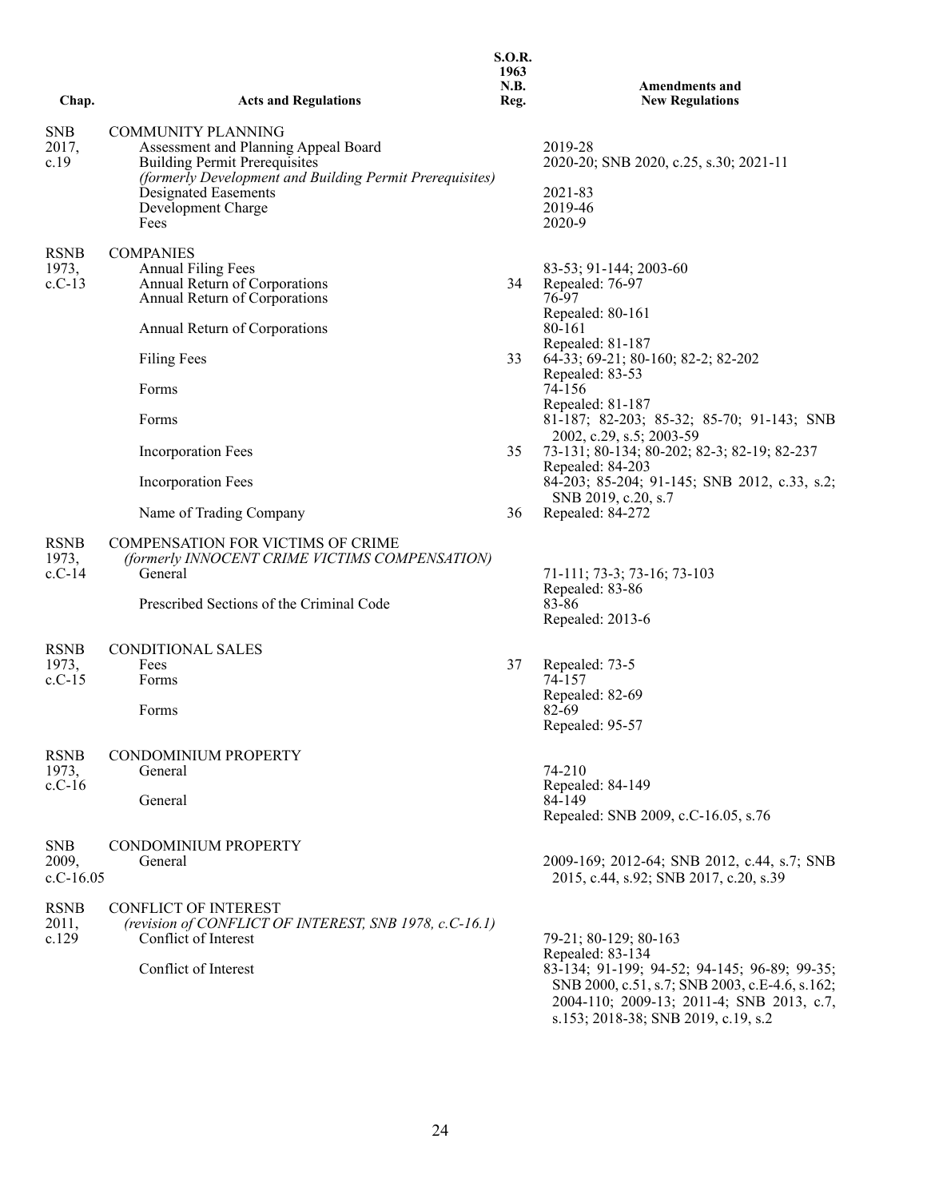| Chap. | Acts and Regulations | S.O.R. 1963 N.B. Reg. | Amendments and New Regulations |
|---|---|---|---|
| SNB 2017, c.19 | COMMUNITY PLANNING | | |
| | Assessment and Planning Appeal Board | | 2019-28 |
| | Building Permit Prerequisites *(formerly Development and Building Permit Prerequisites)* | | 2020-20; SNB 2020, c.25, s.30; 2021-11 |
| | Designated Easements | | 2021-83 |
| | Development Charge | | 2019-46 |
| | Fees | | 2020-9 |
| RSNB 1973, c.C-13 | COMPANIES | | |
| | Annual Filing Fees | | 83-53; 91-144; 2003-60 |
| | Annual Return of Corporations | 34 | Repealed: 76-97 |
| | Annual Return of Corporations | | 76-97 Repealed: 80-161 |
| | Annual Return of Corporations | | 80-161 Repealed: 81-187 |
| | Filing Fees | 33 | 64-33; 69-21; 80-160; 82-2; 82-202 Repealed: 83-53 |
| | Forms | | 74-156 Repealed: 81-187 |
| | Forms | | 81-187; 82-203; 85-32; 85-70; 91-143; SNB 2002, c.29, s.5; 2003-59 |
| | Incorporation Fees | 35 | 73-131; 80-134; 80-202; 82-3; 82-19; 82-237 Repealed: 84-203 |
| | Incorporation Fees | | 84-203; 85-204; 91-145; SNB 2012, c.33, s.2; SNB 2019, c.20, s.7 |
| | Name of Trading Company | 36 | Repealed: 84-272 |
| RSNB 1973, c.C-14 | COMPENSATION FOR VICTIMS OF CRIME *(formerly INNOCENT CRIME VICTIMS COMPENSATION)* | | |
| | General | | 71-111; 73-3; 73-16; 73-103 Repealed: 83-86 |
| | Prescribed Sections of the Criminal Code | | 83-86 Repealed: 2013-6 |
| RSNB 1973, c.C-15 | CONDITIONAL SALES | | |
| | Fees | 37 | Repealed: 73-5 |
| | Forms | | 74-157 Repealed: 82-69 |
| | Forms | | 82-69 Repealed: 95-57 |
| RSNB 1973, c.C-16 | CONDOMINIUM PROPERTY | | |
| | General | | 74-210 Repealed: 84-149 |
| | General | | 84-149 Repealed: SNB 2009, c.C-16.05, s.76 |
| SNB 2009, c.C-16.05 | CONDOMINIUM PROPERTY | | |
| | General | | 2009-169; 2012-64; SNB 2012, c.44, s.7; SNB 2015, c.44, s.92; SNB 2017, c.20, s.39 |
| RSNB 2011, c.129 | CONFLICT OF INTEREST *(revision of CONFLICT OF INTEREST, SNB 1978, c.C-16.1)* | | |
| | Conflict of Interest | | 79-21; 80-129; 80-163 Repealed: 83-134 |
| | Conflict of Interest | | 83-134; 91-199; 94-52; 94-145; 96-89; 99-35; SNB 2000, c.51, s.7; SNB 2003, c.E-4.6, s.162; 2004-110; 2009-13; 2011-4; SNB 2013, c.7, s.153; 2018-38; SNB 2019, c.19, s.2 |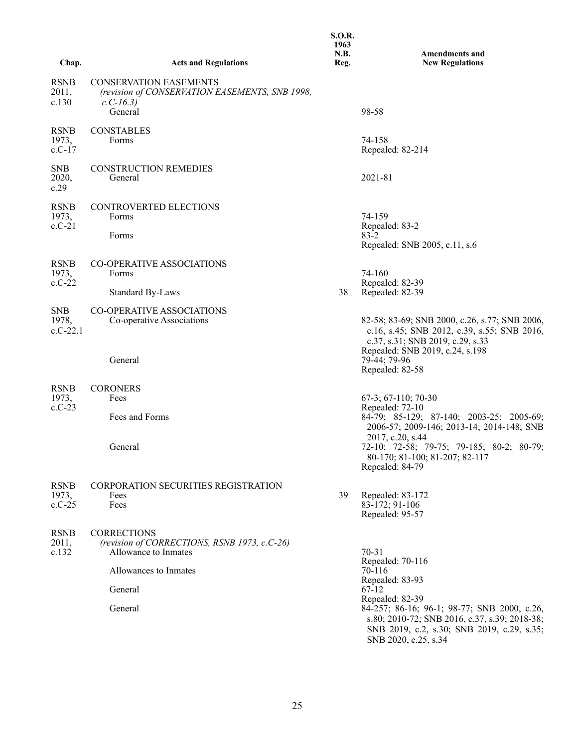| Chap. | Acts and Regulations | S.O.R. 1963 N.B. Reg. | Amendments and New Regulations |
|---|---|---|---|
| RSNB 2011, c.130 | CONSERVATION EASEMENTS *(revision of CONSERVATION EASEMENTS, SNB 1998, c.C-16.3)* | | |
| | General | | 98-58 |
| RSNB 1973, c.C-17 | CONSTABLES | | |
| | Forms | | 74-158 Repealed: 82-214 |
| SNB 2020, c.29 | CONSTRUCTION REMEDIES | | |
| | General | | 2021-81 |
| RSNB 1973, c.C-21 | CONTROVERTED ELECTIONS | | |
| | Forms | | 74-159 Repealed: 83-2 |
| | Forms | | 83-2 Repealed: SNB 2005, c.11, s.6 |
| RSNB 1973, c.C-22 | CO-OPERATIVE ASSOCIATIONS | | |
| | Forms | | 74-160 Repealed: 82-39 |
| | Standard By-Laws | 38 | Repealed: 82-39 |
| SNB 1978, c.C-22.1 | CO-OPERATIVE ASSOCIATIONS | | |
| | Co-operative Associations | | 82-58; 83-69; SNB 2000, c.26, s.77; SNB 2006, c.16, s.45; SNB 2012, c.39, s.55; SNB 2016, c.37, s.31; SNB 2019, c.29, s.33 Repealed: SNB 2019, c.24, s.198 |
| | General | | 79-44; 79-96 Repealed: 82-58 |
| RSNB 1973, c.C-23 | CORONERS | | |
| | Fees | | 67-3; 67-110; 70-30 Repealed: 72-10 |
| | Fees and Forms | | 84-79; 85-129; 87-140; 2003-25; 2005-69; 2006-57; 2009-146; 2013-14; 2014-148; SNB 2017, c.20, s.44 |
| | General | | 72-10; 72-58; 79-75; 79-185; 80-2; 80-79; 80-170; 81-100; 81-207; 82-117 Repealed: 84-79 |
| RSNB 1973, c.C-25 | CORPORATION SECURITIES REGISTRATION | | |
| | Fees | 39 | Repealed: 83-172 |
| | Fees | | 83-172; 91-106 Repealed: 95-57 |
| RSNB 2011, c.132 | CORRECTIONS *(revision of CORRECTIONS, RSNB 1973, c.C-26)* | | |
| | Allowance to Inmates | | 70-31 Repealed: 70-116 |
| | Allowances to Inmates | | 70-116 Repealed: 83-93 |
| | General | | 67-12 Repealed: 82-39 |
| | General | | 84-257; 86-16; 96-1; 98-77; SNB 2000, c.26, s.80; 2010-72; SNB 2016, c.37, s.39; 2018-38; SNB 2019, c.2, s.30; SNB 2019, c.29, s.35; SNB 2020, c.25, s.34 |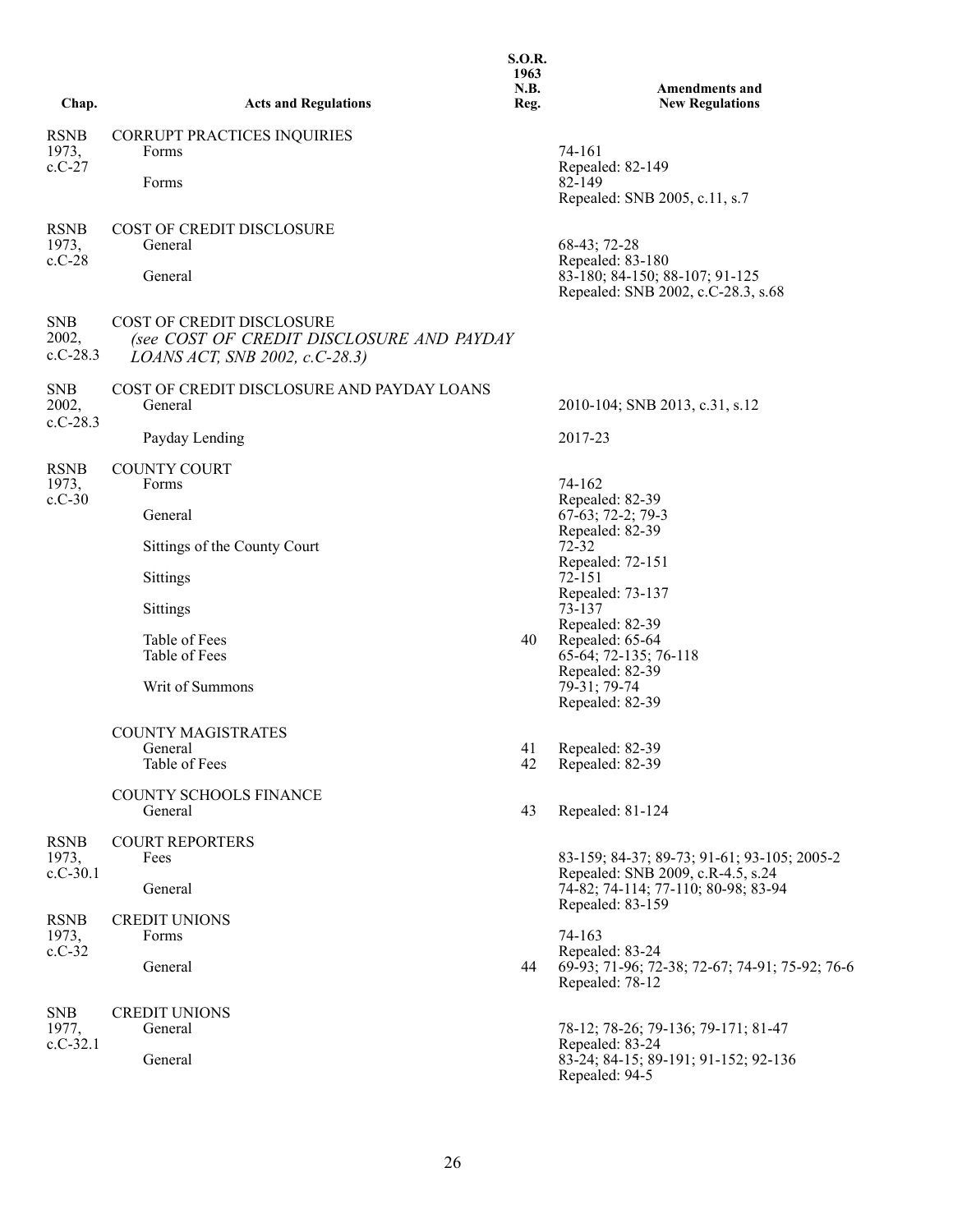| Chap. | Acts and Regulations | S.O.R. 1963 N.B. Reg. | Amendments and New Regulations |
|---|---|---|---|
| RSNB 1973, c.C-27 | CORRUPT PRACTICES INQUIRIES | | |
| | Forms | | 74-161<br>Repealed: 82-149 |
| | Forms | | 82-149<br>Repealed: SNB 2005, c.11, s.7 |
| RSNB 1973, c.C-28 | COST OF CREDIT DISCLOSURE | | |
| | General | | 68-43; 72-28<br>Repealed: 83-180 |
| | General | | 83-180; 84-150; 88-107; 91-125<br>Repealed: SNB 2002, c.C-28.3, s.68 |
| SNB 2002, c.C-28.3 | COST OF CREDIT DISCLOSURE<br>*(see COST OF CREDIT DISCLOSURE AND PAYDAY LOANS ACT, SNB 2002, c.C-28.3)* | | |
| SNB 2002, c.C-28.3 | COST OF CREDIT DISCLOSURE AND PAYDAY LOANS | | |
| | General | | 2010-104; SNB 2013, c.31, s.12 |
| | Payday Lending | | 2017-23 |
| RSNB 1973, c.C-30 | COUNTY COURT | | |
| | Forms | | 74-162<br>Repealed: 82-39 |
| | General | | 67-63; 72-2; 79-3<br>Repealed: 82-39 |
| | Sittings of the County Court | | 72-32<br>Repealed: 72-151 |
| | Sittings | | 72-151<br>Repealed: 73-137 |
| | Sittings | | 73-137<br>Repealed: 82-39 |
| | Table of Fees | 40 | Repealed: 65-64 |
| | Table of Fees | | 65-64; 72-135; 76-118<br>Repealed: 82-39 |
| | Writ of Summons | | 79-31; 79-74<br>Repealed: 82-39 |
| | COUNTY MAGISTRATES | | |
| | General | 41 | Repealed: 82-39 |
| | Table of Fees | 42 | Repealed: 82-39 |
| | COUNTY SCHOOLS FINANCE | | |
| | General | 43 | Repealed: 81-124 |
| RSNB 1973, c.C-30.1 | COURT REPORTERS | | |
| | Fees | | 83-159; 84-37; 89-73; 91-61; 93-105; 2005-2<br>Repealed: SNB 2009, c.R-4.5, s.24 |
| | General | | 74-82; 74-114; 77-110; 80-98; 83-94<br>Repealed: 83-159 |
| RSNB 1973, c.C-32 | CREDIT UNIONS | | |
| | Forms | | 74-163<br>Repealed: 83-24 |
| | General | 44 | 69-93; 71-96; 72-38; 72-67; 74-91; 75-92; 76-6<br>Repealed: 78-12 |
| SNB 1977, c.C-32.1 | CREDIT UNIONS | | |
| | General | | 78-12; 78-26; 79-136; 79-171; 81-47<br>Repealed: 83-24 |
| | General | | 83-24; 84-15; 89-191; 91-152; 92-136<br>Repealed: 94-5 |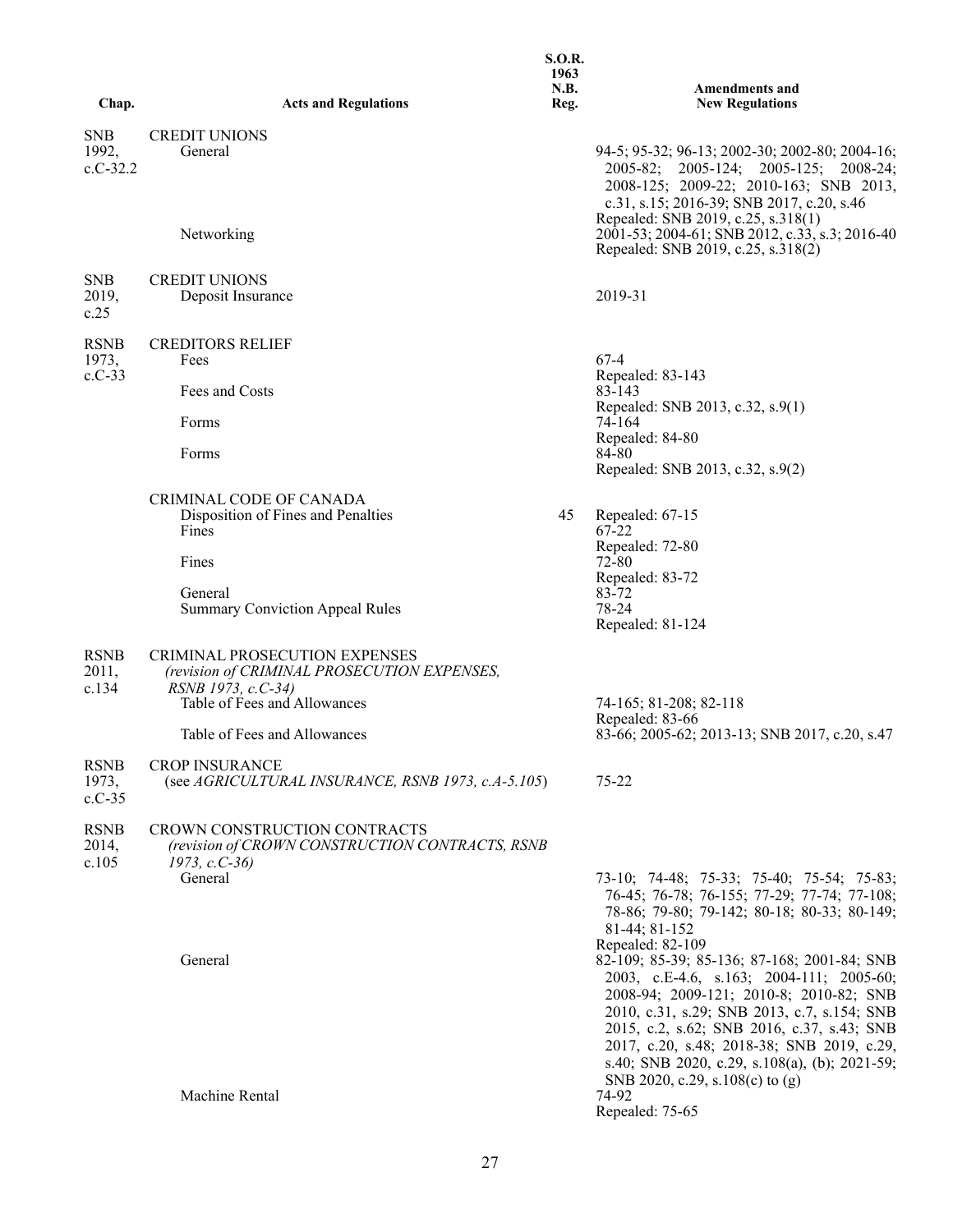| Chap. | Acts and Regulations | S.O.R. 1963 N.B. Reg. | Amendments and New Regulations |
|---|---|---|---|
| SNB 1992, c.C-32.2 | CREDIT UNIONS | | |
| | General | | 94-5; 95-32; 96-13; 2002-30; 2002-80; 2004-16; 2005-82; 2005-124; 2005-125; 2008-24; 2008-125; 2009-22; 2010-163; SNB 2013, c.31, s.15; 2016-39; SNB 2017, c.20, s.46 Repealed: SNB 2019, c.25, s.318(1) |
| | Networking | | 2001-53; 2004-61; SNB 2012, c.33, s.3; 2016-40 Repealed: SNB 2019, c.25, s.318(2) |
| SNB 2019, c.25 | CREDIT UNIONS | | |
| | Deposit Insurance | | 2019-31 |
| RSNB 1973, c.C-33 | CREDITORS RELIEF | | |
| | Fees | | 67-4 Repealed: 83-143 |
| | Fees and Costs | | 83-143 Repealed: SNB 2013, c.32, s.9(1) |
| | Forms | | 74-164 Repealed: 84-80 |
| | Forms | | 84-80 Repealed: SNB 2013, c.32, s.9(2) |
| | CRIMINAL CODE OF CANADA | | |
| | Disposition of Fines and Penalties | 45 | Repealed: 67-15 |
| | Fines | | 67-22 Repealed: 72-80 |
| | Fines | | 72-80 Repealed: 83-72 |
| | General | | 83-72 |
| | Summary Conviction Appeal Rules | | 78-24 Repealed: 81-124 |
| RSNB 2011, c.134 | CRIMINAL PROSECUTION EXPENSES *(revision of CRIMINAL PROSECUTION EXPENSES, RSNB 1973, c.C-34)* | | |
| | Table of Fees and Allowances | | 74-165; 81-208; 82-118 Repealed: 83-66 |
| | Table of Fees and Allowances | | 83-66; 2005-62; 2013-13; SNB 2017, c.20, s.47 |
| RSNB 1973, c.C-35 | CROP INSURANCE (see *AGRICULTURAL INSURANCE, RSNB 1973, c.A-5.105*) | | 75-22 |
| RSNB 2014, c.105 | CROWN CONSTRUCTION CONTRACTS *(revision of CROWN CONSTRUCTION CONTRACTS, RSNB 1973, c.C-36)* | | |
| | General | | 73-10; 74-48; 75-33; 75-40; 75-54; 75-83; 76-45; 76-78; 76-155; 77-29; 77-74; 77-108; 78-86; 79-80; 79-142; 80-18; 80-33; 80-149; 81-44; 81-152 Repealed: 82-109 |
| | General | | 82-109; 85-39; 85-136; 87-168; 2001-84; SNB 2003, c.E-4.6, s.163; 2004-111; 2005-60; 2008-94; 2009-121; 2010-8; 2010-82; SNB 2010, c.31, s.29; SNB 2013, c.7, s.154; SNB 2015, c.2, s.62; SNB 2016, c.37, s.43; SNB 2017, c.20, s.48; 2018-38; SNB 2019, c.29, s.40; SNB 2020, c.29, s.108(a), (b); 2021-59; SNB 2020, c.29, s.108(c) to (g) |
| | Machine Rental | | 74-92 Repealed: 75-65 |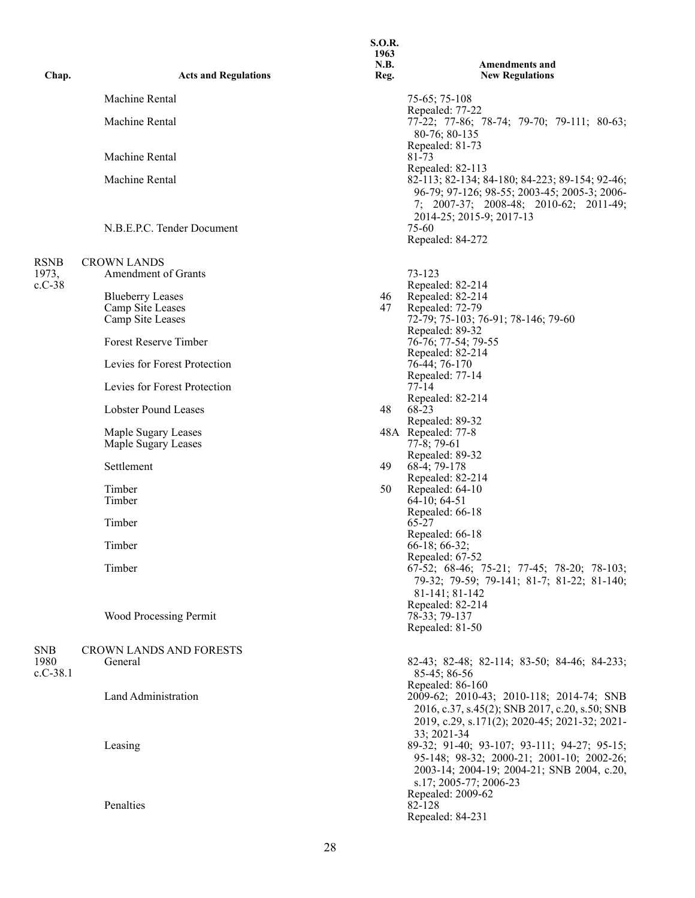| Chap. | Acts and Regulations | S.O.R. 1963 N.B. Reg. | Amendments and New Regulations |
|---|---|---|---|
| | Machine Rental | | 75-65; 75-108<br>Repealed: 77-22 |
| | Machine Rental | | 77-22; 77-86; 78-74; 79-70; 79-111; 80-63; 80-76; 80-135<br>Repealed: 81-73 |
| | Machine Rental | | 81-73<br>Repealed: 82-113 |
| | Machine Rental | | 82-113; 82-134; 84-180; 84-223; 89-154; 92-46; 96-79; 97-126; 98-55; 2003-45; 2005-3; 2006-7; 2007-37; 2008-48; 2010-62; 2011-49; 2014-25; 2015-9; 2017-13 |
| | N.B.E.P.C. Tender Document | | 75-60<br>Repealed: 84-272 |
| RSNB 1973, c.C-38 | CROWN LANDS | | |
| | Amendment of Grants | | 73-123<br>Repealed: 82-214 |
| | Blueberry Leases | 46 | Repealed: 82-214 |
| | Camp Site Leases | 47 | Repealed: 72-79 |
| | Camp Site Leases | | 72-79; 75-103; 76-91; 78-146; 79-60<br>Repealed: 89-32 |
| | Forest Reserve Timber | | 76-76; 77-54; 79-55<br>Repealed: 82-214 |
| | Levies for Forest Protection | | 76-44; 76-170<br>Repealed: 77-14 |
| | Levies for Forest Protection | | 77-14<br>Repealed: 82-214 |
| | Lobster Pound Leases | 48 | 68-23<br>Repealed: 89-32 |
| | Maple Sugary Leases | 48A | Repealed: 77-8 |
| | Maple Sugary Leases | | 77-8; 79-61<br>Repealed: 89-32 |
| | Settlement | 49 | 68-4; 79-178<br>Repealed: 82-214 |
| | Timber | 50 | Repealed: 64-10 |
| | Timber | | 64-10; 64-51<br>Repealed: 66-18 |
| | Timber | | 65-27<br>Repealed: 66-18 |
| | Timber | | 66-18; 66-32;<br>Repealed: 67-52 |
| | Timber | | 67-52; 68-46; 75-21; 77-45; 78-20; 78-103; 79-32; 79-59; 79-141; 81-7; 81-22; 81-140; 81-141; 81-142<br>Repealed: 82-214 |
| | Wood Processing Permit | | 78-33; 79-137<br>Repealed: 81-50 |
| SNB 1980 c.C-38.1 | CROWN LANDS AND FORESTS | | |
| | General | | 82-43; 82-48; 82-114; 83-50; 84-46; 84-233; 85-45; 86-56<br>Repealed: 86-160 |
| | Land Administration | | 2009-62; 2010-43; 2010-118; 2014-74; SNB 2016, c.37, s.45(2); SNB 2017, c.20, s.50; SNB 2019, c.29, s.171(2); 2020-45; 2021-32; 2021-33; 2021-34 |
| | Leasing | | 89-32; 91-40; 93-107; 93-111; 94-27; 95-15; 95-148; 98-32; 2000-21; 2001-10; 2002-26; 2003-14; 2004-19; 2004-21; SNB 2004, c.20, s.17; 2005-77; 2006-23<br>Repealed: 2009-62 |
| | Penalties | | 82-128<br>Repealed: 84-231 |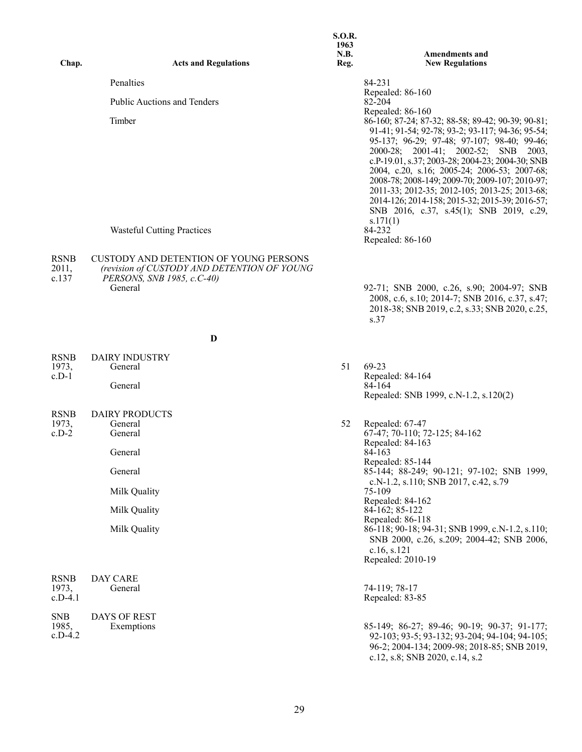| Chap. | Acts and Regulations | S.O.R. 1963 N.B. Reg. | Amendments and New Regulations |
|---|---|---|---|
| | Penalties | | 84-231<br>Repealed: 86-160 |
| | Public Auctions and Tenders | | 82-204<br>Repealed: 86-160 |
| | Timber | | 86-160; 87-24; 87-32; 88-58; 89-42; 90-39; 90-81; 91-41; 91-54; 92-78; 93-2; 93-117; 94-36; 95-54; 95-137; 96-29; 97-48; 97-107; 98-40; 99-46; 2000-28; 2001-41; 2002-52; SNB 2003, c.P-19.01, s.37; 2003-28; 2004-23; 2004-30; SNB 2004, c.20, s.16; 2005-24; 2006-53; 2007-68; 2008-78; 2008-149; 2009-70; 2009-107; 2010-97; 2011-33; 2012-35; 2012-105; 2013-25; 2013-68; 2014-126; 2014-158; 2015-32; 2015-39; 2016-57; SNB 2016, c.37, s.45(1); SNB 2019, c.29, s.171(1) |
| | Wasteful Cutting Practices | | 84-232<br>Repealed: 86-160 |
| RSNB 2011, c.137 | CUSTODY AND DETENTION OF YOUNG PERSONS *(revision of CUSTODY AND DETENTION OF YOUNG PERSONS, SNB 1985, c.C-40)* | | |
| | General | | 92-71; SNB 2000, c.26, s.90; 2004-97; SNB 2008, c.6, s.10; 2014-7; SNB 2016, c.37, s.47; 2018-38; SNB 2019, c.2, s.33; SNB 2020, c.25, s.37 |
| | **D** | | |
| RSNB 1973, c.D-1 | DAIRY INDUSTRY | | |
| | General | 51 | 69-23<br>Repealed: 84-164 |
| | General | | 84-164<br>Repealed: SNB 1999, c.N-1.2, s.120(2) |
| RSNB 1973, c.D-2 | DAIRY PRODUCTS | | |
| | General | 52 | Repealed: 67-47 |
| | General | | 67-47; 70-110; 72-125; 84-162<br>Repealed: 84-163 |
| | General | | 84-163<br>Repealed: 85-144 |
| | General | | 85-144; 88-249; 90-121; 97-102; SNB 1999, c.N-1.2, s.110; SNB 2017, c.42, s.79 |
| | Milk Quality | | 75-109<br>Repealed: 84-162 |
| | Milk Quality | | 84-162; 85-122<br>Repealed: 86-118 |
| | Milk Quality | | 86-118; 90-18; 94-31; SNB 1999, c.N-1.2, s.110; SNB 2000, c.26, s.209; 2004-42; SNB 2006, c.16, s.121<br>Repealed: 2010-19 |
| RSNB 1973, c.D-4.1 | DAY CARE | | |
| | General | | 74-119; 78-17<br>Repealed: 83-85 |
| SNB 1985, c.D-4.2 | DAYS OF REST | | |
| | Exemptions | | 85-149; 86-27; 89-46; 90-19; 90-37; 91-177; 92-103; 93-5; 93-132; 93-204; 94-104; 94-105; 96-2; 2004-134; 2009-98; 2018-85; SNB 2019, c.12, s.8; SNB 2020, c.14, s.2 |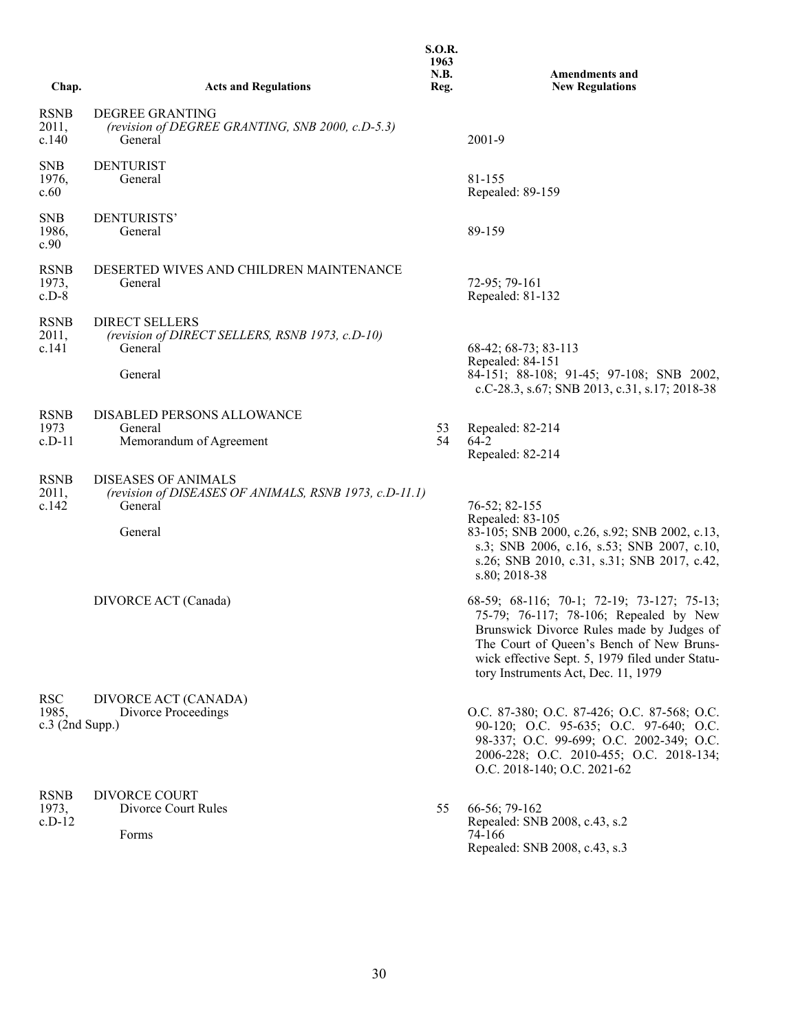| Chap. | Acts and Regulations | S.O.R. 1963 N.B. Reg. | Amendments and New Regulations |
|---|---|---|---|
| RSNB 2011, c.140 | DEGREE GRANTING *(revision of DEGREE GRANTING, SNB 2000, c.D-5.3)* | | |
| | General | | 2001-9 |
| SNB 1976, c.60 | DENTURIST | | |
| | General | | 81-155 Repealed: 89-159 |
| SNB 1986, c.90 | DENTURISTS' | | |
| | General | | 89-159 |
| RSNB 1973, c.D-8 | DESERTED WIVES AND CHILDREN MAINTENANCE | | |
| | General | | 72-95; 79-161 Repealed: 81-132 |
| RSNB 2011, c.141 | DIRECT SELLERS *(revision of DIRECT SELLERS, RSNB 1973, c.D-10)* | | |
| | General | | 68-42; 68-73; 83-113 Repealed: 84-151 |
| | General | | 84-151; 88-108; 91-45; 97-108; SNB 2002, c.C-28.3, s.67; SNB 2013, c.31, s.17; 2018-38 |
| RSNB 1973 c.D-11 | DISABLED PERSONS ALLOWANCE | | |
| | General | 53 | Repealed: 82-214 |
| | Memorandum of Agreement | 54 | 64-2 Repealed: 82-214 |
| RSNB 2011, c.142 | DISEASES OF ANIMALS *(revision of DISEASES OF ANIMALS, RSNB 1973, c.D-11.1)* | | |
| | General | | 76-52; 82-155 Repealed: 83-105 |
| | General | | 83-105; SNB 2000, c.26, s.92; SNB 2002, c.13, s.3; SNB 2006, c.16, s.53; SNB 2007, c.10, s.26; SNB 2010, c.31, s.31; SNB 2017, c.42, s.80; 2018-38 |
| | DIVORCE ACT (Canada) | | 68-59; 68-116; 70-1; 72-19; 73-127; 75-13; 75-79; 76-117; 78-106; Repealed by New Brunswick Divorce Rules made by Judges of The Court of Queen's Bench of New Brunswick effective Sept. 5, 1979 filed under Statutory Instruments Act, Dec. 11, 1979 |
| RSC 1985, c.3 (2nd Supp.) | DIVORCE ACT (CANADA) | | |
| | Divorce Proceedings | | O.C. 87-380; O.C. 87-426; O.C. 87-568; O.C. 90-120; O.C. 95-635; O.C. 97-640; O.C. 98-337; O.C. 99-699; O.C. 2002-349; O.C. 2006-228; O.C. 2010-455; O.C. 2018-134; O.C. 2018-140; O.C. 2021-62 |
| RSNB 1973, c.D-12 | DIVORCE COURT | | |
| | Divorce Court Rules | 55 | 66-56; 79-162 Repealed: SNB 2008, c.43, s.2 |
| | Forms | | 74-166 Repealed: SNB 2008, c.43, s.3 |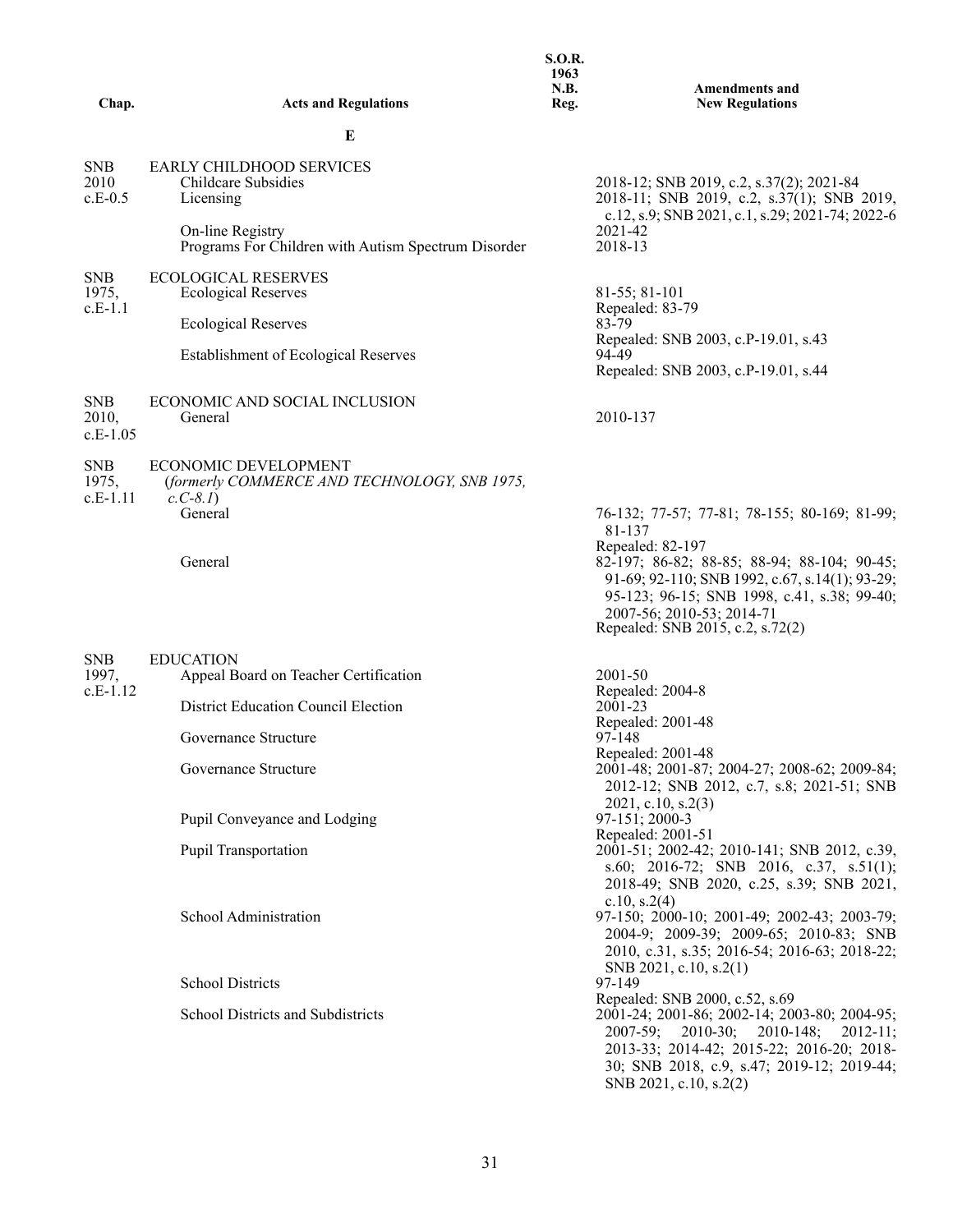| Chap. | Acts and Regulations | S.O.R. 1963 N.B. Reg. | Amendments and New Regulations |
|---|---|---|---|
| | **E** | | |
| SNB 2010 c.E-0.5 | EARLY CHILDHOOD SERVICES | | |
| | Childcare Subsidies | | 2018-12; SNB 2019, c.2, s.37(2); 2021-84 |
| | Licensing | | 2018-11; SNB 2019, c.2, s.37(1); SNB 2019, c.12, s.9; SNB 2021, c.1, s.29; 2021-74; 2022-6 |
| | On-line Registry | | 2021-42 |
| | Programs For Children with Autism Spectrum Disorder | | 2018-13 |
| SNB 1975, c.E-1.1 | ECOLOGICAL RESERVES | | |
| | Ecological Reserves | | 81-55; 81-101<br>Repealed: 83-79 |
| | Ecological Reserves | | 83-79<br>Repealed: SNB 2003, c.P-19.01, s.43 |
| | Establishment of Ecological Reserves | | 94-49<br>Repealed: SNB 2003, c.P-19.01, s.44 |
| SNB 2010, c.E-1.05 | ECONOMIC AND SOCIAL INCLUSION | | |
| | General | | 2010-137 |
| SNB 1975, c.E-1.11 | ECONOMIC DEVELOPMENT (*formerly COMMERCE AND TECHNOLOGY, SNB 1975, c.C-8.1*) | | |
| | General | | 76-132; 77-57; 77-81; 78-155; 80-169; 81-99; 81-137<br>Repealed: 82-197 |
| | General | | 82-197; 86-82; 88-85; 88-94; 88-104; 90-45; 91-69; 92-110; SNB 1992, c.67, s.14(1); 93-29; 95-123; 96-15; SNB 1998, c.41, s.38; 99-40; 2007-56; 2010-53; 2014-71<br>Repealed: SNB 2015, c.2, s.72(2) |
| SNB 1997, c.E-1.12 | EDUCATION | | |
| | Appeal Board on Teacher Certification | | 2001-50<br>Repealed: 2004-8 |
| | District Education Council Election | | 2001-23<br>Repealed: 2001-48 |
| | Governance Structure | | 97-148<br>Repealed: 2001-48 |
| | Governance Structure | | 2001-48; 2001-87; 2004-27; 2008-62; 2009-84; 2012-12; SNB 2012, c.7, s.8; 2021-51; SNB 2021, c.10, s.2(3) |
| | Pupil Conveyance and Lodging | | 97-151; 2000-3<br>Repealed: 2001-51 |
| | Pupil Transportation | | 2001-51; 2002-42; 2010-141; SNB 2012, c.39, s.60; 2016-72; SNB 2016, c.37, s.51(1); 2018-49; SNB 2020, c.25, s.39; SNB 2021, c.10, s.2(4) |
| | School Administration | | 97-150; 2000-10; 2001-49; 2002-43; 2003-79; 2004-9; 2009-39; 2009-65; 2010-83; SNB 2010, c.31, s.35; 2016-54; 2016-63; 2018-22; SNB 2021, c.10, s.2(1) |
| | School Districts | | 97-149<br>Repealed: SNB 2000, c.52, s.69 |
| | School Districts and Subdistricts | | 2001-24; 2001-86; 2002-14; 2003-80; 2004-95; 2007-59; 2010-30; 2010-148; 2012-11; 2013-33; 2014-42; 2015-22; 2016-20; 2018-30; SNB 2018, c.9, s.47; 2019-12; 2019-44; SNB 2021, c.10, s.2(2) |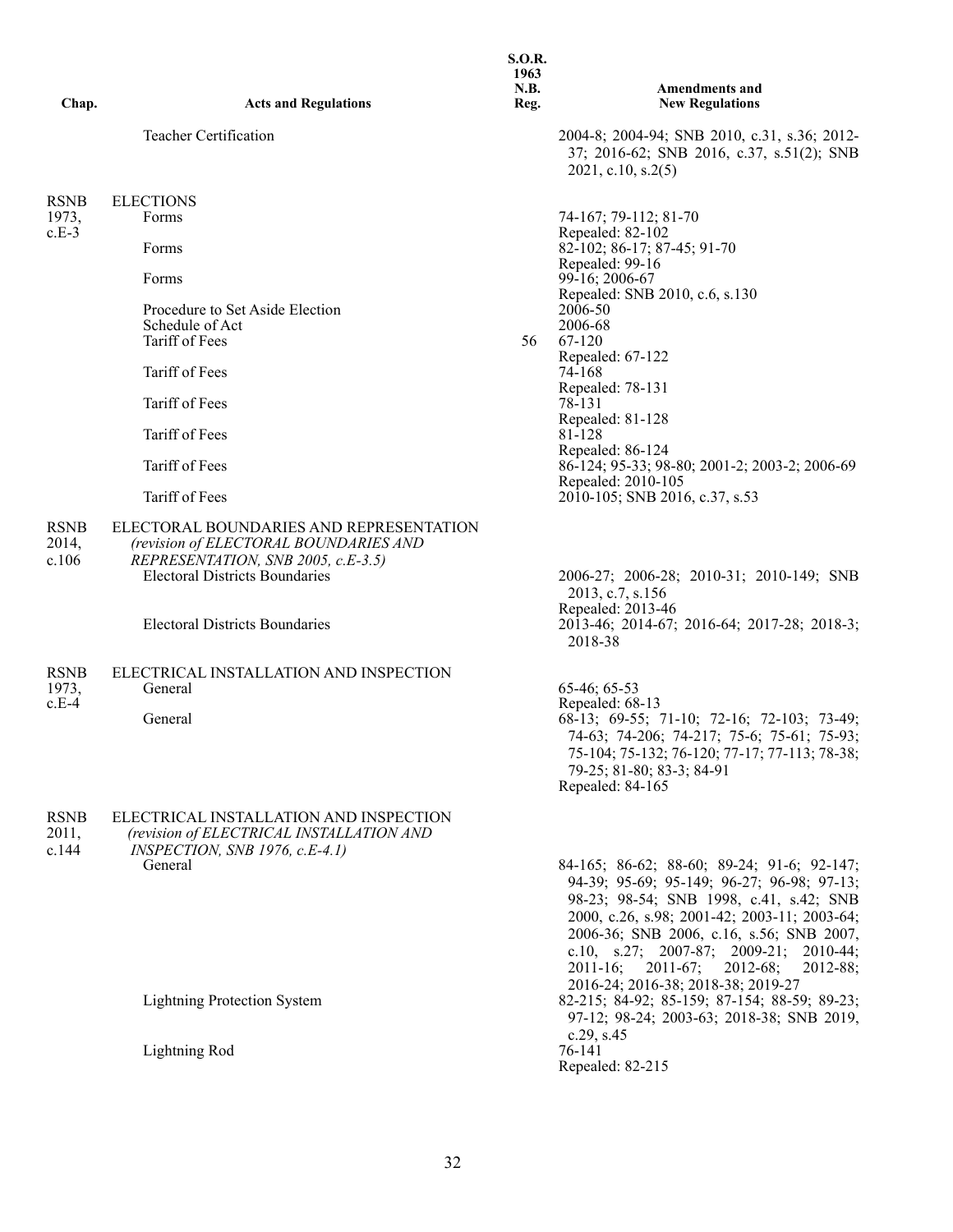| Chap. | Acts and Regulations | S.O.R. 1963 N.B. Reg. | Amendments and New Regulations |
|---|---|---|---|
| | Teacher Certification | | 2004-8; 2004-94; SNB 2010, c.31, s.36; 2012-37; 2016-62; SNB 2016, c.37, s.51(2); SNB 2021, c.10, s.2(5) |
| RSNB 1973, c.E-3 | ELECTIONS | | |
| | Forms | | 74-167; 79-112; 81-70 Repealed: 82-102 |
| | Forms | | 82-102; 86-17; 87-45; 91-70 Repealed: 99-16 |
| | Forms | | 99-16; 2006-67 Repealed: SNB 2010, c.6, s.130 |
| | Procedure to Set Aside Election | | 2006-50 |
| | Schedule of Act | | 2006-68 |
| | Tariff of Fees | 56 | 67-120 Repealed: 67-122 |
| | Tariff of Fees | | 74-168 Repealed: 78-131 |
| | Tariff of Fees | | 78-131 Repealed: 81-128 |
| | Tariff of Fees | | 81-128 Repealed: 86-124 |
| | Tariff of Fees | | 86-124; 95-33; 98-80; 2001-2; 2003-2; 2006-69 Repealed: 2010-105 |
| | Tariff of Fees | | 2010-105; SNB 2016, c.37, s.53 |
| RSNB 2014, c.106 | ELECTORAL BOUNDARIES AND REPRESENTATION *(revision of ELECTORAL BOUNDARIES AND REPRESENTATION, SNB 2005, c.E-3.5)* | | |
| | Electoral Districts Boundaries | | 2006-27; 2006-28; 2010-31; 2010-149; SNB 2013, c.7, s.156 Repealed: 2013-46 |
| | Electoral Districts Boundaries | | 2013-46; 2014-67; 2016-64; 2017-28; 2018-3; 2018-38 |
| RSNB 1973, c.E-4 | ELECTRICAL INSTALLATION AND INSPECTION | | |
| | General | | 65-46; 65-53 Repealed: 68-13 |
| | General | | 68-13; 69-55; 71-10; 72-16; 72-103; 73-49; 74-63; 74-206; 74-217; 75-6; 75-61; 75-93; 75-104; 75-132; 76-120; 77-17; 77-113; 78-38; 79-25; 81-80; 83-3; 84-91 Repealed: 84-165 |
| RSNB 2011, c.144 | ELECTRICAL INSTALLATION AND INSPECTION *(revision of ELECTRICAL INSTALLATION AND INSPECTION, SNB 1976, c.E-4.1)* | | |
| | General | | 84-165; 86-62; 88-60; 89-24; 91-6; 92-147; 94-39; 95-69; 95-149; 96-27; 96-98; 97-13; 98-23; 98-54; SNB 1998, c.41, s.42; SNB 2000, c.26, s.98; 2001-42; 2003-11; 2003-64; 2006-36; SNB 2006, c.16, s.56; SNB 2007, c.10, s.27; 2007-87; 2009-21; 2010-44; 2011-16; 2011-67; 2012-68; 2012-88; 2016-24; 2016-38; 2018-38; 2019-27 |
| | Lightning Protection System | | 82-215; 84-92; 85-159; 87-154; 88-59; 89-23; 97-12; 98-24; 2003-63; 2018-38; SNB 2019, c.29, s.45 |
| | Lightning Rod | | 76-141 Repealed: 82-215 |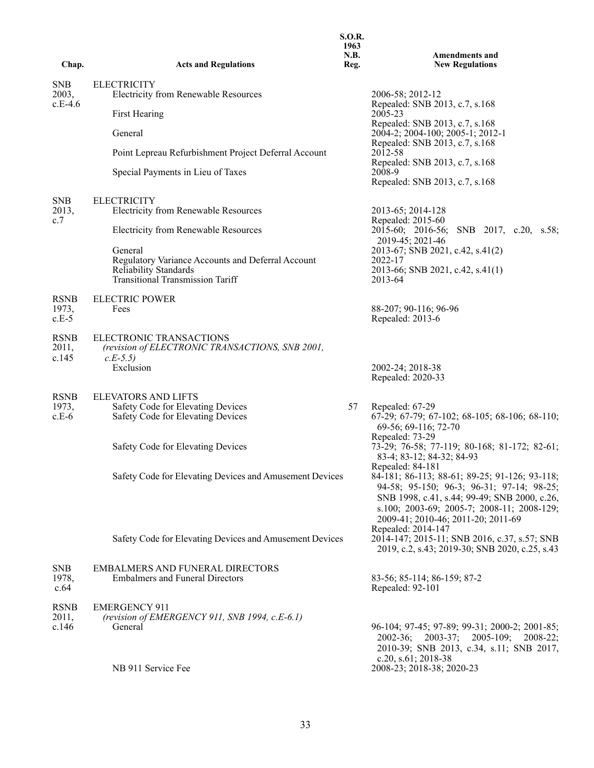| Chap. | Acts and Regulations | S.O.R. 1963 N.B. Reg. | Amendments and New Regulations |
|---|---|---|---|
| SNB 2003, c.E-4.6 | ELECTRICITY | | |
| | Electricity from Renewable Resources | | 2006-58; 2012-12 Repealed: SNB 2013, c.7, s.168 |
| | First Hearing | | 2005-23 Repealed: SNB 2013, c.7, s.168 |
| | General | | 2004-2; 2004-100; 2005-1; 2012-1 Repealed: SNB 2013, c.7, s.168 |
| | Point Lepreau Refurbishment Project Deferral Account | | 2012-58 Repealed: SNB 2013, c.7, s.168 |
| | Special Payments in Lieu of Taxes | | 2008-9 Repealed: SNB 2013, c.7, s.168 |
| SNB 2013, c.7 | ELECTRICITY | | |
| | Electricity from Renewable Resources | | 2013-65; 2014-128 Repealed: 2015-60 |
| | Electricity from Renewable Resources | | 2015-60; 2016-56; SNB 2017, c.20, s.58; 2019-45; 2021-46 |
| | General | | 2013-67; SNB 2021, c.42, s.41(2) |
| | Regulatory Variance Accounts and Deferral Account | | 2022-17 |
| | Reliability Standards | | 2013-66; SNB 2021, c.42, s.41(1) |
| | Transitional Transmission Tariff | | 2013-64 |
| RSNB 1973, c.E-5 | ELECTRIC POWER | | |
| | Fees | | 88-207; 90-116; 96-96 Repealed: 2013-6 |
| RSNB 2011, c.145 | ELECTRONIC TRANSACTIONS *(revision of ELECTRONIC TRANSACTIONS, SNB 2001, c.E-5.5)* | | |
| | Exclusion | | 2002-24; 2018-38 Repealed: 2020-33 |
| RSNB 1973, c.E-6 | ELEVATORS AND LIFTS | | |
| | Safety Code for Elevating Devices | 57 | Repealed: 67-29 |
| | Safety Code for Elevating Devices | | 67-29; 67-79; 67-102; 68-105; 68-106; 68-110; 69-56; 69-116; 72-70 Repealed: 73-29 |
| | Safety Code for Elevating Devices | | 73-29; 76-58; 77-119; 80-168; 81-172; 82-61; 83-4; 83-12; 84-32; 84-93 Repealed: 84-181 |
| | Safety Code for Elevating Devices and Amusement Devices | | 84-181; 86-113; 88-61; 89-25; 91-126; 93-118; 94-58; 95-150; 96-3; 96-31; 97-14; 98-25; SNB 1998, c.41, s.44; 99-49; SNB 2000, c.26, s.100; 2003-69; 2005-7; 2008-11; 2008-129; 2009-41; 2010-46; 2011-20; 2011-69 Repealed: 2014-147 |
| | Safety Code for Elevating Devices and Amusement Devices | | 2014-147; 2015-11; SNB 2016, c.37, s.57; SNB 2019, c.2, s.43; 2019-30; SNB 2020, c.25, s.43 |
| SNB 1978, c.64 | EMBALMERS AND FUNERAL DIRECTORS | | |
| | Embalmers and Funeral Directors | | 83-56; 85-114; 86-159; 87-2 Repealed: 92-101 |
| RSNB 2011, c.146 | EMERGENCY 911 *(revision of EMERGENCY 911, SNB 1994, c.E-6.1)* | | |
| | General | | 96-104; 97-45; 97-89; 99-31; 2000-2; 2001-85; 2002-36; 2003-37; 2005-109; 2008-22; 2010-39; SNB 2013, c.34, s.11; SNB 2017, c.20, s.61; 2018-38 |
| | NB 911 Service Fee | | 2008-23; 2018-38; 2020-23 |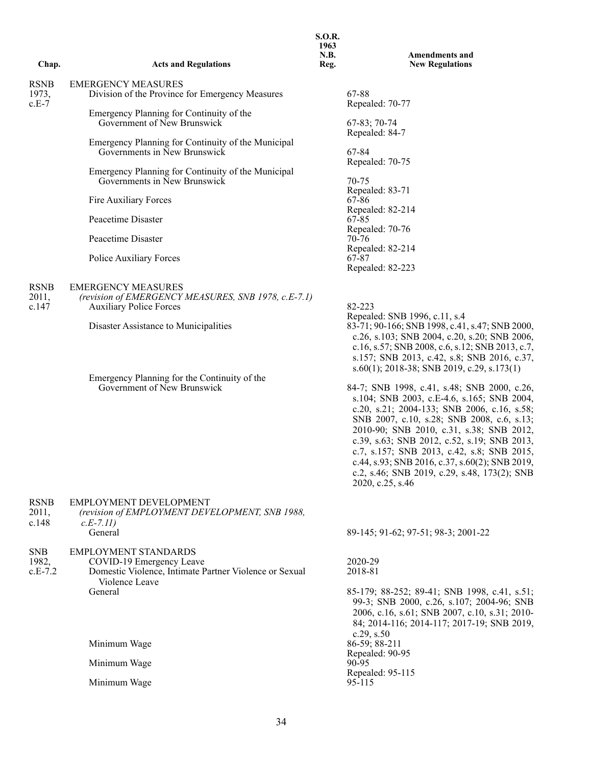| Chap. | Acts and Regulations | S.O.R. 1963 N.B. Reg. | Amendments and New Regulations |
|---|---|---|---|
| RSNB 1973, c.E-7 | EMERGENCY MEASURES | | |
| | Division of the Province for Emergency Measures | | 67-88 Repealed: 70-77 |
| | Emergency Planning for Continuity of the Government of New Brunswick | | 67-83; 70-74 Repealed: 84-7 |
| | Emergency Planning for Continuity of the Municipal Governments in New Brunswick | | 67-84 Repealed: 70-75 |
| | Emergency Planning for Continuity of the Municipal Governments in New Brunswick | | 70-75 Repealed: 83-71 |
| | Fire Auxiliary Forces | | 67-86 Repealed: 82-214 |
| | Peacetime Disaster | | 67-85 Repealed: 70-76 |
| | Peacetime Disaster | | 70-76 Repealed: 82-214 |
| | Police Auxiliary Forces | | 67-87 Repealed: 82-223 |
| RSNB 2011, c.147 | EMERGENCY MEASURES *(revision of EMERGENCY MEASURES, SNB 1978, c.E-7.1)* | | |
| | Auxiliary Police Forces | | 82-223 Repealed: SNB 1996, c.11, s.4 |
| | Disaster Assistance to Municipalities | | 83-71; 90-166; SNB 1998, c.41, s.47; SNB 2000, c.26, s.103; SNB 2004, c.20, s.20; SNB 2006, c.16, s.57; SNB 2008, c.6, s.12; SNB 2013, c.7, s.157; SNB 2013, c.42, s.8; SNB 2016, c.37, s.60(1); 2018-38; SNB 2019, c.29, s.173(1) |
| | Emergency Planning for the Continuity of the Government of New Brunswick | | 84-7; SNB 1998, c.41, s.48; SNB 2000, c.26, s.104; SNB 2003, c.E-4.6, s.165; SNB 2004, c.20, s.21; 2004-133; SNB 2006, c.16, s.58; SNB 2007, c.10, s.28; SNB 2008, c.6, s.13; 2010-90; SNB 2010, c.31, s.38; SNB 2012, c.39, s.63; SNB 2012, c.52, s.19; SNB 2013, c.7, s.157; SNB 2013, c.42, s.8; SNB 2015, c.44, s.93; SNB 2016, c.37, s.60(2); SNB 2019, c.2, s.46; SNB 2019, c.29, s.48, 173(2); SNB 2020, c.25, s.46 |
| RSNB 2011, c.148 | EMPLOYMENT DEVELOPMENT *(revision of EMPLOYMENT DEVELOPMENT, SNB 1988, c.E-7.11)* | | |
| | General | | 89-145; 91-62; 97-51; 98-3; 2001-22 |
| SNB 1982, c.E-7.2 | EMPLOYMENT STANDARDS | | |
| | COVID-19 Emergency Leave | | 2020-29 |
| | Domestic Violence, Intimate Partner Violence or Sexual Violence Leave | | 2018-81 |
| | General | | 85-179; 88-252; 89-41; SNB 1998, c.41, s.51; 99-3; SNB 2000, c.26, s.107; 2004-96; SNB 2006, c.16, s.61; SNB 2007, c.10, s.31; 2010-84; 2014-116; 2014-117; 2017-19; SNB 2019, c.29, s.50 |
| | Minimum Wage | | 86-59; 88-211 Repealed: 90-95 |
| | Minimum Wage | | 90-95 Repealed: 95-115 |
| | Minimum Wage | | 95-115 |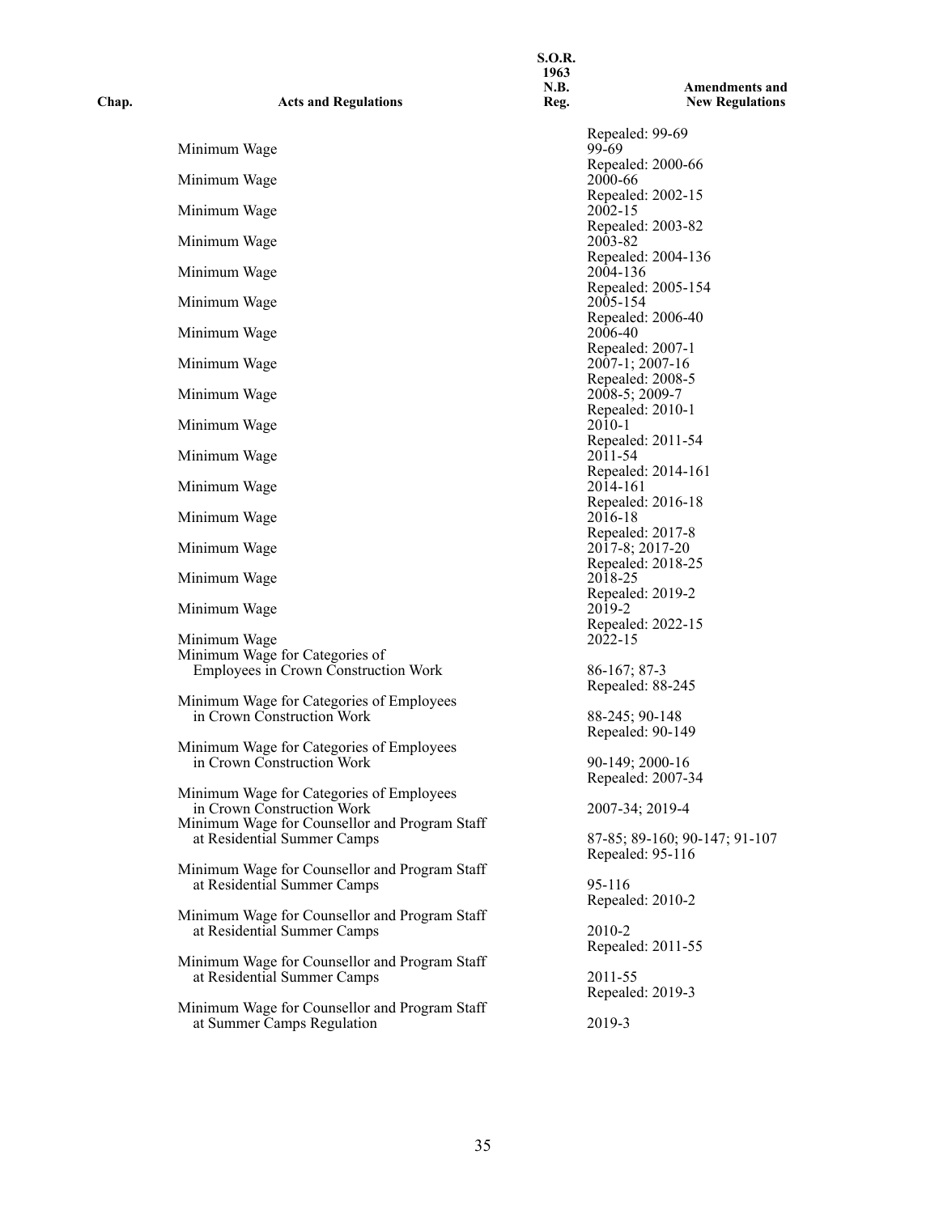| Chap. | Acts and Regulations | S.O.R. 1963 N.B. Reg. | Amendments and New Regulations |
|---|---|---|---|
| | | | Repealed: 99-69 |
| | Minimum Wage | | 99-69 |
| | | | Repealed: 2000-66 |
| | Minimum Wage | | 2000-66 |
| | | | Repealed: 2002-15 |
| | Minimum Wage | | 2002-15 |
| | | | Repealed: 2003-82 |
| | Minimum Wage | | 2003-82 |
| | | | Repealed: 2004-136 |
| | Minimum Wage | | 2004-136 |
| | | | Repealed: 2005-154 |
| | Minimum Wage | | 2005-154 |
| | | | Repealed: 2006-40 |
| | Minimum Wage | | 2006-40 |
| | | | Repealed: 2007-1 |
| | Minimum Wage | | 2007-1; 2007-16 |
| | | | Repealed: 2008-5 |
| | Minimum Wage | | 2008-5; 2009-7 |
| | | | Repealed: 2010-1 |
| | Minimum Wage | | 2010-1 |
| | | | Repealed: 2011-54 |
| | Minimum Wage | | 2011-54 |
| | | | Repealed: 2014-161 |
| | Minimum Wage | | 2014-161 |
| | | | Repealed: 2016-18 |
| | Minimum Wage | | 2016-18 |
| | | | Repealed: 2017-8 |
| | Minimum Wage | | 2017-8; 2017-20 |
| | | | Repealed: 2018-25 |
| | Minimum Wage | | 2018-25 |
| | | | Repealed: 2019-2 |
| | Minimum Wage | | 2019-2 |
| | | | Repealed: 2022-15 |
| | Minimum Wage | | 2022-15 |
| | Minimum Wage for Categories of Employees in Crown Construction Work | | 86-167; 87-3 |
| | | | Repealed: 88-245 |
| | Minimum Wage for Categories of Employees in Crown Construction Work | | 88-245; 90-148 |
| | | | Repealed: 90-149 |
| | Minimum Wage for Categories of Employees in Crown Construction Work | | 90-149; 2000-16 |
| | | | Repealed: 2007-34 |
| | Minimum Wage for Categories of Employees in Crown Construction Work | | 2007-34; 2019-4 |
| | Minimum Wage for Counsellor and Program Staff at Residential Summer Camps | | 87-85; 89-160; 90-147; 91-107 |
| | | | Repealed: 95-116 |
| | Minimum Wage for Counsellor and Program Staff at Residential Summer Camps | | 95-116 |
| | | | Repealed: 2010-2 |
| | Minimum Wage for Counsellor and Program Staff at Residential Summer Camps | | 2010-2 |
| | | | Repealed: 2011-55 |
| | Minimum Wage for Counsellor and Program Staff at Residential Summer Camps | | 2011-55 |
| | | | Repealed: 2019-3 |
| | Minimum Wage for Counsellor and Program Staff at Summer Camps Regulation | | 2019-3 |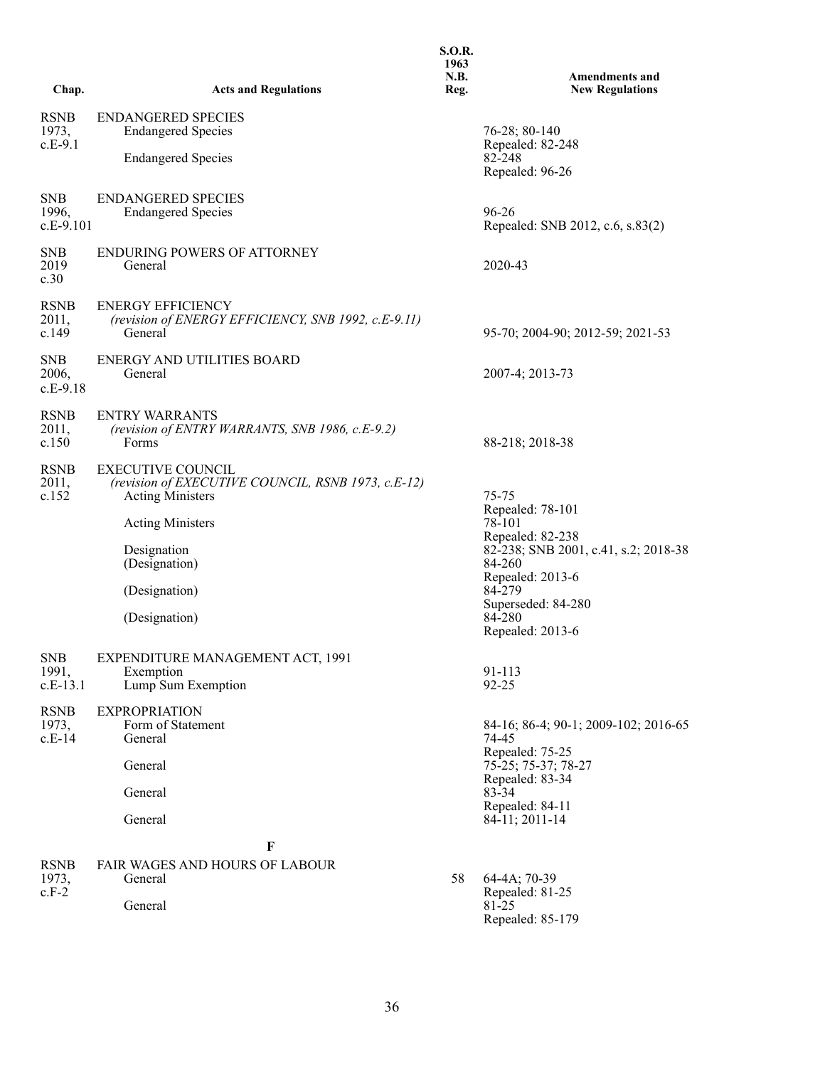| Chap. | Acts and Regulations | S.O.R. 1963 N.B. Reg. | Amendments and New Regulations |
|---|---|---|---|
| RSNB 1973, c.E-9.1 | ENDANGERED SPECIES | | |
| | Endangered Species | | 76-28; 80-140<br>Repealed: 82-248 |
| | Endangered Species | | 82-248<br>Repealed: 96-26 |
| SNB 1996, c.E-9.101 | ENDANGERED SPECIES | | |
| | Endangered Species | | 96-26<br>Repealed: SNB 2012, c.6, s.83(2) |
| SNB 2019 c.30 | ENDURING POWERS OF ATTORNEY | | |
| | General | | 2020-43 |
| RSNB 2011, c.149 | ENERGY EFFICIENCY<br>*(revision of ENERGY EFFICIENCY, SNB 1992, c.E-9.11)* | | |
| | General | | 95-70; 2004-90; 2012-59; 2021-53 |
| SNB 2006, c.E-9.18 | ENERGY AND UTILITIES BOARD | | |
| | General | | 2007-4; 2013-73 |
| RSNB 2011, c.150 | ENTRY WARRANTS<br>*(revision of ENTRY WARRANTS, SNB 1986, c.E-9.2)* | | |
| | Forms | | 88-218; 2018-38 |
| RSNB 2011, c.152 | EXECUTIVE COUNCIL<br>*(revision of EXECUTIVE COUNCIL, RSNB 1973, c.E-12)* | | |
| | Acting Ministers | | 75-75<br>Repealed: 78-101 |
| | Acting Ministers | | 78-101<br>Repealed: 82-238 |
| | Designation | | 82-238; SNB 2001, c.41, s.2; 2018-38 |
| | (Designation) | | 84-260<br>Repealed: 2013-6 |
| | (Designation) | | 84-279<br>Superseded: 84-280 |
| | (Designation) | | 84-280<br>Repealed: 2013-6 |
| SNB 1991, c.E-13.1 | EXPENDITURE MANAGEMENT ACT, 1991 | | |
| | Exemption | | 91-113 |
| | Lump Sum Exemption | | 92-25 |
| RSNB 1973, c.E-14 | EXPROPRIATION | | |
| | Form of Statement | | 84-16; 86-4; 90-1; 2009-102; 2016-65 |
| | General | | 74-45<br>Repealed: 75-25 |
| | General | | 75-25; 75-37; 78-27<br>Repealed: 83-34 |
| | General | | 83-34<br>Repealed: 84-11 |
| | General | | 84-11; 2011-14 |
| | **F** | | |
| RSNB 1973, c.F-2 | FAIR WAGES AND HOURS OF LABOUR | | |
| | General | 58 | 64-4A; 70-39<br>Repealed: 81-25 |
| | General | | 81-25<br>Repealed: 85-179 |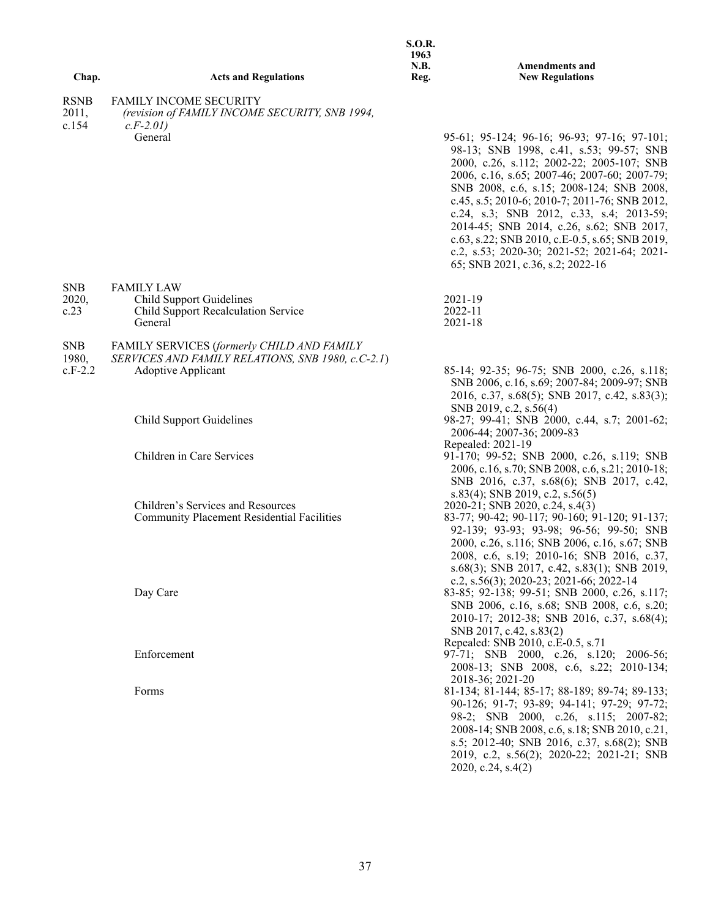| Chap. | Acts and Regulations | S.O.R. 1963 N.B. Reg. | Amendments and New Regulations |
|---|---|---|---|
| RSNB 2011, c.154 | FAMILY INCOME SECURITY *(revision of FAMILY INCOME SECURITY, SNB 1994, c.F-2.01)* | | |
| | General | | 95-61; 95-124; 96-16; 96-93; 97-16; 97-101; 98-13; SNB 1998, c.41, s.53; 99-57; SNB 2000, c.26, s.112; 2002-22; 2005-107; SNB 2006, c.16, s.65; 2007-46; 2007-60; 2007-79; SNB 2008, c.6, s.15; 2008-124; SNB 2008, c.45, s.5; 2010-6; 2010-7; 2011-76; SNB 2012, c.24, s.3; SNB 2012, c.33, s.4; 2013-59; 2014-45; SNB 2014, c.26, s.62; SNB 2017, c.63, s.22; SNB 2010, c.E-0.5, s.65; SNB 2019, c.2, s.53; 2020-30; 2021-52; 2021-64; 2021-65; SNB 2021, c.36, s.2; 2022-16 |
| SNB 2020, c.23 | FAMILY LAW | | |
| | Child Support Guidelines | | 2021-19 |
| | Child Support Recalculation Service | | 2022-11 |
| | General | | 2021-18 |
| SNB 1980, c.F-2.2 | FAMILY SERVICES (*formerly CHILD AND FAMILY SERVICES AND FAMILY RELATIONS, SNB 1980, c.C-2.1*) | | |
| | Adoptive Applicant | | 85-14; 92-35; 96-75; SNB 2000, c.26, s.118; SNB 2006, c.16, s.69; 2007-84; 2009-97; SNB 2016, c.37, s.68(5); SNB 2017, c.42, s.83(3); SNB 2019, c.2, s.56(4) |
| | Child Support Guidelines | | 98-27; 99-41; SNB 2000, c.44, s.7; 2001-62; 2006-44; 2007-36; 2009-83 Repealed: 2021-19 |
| | Children in Care Services | | 91-170; 99-52; SNB 2000, c.26, s.119; SNB 2006, c.16, s.70; SNB 2008, c.6, s.21; 2010-18; SNB 2016, c.37, s.68(6); SNB 2017, c.42, s.83(4); SNB 2019, c.2, s.56(5) |
| | Children's Services and Resources | | 2020-21; SNB 2020, c.24, s.4(3) |
| | Community Placement Residential Facilities | | 83-77; 90-42; 90-117; 90-160; 91-120; 91-137; 92-139; 93-93; 93-98; 96-56; 99-50; SNB 2000, c.26, s.116; SNB 2006, c.16, s.67; SNB 2008, c.6, s.19; 2010-16; SNB 2016, c.37, s.68(3); SNB 2017, c.42, s.83(1); SNB 2019, c.2, s.56(3); 2020-23; 2021-66; 2022-14 |
| | Day Care | | 83-85; 92-138; 99-51; SNB 2000, c.26, s.117; SNB 2006, c.16, s.68; SNB 2008, c.6, s.20; 2010-17; 2012-38; SNB 2016, c.37, s.68(4); SNB 2017, c.42, s.83(2) Repealed: SNB 2010, c.E-0.5, s.71 |
| | Enforcement | | 97-71; SNB 2000, c.26, s.120; 2006-56; 2008-13; SNB 2008, c.6, s.22; 2010-134; 2018-36; 2021-20 |
| | Forms | | 81-134; 81-144; 85-17; 88-189; 89-74; 89-133; 90-126; 91-7; 93-89; 94-141; 97-29; 97-72; 98-2; SNB 2000, c.26, s.115; 2007-82; 2008-14; SNB 2008, c.6, s.18; SNB 2010, c.21, s.5; 2012-40; SNB 2016, c.37, s.68(2); SNB 2019, c.2, s.56(2); 2020-22; 2021-21; SNB 2020, c.24, s.4(2) |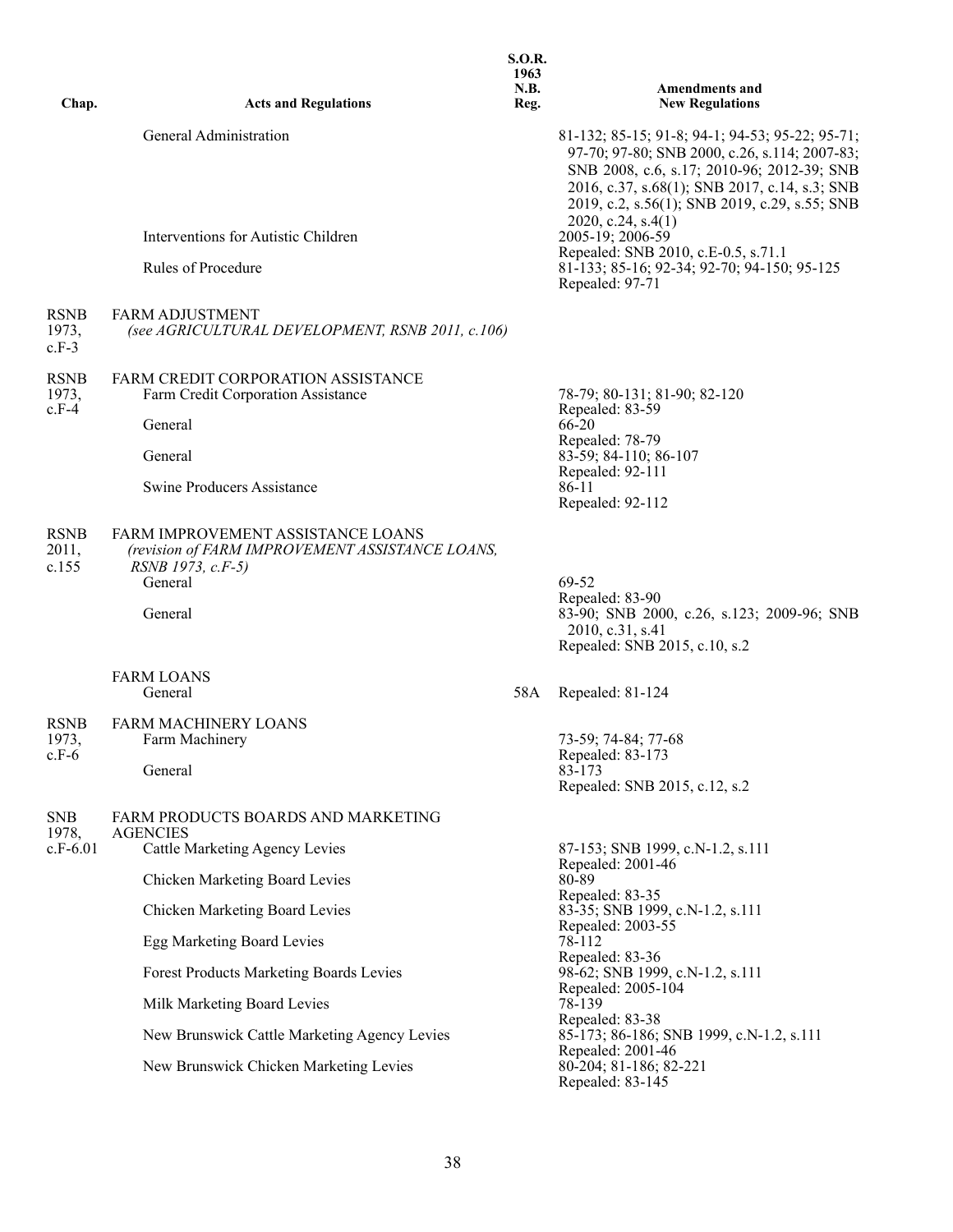| Chap. | Acts and Regulations | S.O.R. 1963 N.B. Reg. | Amendments and New Regulations |
|---|---|---|---|
| | General Administration | | 81-132; 85-15; 91-8; 94-1; 94-53; 95-22; 95-71; 97-70; 97-80; SNB 2000, c.26, s.114; 2007-83; SNB 2008, c.6, s.17; 2010-96; 2012-39; SNB 2016, c.37, s.68(1); SNB 2017, c.14, s.3; SNB 2019, c.2, s.56(1); SNB 2019, c.29, s.55; SNB 2020, c.24, s.4(1) |
| | Interventions for Autistic Children | | 2005-19; 2006-59<br>Repealed: SNB 2010, c.E-0.5, s.71.1 |
| | Rules of Procedure | | 81-133; 85-16; 92-34; 92-70; 94-150; 95-125<br>Repealed: 97-71 |
| RSNB 1973, c.F-3 | FARM ADJUSTMENT<br>*(see AGRICULTURAL DEVELOPMENT, RSNB 2011, c.106)* | | |
| RSNB 1973, c.F-4 | FARM CREDIT CORPORATION ASSISTANCE | | |
| | Farm Credit Corporation Assistance | | 78-79; 80-131; 81-90; 82-120<br>Repealed: 83-59 |
| | General | | 66-20<br>Repealed: 78-79 |
| | General | | 83-59; 84-110; 86-107<br>Repealed: 92-111 |
| | Swine Producers Assistance | | 86-11<br>Repealed: 92-112 |
| RSNB 2011, c.155 | FARM IMPROVEMENT ASSISTANCE LOANS<br>*(revision of FARM IMPROVEMENT ASSISTANCE LOANS, RSNB 1973, c.F-5)* | | |
| | General | | 69-52<br>Repealed: 83-90 |
| | General | | 83-90; SNB 2000, c.26, s.123; 2009-96; SNB 2010, c.31, s.41<br>Repealed: SNB 2015, c.10, s.2 |
| | FARM LOANS | | |
| | General | 58A | Repealed: 81-124 |
| RSNB 1973, c.F-6 | FARM MACHINERY LOANS | | |
| | Farm Machinery | | 73-59; 74-84; 77-68<br>Repealed: 83-173 |
| | General | | 83-173<br>Repealed: SNB 2015, c.12, s.2 |
| SNB 1978, c.F-6.01 | FARM PRODUCTS BOARDS AND MARKETING AGENCIES | | |
| | Cattle Marketing Agency Levies | | 87-153; SNB 1999, c.N-1.2, s.111<br>Repealed: 2001-46 |
| | Chicken Marketing Board Levies | | 80-89<br>Repealed: 83-35 |
| | Chicken Marketing Board Levies | | 83-35; SNB 1999, c.N-1.2, s.111<br>Repealed: 2003-55 |
| | Egg Marketing Board Levies | | 78-112<br>Repealed: 83-36 |
| | Forest Products Marketing Boards Levies | | 98-62; SNB 1999, c.N-1.2, s.111<br>Repealed: 2005-104 |
| | Milk Marketing Board Levies | | 78-139<br>Repealed: 83-38 |
| | New Brunswick Cattle Marketing Agency Levies | | 85-173; 86-186; SNB 1999, c.N-1.2, s.111<br>Repealed: 2001-46 |
| | New Brunswick Chicken Marketing Levies | | 80-204; 81-186; 82-221<br>Repealed: 83-145 |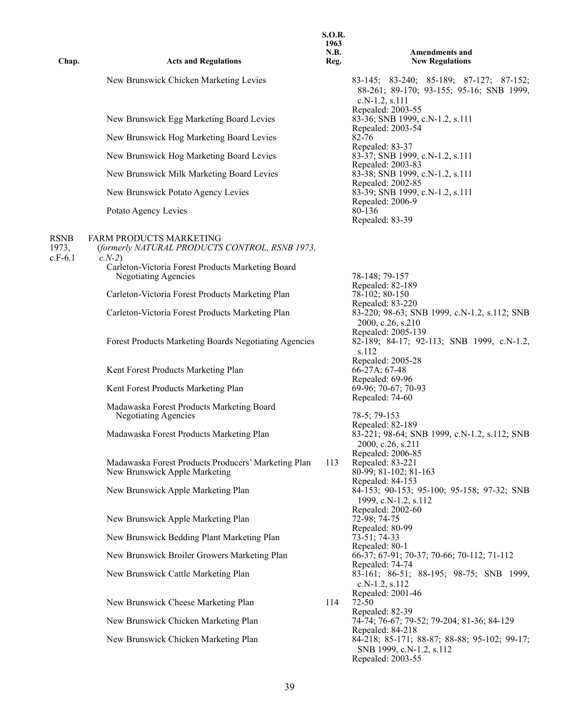| Chap. | Acts and Regulations | S.O.R. 1963 N.B. Reg. | Amendments and New Regulations |
|---|---|---|---|
| | New Brunswick Chicken Marketing Levies | | 83-145; 83-240; 85-189; 87-127; 87-152; 88-261; 89-170; 93-155; 95-16; SNB 1999, c.N-1.2, s.111<br>Repealed: 2003-55 |
| | New Brunswick Egg Marketing Board Levies | | 83-36; SNB 1999, c.N-1.2, s.111<br>Repealed: 2003-54 |
| | New Brunswick Hog Marketing Board Levies | | 82-76<br>Repealed: 83-37 |
| | New Brunswick Hog Marketing Board Levies | | 83-37; SNB 1999, c.N-1.2, s.111<br>Repealed: 2003-83 |
| | New Brunswick Milk Marketing Board Levies | | 83-38; SNB 1999, c.N-1.2, s.111<br>Repealed: 2002-85 |
| | New Brunswick Potato Agency Levies | | 83-39; SNB 1999, c.N-1.2, s.111<br>Repealed: 2006-9 |
| | Potato Agency Levies | | 80-136<br>Repealed: 83-39 |
| RSNB 1973, c.F-6.1 | FARM PRODUCTS MARKETING<br>(*formerly NATURAL PRODUCTS CONTROL, RSNB 1973, c.N-2*) | | |
| | Carleton-Victoria Forest Products Marketing Board Negotiating Agencies | | 78-148; 79-157<br>Repealed: 82-189 |
| | Carleton-Victoria Forest Products Marketing Plan | | 78-102; 80-150<br>Repealed: 83-220 |
| | Carleton-Victoria Forest Products Marketing Plan | | 83-220; 98-63; SNB 1999, c.N-1.2, s.112; SNB 2000, c.26, s.210<br>Repealed: 2005-139 |
| | Forest Products Marketing Boards Negotiating Agencies | | 82-189; 84-17; 92-113; SNB 1999, c.N-1.2, s.112<br>Repealed: 2005-28 |
| | Kent Forest Products Marketing Plan | | 66-27A; 67-48<br>Repealed: 69-96 |
| | Kent Forest Products Marketing Plan | | 69-96; 70-67; 70-93<br>Repealed: 74-60 |
| | Madawaska Forest Products Marketing Board Negotiating Agencies | | 78-5; 79-153<br>Repealed: 82-189 |
| | Madawaska Forest Products Marketing Plan | | 83-221; 98-64; SNB 1999, c.N-1.2, s.112; SNB 2000, c.26, s.211<br>Repealed: 2006-85 |
| | Madawaska Forest Products Producers' Marketing Plan | 113 | Repealed: 83-221 |
| | New Brunswick Apple Marketing | | 80-99; 81-102; 81-163<br>Repealed: 84-153 |
| | New Brunswick Apple Marketing Plan | | 84-153; 90-153; 95-100; 95-158; 97-32; SNB 1999, c.N-1.2, s.112<br>Repealed: 2002-60 |
| | New Brunswick Apple Marketing Plan | | 72-98; 74-75<br>Repealed: 80-99 |
| | New Brunswick Bedding Plant Marketing Plan | | 73-51; 74-33<br>Repealed: 80-1 |
| | New Brunswick Broiler Growers Marketing Plan | | 66-37; 67-91; 70-37; 70-66; 70-112; 71-112<br>Repealed: 74-74 |
| | New Brunswick Cattle Marketing Plan | | 83-161; 86-51; 88-195; 98-75; SNB 1999, c.N-1.2, s.112<br>Repealed: 2001-46 |
| | New Brunswick Cheese Marketing Plan | 114 | 72-50<br>Repealed: 82-39 |
| | New Brunswick Chicken Marketing Plan | | 74-74; 76-67; 79-52; 79-204; 81-36; 84-129<br>Repealed: 84-218 |
| | New Brunswick Chicken Marketing Plan | | 84-218; 85-171; 88-87; 88-88; 95-102; 99-17; SNB 1999, c.N-1.2, s.112<br>Repealed: 2003-55 |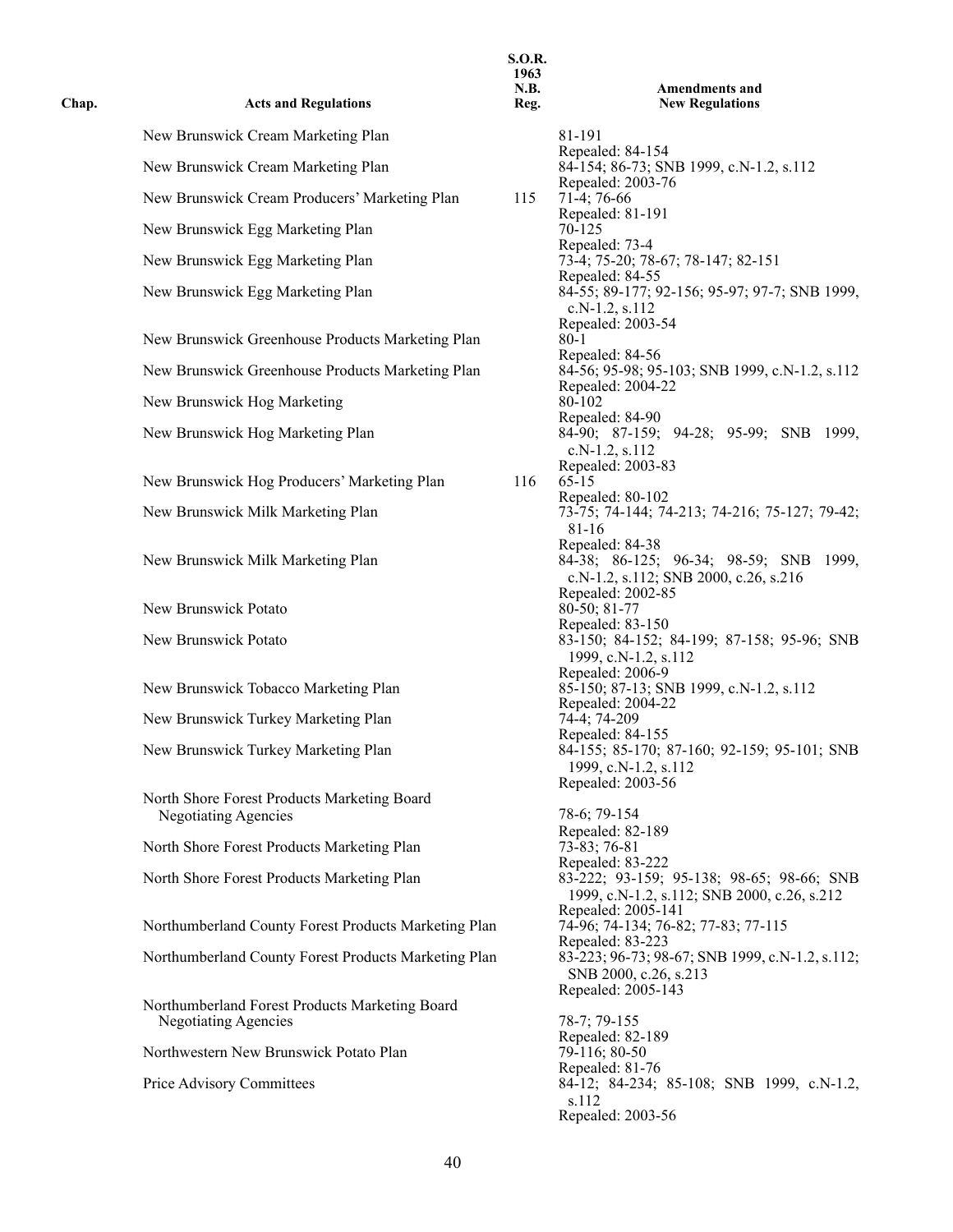| Chap. | Acts and Regulations | S.O.R. 1963 N.B. Reg. | Amendments and New Regulations |
|---|---|---|---|
| | New Brunswick Cream Marketing Plan | | 81-191<br>Repealed: 84-154 |
| | New Brunswick Cream Marketing Plan | | 84-154; 86-73; SNB 1999, c.N-1.2, s.112<br>Repealed: 2003-76 |
| | New Brunswick Cream Producers' Marketing Plan | 115 | 71-4; 76-66<br>Repealed: 81-191 |
| | New Brunswick Egg Marketing Plan | | 70-125<br>Repealed: 73-4 |
| | New Brunswick Egg Marketing Plan | | 73-4; 75-20; 78-67; 78-147; 82-151<br>Repealed: 84-55 |
| | New Brunswick Egg Marketing Plan | | 84-55; 89-177; 92-156; 95-97; 97-7; SNB 1999, c.N-1.2, s.112<br>Repealed: 2003-54 |
| | New Brunswick Greenhouse Products Marketing Plan | | 80-1<br>Repealed: 84-56 |
| | New Brunswick Greenhouse Products Marketing Plan | | 84-56; 95-98; 95-103; SNB 1999, c.N-1.2, s.112<br>Repealed: 2004-22 |
| | New Brunswick Hog Marketing | | 80-102<br>Repealed: 84-90 |
| | New Brunswick Hog Marketing Plan | | 84-90; 87-159; 94-28; 95-99; SNB 1999, c.N-1.2, s.112<br>Repealed: 2003-83 |
| | New Brunswick Hog Producers' Marketing Plan | 116 | 65-15<br>Repealed: 80-102 |
| | New Brunswick Milk Marketing Plan | | 73-75; 74-144; 74-213; 74-216; 75-127; 79-42; 81-16<br>Repealed: 84-38 |
| | New Brunswick Milk Marketing Plan | | 84-38; 86-125; 96-34; 98-59; SNB 1999, c.N-1.2, s.112; SNB 2000, c.26, s.216<br>Repealed: 2002-85 |
| | New Brunswick Potato | | 80-50; 81-77<br>Repealed: 83-150 |
| | New Brunswick Potato | | 83-150; 84-152; 84-199; 87-158; 95-96; SNB 1999, c.N-1.2, s.112<br>Repealed: 2006-9 |
| | New Brunswick Tobacco Marketing Plan | | 85-150; 87-13; SNB 1999, c.N-1.2, s.112<br>Repealed: 2004-22 |
| | New Brunswick Turkey Marketing Plan | | 74-4; 74-209<br>Repealed: 84-155 |
| | New Brunswick Turkey Marketing Plan | | 84-155; 85-170; 87-160; 92-159; 95-101; SNB 1999, c.N-1.2, s.112<br>Repealed: 2003-56 |
| | North Shore Forest Products Marketing Board Negotiating Agencies | | 78-6; 79-154<br>Repealed: 82-189 |
| | North Shore Forest Products Marketing Plan | | 73-83; 76-81<br>Repealed: 83-222 |
| | North Shore Forest Products Marketing Plan | | 83-222; 93-159; 95-138; 98-65; 98-66; SNB 1999, c.N-1.2, s.112; SNB 2000, c.26, s.212<br>Repealed: 2005-141 |
| | Northumberland County Forest Products Marketing Plan | | 74-96; 74-134; 76-82; 77-83; 77-115<br>Repealed: 83-223 |
| | Northumberland County Forest Products Marketing Plan | | 83-223; 96-73; 98-67; SNB 1999, c.N-1.2, s.112; SNB 2000, c.26, s.213<br>Repealed: 2005-143 |
| | Northumberland Forest Products Marketing Board Negotiating Agencies | | 78-7; 79-155<br>Repealed: 82-189 |
| | Northwestern New Brunswick Potato Plan | | 79-116; 80-50<br>Repealed: 81-76 |
| | Price Advisory Committees | | 84-12; 84-234; 85-108; SNB 1999, c.N-1.2, s.112<br>Repealed: 2003-56 |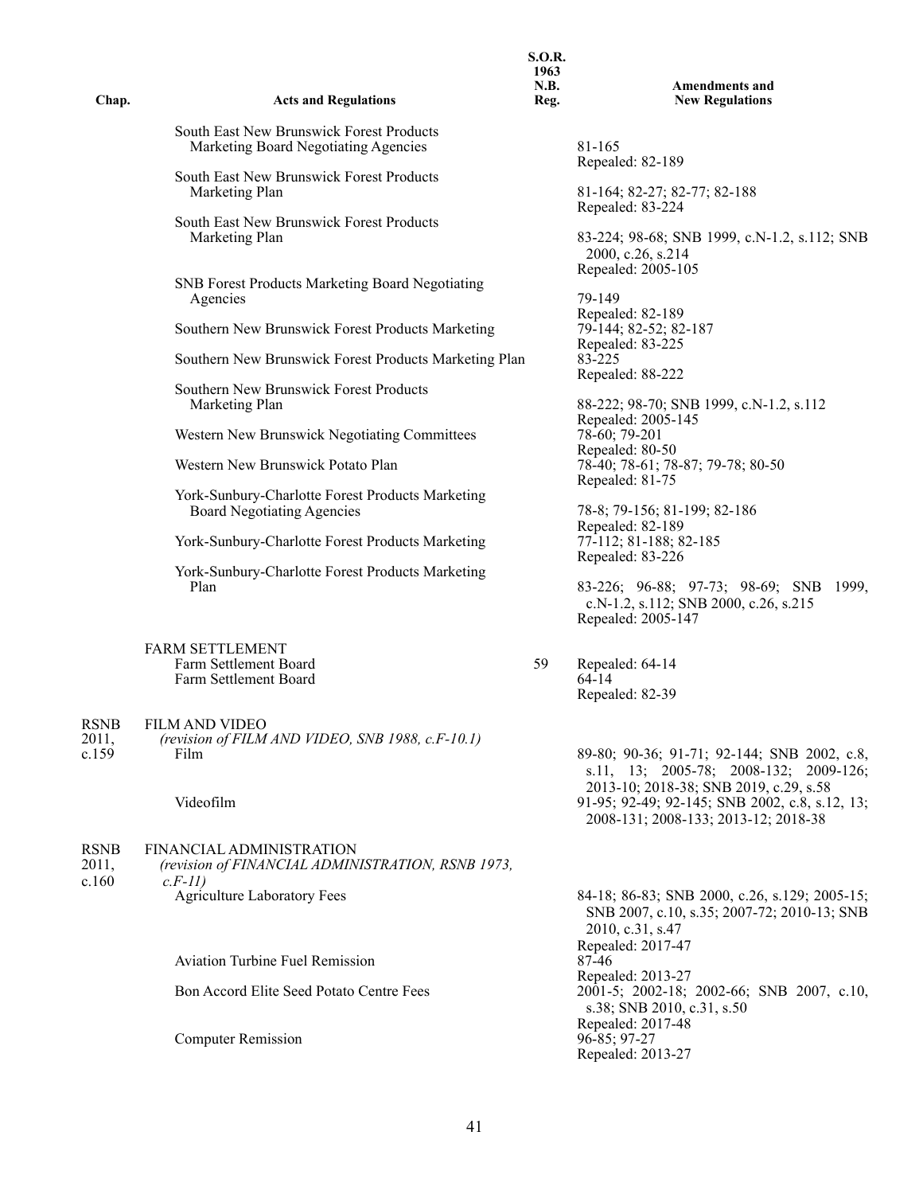| Chap. | Acts and Regulations | S.O.R. 1963 N.B. Reg. | Amendments and New Regulations |
|---|---|---|---|
| | South East New Brunswick Forest Products Marketing Board Negotiating Agencies | | 81-165<br>Repealed: 82-189 |
| | South East New Brunswick Forest Products Marketing Plan | | 81-164; 82-27; 82-77; 82-188<br>Repealed: 83-224 |
| | South East New Brunswick Forest Products Marketing Plan | | 83-224; 98-68; SNB 1999, c.N-1.2, s.112; SNB 2000, c.26, s.214<br>Repealed: 2005-105 |
| | SNB Forest Products Marketing Board Negotiating Agencies | | 79-149<br>Repealed: 82-189 |
| | Southern New Brunswick Forest Products Marketing | | 79-144; 82-52; 82-187<br>Repealed: 83-225 |
| | Southern New Brunswick Forest Products Marketing Plan | | 83-225<br>Repealed: 88-222 |
| | Southern New Brunswick Forest Products Marketing Plan | | 88-222; 98-70; SNB 1999, c.N-1.2, s.112<br>Repealed: 2005-145 |
| | Western New Brunswick Negotiating Committees | | 78-60; 79-201<br>Repealed: 80-50 |
| | Western New Brunswick Potato Plan | | 78-40; 78-61; 78-87; 79-78; 80-50<br>Repealed: 81-75 |
| | York-Sunbury-Charlotte Forest Products Marketing Board Negotiating Agencies | | 78-8; 79-156; 81-199; 82-186<br>Repealed: 82-189 |
| | York-Sunbury-Charlotte Forest Products Marketing | | 77-112; 81-188; 82-185<br>Repealed: 83-226 |
| | York-Sunbury-Charlotte Forest Products Marketing Plan | | 83-226; 96-88; 97-73; 98-69; SNB 1999, c.N-1.2, s.112; SNB 2000, c.26, s.215<br>Repealed: 2005-147 |
| | FARM SETTLEMENT | | |
| | Farm Settlement Board | 59 | Repealed: 64-14 |
| | Farm Settlement Board | | 64-14<br>Repealed: 82-39 |
| RSNB 2011, c.159 | FILM AND VIDEO<br>*(revision of FILM AND VIDEO, SNB 1988, c.F-10.1)* | | |
| | Film | | 89-80; 90-36; 91-71; 92-144; SNB 2002, c.8, s.11, 13; 2005-78; 2008-132; 2009-126; 2013-10; 2018-38; SNB 2019, c.29, s.58 |
| | Videofilm | | 91-95; 92-49; 92-145; SNB 2002, c.8, s.12, 13; 2008-131; 2008-133; 2013-12; 2018-38 |
| RSNB 2011, c.160 | FINANCIAL ADMINISTRATION<br>*(revision of FINANCIAL ADMINISTRATION, RSNB 1973, c.F-11)* | | |
| | Agriculture Laboratory Fees | | 84-18; 86-83; SNB 2000, c.26, s.129; 2005-15; SNB 2007, c.10, s.35; 2007-72; 2010-13; SNB 2010, c.31, s.47<br>Repealed: 2017-47 |
| | Aviation Turbine Fuel Remission | | 87-46<br>Repealed: 2013-27 |
| | Bon Accord Elite Seed Potato Centre Fees | | 2001-5; 2002-18; 2002-66; SNB 2007, c.10, s.38; SNB 2010, c.31, s.50<br>Repealed: 2017-48 |
| | Computer Remission | | 96-85; 97-27<br>Repealed: 2013-27 |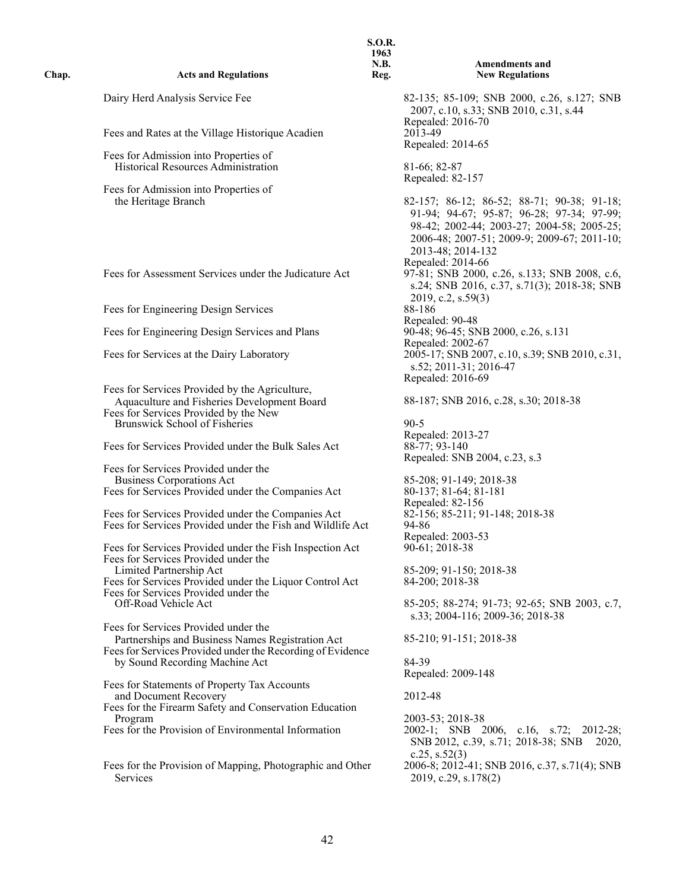| Chap. | Acts and Regulations | S.O.R. 1963 N.B. Reg. | Amendments and New Regulations |
|---|---|---|---|
| | Dairy Herd Analysis Service Fee | | 82-135; 85-109; SNB 2000, c.26, s.127; SNB 2007, c.10, s.33; SNB 2010, c.31, s.44<br>Repealed: 2016-70 |
| | Fees and Rates at the Village Historique Acadien | | 2013-49<br>Repealed: 2014-65 |
| | Fees for Admission into Properties of Historical Resources Administration | | 81-66; 82-87<br>Repealed: 82-157 |
| | Fees for Admission into Properties of the Heritage Branch | | 82-157; 86-12; 86-52; 88-71; 90-38; 91-18; 91-94; 94-67; 95-87; 96-28; 97-34; 97-99; 98-42; 2002-44; 2003-27; 2004-58; 2005-25; 2006-48; 2007-51; 2009-9; 2009-67; 2011-10; 2013-48; 2014-132<br>Repealed: 2014-66 |
| | Fees for Assessment Services under the Judicature Act | | 97-81; SNB 2000, c.26, s.133; SNB 2008, c.6, s.24; SNB 2016, c.37, s.71(3); 2018-38; SNB 2019, c.2, s.59(3) |
| | Fees for Engineering Design Services | | 88-186<br>Repealed: 90-48 |
| | Fees for Engineering Design Services and Plans | | 90-48; 96-45; SNB 2000, c.26, s.131<br>Repealed: 2002-67 |
| | Fees for Services at the Dairy Laboratory | | 2005-17; SNB 2007, c.10, s.39; SNB 2010, c.31, s.52; 2011-31; 2016-47<br>Repealed: 2016-69 |
| | Fees for Services Provided by the Agriculture, Aquaculture and Fisheries Development Board | | 88-187; SNB 2016, c.28, s.30; 2018-38 |
| | Fees for Services Provided by the New Brunswick School of Fisheries | | 90-5<br>Repealed: 2013-27 |
| | Fees for Services Provided under the Bulk Sales Act | | 88-77; 93-140<br>Repealed: SNB 2004, c.23, s.3 |
| | Fees for Services Provided under the Business Corporations Act | | 85-208; 91-149; 2018-38 |
| | Fees for Services Provided under the Companies Act | | 80-137; 81-64; 81-181<br>Repealed: 82-156 |
| | Fees for Services Provided under the Companies Act | | 82-156; 85-211; 91-148; 2018-38 |
| | Fees for Services Provided under the Fish and Wildlife Act | | 94-86<br>Repealed: 2003-53 |
| | Fees for Services Provided under the Fish Inspection Act | | 90-61; 2018-38 |
| | Fees for Services Provided under the Limited Partnership Act | | 85-209; 91-150; 2018-38 |
| | Fees for Services Provided under the Liquor Control Act | | 84-200; 2018-38 |
| | Fees for Services Provided under the Off-Road Vehicle Act | | 85-205; 88-274; 91-73; 92-65; SNB 2003, c.7, s.33; 2004-116; 2009-36; 2018-38 |
| | Fees for Services Provided under the Partnerships and Business Names Registration Act | | 85-210; 91-151; 2018-38 |
| | Fees for Services Provided under the Recording of Evidence by Sound Recording Machine Act | | 84-39<br>Repealed: 2009-148 |
| | Fees for Statements of Property Tax Accounts and Document Recovery | | 2012-48 |
| | Fees for the Firearm Safety and Conservation Education Program | | 2003-53; 2018-38 |
| | Fees for the Provision of Environmental Information | | 2002-1; SNB 2006, c.16, s.72; 2012-28; SNB 2012, c.39, s.71; 2018-38; SNB 2020, c.25, s.52(3) |
| | Fees for the Provision of Mapping, Photographic and Other Services | | 2006-8; 2012-41; SNB 2016, c.37, s.71(4); SNB 2019, c.29, s.178(2) |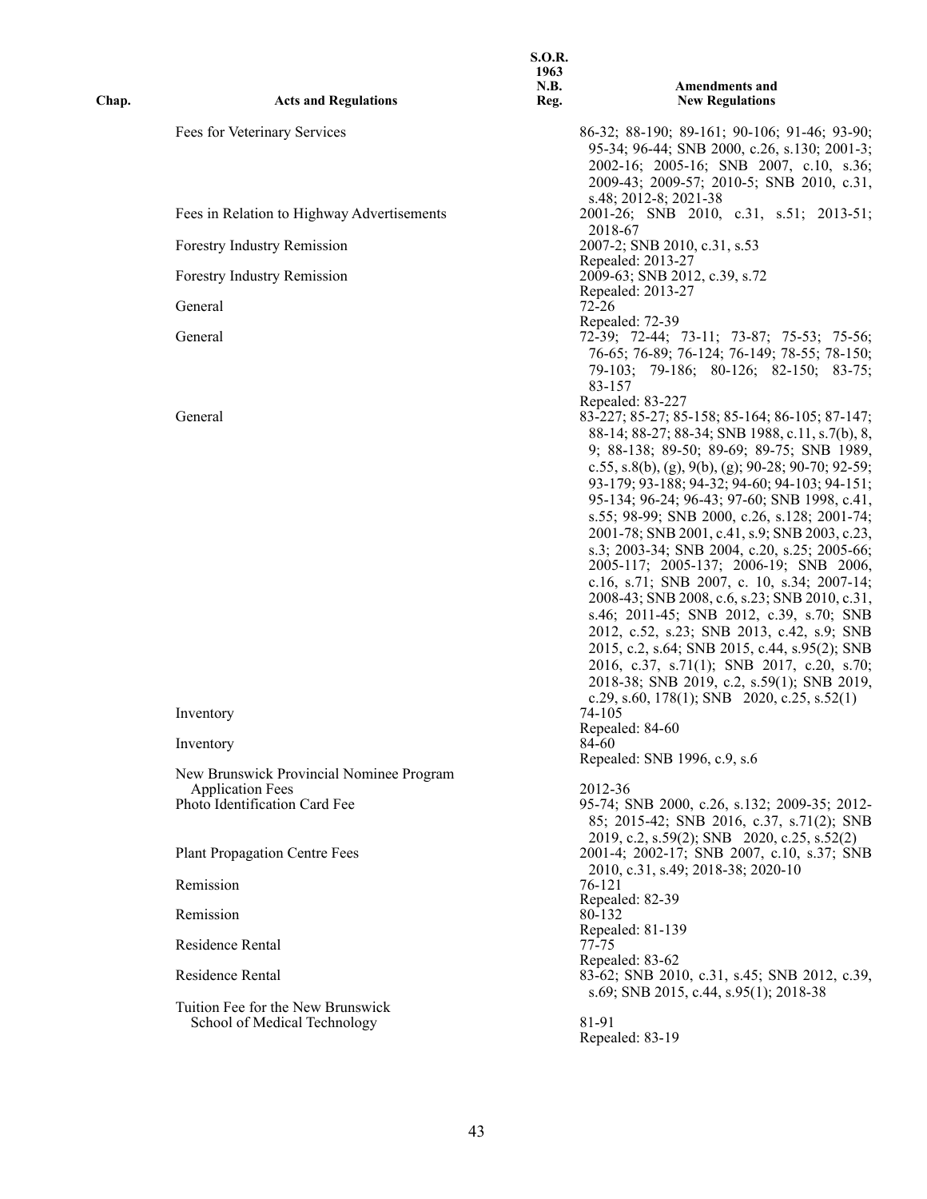| Chap. | Acts and Regulations | S.O.R. 1963 N.B. Reg. | Amendments and New Regulations |
|---|---|---|---|
| | Fees for Veterinary Services | | 86-32; 88-190; 89-161; 90-106; 91-46; 93-90; 95-34; 96-44; SNB 2000, c.26, s.130; 2001-3; 2002-16; 2005-16; SNB 2007, c.10, s.36; 2009-43; 2009-57; 2010-5; SNB 2010, c.31, s.48; 2012-8; 2021-38 |
| | Fees in Relation to Highway Advertisements | | 2001-26; SNB 2010, c.31, s.51; 2013-51; 2018-67 |
| | Forestry Industry Remission | | 2007-2; SNB 2010, c.31, s.53<br>Repealed: 2013-27 |
| | Forestry Industry Remission | | 2009-63; SNB 2012, c.39, s.72<br>Repealed: 2013-27 |
| | General | | 72-26<br>Repealed: 72-39 |
| | General | | 72-39; 72-44; 73-11; 73-87; 75-53; 75-56; 76-65; 76-89; 76-124; 76-149; 78-55; 78-150; 79-103; 79-186; 80-126; 82-150; 83-75; 83-157<br>Repealed: 83-227 |
| | General | | 83-227; 85-27; 85-158; 85-164; 86-105; 87-147; 88-14; 88-27; 88-34; SNB 1988, c.11, s.7(b), 8, 9; 88-138; 89-50; 89-69; 89-75; SNB 1989, c.55, s.8(b), (g), 9(b), (g); 90-28; 90-70; 92-59; 93-179; 93-188; 94-32; 94-60; 94-103; 94-151; 95-134; 96-24; 96-43; 97-60; SNB 1998, c.41, s.55; 98-99; SNB 2000, c.26, s.128; 2001-74; 2001-78; SNB 2001, c.41, s.9; SNB 2003, c.23, s.3; 2003-34; SNB 2004, c.20, s.25; 2005-66; 2005-117; 2005-137; 2006-19; SNB 2006, c.16, s.71; SNB 2007, c. 10, s.34; 2007-14; 2008-43; SNB 2008, c.6, s.23; SNB 2010, c.31, s.46; 2011-45; SNB 2012, c.39, s.70; SNB 2012, c.52, s.23; SNB 2013, c.42, s.9; SNB 2015, c.2, s.64; SNB 2015, c.44, s.95(2); SNB 2016, c.37, s.71(1); SNB 2017, c.20, s.70; 2018-38; SNB 2019, c.2, s.59(1); SNB 2019, c.29, s.60, 178(1); SNB 2020, c.25, s.52(1) |
| | Inventory | | 74-105<br>Repealed: 84-60 |
| | Inventory | | 84-60<br>Repealed: SNB 1996, c.9, s.6 |
| | New Brunswick Provincial Nominee Program Application Fees | | 2012-36 |
| | Photo Identification Card Fee | | 95-74; SNB 2000, c.26, s.132; 2009-35; 2012-85; 2015-42; SNB 2016, c.37, s.71(2); SNB 2019, c.2, s.59(2); SNB 2020, c.25, s.52(2) |
| | Plant Propagation Centre Fees | | 2001-4; 2002-17; SNB 2007, c.10, s.37; SNB 2010, c.31, s.49; 2018-38; 2020-10 |
| | Remission | | 76-121<br>Repealed: 82-39 |
| | Remission | | 80-132<br>Repealed: 81-139 |
| | Residence Rental | | 77-75<br>Repealed: 83-62 |
| | Residence Rental | | 83-62; SNB 2010, c.31, s.45; SNB 2012, c.39, s.69; SNB 2015, c.44, s.95(1); 2018-38 |
| | Tuition Fee for the New Brunswick School of Medical Technology | | 81-91<br>Repealed: 83-19 |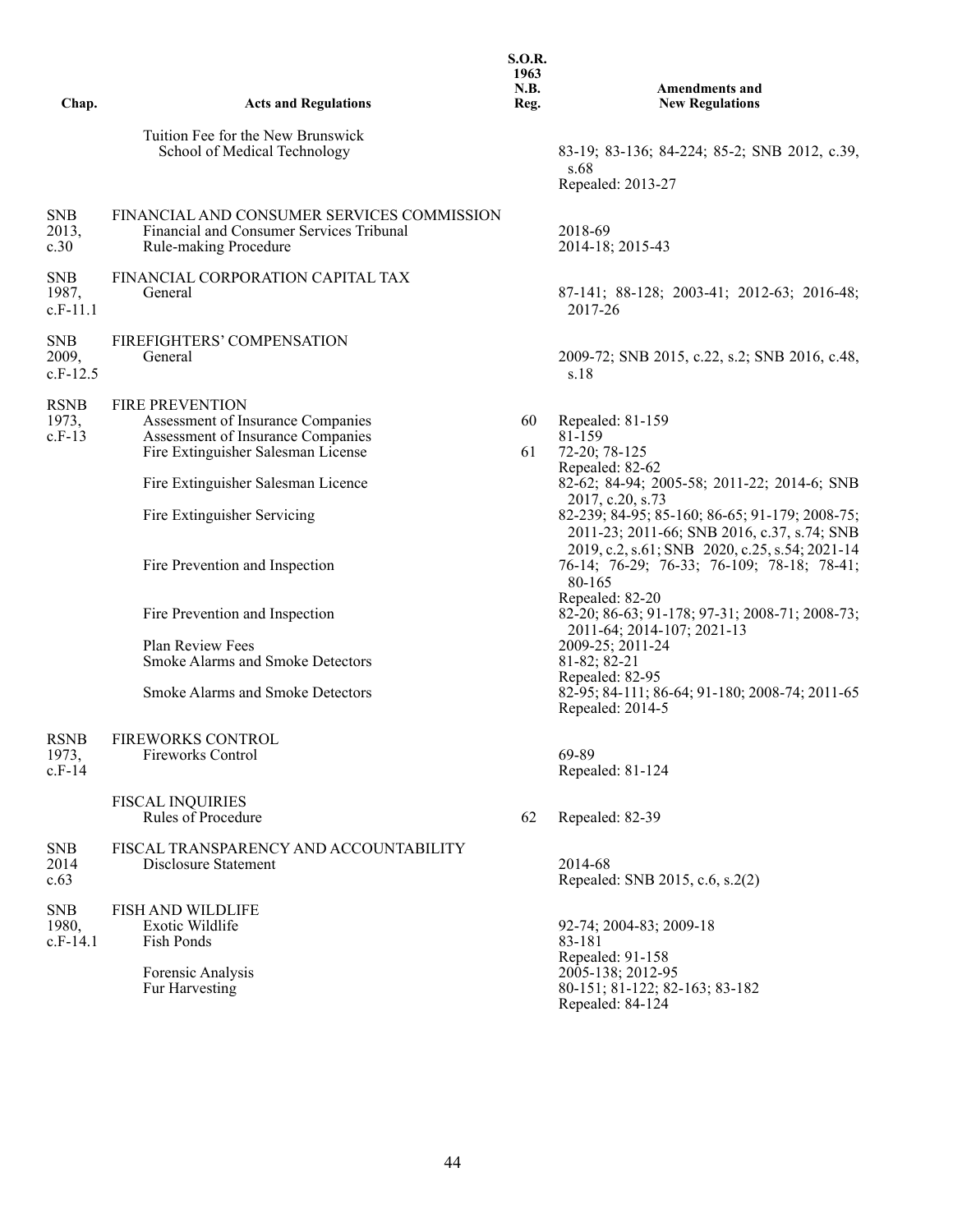| Chap. | Acts and Regulations | S.O.R. 1963 N.B. Reg. | Amendments and New Regulations |
|---|---|---|---|
| | Tuition Fee for the New Brunswick School of Medical Technology | | 83-19; 83-136; 84-224; 85-2; SNB 2012, c.39, s.68<br>Repealed: 2013-27 |
| SNB 2013, c.30 | FINANCIAL AND CONSUMER SERVICES COMMISSION | | |
| | Financial and Consumer Services Tribunal | | 2018-69 |
| | Rule-making Procedure | | 2014-18; 2015-43 |
| SNB 1987, c.F-11.1 | FINANCIAL CORPORATION CAPITAL TAX | | |
| | General | | 87-141; 88-128; 2003-41; 2012-63; 2016-48; 2017-26 |
| SNB 2009, c.F-12.5 | FIREFIGHTERS' COMPENSATION | | |
| | General | | 2009-72; SNB 2015, c.22, s.2; SNB 2016, c.48, s.18 |
| RSNB 1973, c.F-13 | FIRE PREVENTION | | |
| | Assessment of Insurance Companies | 60 | Repealed: 81-159 |
| | Assessment of Insurance Companies | | 81-159 |
| | Fire Extinguisher Salesman License | 61 | 72-20; 78-125<br>Repealed: 82-62 |
| | Fire Extinguisher Salesman Licence | | 82-62; 84-94; 2005-58; 2011-22; 2014-6; SNB 2017, c.20, s.73 |
| | Fire Extinguisher Servicing | | 82-239; 84-95; 85-160; 86-65; 91-179; 2008-75; 2011-23; 2011-66; SNB 2016, c.37, s.74; SNB 2019, c.2, s.61; SNB 2020, c.25, s.54; 2021-14 |
| | Fire Prevention and Inspection | | 76-14; 76-29; 76-33; 76-109; 78-18; 78-41; 80-165<br>Repealed: 82-20 |
| | Fire Prevention and Inspection | | 82-20; 86-63; 91-178; 97-31; 2008-71; 2008-73; 2011-64; 2014-107; 2021-13 |
| | Plan Review Fees | | 2009-25; 2011-24 |
| | Smoke Alarms and Smoke Detectors | | 81-82; 82-21<br>Repealed: 82-95 |
| | Smoke Alarms and Smoke Detectors | | 82-95; 84-111; 86-64; 91-180; 2008-74; 2011-65<br>Repealed: 2014-5 |
| RSNB 1973, c.F-14 | FIREWORKS CONTROL | | |
| | Fireworks Control | | 69-89<br>Repealed: 81-124 |
| | FISCAL INQUIRIES | | |
| | Rules of Procedure | 62 | Repealed: 82-39 |
| SNB 2014 c.63 | FISCAL TRANSPARENCY AND ACCOUNTABILITY | | |
| | Disclosure Statement | | 2014-68<br>Repealed: SNB 2015, c.6, s.2(2) |
| SNB 1980, c.F-14.1 | FISH AND WILDLIFE | | |
| | Exotic Wildlife | | 92-74; 2004-83; 2009-18 |
| | Fish Ponds | | 83-181<br>Repealed: 91-158 |
| | Forensic Analysis | | 2005-138; 2012-95 |
| | Fur Harvesting | | 80-151; 81-122; 82-163; 83-182<br>Repealed: 84-124 |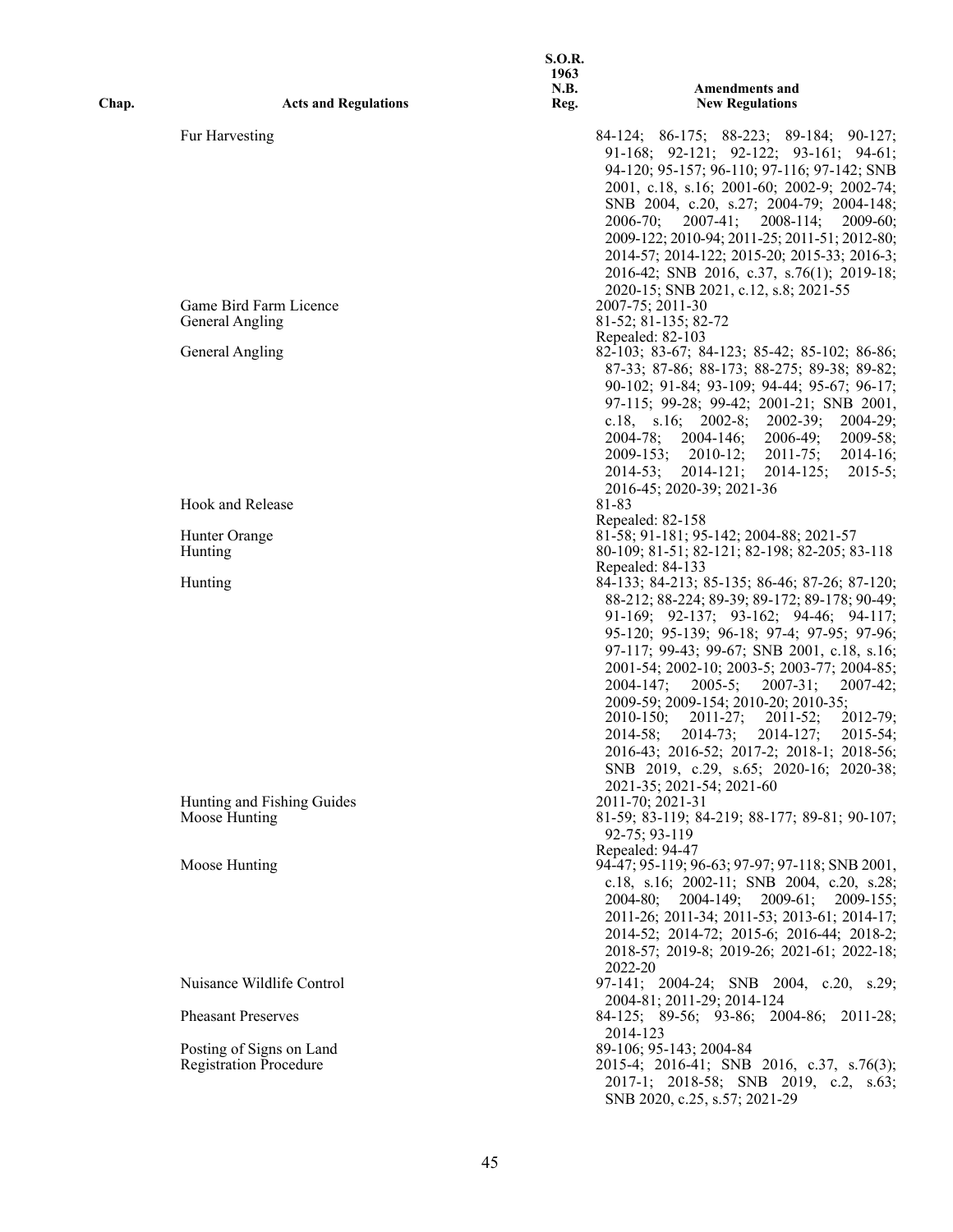| Chap. | Acts and Regulations | S.O.R. 1963 N.B. Reg. | Amendments and New Regulations |
|---|---|---|---|
| | Fur Harvesting | | 84-124; 86-175; 88-223; 89-184; 90-127; 91-168; 92-121; 92-122; 93-161; 94-61; 94-120; 95-157; 96-110; 97-116; 97-142; SNB 2001, c.18, s.16; 2001-60; 2002-9; 2002-74; SNB 2004, c.20, s.27; 2004-79; 2004-148; 2006-70; 2007-41; 2008-114; 2009-60; 2009-122; 2010-94; 2011-25; 2011-51; 2012-80; 2014-57; 2014-122; 2015-20; 2015-33; 2016-3; 2016-42; SNB 2016, c.37, s.76(1); 2019-18; 2020-15; SNB 2021, c.12, s.8; 2021-55 |
| | Game Bird Farm Licence | | 2007-75; 2011-30 |
| | General Angling | | 81-52; 81-135; 82-72 Repealed: 82-103 |
| | General Angling | | 82-103; 83-67; 84-123; 85-42; 85-102; 86-86; 87-33; 87-86; 88-173; 88-275; 89-38; 89-82; 90-102; 91-84; 93-109; 94-44; 95-67; 96-17; 97-115; 99-28; 99-42; 2001-21; SNB 2001, c.18, s.16; 2002-8; 2002-39; 2004-29; 2004-78; 2004-146; 2006-49; 2009-58; 2009-153; 2010-12; 2011-75; 2014-16; 2014-53; 2014-121; 2014-125; 2015-5; 2016-45; 2020-39; 2021-36 |
| | Hook and Release | | 81-83 Repealed: 82-158 |
| | Hunter Orange | | 81-58; 91-181; 95-142; 2004-88; 2021-57 |
| | Hunting | | 80-109; 81-51; 82-121; 82-198; 82-205; 83-118 Repealed: 84-133 |
| | Hunting | | 84-133; 84-213; 85-135; 86-46; 87-26; 87-120; 88-212; 88-224; 89-39; 89-172; 89-178; 90-49; 91-169; 92-137; 93-162; 94-46; 94-117; 95-120; 95-139; 96-18; 97-4; 97-95; 97-96; 97-117; 99-43; 99-67; SNB 2001, c.18, s.16; 2001-54; 2002-10; 2003-5; 2003-77; 2004-85; 2004-147; 2005-5; 2007-31; 2007-42; 2009-59; 2009-154; 2010-20; 2010-35; 2010-150; 2011-27; 2011-52; 2012-79; 2014-58; 2014-73; 2014-127; 2015-54; 2016-43; 2016-52; 2017-2; 2018-1; 2018-56; SNB 2019, c.29, s.65; 2020-16; 2020-38; 2021-35; 2021-54; 2021-60 |
| | Hunting and Fishing Guides | | 2011-70; 2021-31 |
| | Moose Hunting | | 81-59; 83-119; 84-219; 88-177; 89-81; 90-107; 92-75; 93-119 Repealed: 94-47 |
| | Moose Hunting | | 94-47; 95-119; 96-63; 97-97; 97-118; SNB 2001, c.18, s.16; 2002-11; SNB 2004, c.20, s.28; 2004-80; 2004-149; 2009-61; 2009-155; 2011-26; 2011-34; 2011-53; 2013-61; 2014-17; 2014-52; 2014-72; 2015-6; 2016-44; 2018-2; 2018-57; 2019-8; 2019-26; 2021-61; 2022-18; 2022-20 |
| | Nuisance Wildlife Control | | 97-141; 2004-24; SNB 2004, c.20, s.29; 2004-81; 2011-29; 2014-124 |
| | Pheasant Preserves | | 84-125; 89-56; 93-86; 2004-86; 2011-28; 2014-123 |
| | Posting of Signs on Land | | 89-106; 95-143; 2004-84 |
| | Registration Procedure | | 2015-4; 2016-41; SNB 2016, c.37, s.76(3); 2017-1; 2018-58; SNB 2019, c.2, s.63; SNB 2020, c.25, s.57; 2021-29 |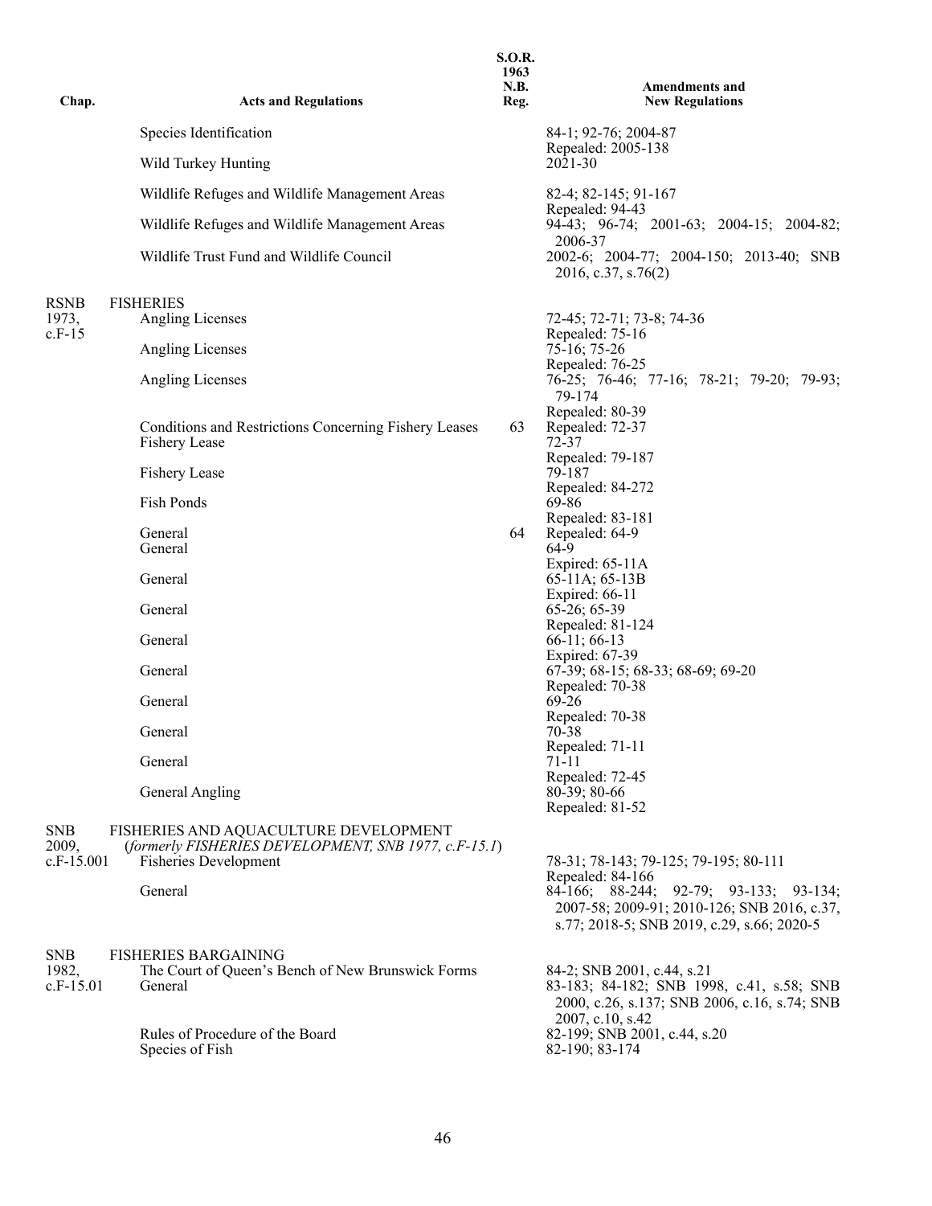| Chap. | Acts and Regulations | S.O.R. 1963 N.B. Reg. | Amendments and New Regulations |
|---|---|---|---|
| | Species Identification | | 84-1; 92-76; 2004-87 Repealed: 2005-138 |
| | Wild Turkey Hunting | | 2021-30 |
| | Wildlife Refuges and Wildlife Management Areas | | 82-4; 82-145; 91-167 Repealed: 94-43 |
| | Wildlife Refuges and Wildlife Management Areas | | 94-43; 96-74; 2001-63; 2004-15; 2004-82; 2006-37 |
| | Wildlife Trust Fund and Wildlife Council | | 2002-6; 2004-77; 2004-150; 2013-40; SNB 2016, c.37, s.76(2) |
| RSNB 1973, c.F-15 | FISHERIES | | |
| | Angling Licenses | | 72-45; 72-71; 73-8; 74-36 Repealed: 75-16 |
| | Angling Licenses | | 75-16; 75-26 Repealed: 76-25 |
| | Angling Licenses | | 76-25; 76-46; 77-16; 78-21; 79-20; 79-93; 79-174 Repealed: 80-39 |
| | Conditions and Restrictions Concerning Fishery Leases | 63 | Repealed: 72-37 |
| | Fishery Lease | | 72-37 Repealed: 79-187 |
| | Fishery Lease | | 79-187 Repealed: 84-272 |
| | Fish Ponds | | 69-86 Repealed: 83-181 |
| | General | 64 | Repealed: 64-9 |
| | General | | 64-9 Expired: 65-11A |
| | General | | 65-11A; 65-13B Expired: 66-11 |
| | General | | 65-26; 65-39 Repealed: 81-124 |
| | General | | 66-11; 66-13 Expired: 67-39 |
| | General | | 67-39; 68-15; 68-33; 68-69; 69-20 Repealed: 70-38 |
| | General | | 69-26 Repealed: 70-38 |
| | General | | 70-38 Repealed: 71-11 |
| | General | | 71-11 Repealed: 72-45 |
| | General Angling | | 80-39; 80-66 Repealed: 81-52 |
| SNB 2009, c.F-15.001 | FISHERIES AND AQUACULTURE DEVELOPMENT (*formerly FISHERIES DEVELOPMENT, SNB 1977, c.F-15.1*) | | |
| | Fisheries Development | | 78-31; 78-143; 79-125; 79-195; 80-111 Repealed: 84-166 |
| | General | | 84-166; 88-244; 92-79; 93-133; 93-134; 2007-58; 2009-91; 2010-126; SNB 2016, c.37, s.77; 2018-5; SNB 2019, c.29, s.66; 2020-5 |
| SNB 1982, c.F-15.01 | FISHERIES BARGAINING | | |
| | The Court of Queen's Bench of New Brunswick Forms | | 84-2; SNB 2001, c.44, s.21 |
| | General | | 83-183; 84-182; SNB 1998, c.41, s.58; SNB 2000, c.26, s.137; SNB 2006, c.16, s.74; SNB 2007, c.10, s.42 |
| | Rules of Procedure of the Board | | 82-199; SNB 2001, c.44, s.20 |
| | Species of Fish | | 82-190; 83-174 |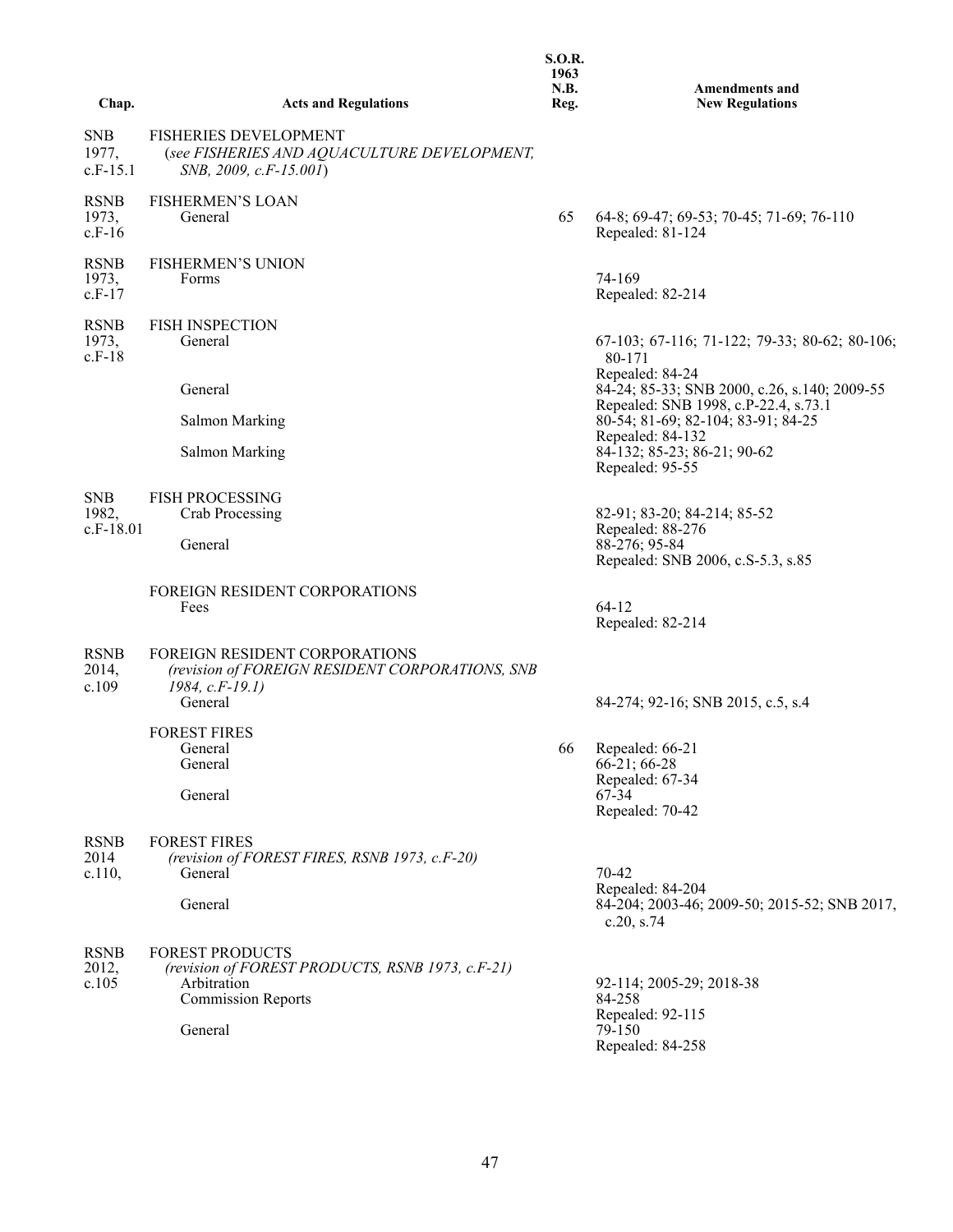| Chap. | Acts and Regulations | S.O.R. 1963 N.B. Reg. | Amendments and New Regulations |
|---|---|---|---|
| SNB 1977, c.F-15.1 | FISHERIES DEVELOPMENT (*see FISHERIES AND AQUACULTURE DEVELOPMENT, SNB, 2009, c.F-15.001*) | | |
| RSNB 1973, c.F-16 | FISHERMEN'S LOAN | | |
| | General | 65 | 64-8; 69-47; 69-53; 70-45; 71-69; 76-110 Repealed: 81-124 |
| RSNB 1973, c.F-17 | FISHERMEN'S UNION | | |
| | Forms | | 74-169 Repealed: 82-214 |
| RSNB 1973, c.F-18 | FISH INSPECTION | | |
| | General | | 67-103; 67-116; 71-122; 79-33; 80-62; 80-106; 80-171 Repealed: 84-24 |
| | General | | 84-24; 85-33; SNB 2000, c.26, s.140; 2009-55 Repealed: SNB 1998, c.P-22.4, s.73.1 |
| | Salmon Marking | | 80-54; 81-69; 82-104; 83-91; 84-25 Repealed: 84-132 |
| | Salmon Marking | | 84-132; 85-23; 86-21; 90-62 Repealed: 95-55 |
| SNB 1982, c.F-18.01 | FISH PROCESSING | | |
| | Crab Processing | | 82-91; 83-20; 84-214; 85-52 Repealed: 88-276 |
| | General | | 88-276; 95-84 Repealed: SNB 2006, c.S-5.3, s.85 |
| | FOREIGN RESIDENT CORPORATIONS | | |
| | Fees | | 64-12 Repealed: 82-214 |
| RSNB 2014, c.109 | FOREIGN RESIDENT CORPORATIONS (*revision of FOREIGN RESIDENT CORPORATIONS, SNB 1984, c.F-19.1*) | | |
| | General | | 84-274; 92-16; SNB 2015, c.5, s.4 |
| | FOREST FIRES | | |
| | General | 66 | Repealed: 66-21 |
| | General | | 66-21; 66-28 Repealed: 67-34 |
| | General | | 67-34 Repealed: 70-42 |
| RSNB 2014 c.110, | FOREST FIRES (*revision of FOREST FIRES, RSNB 1973, c.F-20*) | | |
| | General | | 70-42 Repealed: 84-204 |
| | General | | 84-204; 2003-46; 2009-50; 2015-52; SNB 2017, c.20, s.74 |
| RSNB 2012, c.105 | FOREST PRODUCTS (*revision of FOREST PRODUCTS, RSNB 1973, c.F-21*) | | |
| | Arbitration | | 92-114; 2005-29; 2018-38 |
| | Commission Reports | | 84-258 Repealed: 92-115 |
| | General | | 79-150 Repealed: 84-258 |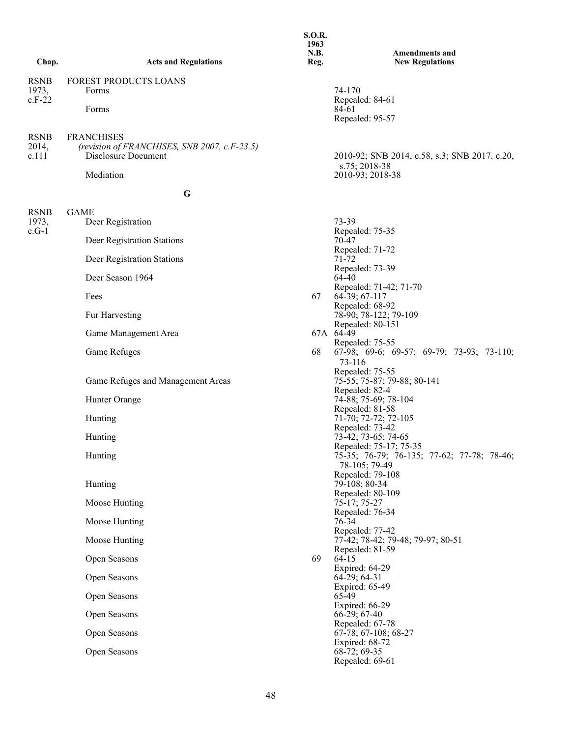| Chap. | Acts and Regulations | S.O.R. 1963 N.B. Reg. | Amendments and New Regulations |
|---|---|---|---|
| RSNB 1973, c.F-22 | FOREST PRODUCTS LOANS | | |
| | Forms | | 74-170<br>Repealed: 84-61 |
| | Forms | | 84-61<br>Repealed: 95-57 |
| RSNB 2014, c.111 | FRANCHISES<br>*(revision of FRANCHISES, SNB 2007, c.F-23.5)* | | |
| | Disclosure Document | | 2010-92; SNB 2014, c.58, s.3; SNB 2017, c.20, s.75; 2018-38 |
| | Mediation | | 2010-93; 2018-38 |
| | **G** | | |
| RSNB 1973, c.G-1 | GAME | | |
| | Deer Registration | | 73-39<br>Repealed: 75-35 |
| | Deer Registration Stations | | 70-47<br>Repealed: 71-72 |
| | Deer Registration Stations | | 71-72<br>Repealed: 73-39 |
| | Deer Season 1964 | | 64-40<br>Repealed: 71-42; 71-70 |
| | Fees | 67 | 64-39; 67-117<br>Repealed: 68-92 |
| | Fur Harvesting | | 78-90; 78-122; 79-109<br>Repealed: 80-151 |
| | Game Management Area | 67A | 64-49<br>Repealed: 75-55 |
| | Game Refuges | 68 | 67-98; 69-6; 69-57; 69-79; 73-93; 73-110; 73-116<br>Repealed: 75-55 |
| | Game Refuges and Management Areas | | 75-55; 75-87; 79-88; 80-141<br>Repealed: 82-4 |
| | Hunter Orange | | 74-88; 75-69; 78-104<br>Repealed: 81-58 |
| | Hunting | | 71-70; 72-72; 72-105<br>Repealed: 73-42 |
| | Hunting | | 73-42; 73-65; 74-65<br>Repealed: 75-17; 75-35 |
| | Hunting | | 75-35; 76-79; 76-135; 77-62; 77-78; 78-46; 78-105; 79-49<br>Repealed: 79-108 |
| | Hunting | | 79-108; 80-34<br>Repealed: 80-109 |
| | Moose Hunting | | 75-17; 75-27<br>Repealed: 76-34 |
| | Moose Hunting | | 76-34<br>Repealed: 77-42 |
| | Moose Hunting | | 77-42; 78-42; 79-48; 79-97; 80-51<br>Repealed: 81-59 |
| | Open Seasons | 69 | 64-15<br>Expired: 64-29 |
| | Open Seasons | | 64-29; 64-31<br>Expired: 65-49 |
| | Open Seasons | | 65-49<br>Expired: 66-29 |
| | Open Seasons | | 66-29; 67-40<br>Repealed: 67-78 |
| | Open Seasons | | 67-78; 67-108; 68-27<br>Expired: 68-72 |
| | Open Seasons | | 68-72; 69-35<br>Repealed: 69-61 |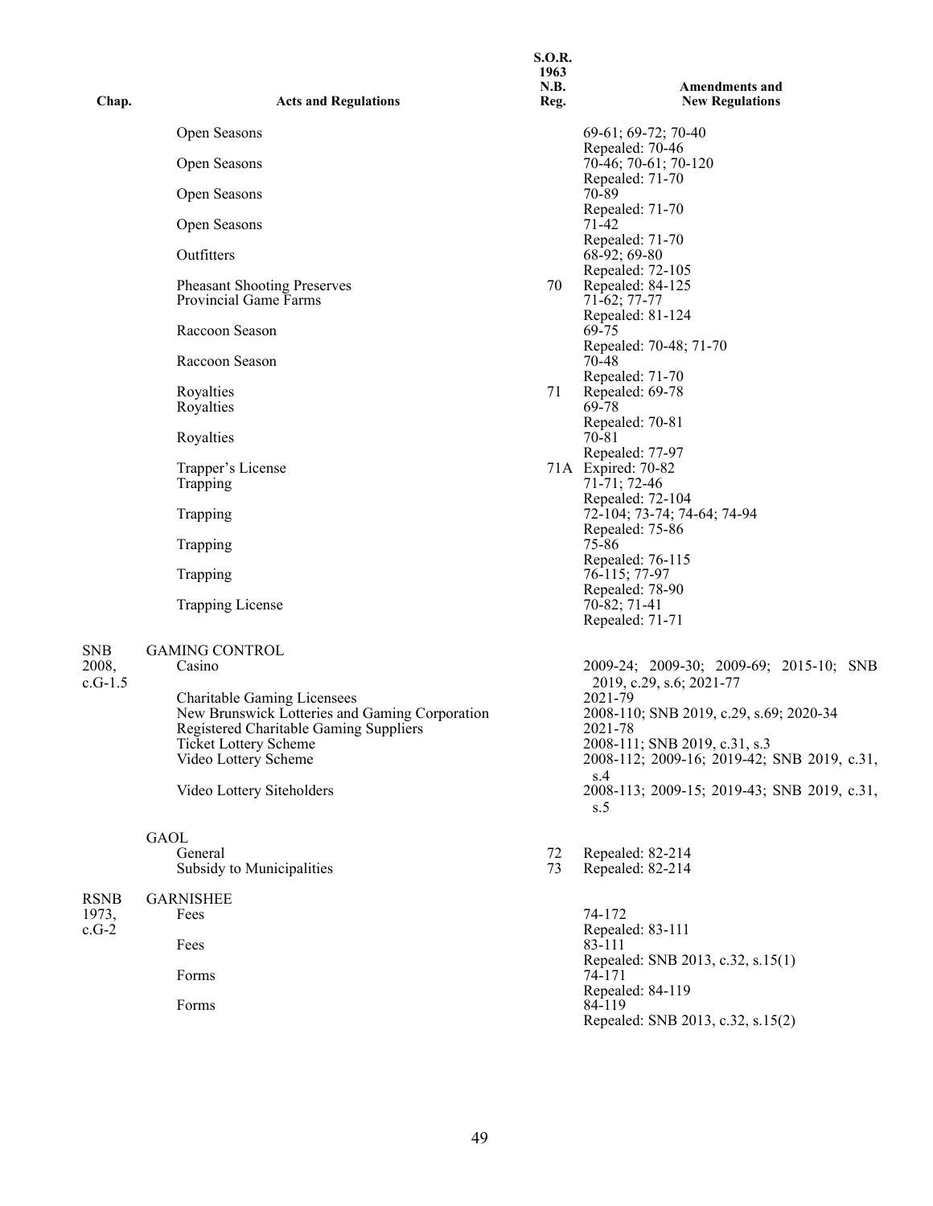| Chap. | Acts and Regulations | S.O.R. 1963 N.B. Reg. | Amendments and New Regulations |
|---|---|---|---|
| | Open Seasons | | 69-61; 69-72; 70-40<br>Repealed: 70-46 |
| | Open Seasons | | 70-46; 70-61; 70-120<br>Repealed: 71-70 |
| | Open Seasons | | 70-89<br>Repealed: 71-70 |
| | Open Seasons | | 71-42<br>Repealed: 71-70 |
| | Outfitters | | 68-92; 69-80<br>Repealed: 72-105 |
| | Pheasant Shooting Preserves | 70 | Repealed: 84-125 |
| | Provincial Game Farms | | 71-62; 77-77<br>Repealed: 81-124 |
| | Raccoon Season | | 69-75<br>Repealed: 70-48; 71-70 |
| | Raccoon Season | | 70-48<br>Repealed: 71-70 |
| | Royalties | 71 | Repealed: 69-78 |
| | Royalties | | 69-78<br>Repealed: 70-81 |
| | Royalties | | 70-81<br>Repealed: 77-97 |
| | Trapper's License | 71A | Expired: 70-82 |
| | Trapping | | 71-71; 72-46<br>Repealed: 72-104 |
| | Trapping | | 72-104; 73-74; 74-64; 74-94<br>Repealed: 75-86 |
| | Trapping | | 75-86<br>Repealed: 76-115 |
| | Trapping | | 76-115; 77-97<br>Repealed: 78-90 |
| | Trapping License | | 70-82; 71-41<br>Repealed: 71-71 |
| SNB 2008, c.G-1.5 | GAMING CONTROL | | |
| | Casino | | 2009-24; 2009-30; 2009-69; 2015-10; SNB 2019, c.29, s.6; 2021-77 |
| | Charitable Gaming Licensees | | 2021-79 |
| | New Brunswick Lotteries and Gaming Corporation | | 2008-110; SNB 2019, c.29, s.69; 2020-34 |
| | Registered Charitable Gaming Suppliers | | 2021-78 |
| | Ticket Lottery Scheme | | 2008-111; SNB 2019, c.31, s.3 |
| | Video Lottery Scheme | | 2008-112; 2009-16; 2019-42; SNB 2019, c.31, s.4 |
| | Video Lottery Siteholders | | 2008-113; 2009-15; 2019-43; SNB 2019, c.31, s.5 |
| | GAOL | | |
| | General | 72 | Repealed: 82-214 |
| | Subsidy to Municipalities | 73 | Repealed: 82-214 |
| RSNB 1973, c.G-2 | GARNISHEE | | |
| | Fees | | 74-172<br>Repealed: 83-111 |
| | Fees | | 83-111<br>Repealed: SNB 2013, c.32, s.15(1) |
| | Forms | | 74-171<br>Repealed: 84-119 |
| | Forms | | 84-119<br>Repealed: SNB 2013, c.32, s.15(2) |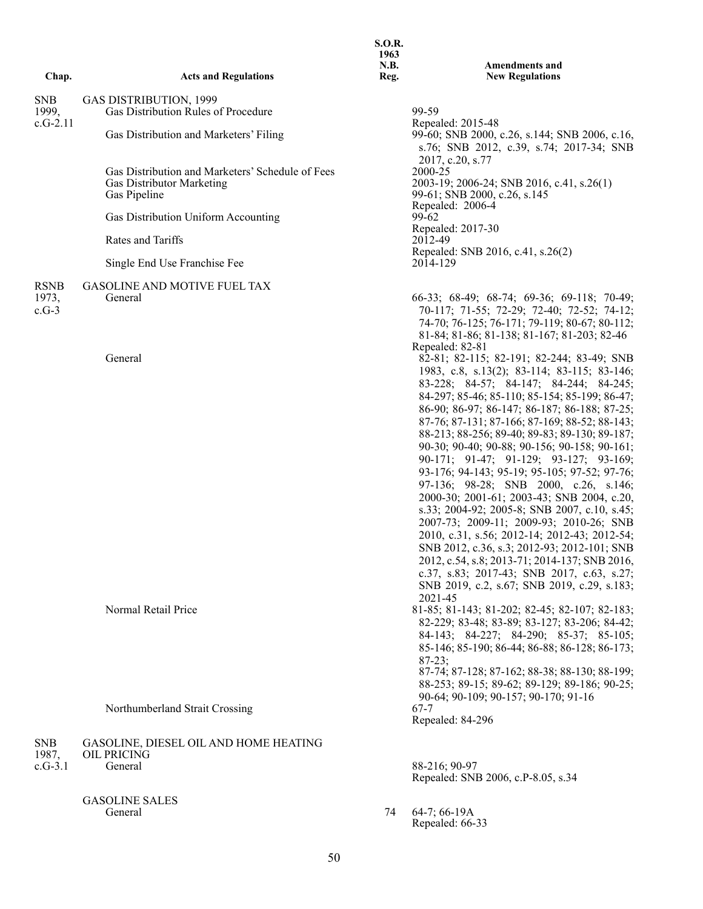| Chap. | Acts and Regulations | S.O.R. 1963 N.B. Reg. | Amendments and New Regulations |
|---|---|---|---|
| SNB 1999, c.G-2.11 | GAS DISTRIBUTION, 1999 | | |
| | Gas Distribution Rules of Procedure | | 99-59<br>Repealed: 2015-48 |
| | Gas Distribution and Marketers' Filing | | 99-60; SNB 2000, c.26, s.144; SNB 2006, c.16, s.76; SNB 2012, c.39, s.74; 2017-34; SNB 2017, c.20, s.77 |
| | Gas Distribution and Marketers' Schedule of Fees | | 2000-25 |
| | Gas Distributor Marketing | | 2003-19; 2006-24; SNB 2016, c.41, s.26(1) |
| | Gas Pipeline | | 99-61; SNB 2000, c.26, s.145<br>Repealed: 2006-4 |
| | Gas Distribution Uniform Accounting | | 99-62<br>Repealed: 2017-30 |
| | Rates and Tariffs | | 2012-49<br>Repealed: SNB 2016, c.41, s.26(2) |
| | Single End Use Franchise Fee | | 2014-129 |
| RSNB 1973, c.G-3 | GASOLINE AND MOTIVE FUEL TAX | | |
| | General | | 66-33; 68-49; 68-74; 69-36; 69-118; 70-49; 70-117; 71-55; 72-29; 72-40; 72-52; 74-12; 74-70; 76-125; 76-171; 79-119; 80-67; 80-112; 81-84; 81-86; 81-138; 81-167; 81-203; 82-46<br>Repealed: 82-81 |
| | General | | 82-81; 82-115; 82-191; 82-244; 83-49; SNB 1983, c.8, s.13(2); 83-114; 83-115; 83-146; 83-228; 84-57; 84-147; 84-244; 84-245; 84-297; 85-46; 85-110; 85-154; 85-199; 86-47; 86-90; 86-97; 86-147; 86-187; 86-188; 87-25; 87-76; 87-131; 87-166; 87-169; 88-52; 88-143; 88-213; 88-256; 89-40; 89-83; 89-130; 89-187; 90-30; 90-40; 90-88; 90-156; 90-158; 90-161; 90-171; 91-47; 91-129; 93-127; 93-169; 93-176; 94-143; 95-19; 95-105; 97-52; 97-76; 97-136; 98-28; SNB 2000, c.26, s.146; 2000-30; 2001-61; 2003-43; SNB 2004, c.20, s.33; 2004-92; 2005-8; SNB 2007, c.10, s.45; 2007-73; 2009-11; 2009-93; 2010-26; SNB 2010, c.31, s.56; 2012-14; 2012-43; 2012-54; SNB 2012, c.36, s.3; 2012-93; 2012-101; SNB 2012, c.54, s.8; 2013-71; 2014-137; SNB 2016, c.37, s.83; 2017-43; SNB 2017, c.63, s.27; SNB 2019, c.2, s.67; SNB 2019, c.29, s.183; 2021-45 |
| | Normal Retail Price | | 81-85; 81-143; 81-202; 82-45; 82-107; 82-183; 82-229; 83-48; 83-89; 83-127; 83-206; 84-42; 84-143; 84-227; 84-290; 85-37; 85-105; 85-146; 85-190; 86-44; 86-88; 86-128; 86-173; 87-23;<br>87-74; 87-128; 87-162; 88-38; 88-130; 88-199; 88-253; 89-15; 89-62; 89-129; 89-186; 90-25; 90-64; 90-109; 90-157; 90-170; 91-16 |
| | Northumberland Strait Crossing | | 67-7<br>Repealed: 84-296 |
| SNB 1987, c.G-3.1 | GASOLINE, DIESEL OIL AND HOME HEATING OIL PRICING | | |
| | General | | 88-216; 90-97<br>Repealed: SNB 2006, c.P-8.05, s.34 |
| | GASOLINE SALES | | |
| | General | 74 | 64-7; 66-19A<br>Repealed: 66-33 |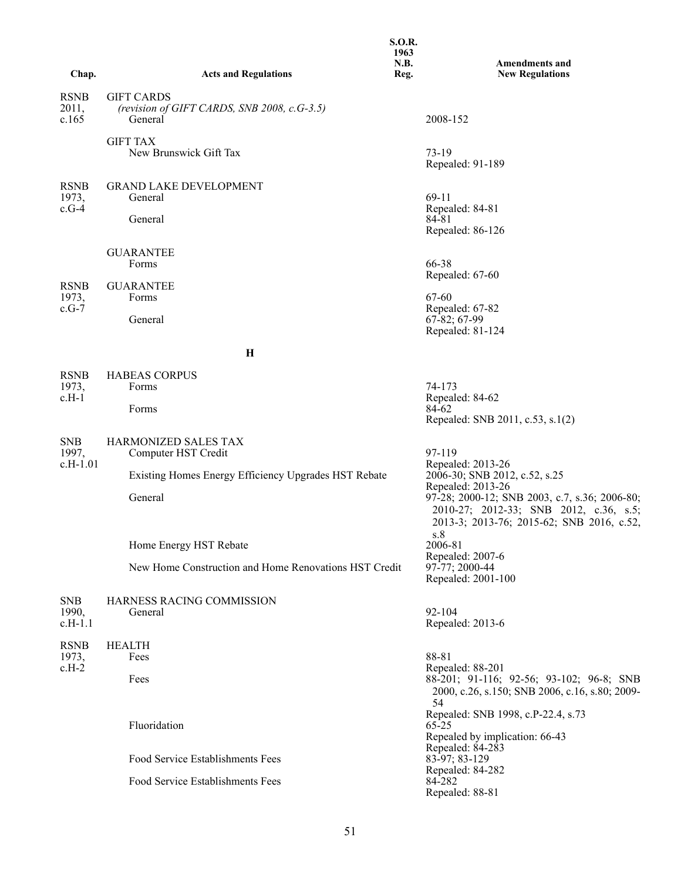| Chap. | Acts and Regulations | S.O.R. 1963 N.B. Reg. | Amendments and New Regulations |
|---|---|---|---|
| RSNB 2011, c.165 | GIFT CARDS *(revision of GIFT CARDS, SNB 2008, c.G-3.5)* | | |
| | General | | 2008-152 |
| | GIFT TAX | | |
| | New Brunswick Gift Tax | | 73-19<br>Repealed: 91-189 |
| RSNB 1973, c.G-4 | GRAND LAKE DEVELOPMENT | | |
| | General | | 69-11<br>Repealed: 84-81 |
| | General | | 84-81<br>Repealed: 86-126 |
| | GUARANTEE | | |
| | Forms | | 66-38<br>Repealed: 67-60 |
| RSNB 1973, c.G-7 | GUARANTEE | | |
| | Forms | | 67-60<br>Repealed: 67-82 |
| | General | | 67-82; 67-99<br>Repealed: 81-124 |
| | **H** | | |
| RSNB 1973, c.H-1 | HABEAS CORPUS | | |
| | Forms | | 74-173<br>Repealed: 84-62 |
| | Forms | | 84-62<br>Repealed: SNB 2011, c.53, s.1(2) |
| SNB 1997, c.H-1.01 | HARMONIZED SALES TAX | | |
| | Computer HST Credit | | 97-119<br>Repealed: 2013-26 |
| | Existing Homes Energy Efficiency Upgrades HST Rebate | | 2006-30; SNB 2012, c.52, s.25<br>Repealed: 2013-26 |
| | General | | 97-28; 2000-12; SNB 2003, c.7, s.36; 2006-80; 2010-27; 2012-33; SNB 2012, c.36, s.5; 2013-3; 2013-76; 2015-62; SNB 2016, c.52, s.8 |
| | Home Energy HST Rebate | | 2006-81<br>Repealed: 2007-6 |
| | New Home Construction and Home Renovations HST Credit | | 97-77; 2000-44<br>Repealed: 2001-100 |
| SNB 1990, c.H-1.1 | HARNESS RACING COMMISSION | | |
| | General | | 92-104<br>Repealed: 2013-6 |
| RSNB 1973, c.H-2 | HEALTH | | |
| | Fees | | 88-81<br>Repealed: 88-201 |
| | Fees | | 88-201; 91-116; 92-56; 93-102; 96-8; SNB 2000, c.26, s.150; SNB 2006, c.16, s.80; 2009-54<br>Repealed: SNB 1998, c.P-22.4, s.73 |
| | Fluoridation | | 65-25<br>Repealed by implication: 66-43<br>Repealed: 84-283 |
| | Food Service Establishments Fees | | 83-97; 83-129<br>Repealed: 84-282 |
| | Food Service Establishments Fees | | 84-282<br>Repealed: 88-81 |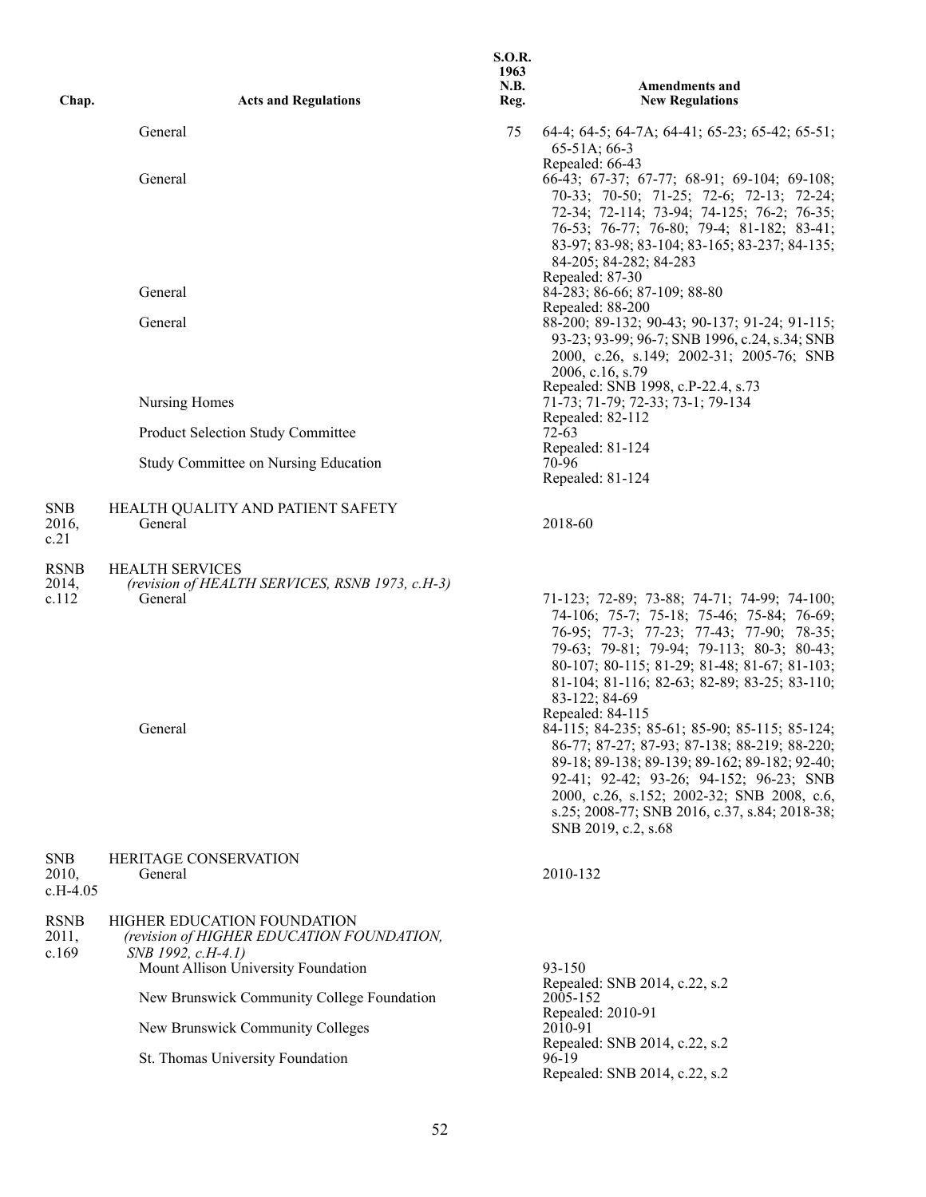| Chap. | Acts and Regulations | S.O.R. 1963 N.B. Reg. | Amendments and New Regulations |
|---|---|---|---|
| | General | 75 | 64-4; 64-5; 64-7A; 64-41; 65-23; 65-42; 65-51; 65-51A; 66-3<br>Repealed: 66-43 |
| | General | | 66-43; 67-37; 67-77; 68-91; 69-104; 69-108; 70-33; 70-50; 71-25; 72-6; 72-13; 72-24; 72-34; 72-114; 73-94; 74-125; 76-2; 76-35; 76-53; 76-77; 76-80; 79-4; 81-182; 83-41; 83-97; 83-98; 83-104; 83-165; 83-237; 84-135; 84-205; 84-282; 84-283<br>Repealed: 87-30 |
| | General | | 84-283; 86-66; 87-109; 88-80<br>Repealed: 88-200 |
| | General | | 88-200; 89-132; 90-43; 90-137; 91-24; 91-115; 93-23; 93-99; 96-7; SNB 1996, c.24, s.34; SNB 2000, c.26, s.149; 2002-31; 2005-76; SNB 2006, c.16, s.79<br>Repealed: SNB 1998, c.P-22.4, s.73 |
| | Nursing Homes | | 71-73; 71-79; 72-33; 73-1; 79-134<br>Repealed: 82-112 |
| | Product Selection Study Committee | | 72-63<br>Repealed: 81-124 |
| | Study Committee on Nursing Education | | 70-96<br>Repealed: 81-124 |
| SNB 2016, c.21 | HEALTH QUALITY AND PATIENT SAFETY<br>General | | 2018-60 |
| RSNB 2014, c.112 | HEALTH SERVICES<br>*(revision of HEALTH SERVICES, RSNB 1973, c.H-3)*<br>General | | 71-123; 72-89; 73-88; 74-71; 74-99; 74-100; 74-106; 75-7; 75-18; 75-46; 75-84; 76-69; 76-95; 77-3; 77-23; 77-43; 77-90; 78-35; 79-63; 79-81; 79-94; 79-113; 80-3; 80-43; 80-107; 80-115; 81-29; 81-48; 81-67; 81-103; 81-104; 81-116; 82-63; 82-89; 83-25; 83-110; 83-122; 84-69<br>Repealed: 84-115 |
| | General | | 84-115; 84-235; 85-61; 85-90; 85-115; 85-124; 86-77; 87-27; 87-93; 87-138; 88-219; 88-220; 89-18; 89-138; 89-139; 89-162; 89-182; 92-40; 92-41; 92-42; 93-26; 94-152; 96-23; SNB 2000, c.26, s.152; 2002-32; SNB 2008, c.6, s.25; 2008-77; SNB 2016, c.37, s.84; 2018-38; SNB 2019, c.2, s.68 |
| SNB 2010, c.H-4.05 | HERITAGE CONSERVATION<br>General | | 2010-132 |
| RSNB 2011, c.169 | HIGHER EDUCATION FOUNDATION<br>*(revision of HIGHER EDUCATION FOUNDATION, SNB 1992, c.H-4.1)*<br>Mount Allison University Foundation | | 93-150<br>Repealed: SNB 2014, c.22, s.2 |
| | New Brunswick Community College Foundation | | 2005-152<br>Repealed: 2010-91 |
| | New Brunswick Community Colleges | | 2010-91<br>Repealed: SNB 2014, c.22, s.2 |
| | St. Thomas University Foundation | | 96-19<br>Repealed: SNB 2014, c.22, s.2 |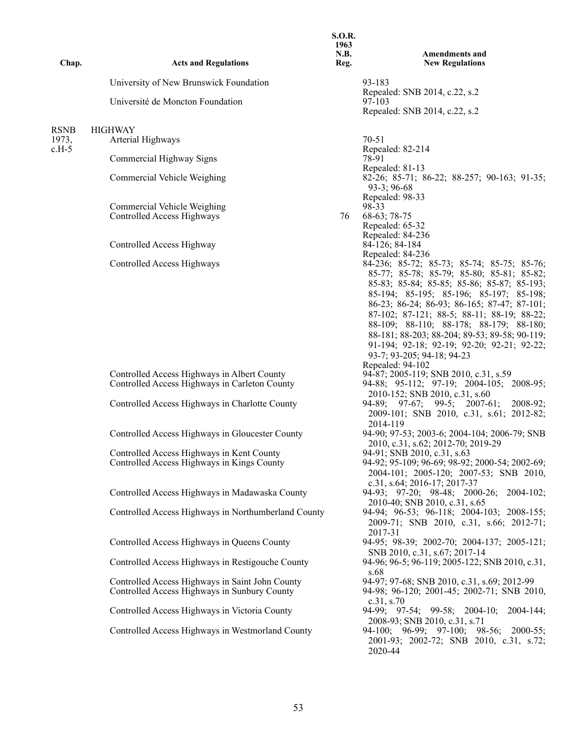| Chap. | Acts and Regulations | S.O.R. 1963 N.B. Reg. | Amendments and New Regulations |
|---|---|---|---|
| | University of New Brunswick Foundation | | 93-183<br>Repealed: SNB 2014, c.22, s.2 |
| | Université de Moncton Foundation | | 97-103<br>Repealed: SNB 2014, c.22, s.2 |
| RSNB 1973, c.H-5 | HIGHWAY | | |
| | Arterial Highways | | 70-51<br>Repealed: 82-214 |
| | Commercial Highway Signs | | 78-91<br>Repealed: 81-13 |
| | Commercial Vehicle Weighing | | 82-26; 85-71; 86-22; 88-257; 90-163; 91-35; 93-3; 96-68<br>Repealed: 98-33 |
| | Commercial Vehicle Weighing | | 98-33 |
| | Controlled Access Highways | 76 | 68-63; 78-75<br>Repealed: 65-32<br>Repealed: 84-236 |
| | Controlled Access Highway | | 84-126; 84-184<br>Repealed: 84-236 |
| | Controlled Access Highways | | 84-236; 85-72; 85-73; 85-74; 85-75; 85-76; 85-77; 85-78; 85-79; 85-80; 85-81; 85-82; 85-83; 85-84; 85-85; 85-86; 85-87; 85-193; 85-194; 85-195; 85-196; 85-197; 85-198; 86-23; 86-24; 86-93; 86-165; 87-47; 87-101; 87-102; 87-121; 88-5; 88-11; 88-19; 88-22; 88-109; 88-110; 88-178; 88-179; 88-180; 88-181; 88-203; 88-204; 89-53; 89-58; 90-119; 91-194; 92-18; 92-19; 92-20; 92-21; 92-22; 93-7; 93-205; 94-18; 94-23<br>Repealed: 94-102 |
| | Controlled Access Highways in Albert County | | 94-87; 2005-119; SNB 2010, c.31, s.59 |
| | Controlled Access Highways in Carleton County | | 94-88; 95-112; 97-19; 2004-105; 2008-95; 2010-152; SNB 2010, c.31, s.60 |
| | Controlled Access Highways in Charlotte County | | 94-89; 97-67; 99-5; 2007-61; 2008-92; 2009-101; SNB 2010, c.31, s.61; 2012-82; 2014-119 |
| | Controlled Access Highways in Gloucester County | | 94-90; 97-53; 2003-6; 2004-104; 2006-79; SNB 2010, c.31, s.62; 2012-70; 2019-29 |
| | Controlled Access Highways in Kent County | | 94-91; SNB 2010, c.31, s.63 |
| | Controlled Access Highways in Kings County | | 94-92; 95-109; 96-69; 98-92; 2000-54; 2002-69; 2004-101; 2005-120; 2007-53; SNB 2010, c.31, s.64; 2016-17; 2017-37 |
| | Controlled Access Highways in Madawaska County | | 94-93; 97-20; 98-48; 2000-26; 2004-102; 2010-40; SNB 2010, c.31, s.65 |
| | Controlled Access Highways in Northumberland County | | 94-94; 96-53; 96-118; 2004-103; 2008-155; 2009-71; SNB 2010, c.31, s.66; 2012-71; 2017-31 |
| | Controlled Access Highways in Queens County | | 94-95; 98-39; 2002-70; 2004-137; 2005-121; SNB 2010, c.31, s.67; 2017-14 |
| | Controlled Access Highways in Restigouche County | | 94-96; 96-5; 96-119; 2005-122; SNB 2010, c.31, s.68 |
| | Controlled Access Highways in Saint John County | | 94-97; 97-68; SNB 2010, c.31, s.69; 2012-99 |
| | Controlled Access Highways in Sunbury County | | 94-98; 96-120; 2001-45; 2002-71; SNB 2010, c.31, s.70 |
| | Controlled Access Highways in Victoria County | | 94-99; 97-54; 99-58; 2004-10; 2004-144; 2008-93; SNB 2010, c.31, s.71 |
| | Controlled Access Highways in Westmorland County | | 94-100; 96-99; 97-100; 98-56; 2000-55; 2001-93; 2002-72; SNB 2010, c.31, s.72; 2020-44 |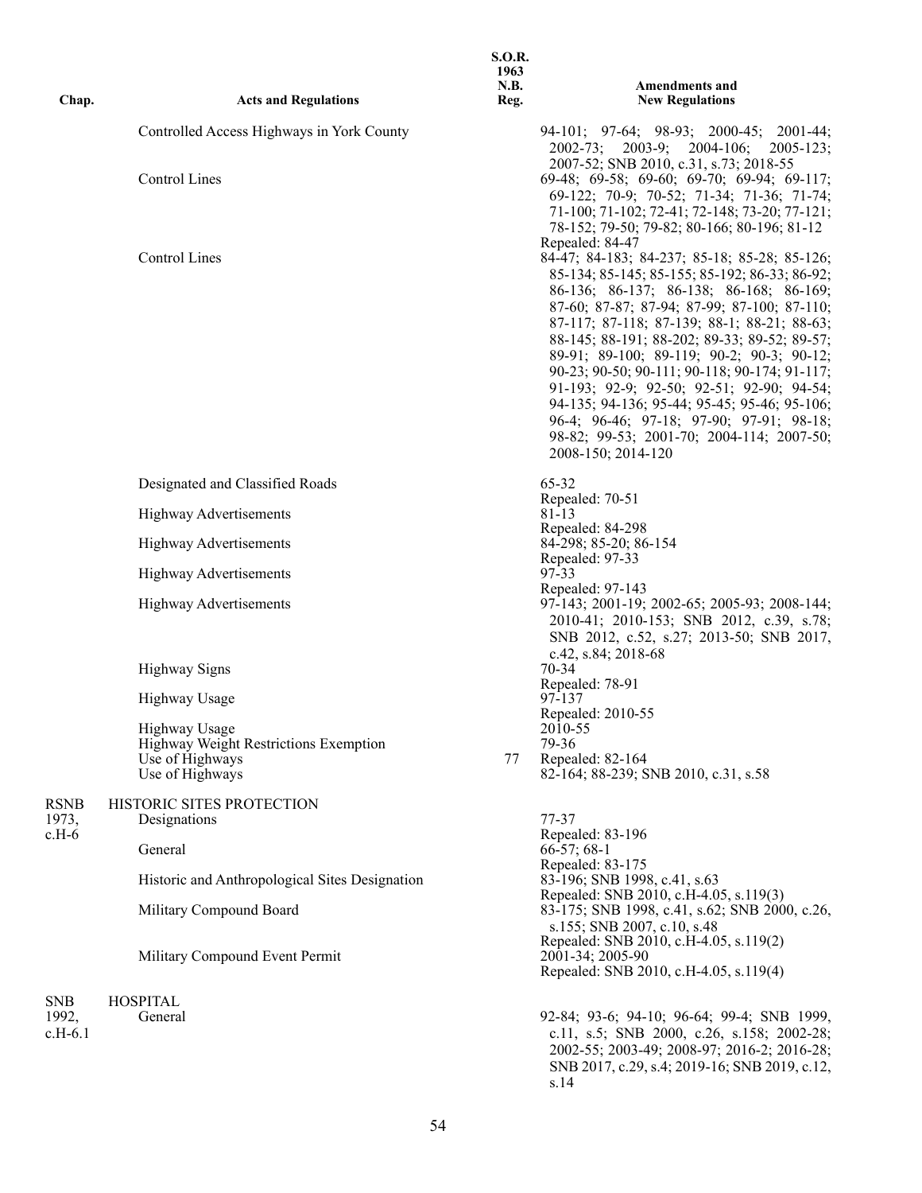| Chap. | Acts and Regulations | S.O.R. 1963 N.B. Reg. | Amendments and New Regulations |
|---|---|---|---|
| | Controlled Access Highways in York County | | 94-101; 97-64; 98-93; 2000-45; 2001-44; 2002-73; 2003-9; 2004-106; 2005-123; 2007-52; SNB 2010, c.31, s.73; 2018-55 |
| | Control Lines | | 69-48; 69-58; 69-60; 69-70; 69-94; 69-117; 69-122; 70-9; 70-52; 71-34; 71-36; 71-74; 71-100; 71-102; 72-41; 72-148; 73-20; 77-121; 78-152; 79-50; 79-82; 80-166; 80-196; 81-12 Repealed: 84-47 |
| | Control Lines | | 84-47; 84-183; 84-237; 85-18; 85-28; 85-126; 85-134; 85-145; 85-155; 85-192; 86-33; 86-92; 86-136; 86-137; 86-138; 86-168; 86-169; 87-60; 87-87; 87-94; 87-99; 87-100; 87-110; 87-117; 87-118; 87-139; 88-1; 88-21; 88-63; 88-145; 88-191; 88-202; 89-33; 89-52; 89-57; 89-91; 89-100; 89-119; 90-2; 90-3; 90-12; 90-23; 90-50; 90-111; 90-118; 90-174; 91-117; 91-193; 92-9; 92-50; 92-51; 92-90; 94-54; 94-135; 94-136; 95-44; 95-45; 95-46; 95-106; 96-4; 96-46; 97-18; 97-90; 97-91; 98-18; 98-82; 99-53; 2001-70; 2004-114; 2007-50; 2008-150; 2014-120 |
| | Designated and Classified Roads | | 65-32 Repealed: 70-51 |
| | Highway Advertisements | | 81-13 Repealed: 84-298 |
| | Highway Advertisements | | 84-298; 85-20; 86-154 Repealed: 97-33 |
| | Highway Advertisements | | 97-33 Repealed: 97-143 |
| | Highway Advertisements | | 97-143; 2001-19; 2002-65; 2005-93; 2008-144; 2010-41; 2010-153; SNB 2012, c.39, s.78; SNB 2012, c.52, s.27; 2013-50; SNB 2017, c.42, s.84; 2018-68 |
| | Highway Signs | | 70-34 Repealed: 78-91 |
| | Highway Usage | | 97-137 Repealed: 2010-55 |
| | Highway Usage | | 2010-55 |
| | Highway Weight Restrictions Exemption | | 79-36 |
| | Use of Highways | 77 | Repealed: 82-164 |
| | Use of Highways | | 82-164; 88-239; SNB 2010, c.31, s.58 |
| RSNB 1973, c.H-6 | HISTORIC SITES PROTECTION | | |
| | Designations | | 77-37 Repealed: 83-196 |
| | General | | 66-57; 68-1 Repealed: 83-175 |
| | Historic and Anthropological Sites Designation | | 83-196; SNB 1998, c.41, s.63 Repealed: SNB 2010, c.H-4.05, s.119(3) |
| | Military Compound Board | | 83-175; SNB 1998, c.41, s.62; SNB 2000, c.26, s.155; SNB 2007, c.10, s.48 Repealed: SNB 2010, c.H-4.05, s.119(2) |
| | Military Compound Event Permit | | 2001-34; 2005-90 Repealed: SNB 2010, c.H-4.05, s.119(4) |
| SNB 1992, c.H-6.1 | HOSPITAL | | |
| | General | | 92-84; 93-6; 94-10; 96-64; 99-4; SNB 1999, c.11, s.5; SNB 2000, c.26, s.158; 2002-28; 2002-55; 2003-49; 2008-97; 2016-2; 2016-28; SNB 2017, c.29, s.4; 2019-16; SNB 2019, c.12, s.14 |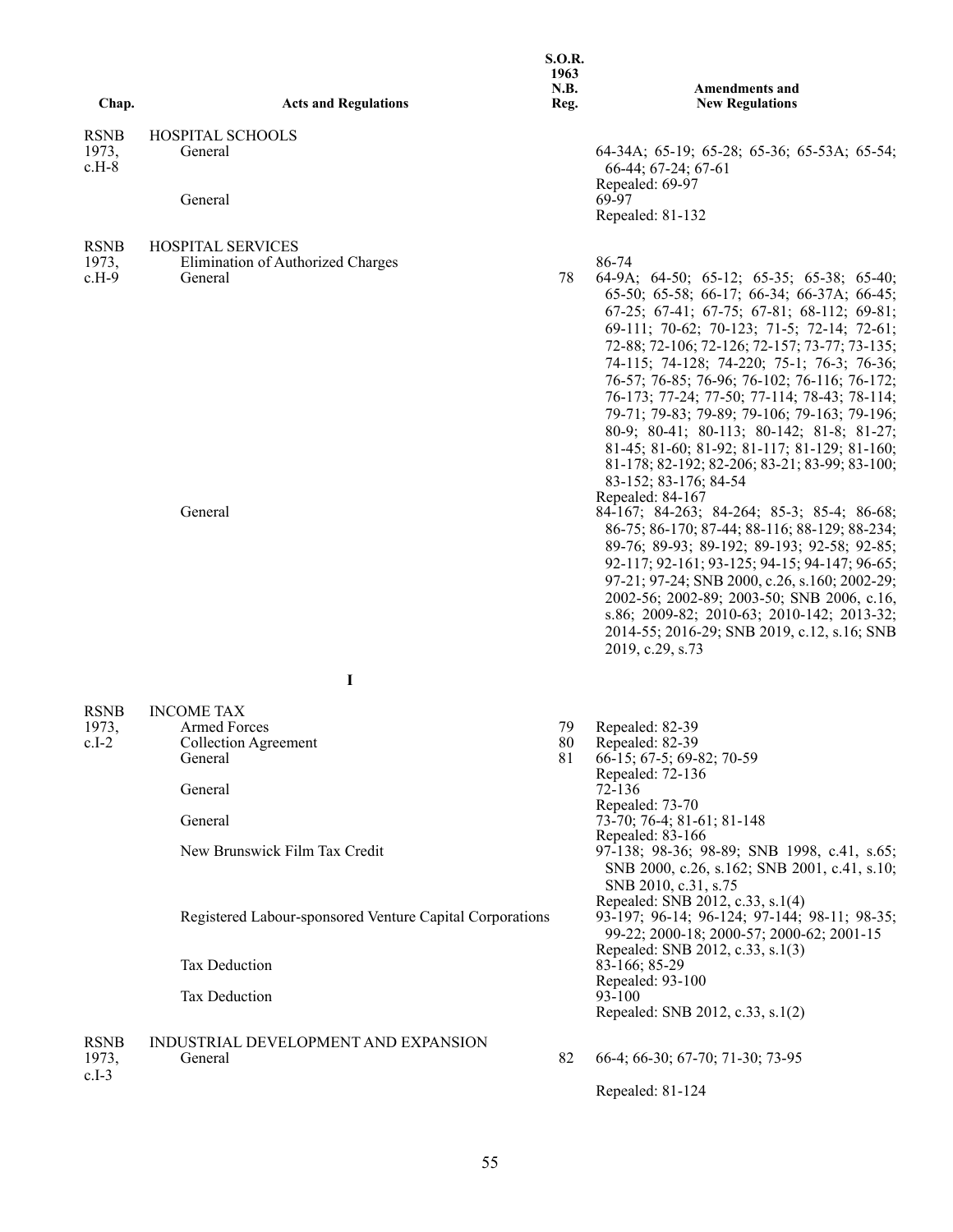| Chap. | Acts and Regulations | S.O.R. 1963 N.B. Reg. | Amendments and New Regulations |
|---|---|---|---|
| RSNB 1973, c.H-8 | HOSPITAL SCHOOLS | | |
| | General | | 64-34A; 65-19; 65-28; 65-36; 65-53A; 65-54; 66-44; 67-24; 67-61<br>Repealed: 69-97 |
| | General | | 69-97<br>Repealed: 81-132 |
| RSNB 1973, c.H-9 | HOSPITAL SERVICES | | |
| | Elimination of Authorized Charges | | 86-74 |
| | General | 78 | 64-9A; 64-50; 65-12; 65-35; 65-38; 65-40; 65-50; 65-58; 66-17; 66-34; 66-37A; 66-45; 67-25; 67-41; 67-75; 67-81; 68-112; 69-81; 69-111; 70-62; 70-123; 71-5; 72-14; 72-61; 72-88; 72-106; 72-126; 72-157; 73-77; 73-135; 74-115; 74-128; 74-220; 75-1; 76-3; 76-36; 76-57; 76-85; 76-96; 76-102; 76-116; 76-172; 76-173; 77-24; 77-50; 77-114; 78-43; 78-114; 79-71; 79-83; 79-89; 79-106; 79-163; 79-196; 80-9; 80-41; 80-113; 80-142; 81-8; 81-27; 81-45; 81-60; 81-92; 81-117; 81-129; 81-160; 81-178; 82-192; 82-206; 83-21; 83-99; 83-100; 83-152; 83-176; 84-54<br>Repealed: 84-167 |
| | General | | 84-167; 84-263; 84-264; 85-3; 85-4; 86-68; 86-75; 86-170; 87-44; 88-116; 88-129; 88-234; 89-76; 89-93; 89-192; 89-193; 92-58; 92-85; 92-117; 92-161; 93-125; 94-15; 94-147; 96-65; 97-21; 97-24; SNB 2000, c.26, s.160; 2002-29; 2002-56; 2002-89; 2003-50; SNB 2006, c.16, s.86; 2009-82; 2010-63; 2010-142; 2013-32; 2014-55; 2016-29; SNB 2019, c.12, s.16; SNB 2019, c.29, s.73 |

## I

| Chap. | Acts and Regulations | S.O.R. 1963 N.B. Reg. | Amendments and New Regulations |
|---|---|---|---|
| RSNB 1973, c.I-2 | INCOME TAX | | |
| | Armed Forces | 79 | Repealed: 82-39 |
| | Collection Agreement | 80 | Repealed: 82-39 |
| | General | 81 | 66-15; 67-5; 69-82; 70-59<br>Repealed: 72-136 |
| | General | | 72-136<br>Repealed: 73-70 |
| | General | | 73-70; 76-4; 81-61; 81-148<br>Repealed: 83-166 |
| | New Brunswick Film Tax Credit | | 97-138; 98-36; 98-89; SNB 1998, c.41, s.65; SNB 2000, c.26, s.162; SNB 2001, c.41, s.10; SNB 2010, c.31, s.75<br>Repealed: SNB 2012, c.33, s.1(4) |
| | Registered Labour-sponsored Venture Capital Corporations | | 93-197; 96-14; 96-124; 97-144; 98-11; 98-35; 99-22; 2000-18; 2000-57; 2000-62; 2001-15<br>Repealed: SNB 2012, c.33, s.1(3) |
| | Tax Deduction | | 83-166; 85-29<br>Repealed: 93-100 |
| | Tax Deduction | | 93-100<br>Repealed: SNB 2012, c.33, s.1(2) |
| RSNB 1973, c.I-3 | INDUSTRIAL DEVELOPMENT AND EXPANSION | | |
| | General | 82 | 66-4; 66-30; 67-70; 71-30; 73-95<br>Repealed: 81-124 |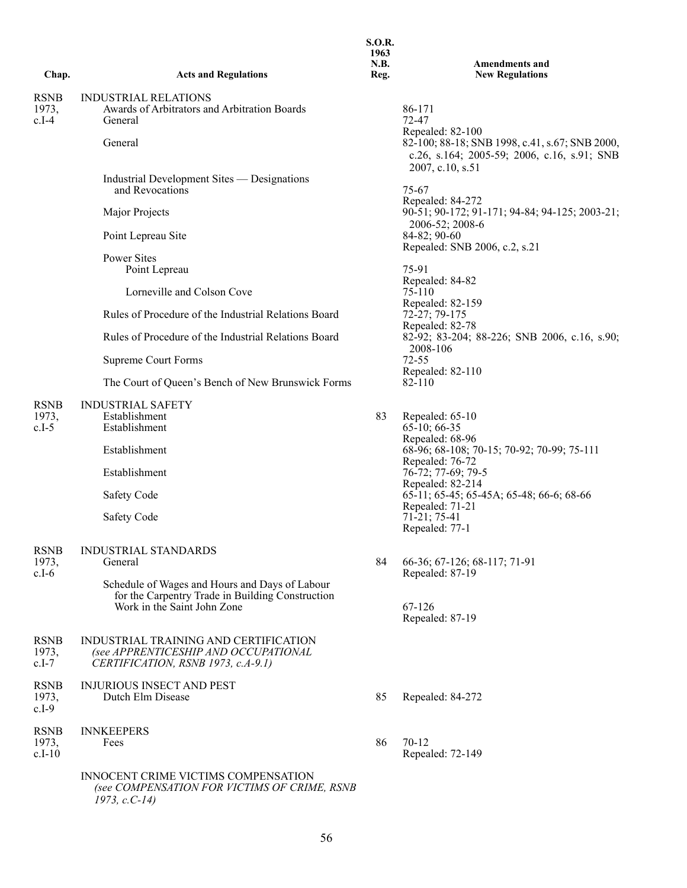| Chap. | Acts and Regulations | S.O.R. 1963 N.B. Reg. | Amendments and New Regulations |
|---|---|---|---|
| RSNB 1973, c.I-4 | INDUSTRIAL RELATIONS | | |
| | Awards of Arbitrators and Arbitration Boards | | 86-171 |
| | General | | 72-47<br>Repealed: 82-100 |
| | General | | 82-100; 88-18; SNB 1998, c.41, s.67; SNB 2000, c.26, s.164; 2005-59; 2006, c.16, s.91; SNB 2007, c.10, s.51 |
| | Industrial Development Sites — Designations and Revocations | | 75-67<br>Repealed: 84-272 |
| | Major Projects | | 90-51; 90-172; 91-171; 94-84; 94-125; 2003-21; 2006-52; 2008-6 |
| | Point Lepreau Site | | 84-82; 90-60<br>Repealed: SNB 2006, c.2, s.21 |
| | Power Sites | | |
| | Point Lepreau | | 75-91<br>Repealed: 84-82 |
| | Lorneville and Colson Cove | | 75-110<br>Repealed: 82-159 |
| | Rules of Procedure of the Industrial Relations Board | | 72-27; 79-175<br>Repealed: 82-78 |
| | Rules of Procedure of the Industrial Relations Board | | 82-92; 83-204; 88-226; SNB 2006, c.16, s.90; 2008-106 |
| | Supreme Court Forms | | 72-55<br>Repealed: 82-110 |
| | The Court of Queen's Bench of New Brunswick Forms | | 82-110 |
| RSNB 1973, c.I-5 | INDUSTRIAL SAFETY | | |
| | Establishment | 83 | Repealed: 65-10 |
| | Establishment | | 65-10; 66-35<br>Repealed: 68-96 |
| | Establishment | | 68-96; 68-108; 70-15; 70-92; 70-99; 75-111<br>Repealed: 76-72 |
| | Establishment | | 76-72; 77-69; 79-5<br>Repealed: 82-214 |
| | Safety Code | | 65-11; 65-45; 65-45A; 65-48; 66-6; 68-66<br>Repealed: 71-21 |
| | Safety Code | | 71-21; 75-41<br>Repealed: 77-1 |
| RSNB 1973, c.I-6 | INDUSTRIAL STANDARDS | | |
| | General | 84 | 66-36; 67-126; 68-117; 71-91<br>Repealed: 87-19 |
| | Schedule of Wages and Hours and Days of Labour for the Carpentry Trade in Building Construction Work in the Saint John Zone | | 67-126<br>Repealed: 87-19 |
| RSNB 1973, c.I-7 | INDUSTRIAL TRAINING AND CERTIFICATION<br>*(see APPRENTICESHIP AND OCCUPATIONAL CERTIFICATION, RSNB 1973, c.A-9.1)* | | |
| RSNB 1973, c.I-9 | INJURIOUS INSECT AND PEST | | |
| | Dutch Elm Disease | 85 | Repealed: 84-272 |
| RSNB 1973, c.I-10 | INNKEEPERS | | |
| | Fees | 86 | 70-12<br>Repealed: 72-149 |
| | INNOCENT CRIME VICTIMS COMPENSATION<br>*(see COMPENSATION FOR VICTIMS OF CRIME, RSNB 1973, c.C-14)* | | |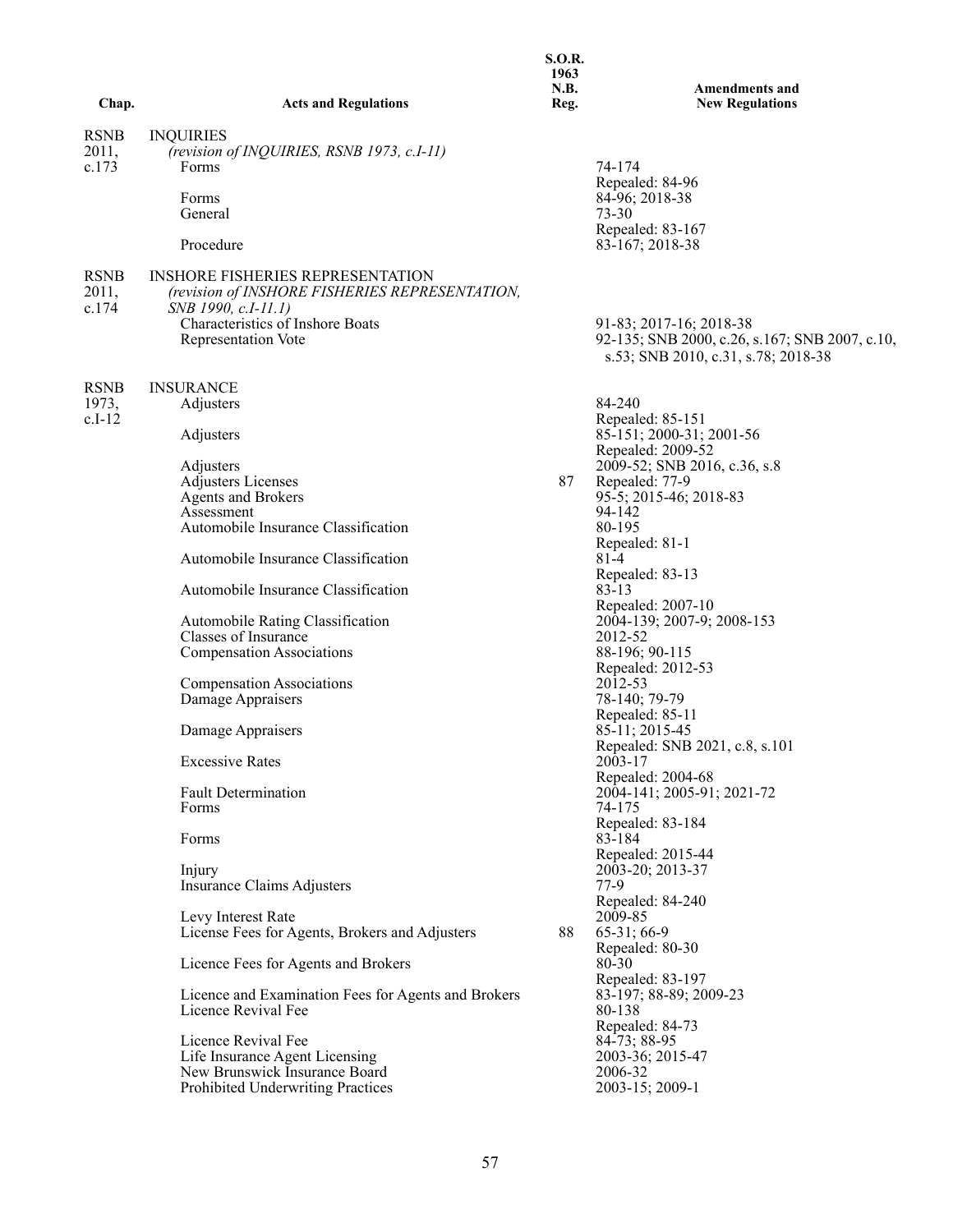| Chap. | Acts and Regulations | S.O.R. 1963 N.B. Reg. | Amendments and New Regulations |
|---|---|---|---|
| RSNB 2011, c.173 | INQUIRIES *(revision of INQUIRIES, RSNB 1973, c.I-11)* | | |
| | Forms | | 74-174 Repealed: 84-96 |
| | Forms | | 84-96; 2018-38 |
| | General | | 73-30 Repealed: 83-167 |
| | Procedure | | 83-167; 2018-38 |
| RSNB 2011, c.174 | INSHORE FISHERIES REPRESENTATION *(revision of INSHORE FISHERIES REPRESENTATION, SNB 1990, c.I-11.1)* | | |
| | Characteristics of Inshore Boats | | 91-83; 2017-16; 2018-38 |
| | Representation Vote | | 92-135; SNB 2000, c.26, s.167; SNB 2007, c.10, s.53; SNB 2010, c.31, s.78; 2018-38 |
| RSNB 1973, c.I-12 | INSURANCE | | |
| | Adjusters | | 84-240 Repealed: 85-151 |
| | Adjusters | | 85-151; 2000-31; 2001-56 Repealed: 2009-52 |
| | Adjusters | | 2009-52; SNB 2016, c.36, s.8 |
| | Adjusters Licenses | 87 | Repealed: 77-9 |
| | Agents and Brokers | | 95-5; 2015-46; 2018-83 |
| | Assessment | | 94-142 |
| | Automobile Insurance Classification | | 80-195 Repealed: 81-1 |
| | Automobile Insurance Classification | | 81-4 Repealed: 83-13 |
| | Automobile Insurance Classification | | 83-13 Repealed: 2007-10 |
| | Automobile Rating Classification | | 2004-139; 2007-9; 2008-153 |
| | Classes of Insurance | | 2012-52 |
| | Compensation Associations | | 88-196; 90-115 Repealed: 2012-53 |
| | Compensation Associations | | 2012-53 |
| | Damage Appraisers | | 78-140; 79-79 Repealed: 85-11 |
| | Damage Appraisers | | 85-11; 2015-45 Repealed: SNB 2021, c.8, s.101 |
| | Excessive Rates | | 2003-17 Repealed: 2004-68 |
| | Fault Determination | | 2004-141; 2005-91; 2021-72 |
| | Forms | | 74-175 Repealed: 83-184 |
| | Forms | | 83-184 Repealed: 2015-44 |
| | Injury | | 2003-20; 2013-37 |
| | Insurance Claims Adjusters | | 77-9 Repealed: 84-240 |
| | Levy Interest Rate | | 2009-85 |
| | License Fees for Agents, Brokers and Adjusters | 88 | 65-31; 66-9 Repealed: 80-30 |
| | Licence Fees for Agents and Brokers | | 80-30 Repealed: 83-197 |
| | Licence and Examination Fees for Agents and Brokers | | 83-197; 88-89; 2009-23 |
| | Licence Revival Fee | | 80-138 Repealed: 84-73 |
| | Licence Revival Fee | | 84-73; 88-95 |
| | Life Insurance Agent Licensing | | 2003-36; 2015-47 |
| | New Brunswick Insurance Board | | 2006-32 |
| | Prohibited Underwriting Practices | | 2003-15; 2009-1 |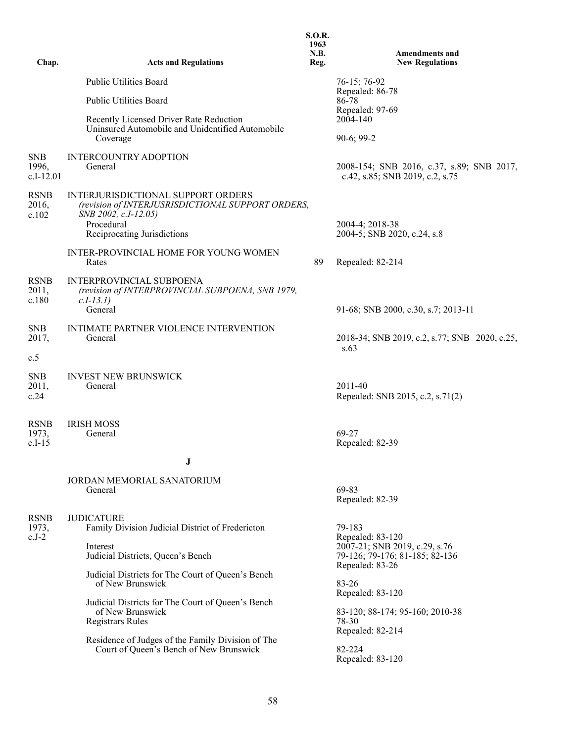| Chap. | Acts and Regulations | S.O.R. 1963 N.B. Reg. | Amendments and New Regulations |
|---|---|---|---|
| | Public Utilities Board | | 76-15; 76-92 Repealed: 86-78 |
| | Public Utilities Board | | 86-78 Repealed: 97-69 |
| | Recently Licensed Driver Rate Reduction | | 2004-140 |
| | Uninsured Automobile and Unidentified Automobile Coverage | | 90-6; 99-2 |
| SNB 1996, c.I-12.01 | INTERCOUNTRY ADOPTION | | |
| | General | | 2008-154; SNB 2016, c.37, s.89; SNB 2017, c.42, s.85; SNB 2019, c.2, s.75 |
| RSNB 2016, c.102 | INTERJURISDICTIONAL SUPPORT ORDERS *(revision of INTERJUSRISDICTIONAL SUPPORT ORDERS, SNB 2002, c.I-12.05)* | | |
| | Procedural | | 2004-4; 2018-38 |
| | Reciprocating Jurisdictions | | 2004-5; SNB 2020, c.24, s.8 |
| | INTER-PROVINCIAL HOME FOR YOUNG WOMEN | | |
| | Rates | 89 | Repealed: 82-214 |
| RSNB 2011, c.180 | INTERPROVINCIAL SUBPOENA *(revision of INTERPROVINCIAL SUBPOENA, SNB 1979, c.I-13.1)* | | |
| | General | | 91-68; SNB 2000, c.30, s.7; 2013-11 |
| SNB 2017, c.5 | INTIMATE PARTNER VIOLENCE INTERVENTION | | |
| | General | | 2018-34; SNB 2019, c.2, s.77; SNB 2020, c.25, s.63 |
| SNB 2011, c.24 | INVEST NEW BRUNSWICK | | |
| | General | | 2011-40 Repealed: SNB 2015, c.2, s.71(2) |
| RSNB 1973, c.I-15 | IRISH MOSS | | |
| | General | | 69-27 Repealed: 82-39 |
| | **J** | | |
| | JORDAN MEMORIAL SANATORIUM | | |
| | General | | 69-83 Repealed: 82-39 |
| RSNB 1973, c.J-2 | JUDICATURE | | |
| | Family Division Judicial District of Fredericton | | 79-183 Repealed: 83-120 |
| | Interest | | 2007-21; SNB 2019, c.29, s.76 |
| | Judicial Districts, Queen's Bench | | 79-126; 79-176; 81-185; 82-136 Repealed: 83-26 |
| | Judicial Districts for The Court of Queen's Bench of New Brunswick | | 83-26 Repealed: 83-120 |
| | Judicial Districts for The Court of Queen's Bench of New Brunswick | | 83-120; 88-174; 95-160; 2010-38 |
| | Registrars Rules | | 78-30 Repealed: 82-214 |
| | Residence of Judges of the Family Division of The Court of Queen's Bench of New Brunswick | | 82-224 Repealed: 83-120 |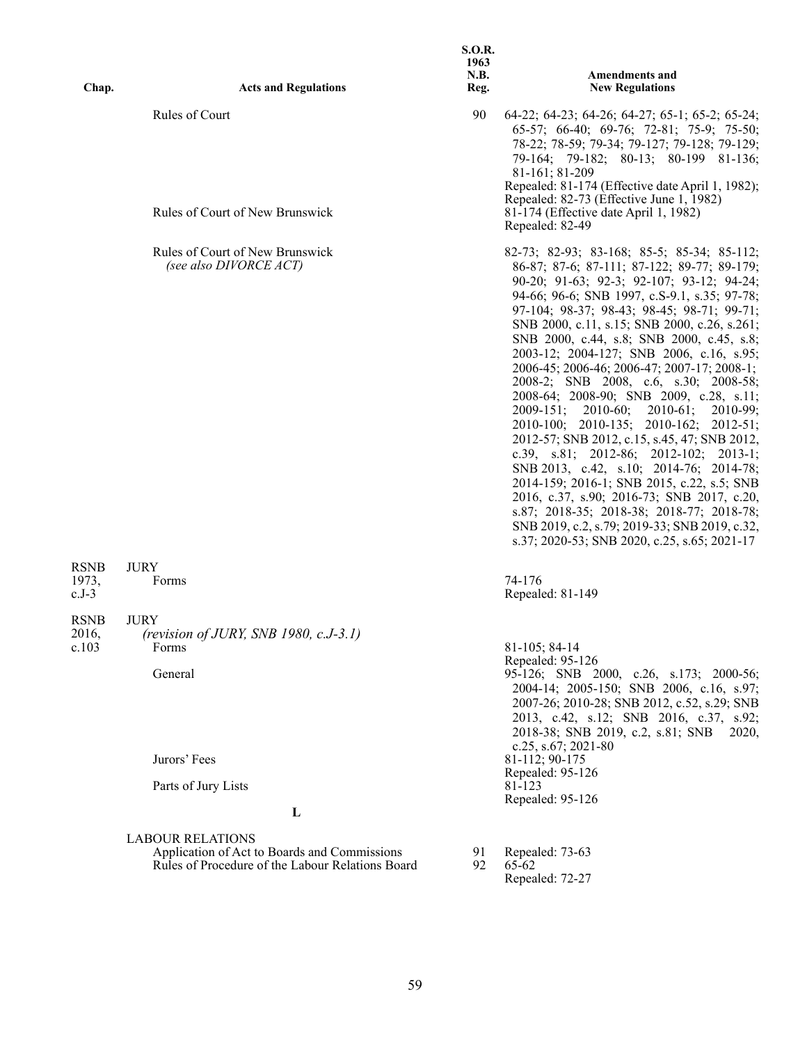| Chap. | Acts and Regulations | S.O.R. 1963 N.B. Reg. | Amendments and New Regulations |
|---|---|---|---|
| | Rules of Court | 90 | 64-22; 64-23; 64-26; 64-27; 65-1; 65-2; 65-24; 65-57; 66-40; 69-76; 72-81; 75-9; 75-50; 78-22; 78-59; 79-34; 79-127; 79-128; 79-129; 79-164; 79-182; 80-13; 80-199 81-136; 81-161; 81-209<br>Repealed: 81-174 (Effective date April 1, 1982);<br>Repealed: 82-73 (Effective June 1, 1982) |
| | Rules of Court of New Brunswick | | 81-174 (Effective date April 1, 1982)<br>Repealed: 82-49 |
| | Rules of Court of New Brunswick<br>*(see also DIVORCE ACT)* | | 82-73; 82-93; 83-168; 85-5; 85-34; 85-112; 86-87; 87-6; 87-111; 87-122; 89-77; 89-179; 90-20; 91-63; 92-3; 92-107; 93-12; 94-24; 94-66; 96-6; SNB 1997, c.S-9.1, s.35; 97-78; 97-104; 98-37; 98-43; 98-45; 98-71; 99-71; SNB 2000, c.11, s.15; SNB 2000, c.26, s.261; SNB 2000, c.44, s.8; SNB 2000, c.45, s.8; 2003-12; 2004-127; SNB 2006, c.16, s.95; 2006-45; 2006-46; 2006-47; 2007-17; 2008-1; 2008-2; SNB 2008, c.6, s.30; 2008-58; 2008-64; 2008-90; SNB 2009, c.28, s.11; 2009-151; 2010-60; 2010-61; 2010-99; 2010-100; 2010-135; 2010-162; 2012-51; 2012-57; SNB 2012, c.15, s.45, 47; SNB 2012, c.39, s.81; 2012-86; 2012-102; 2013-1; SNB 2013, c.42, s.10; 2014-76; 2014-78; 2014-159; 2016-1; SNB 2015, c.22, s.5; SNB 2016, c.37, s.90; 2016-73; SNB 2017, c.20, s.87; 2018-35; 2018-38; 2018-77; 2018-78; SNB 2019, c.2, s.79; 2019-33; SNB 2019, c.32, s.37; 2020-53; SNB 2020, c.25, s.65; 2021-17 |
| RSNB 1973, c.J-3 | JURY<br>Forms | | 74-176<br>Repealed: 81-149 |
| RSNB 2016, c.103 | JURY<br>*(revision of JURY, SNB 1980, c.J-3.1)*<br>Forms | | 81-105; 84-14<br>Repealed: 95-126 |
| | General | | 95-126; SNB 2000, c.26, s.173; 2000-56; 2004-14; 2005-150; SNB 2006, c.16, s.97; 2007-26; 2010-28; SNB 2012, c.52, s.29; SNB 2013, c.42, s.12; SNB 2016, c.37, s.92; 2018-38; SNB 2019, c.2, s.81; SNB 2020, c.25, s.67; 2021-80 |
| | Jurors' Fees | | 81-112; 90-175<br>Repealed: 95-126 |
| | Parts of Jury Lists | | 81-123<br>Repealed: 95-126 |
| | **L** | | |
| | LABOUR RELATIONS<br>Application of Act to Boards and Commissions | 91 | Repealed: 73-63 |
| | Rules of Procedure of the Labour Relations Board | 92 | 65-62<br>Repealed: 72-27 |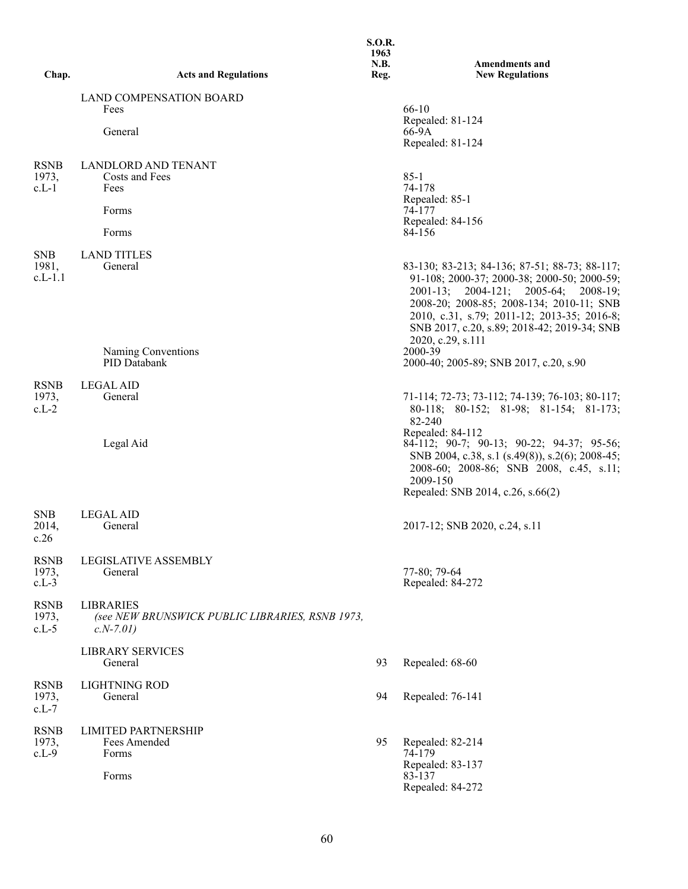| Chap. | Acts and Regulations | S.O.R. 1963 N.B. Reg. | Amendments and New Regulations |
|---|---|---|---|
| | LAND COMPENSATION BOARD | | |
| | Fees | | 66-10<br>Repealed: 81-124 |
| | General | | 66-9A<br>Repealed: 81-124 |
| RSNB 1973, c.L-1 | LANDLORD AND TENANT | | |
| | Costs and Fees | | 85-1 |
| | Fees | | 74-178<br>Repealed: 85-1 |
| | Forms | | 74-177<br>Repealed: 84-156 |
| | Forms | | 84-156 |
| SNB 1981, c.L-1.1 | LAND TITLES | | |
| | General | | 83-130; 83-213; 84-136; 87-51; 88-73; 88-117; 91-108; 2000-37; 2000-38; 2000-50; 2000-59; 2001-13; 2004-121; 2005-64; 2008-19; 2008-20; 2008-85; 2008-134; 2010-11; SNB 2010, c.31, s.79; 2011-12; 2013-35; 2016-8; SNB 2017, c.20, s.89; 2018-42; 2019-34; SNB 2020, c.29, s.111 |
| | Naming Conventions | | 2000-39 |
| | PID Databank | | 2000-40; 2005-89; SNB 2017, c.20, s.90 |
| RSNB 1973, c.L-2 | LEGAL AID | | |
| | General | | 71-114; 72-73; 73-112; 74-139; 76-103; 80-117; 80-118; 80-152; 81-98; 81-154; 81-173; 82-240<br>Repealed: 84-112 |
| | Legal Aid | | 84-112; 90-7; 90-13; 90-22; 94-37; 95-56; SNB 2004, c.38, s.1 (s.49(8)), s.2(6); 2008-45; 2008-60; 2008-86; SNB 2008, c.45, s.11; 2009-150<br>Repealed: SNB 2014, c.26, s.66(2) |
| SNB 2014, c.26 | LEGAL AID | | |
| | General | | 2017-12; SNB 2020, c.24, s.11 |
| RSNB 1973, c.L-3 | LEGISLATIVE ASSEMBLY | | |
| | General | | 77-80; 79-64<br>Repealed: 84-272 |
| RSNB 1973, c.L-5 | LIBRARIES<br>*(see NEW BRUNSWICK PUBLIC LIBRARIES, RSNB 1973, c.N-7.01)* | | |
| | LIBRARY SERVICES | | |
| | General | 93 | Repealed: 68-60 |
| RSNB 1973, c.L-7 | LIGHTNING ROD | | |
| | General | 94 | Repealed: 76-141 |
| RSNB 1973, c.L-9 | LIMITED PARTNERSHIP | | |
| | Fees Amended | 95 | Repealed: 82-214 |
| | Forms | | 74-179<br>Repealed: 83-137 |
| | Forms | | 83-137<br>Repealed: 84-272 |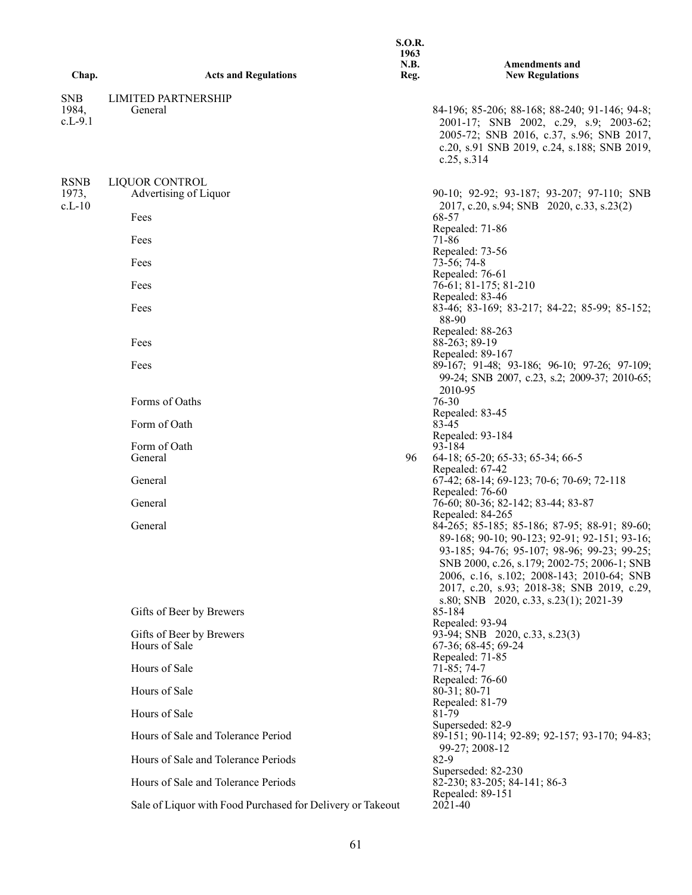| Chap. | Acts and Regulations | S.O.R. 1963 N.B. Reg. | Amendments and New Regulations |
|---|---|---|---|
| SNB 1984, c.L-9.1 | LIMITED PARTNERSHIP | | |
| | General | | 84-196; 85-206; 88-168; 88-240; 91-146; 94-8; 2001-17; SNB 2002, c.29, s.9; 2003-62; 2005-72; SNB 2016, c.37, s.96; SNB 2017, c.20, s.91 SNB 2019, c.24, s.188; SNB 2019, c.25, s.314 |
| RSNB 1973, c.L-10 | LIQUOR CONTROL | | |
| | Advertising of Liquor | | 90-10; 92-92; 93-187; 93-207; 97-110; SNB 2017, c.20, s.94; SNB 2020, c.33, s.23(2) |
| | Fees | | 68-57<br>Repealed: 71-86 |
| | Fees | | 71-86<br>Repealed: 73-56 |
| | Fees | | 73-56; 74-8<br>Repealed: 76-61 |
| | Fees | | 76-61; 81-175; 81-210<br>Repealed: 83-46 |
| | Fees | | 83-46; 83-169; 83-217; 84-22; 85-99; 85-152; 88-90<br>Repealed: 88-263 |
| | Fees | | 88-263; 89-19<br>Repealed: 89-167 |
| | Fees | | 89-167; 91-48; 93-186; 96-10; 97-26; 97-109; 99-24; SNB 2007, c.23, s.2; 2009-37; 2010-65; 2010-95 |
| | Forms of Oaths | | 76-30<br>Repealed: 83-45 |
| | Form of Oath | | 83-45<br>Repealed: 93-184 |
| | Form of Oath | | 93-184 |
| | General | 96 | 64-18; 65-20; 65-33; 65-34; 66-5<br>Repealed: 67-42 |
| | General | | 67-42; 68-14; 69-123; 70-6; 70-69; 72-118<br>Repealed: 76-60 |
| | General | | 76-60; 80-36; 82-142; 83-44; 83-87<br>Repealed: 84-265 |
| | General | | 84-265; 85-185; 85-186; 87-95; 88-91; 89-60; 89-168; 90-10; 90-123; 92-91; 92-151; 93-16; 93-185; 94-76; 95-107; 98-96; 99-23; 99-25; SNB 2000, c.26, s.179; 2002-75; 2006-1; SNB 2006, c.16, s.102; 2008-143; 2010-64; SNB 2017, c.20, s.93; 2018-38; SNB 2019, c.29, s.80; SNB 2020, c.33, s.23(1); 2021-39 |
| | Gifts of Beer by Brewers | | 85-184<br>Repealed: 93-94 |
| | Gifts of Beer by Brewers | | 93-94; SNB 2020, c.33, s.23(3) |
| | Hours of Sale | | 67-36; 68-45; 69-24<br>Repealed: 71-85 |
| | Hours of Sale | | 71-85; 74-7<br>Repealed: 76-60 |
| | Hours of Sale | | 80-31; 80-71<br>Repealed: 81-79 |
| | Hours of Sale | | 81-79<br>Superseded: 82-9 |
| | Hours of Sale and Tolerance Period | | 89-151; 90-114; 92-89; 92-157; 93-170; 94-83; 99-27; 2008-12 |
| | Hours of Sale and Tolerance Periods | | 82-9<br>Superseded: 82-230 |
| | Hours of Sale and Tolerance Periods | | 82-230; 83-205; 84-141; 86-3<br>Repealed: 89-151 |
| | Sale of Liquor with Food Purchased for Delivery or Takeout | | 2021-40 |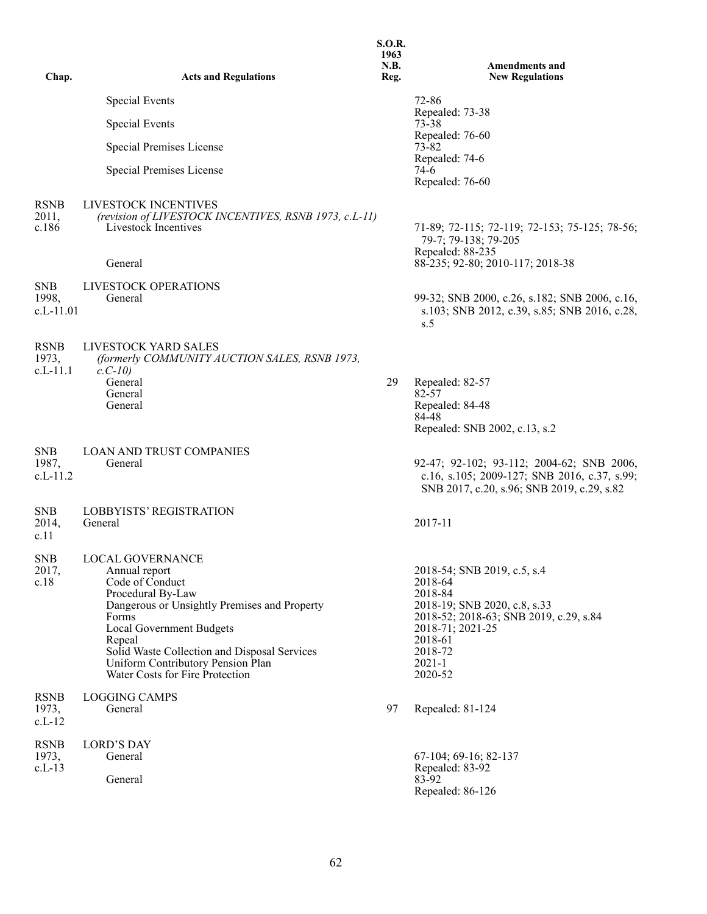| Chap. | Acts and Regulations | S.O.R. 1963 N.B. Reg. | Amendments and New Regulations |
|---|---|---|---|
| | Special Events | | 72-86<br>Repealed: 73-38 |
| | Special Events | | 73-38<br>Repealed: 76-60 |
| | Special Premises License | | 73-82<br>Repealed: 74-6 |
| | Special Premises License | | 74-6<br>Repealed: 76-60 |
| RSNB 2011, c.186 | LIVESTOCK INCENTIVES<br>*(revision of LIVESTOCK INCENTIVES, RSNB 1973, c.L-11)* | | |
| | Livestock Incentives | | 71-89; 72-115; 72-119; 72-153; 75-125; 78-56; 79-7; 79-138; 79-205<br>Repealed: 88-235 |
| | General | | 88-235; 92-80; 2010-117; 2018-38 |
| SNB 1998, c.L-11.01 | LIVESTOCK OPERATIONS | | |
| | General | | 99-32; SNB 2000, c.26, s.182; SNB 2006, c.16, s.103; SNB 2012, c.39, s.85; SNB 2016, c.28, s.5 |
| RSNB 1973, c.L-11.1 | LIVESTOCK YARD SALES<br>*(formerly COMMUNITY AUCTION SALES, RSNB 1973, c.C-10)* | | |
| | General | 29 | Repealed: 82-57 |
| | General | | 82-57<br>Repealed: 84-48 |
| | General | | 84-48<br>Repealed: SNB 2002, c.13, s.2 |
| SNB 1987, c.L-11.2 | LOAN AND TRUST COMPANIES | | |
| | General | | 92-47; 92-102; 93-112; 2004-62; SNB 2006, c.16, s.105; 2009-127; SNB 2016, c.37, s.99; SNB 2017, c.20, s.96; SNB 2019, c.29, s.82 |
| SNB 2014, c.11 | LOBBYISTS' REGISTRATION | | |
| | General | | 2017-11 |
| SNB 2017, c.18 | LOCAL GOVERNANCE | | |
| | Annual report | | 2018-54; SNB 2019, c.5, s.4 |
| | Code of Conduct | | 2018-64 |
| | Procedural By-Law | | 2018-84 |
| | Dangerous or Unsightly Premises and Property | | 2018-19; SNB 2020, c.8, s.33 |
| | Forms | | 2018-52; 2018-63; SNB 2019, c.29, s.84 |
| | Local Government Budgets | | 2018-71; 2021-25 |
| | Repeal | | 2018-61 |
| | Solid Waste Collection and Disposal Services | | 2018-72 |
| | Uniform Contributory Pension Plan | | 2021-1 |
| | Water Costs for Fire Protection | | 2020-52 |
| RSNB 1973, c.L-12 | LOGGING CAMPS | | |
| | General | 97 | Repealed: 81-124 |
| RSNB 1973, c.L-13 | LORD'S DAY | | |
| | General | | 67-104; 69-16; 82-137<br>Repealed: 83-92 |
| | General | | 83-92<br>Repealed: 86-126 |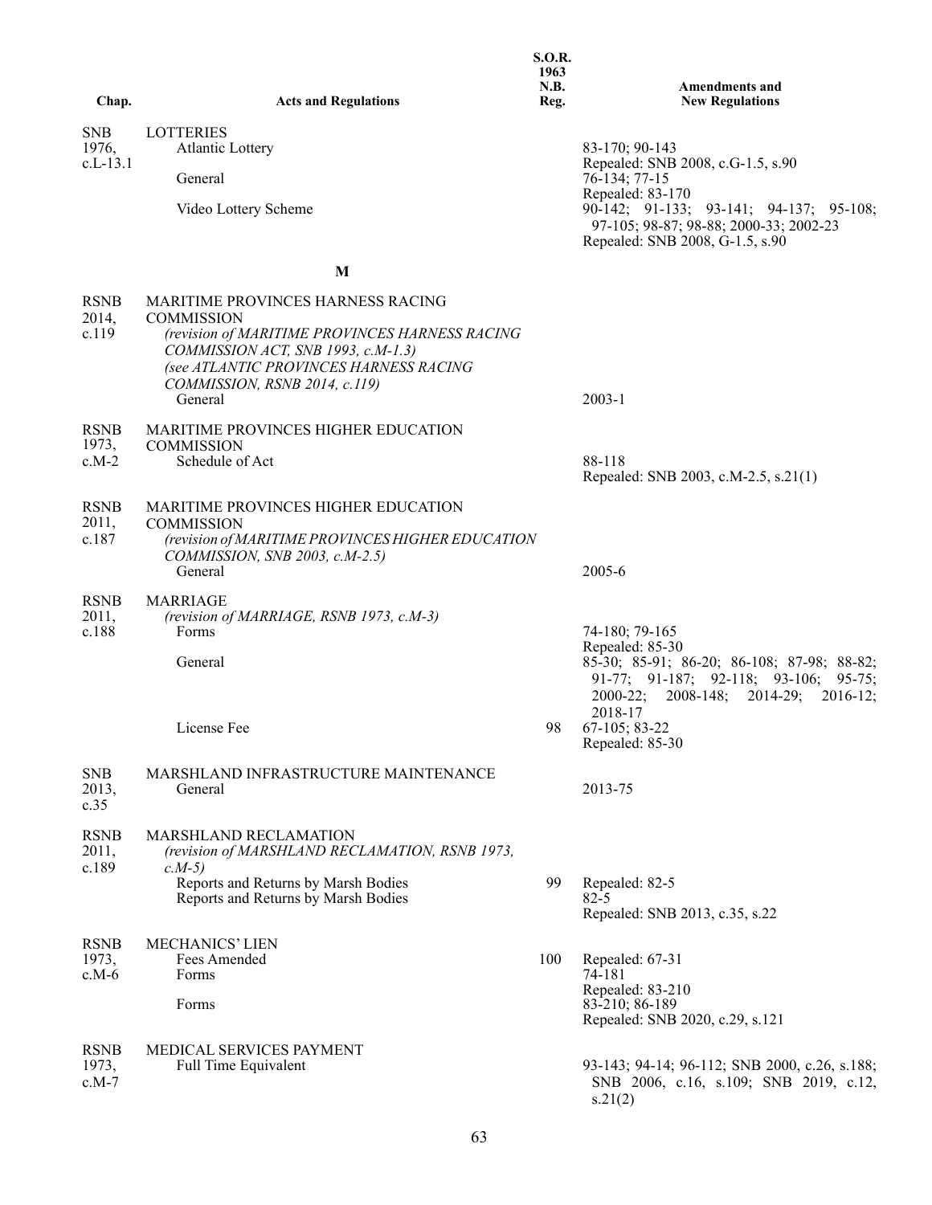| Chap. | Acts and Regulations | S.O.R. 1963 N.B. Reg. | Amendments and New Regulations |
|---|---|---|---|
| SNB 1976, c.L-13.1 | LOTTERIES | | |
| | Atlantic Lottery | | 83-170; 90-143 |
| | | | Repealed: SNB 2008, c.G-1.5, s.90 |
| | General | | 76-134; 77-15 |
| | | | Repealed: 83-170 |
| | Video Lottery Scheme | | 90-142; 91-133; 93-141; 94-137; 95-108; 97-105; 98-87; 98-88; 2000-33; 2002-23 |
| | | | Repealed: SNB 2008, G-1.5, s.90 |
| | **M** | | |
| RSNB 2014, c.119 | MARITIME PROVINCES HARNESS RACING COMMISSION | | |
| | *(revision of MARITIME PROVINCES HARNESS RACING COMMISSION ACT, SNB 1993, c.M-1.3)* | | |
| | *(see ATLANTIC PROVINCES HARNESS RACING COMMISSION, RSNB 2014, c.119)* | | |
| | General | | 2003-1 |
| RSNB 1973, c.M-2 | MARITIME PROVINCES HIGHER EDUCATION COMMISSION | | |
| | Schedule of Act | | 88-118 |
| | | | Repealed: SNB 2003, c.M-2.5, s.21(1) |
| RSNB 2011, c.187 | MARITIME PROVINCES HIGHER EDUCATION COMMISSION | | |
| | *(revision of MARITIME PROVINCES HIGHER EDUCATION COMMISSION, SNB 2003, c.M-2.5)* | | |
| | General | | 2005-6 |
| RSNB 2011, c.188 | MARRIAGE | | |
| | *(revision of MARRIAGE, RSNB 1973, c.M-3)* | | |
| | Forms | | 74-180; 79-165 |
| | | | Repealed: 85-30 |
| | General | | 85-30; 85-91; 86-20; 86-108; 87-98; 88-82; 91-77; 91-187; 92-118; 93-106; 95-75; 2000-22; 2008-148; 2014-29; 2016-12; 2018-17 |
| | License Fee | 98 | 67-105; 83-22 |
| | | | Repealed: 85-30 |
| SNB 2013, c.35 | MARSHLAND INFRASTRUCTURE MAINTENANCE | | |
| | General | | 2013-75 |
| RSNB 2011, c.189 | MARSHLAND RECLAMATION | | |
| | *(revision of MARSHLAND RECLAMATION, RSNB 1973, c.M-5)* | | |
| | Reports and Returns by Marsh Bodies | 99 | Repealed: 82-5 |
| | Reports and Returns by Marsh Bodies | | 82-5 |
| | | | Repealed: SNB 2013, c.35, s.22 |
| RSNB 1973, c.M-6 | MECHANICS' LIEN | | |
| | Fees Amended | 100 | Repealed: 67-31 |
| | Forms | | 74-181 |
| | | | Repealed: 83-210 |
| | Forms | | 83-210; 86-189 |
| | | | Repealed: SNB 2020, c.29, s.121 |
| RSNB 1973, c.M-7 | MEDICAL SERVICES PAYMENT | | |
| | Full Time Equivalent | | 93-143; 94-14; 96-112; SNB 2000, c.26, s.188; SNB 2006, c.16, s.109; SNB 2019, c.12, s.21(2) |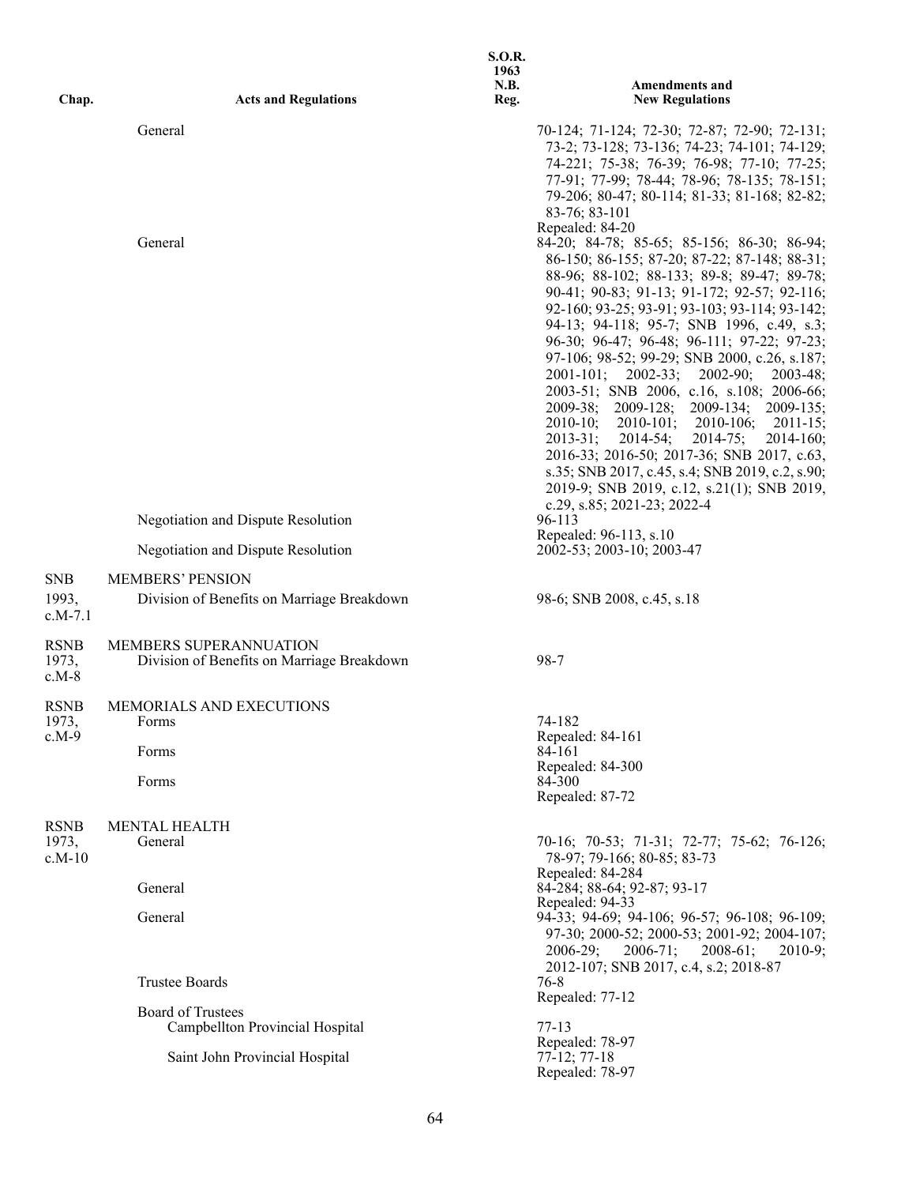| Chap. | Acts and Regulations | S.O.R. 1963 N.B. Reg. | Amendments and New Regulations |
|---|---|---|---|
| | General | | 70-124; 71-124; 72-30; 72-87; 72-90; 72-131; 73-2; 73-128; 73-136; 74-23; 74-101; 74-129; 74-221; 75-38; 76-39; 76-98; 77-10; 77-25; 77-91; 77-99; 78-44; 78-96; 78-135; 78-151; 79-206; 80-47; 80-114; 81-33; 81-168; 82-82; 83-76; 83-101<br>Repealed: 84-20 |
| | General | | 84-20; 84-78; 85-65; 85-156; 86-30; 86-94; 86-150; 86-155; 87-20; 87-22; 87-148; 88-31; 88-96; 88-102; 88-133; 89-8; 89-47; 89-78; 90-41; 90-83; 91-13; 91-172; 92-57; 92-116; 92-160; 93-25; 93-91; 93-103; 93-114; 93-142; 94-13; 94-118; 95-7; SNB 1996, c.49, s.3; 96-30; 96-47; 96-48; 96-111; 97-22; 97-23; 97-106; 98-52; 99-29; SNB 2000, c.26, s.187; 2001-101; 2002-33; 2002-90; 2003-48; 2003-51; SNB 2006, c.16, s.108; 2006-66; 2009-38; 2009-128; 2009-134; 2009-135; 2010-10; 2010-101; 2010-106; 2011-15; 2013-31; 2014-54; 2014-75; 2014-160; 2016-33; 2016-50; 2017-36; SNB 2017, c.63, s.35; SNB 2017, c.45, s.4; SNB 2019, c.2, s.90; 2019-9; SNB 2019, c.12, s.21(1); SNB 2019, c.29, s.85; 2021-23; 2022-4 |
| | Negotiation and Dispute Resolution | | 96-113<br>Repealed: 96-113, s.10 |
| | Negotiation and Dispute Resolution | | 2002-53; 2003-10; 2003-47 |
| SNB 1993, c.M-7.1 | MEMBERS' PENSION<br>Division of Benefits on Marriage Breakdown | | 98-6; SNB 2008, c.45, s.18 |
| RSNB 1973, c.M-8 | MEMBERS SUPERANNUATION<br>Division of Benefits on Marriage Breakdown | | 98-7 |
| RSNB 1973, c.M-9 | MEMORIALS AND EXECUTIONS<br>Forms | | 74-182<br>Repealed: 84-161 |
| | Forms | | 84-161<br>Repealed: 84-300 |
| | Forms | | 84-300<br>Repealed: 87-72 |
| RSNB 1973, c.M-10 | MENTAL HEALTH<br>General | | 70-16; 70-53; 71-31; 72-77; 75-62; 76-126; 78-97; 79-166; 80-85; 83-73<br>Repealed: 84-284 |
| | General | | 84-284; 88-64; 92-87; 93-17<br>Repealed: 94-33 |
| | General | | 94-33; 94-69; 94-106; 96-57; 96-108; 96-109; 97-30; 2000-52; 2000-53; 2001-92; 2004-107; 2006-29; 2006-71; 2008-61; 2010-9; 2012-107; SNB 2017, c.4, s.2; 2018-87 |
| | Trustee Boards | | 76-8<br>Repealed: 77-12 |
| | Board of Trustees<br>Campbellton Provincial Hospital | | 77-13<br>Repealed: 78-97 |
| | Saint John Provincial Hospital | | 77-12; 77-18<br>Repealed: 78-97 |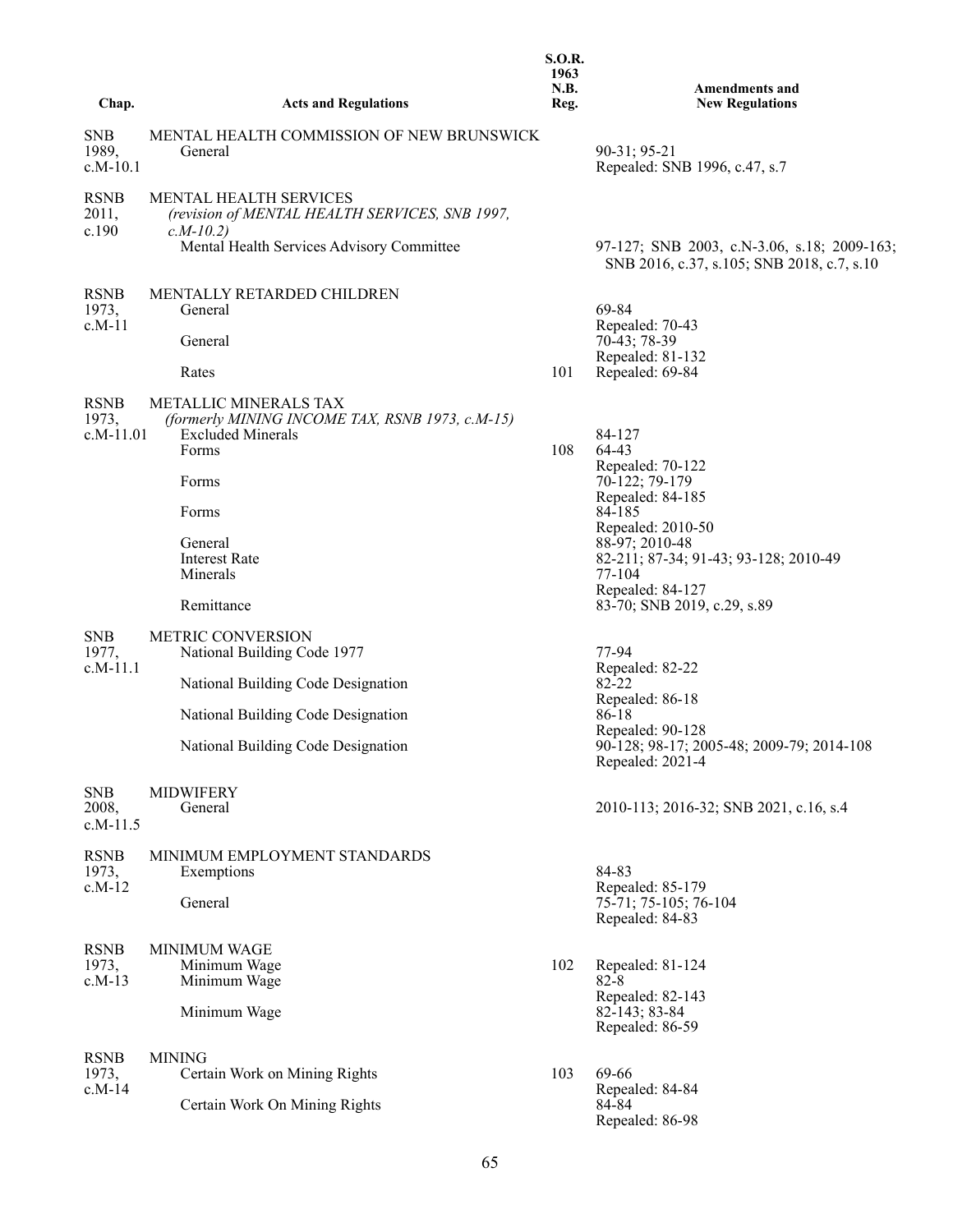| Chap. | Acts and Regulations | S.O.R. 1963 N.B. Reg. | Amendments and New Regulations |
|---|---|---|---|
| SNB 1989, c.M-10.1 | MENTAL HEALTH COMMISSION OF NEW BRUNSWICK | | |
| | General | | 90-31; 95-21 Repealed: SNB 1996, c.47, s.7 |
| RSNB 2011, c.190 | MENTAL HEALTH SERVICES *(revision of MENTAL HEALTH SERVICES, SNB 1997, c.M-10.2)* | | |
| | Mental Health Services Advisory Committee | | 97-127; SNB 2003, c.N-3.06, s.18; 2009-163; SNB 2016, c.37, s.105; SNB 2018, c.7, s.10 |
| RSNB 1973, c.M-11 | MENTALLY RETARDED CHILDREN | | |
| | General | | 69-84 Repealed: 70-43 |
| | General | | 70-43; 78-39 Repealed: 81-132 |
| | Rates | 101 | Repealed: 69-84 |
| RSNB 1973, c.M-11.01 | METALLIC MINERALS TAX *(formerly MINING INCOME TAX, RSNB 1973, c.M-15)* | | |
| | Excluded Minerals | | 84-127 |
| | Forms | 108 | 64-43 Repealed: 70-122 |
| | Forms | | 70-122; 79-179 Repealed: 84-185 |
| | Forms | | 84-185 Repealed: 2010-50 |
| | General | | 88-97; 2010-48 |
| | Interest Rate | | 82-211; 87-34; 91-43; 93-128; 2010-49 |
| | Minerals | | 77-104 Repealed: 84-127 |
| | Remittance | | 83-70; SNB 2019, c.29, s.89 |
| SNB 1977, c.M-11.1 | METRIC CONVERSION | | |
| | National Building Code 1977 | | 77-94 Repealed: 82-22 |
| | National Building Code Designation | | 82-22 Repealed: 86-18 |
| | National Building Code Designation | | 86-18 Repealed: 90-128 |
| | National Building Code Designation | | 90-128; 98-17; 2005-48; 2009-79; 2014-108 Repealed: 2021-4 |
| SNB 2008, c.M-11.5 | MIDWIFERY | | |
| | General | | 2010-113; 2016-32; SNB 2021, c.16, s.4 |
| RSNB 1973, c.M-12 | MINIMUM EMPLOYMENT STANDARDS | | |
| | Exemptions | | 84-83 Repealed: 85-179 |
| | General | | 75-71; 75-105; 76-104 Repealed: 84-83 |
| RSNB 1973, c.M-13 | MINIMUM WAGE | | |
| | Minimum Wage | 102 | Repealed: 81-124 |
| | Minimum Wage | | 82-8 Repealed: 82-143 |
| | Minimum Wage | | 82-143; 83-84 Repealed: 86-59 |
| RSNB 1973, c.M-14 | MINING | | |
| | Certain Work on Mining Rights | 103 | 69-66 Repealed: 84-84 |
| | Certain Work On Mining Rights | | 84-84 Repealed: 86-98 |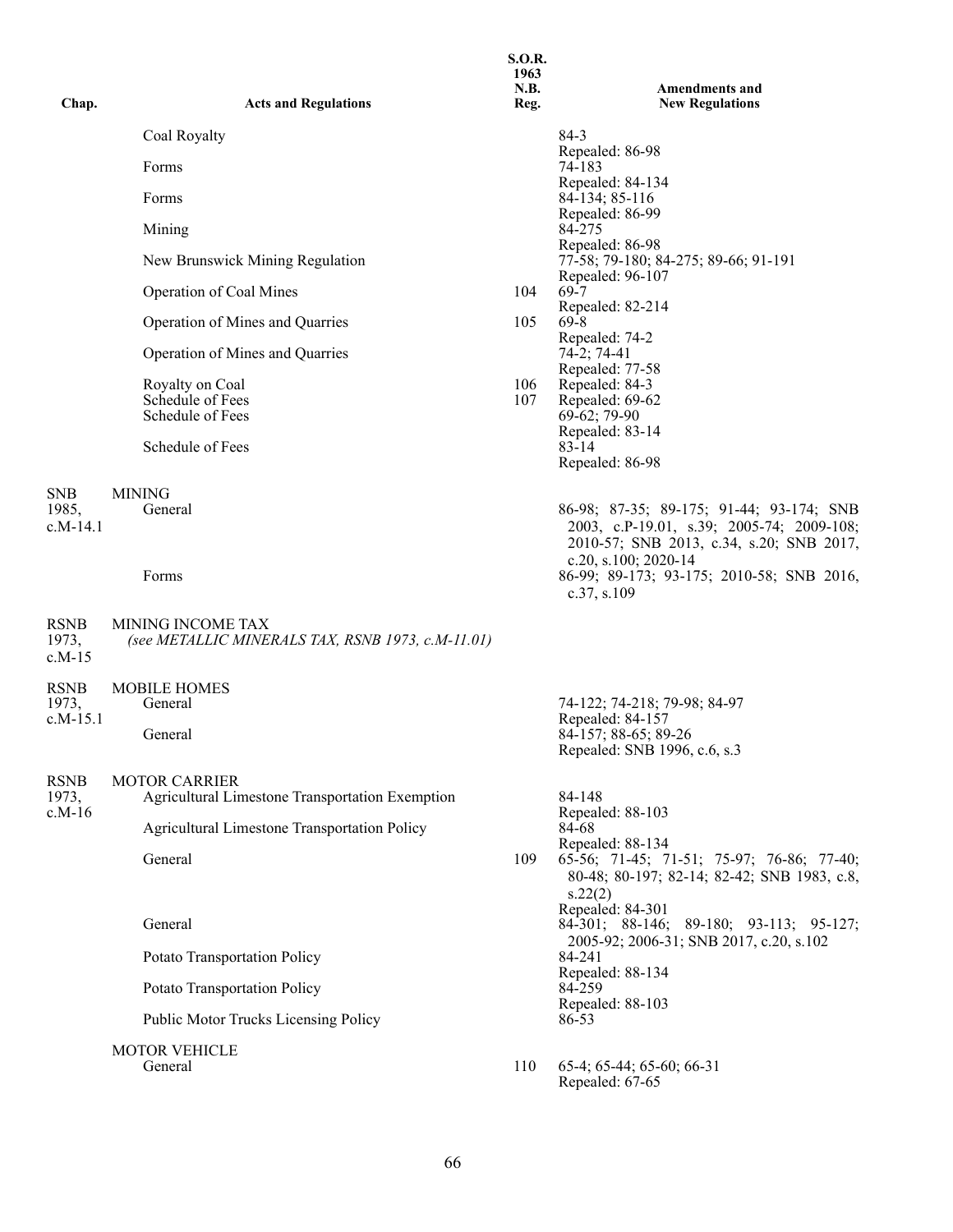| Chap. | Acts and Regulations | S.O.R. 1963 N.B. Reg. | Amendments and New Regulations |
|---|---|---|---|
| | Coal Royalty | | 84-3<br>Repealed: 86-98 |
| | Forms | | 74-183<br>Repealed: 84-134 |
| | Forms | | 84-134; 85-116<br>Repealed: 86-99 |
| | Mining | | 84-275<br>Repealed: 86-98 |
| | New Brunswick Mining Regulation | | 77-58; 79-180; 84-275; 89-66; 91-191<br>Repealed: 96-107 |
| | Operation of Coal Mines | 104 | 69-7<br>Repealed: 82-214 |
| | Operation of Mines and Quarries | 105 | 69-8<br>Repealed: 74-2 |
| | Operation of Mines and Quarries | | 74-2; 74-41<br>Repealed: 77-58 |
| | Royalty on Coal | 106 | Repealed: 84-3 |
| | Schedule of Fees | 107 | Repealed: 69-62 |
| | Schedule of Fees | | 69-62; 79-90<br>Repealed: 83-14 |
| | Schedule of Fees | | 83-14<br>Repealed: 86-98 |
| SNB 1985, c.M-14.1 | MINING<br>General | | 86-98; 87-35; 89-175; 91-44; 93-174; SNB 2003, c.P-19.01, s.39; 2005-74; 2009-108; 2010-57; SNB 2013, c.34, s.20; SNB 2017, c.20, s.100; 2020-14 |
| | Forms | | 86-99; 89-173; 93-175; 2010-58; SNB 2016, c.37, s.109 |
| RSNB 1973, c.M-15 | MINING INCOME TAX<br>*(see METALLIC MINERALS TAX, RSNB 1973, c.M-11.01)* | | |
| RSNB 1973, c.M-15.1 | MOBILE HOMES<br>General | | 74-122; 74-218; 79-98; 84-97<br>Repealed: 84-157 |
| | General | | 84-157; 88-65; 89-26<br>Repealed: SNB 1996, c.6, s.3 |
| RSNB 1973, c.M-16 | MOTOR CARRIER<br>Agricultural Limestone Transportation Exemption | | 84-148<br>Repealed: 88-103 |
| | Agricultural Limestone Transportation Policy | | 84-68<br>Repealed: 88-134 |
| | General | 109 | 65-56; 71-45; 71-51; 75-97; 76-86; 77-40; 80-48; 80-197; 82-14; 82-42; SNB 1983, c.8, s.22(2)<br>Repealed: 84-301 |
| | General | | 84-301; 88-146; 89-180; 93-113; 95-127; 2005-92; 2006-31; SNB 2017, c.20, s.102 |
| | Potato Transportation Policy | | 84-241<br>Repealed: 88-134 |
| | Potato Transportation Policy | | 84-259<br>Repealed: 88-103 |
| | Public Motor Trucks Licensing Policy | | 86-53 |
| | MOTOR VEHICLE<br>General | 110 | 65-4; 65-44; 65-60; 66-31<br>Repealed: 67-65 |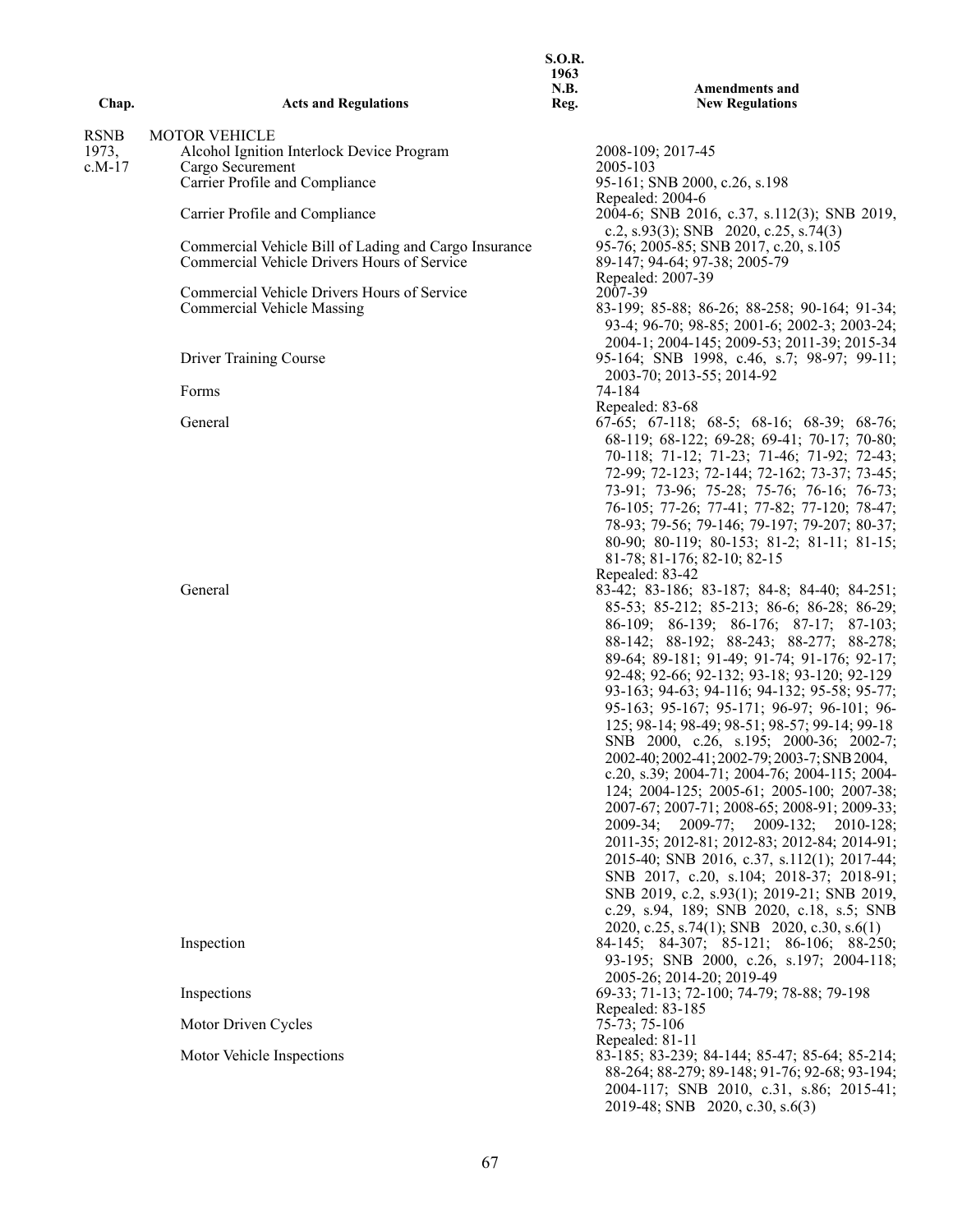| Chap. | Acts and Regulations | S.O.R. 1963 N.B. Reg. | Amendments and New Regulations |
|---|---|---|---|
| RSNB 1973, c.M-17 | MOTOR VEHICLE | | |
| | Alcohol Ignition Interlock Device Program | | 2008-109; 2017-45 |
| | Cargo Securement | | 2005-103 |
| | Carrier Profile and Compliance | | 95-161; SNB 2000, c.26, s.198<br>Repealed: 2004-6 |
| | Carrier Profile and Compliance | | 2004-6; SNB 2016, c.37, s.112(3); SNB 2019, c.2, s.93(3); SNB 2020, c.25, s.74(3) |
| | Commercial Vehicle Bill of Lading and Cargo Insurance | | 95-76; 2005-85; SNB 2017, c.20, s.105 |
| | Commercial Vehicle Drivers Hours of Service | | 89-147; 94-64; 97-38; 2005-79<br>Repealed: 2007-39 |
| | Commercial Vehicle Drivers Hours of Service | | 2007-39 |
| | Commercial Vehicle Massing | | 83-199; 85-88; 86-26; 88-258; 90-164; 91-34; 93-4; 96-70; 98-85; 2001-6; 2002-3; 2003-24; 2004-1; 2004-145; 2009-53; 2011-39; 2015-34 |
| | Driver Training Course | | 95-164; SNB 1998, c.46, s.7; 98-97; 99-11; 2003-70; 2013-55; 2014-92 |
| | Forms | | 74-184<br>Repealed: 83-68 |
| | General | | 67-65; 67-118; 68-5; 68-16; 68-39; 68-76; 68-119; 68-122; 69-28; 69-41; 70-17; 70-80; 70-118; 71-12; 71-23; 71-46; 71-92; 72-43; 72-99; 72-123; 72-144; 72-162; 73-37; 73-45; 73-91; 73-96; 75-28; 75-76; 76-16; 76-73; 76-105; 77-26; 77-41; 77-82; 77-120; 78-47; 78-93; 79-56; 79-146; 79-197; 79-207; 80-37; 80-90; 80-119; 80-153; 81-2; 81-11; 81-15; 81-78; 81-176; 82-10; 82-15<br>Repealed: 83-42 |
| | General | | 83-42; 83-186; 83-187; 84-8; 84-40; 84-251; 85-53; 85-212; 85-213; 86-6; 86-28; 86-29; 86-109; 86-139; 86-176; 87-17; 87-103; 88-142; 88-192; 88-243; 88-277; 88-278; 89-64; 89-181; 91-49; 91-74; 91-176; 92-17; 92-48; 92-66; 92-132; 93-18; 93-120; 92-129 93-163; 94-63; 94-116; 94-132; 95-58; 95-77; 95-163; 95-167; 95-171; 96-97; 96-101; 96-125; 98-14; 98-49; 98-51; 98-57; 99-14; 99-18 SNB 2000, c.26, s.195; 2000-36; 2002-7; 2002-40; 2002-41; 2002-79; 2003-7; SNB 2004, c.20, s.39; 2004-71; 2004-76; 2004-115; 2004-124; 2004-125; 2005-61; 2005-100; 2007-38; 2007-67; 2007-71; 2008-65; 2008-91; 2009-33; 2009-34; 2009-77; 2009-132; 2010-128; 2011-35; 2012-81; 2012-83; 2012-84; 2014-91; 2015-40; SNB 2016, c.37, s.112(1); 2017-44; SNB 2017, c.20, s.104; 2018-37; 2018-91; SNB 2019, c.2, s.93(1); 2019-21; SNB 2019, c.29, s.94, 189; SNB 2020, c.18, s.5; SNB 2020, c.25, s.74(1); SNB 2020, c.30, s.6(1) |
| | Inspection | | 84-145; 84-307; 85-121; 86-106; 88-250; 93-195; SNB 2000, c.26, s.197; 2004-118; 2005-26; 2014-20; 2019-49 |
| | Inspections | | 69-33; 71-13; 72-100; 74-79; 78-88; 79-198<br>Repealed: 83-185 |
| | Motor Driven Cycles | | 75-73; 75-106<br>Repealed: 81-11 |
| | Motor Vehicle Inspections | | 83-185; 83-239; 84-144; 85-47; 85-64; 85-214; 88-264; 88-279; 89-148; 91-76; 92-68; 93-194; 2004-117; SNB 2010, c.31, s.86; 2015-41; 2019-48; SNB 2020, c.30, s.6(3) |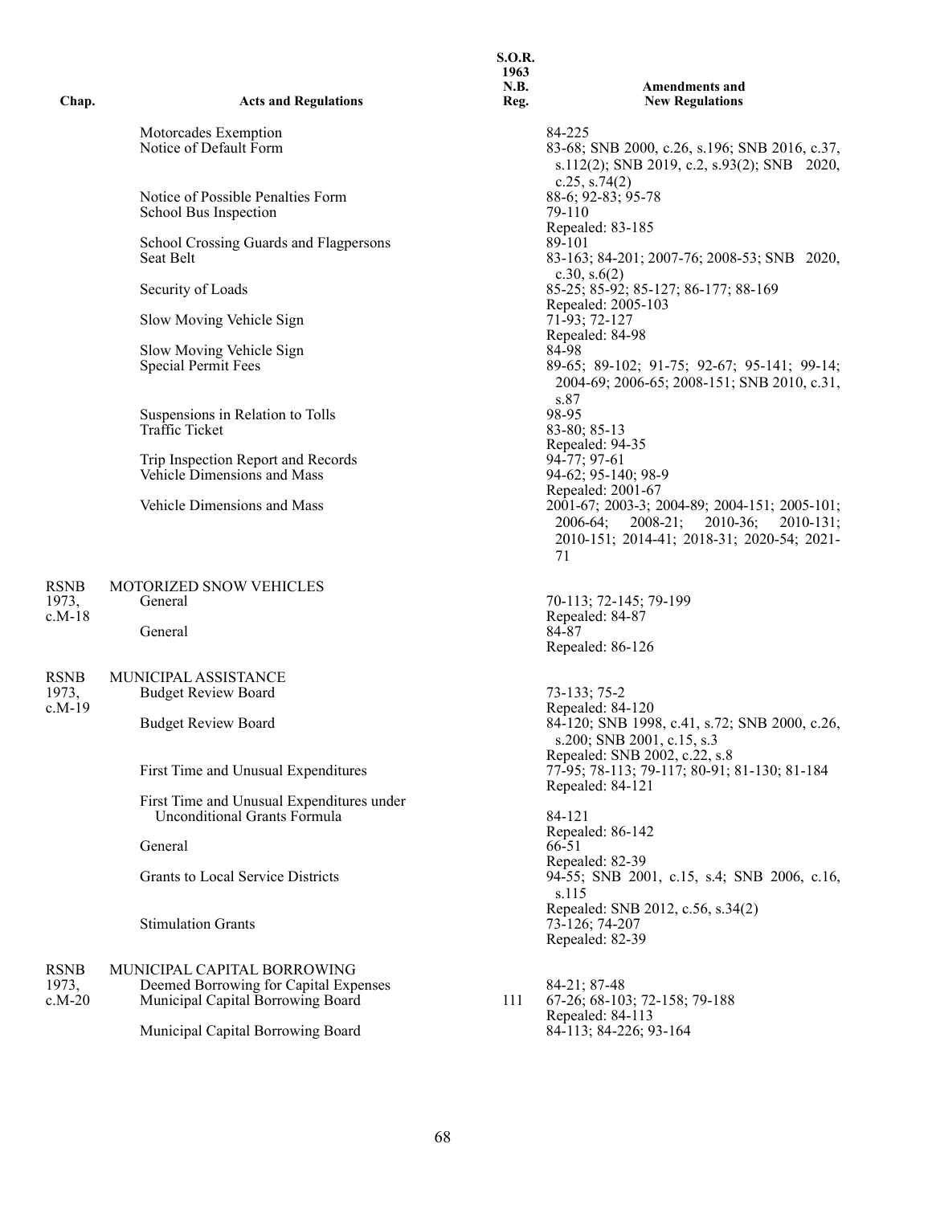| Chap. | Acts and Regulations | S.O.R. 1963 N.B. Reg. | Amendments and New Regulations |
|---|---|---|---|
| | Motorcades Exemption | | 84-225 |
| | Notice of Default Form | | 83-68; SNB 2000, c.26, s.196; SNB 2016, c.37, s.112(2); SNB 2019, c.2, s.93(2); SNB 2020, c.25, s.74(2) |
| | Notice of Possible Penalties Form | | 88-6; 92-83; 95-78 |
| | School Bus Inspection | | 79-110<br>Repealed: 83-185 |
| | School Crossing Guards and Flagpersons | | 89-101 |
| | Seat Belt | | 83-163; 84-201; 2007-76; 2008-53; SNB 2020, c.30, s.6(2) |
| | Security of Loads | | 85-25; 85-92; 85-127; 86-177; 88-169<br>Repealed: 2005-103 |
| | Slow Moving Vehicle Sign | | 71-93; 72-127<br>Repealed: 84-98 |
| | Slow Moving Vehicle Sign | | 84-98 |
| | Special Permit Fees | | 89-65; 89-102; 91-75; 92-67; 95-141; 99-14; 2004-69; 2006-65; 2008-151; SNB 2010, c.31, s.87 |
| | Suspensions in Relation to Tolls | | 98-95 |
| | Traffic Ticket | | 83-80; 85-13<br>Repealed: 94-35 |
| | Trip Inspection Report and Records | | 94-77; 97-61 |
| | Vehicle Dimensions and Mass | | 94-62; 95-140; 98-9<br>Repealed: 2001-67 |
| | Vehicle Dimensions and Mass | | 2001-67; 2003-3; 2004-89; 2004-151; 2005-101; 2006-64; 2008-21; 2010-36; 2010-131; 2010-151; 2014-41; 2018-31; 2020-54; 2021-71 |
| RSNB 1973, c.M-18 | MOTORIZED SNOW VEHICLES | | |
| | General | | 70-113; 72-145; 79-199<br>Repealed: 84-87 |
| | General | | 84-87<br>Repealed: 86-126 |
| RSNB 1973, c.M-19 | MUNICIPAL ASSISTANCE | | |
| | Budget Review Board | | 73-133; 75-2<br>Repealed: 84-120 |
| | Budget Review Board | | 84-120; SNB 1998, c.41, s.72; SNB 2000, c.26, s.200; SNB 2001, c.15, s.3<br>Repealed: SNB 2002, c.22, s.8 |
| | First Time and Unusual Expenditures | | 77-95; 78-113; 79-117; 80-91; 81-130; 81-184<br>Repealed: 84-121 |
| | First Time and Unusual Expenditures under Unconditional Grants Formula | | 84-121<br>Repealed: 86-142 |
| | General | | 66-51<br>Repealed: 82-39 |
| | Grants to Local Service Districts | | 94-55; SNB 2001, c.15, s.4; SNB 2006, c.16, s.115<br>Repealed: SNB 2012, c.56, s.34(2) |
| | Stimulation Grants | | 73-126; 74-207<br>Repealed: 82-39 |
| RSNB 1973, c.M-20 | MUNICIPAL CAPITAL BORROWING | | |
| | Deemed Borrowing for Capital Expenses | | 84-21; 87-48 |
| | Municipal Capital Borrowing Board | 111 | 67-26; 68-103; 72-158; 79-188<br>Repealed: 84-113 |
| | Municipal Capital Borrowing Board | | 84-113; 84-226; 93-164 |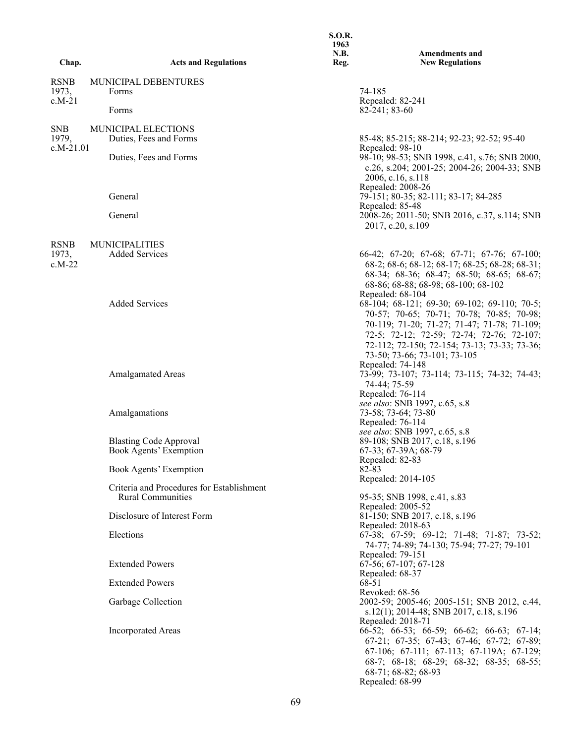| Chap. | Acts and Regulations | S.O.R. 1963 N.B. Reg. | Amendments and New Regulations |
|---|---|---|---|
| RSNB 1973, c.M-21 | MUNICIPAL DEBENTURES | | |
| | Forms | | 74-185<br>Repealed: 82-241 |
| | Forms | | 82-241; 83-60 |
| SNB 1979, c.M-21.01 | MUNICIPAL ELECTIONS | | |
| | Duties, Fees and Forms | | 85-48; 85-215; 88-214; 92-23; 92-52; 95-40<br>Repealed: 98-10 |
| | Duties, Fees and Forms | | 98-10; 98-53; SNB 1998, c.41, s.76; SNB 2000, c.26, s.204; 2001-25; 2004-26; 2004-33; SNB 2006, c.16, s.118<br>Repealed: 2008-26 |
| | General | | 79-151; 80-35; 82-111; 83-17; 84-285<br>Repealed: 85-48 |
| | General | | 2008-26; 2011-50; SNB 2016, c.37, s.114; SNB 2017, c.20, s.109 |
| RSNB 1973, c.M-22 | MUNICIPALITIES | | |
| | Added Services | | 66-42; 67-20; 67-68; 67-71; 67-76; 67-100; 68-2; 68-6; 68-12; 68-17; 68-25; 68-28; 68-31; 68-34; 68-36; 68-47; 68-50; 68-65; 68-67; 68-86; 68-88; 68-98; 68-100; 68-102<br>Repealed: 68-104 |
| | Added Services | | 68-104; 68-121; 69-30; 69-102; 69-110; 70-5; 70-57; 70-65; 70-71; 70-78; 70-85; 70-98; 70-119; 71-20; 71-27; 71-47; 71-78; 71-109; 72-5; 72-12; 72-59; 72-74; 72-76; 72-107; 72-112; 72-150; 72-154; 73-13; 73-33; 73-36; 73-50; 73-66; 73-101; 73-105<br>Repealed: 74-148 |
| | Amalgamated Areas | | 73-99; 73-107; 73-114; 73-115; 74-32; 74-43; 74-44; 75-59<br>Repealed: 76-114<br>*see also*: SNB 1997, c.65, s.8 |
| | Amalgamations | | 73-58; 73-64; 73-80<br>Repealed: 76-114<br>*see also*: SNB 1997, c.65, s.8 |
| | Blasting Code Approval | | 89-108; SNB 2017, c.18, s.196 |
| | Book Agents' Exemption | | 67-33; 67-39A; 68-79<br>Repealed: 82-83 |
| | Book Agents' Exemption | | 82-83<br>Repealed: 2014-105 |
| | Criteria and Procedures for Establishment Rural Communities | | 95-35; SNB 1998, c.41, s.83<br>Repealed: 2005-52 |
| | Disclosure of Interest Form | | 81-150; SNB 2017, c.18, s.196<br>Repealed: 2018-63 |
| | Elections | | 67-38; 67-59; 69-12; 71-48; 71-87; 73-52; 74-77; 74-89; 74-130; 75-94; 77-27; 79-101<br>Repealed: 79-151 |
| | Extended Powers | | 67-56; 67-107; 67-128<br>Repealed: 68-37 |
| | Extended Powers | | 68-51<br>Revoked: 68-56 |
| | Garbage Collection | | 2002-59; 2005-46; 2005-151; SNB 2012, c.44, s.12(1); 2014-48; SNB 2017, c.18, s.196<br>Repealed: 2018-71 |
| | Incorporated Areas | | 66-52; 66-53; 66-59; 66-62; 66-63; 67-14; 67-21; 67-35; 67-43; 67-46; 67-72; 67-89; 67-106; 67-111; 67-113; 67-119A; 67-129; 68-7; 68-18; 68-29; 68-32; 68-35; 68-55; 68-71; 68-82; 68-93<br>Repealed: 68-99 |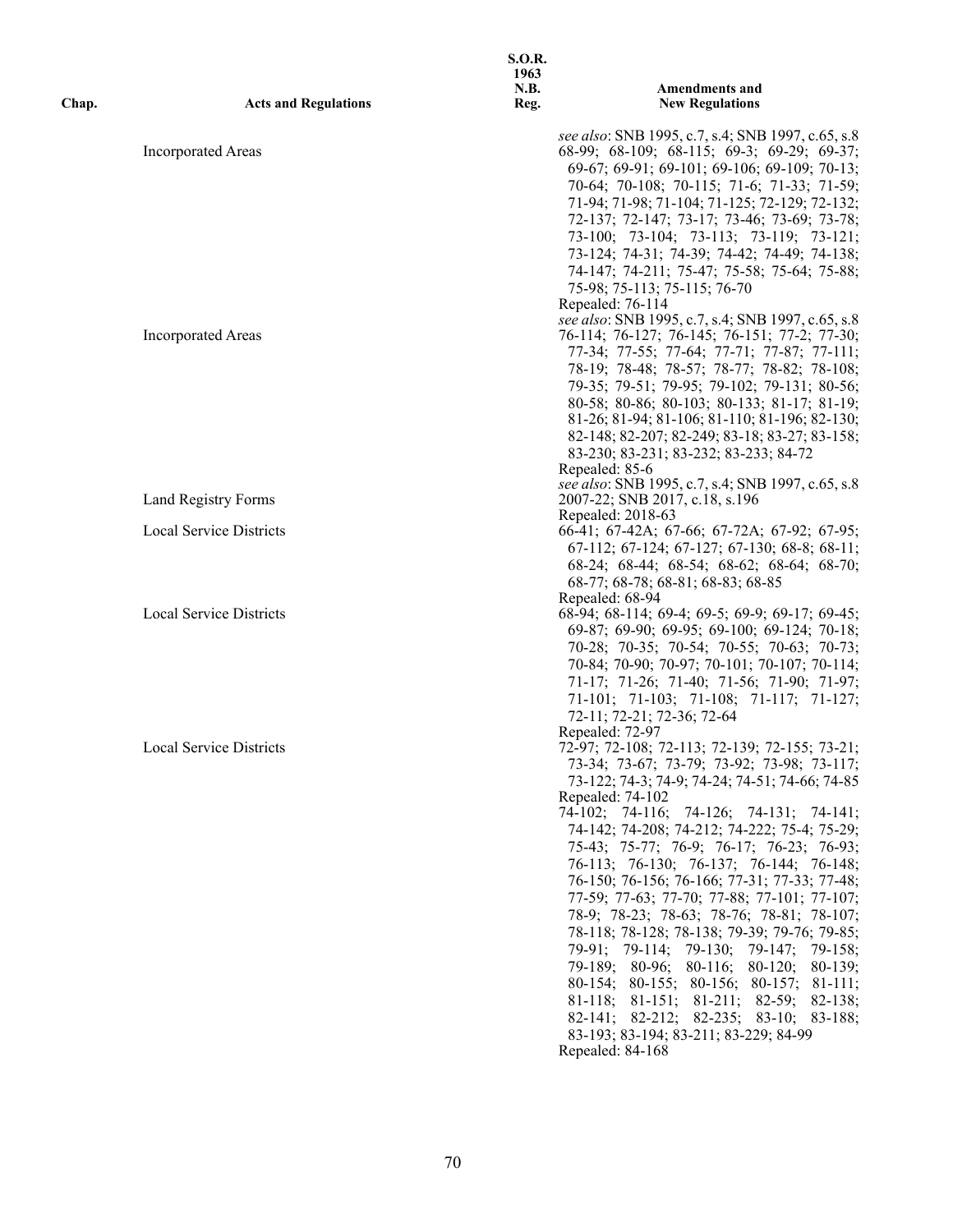| Chap. | Acts and Regulations | S.O.R. 1963 N.B. Reg. | Amendments and New Regulations |
|---|---|---|---|
| | | | *see also*: SNB 1995, c.7, s.4; SNB 1997, c.65, s.8 |
| | Incorporated Areas | | 68-99; 68-109; 68-115; 69-3; 69-29; 69-37; 69-67; 69-91; 69-101; 69-106; 69-109; 70-13; 70-64; 70-108; 70-115; 71-6; 71-33; 71-59; 71-94; 71-98; 71-104; 71-125; 72-129; 72-132; 72-137; 72-147; 73-17; 73-46; 73-69; 73-78; 73-100; 73-104; 73-113; 73-119; 73-121; 73-124; 74-31; 74-39; 74-42; 74-49; 74-138; 74-147; 74-211; 75-47; 75-58; 75-64; 75-88; 75-98; 75-113; 75-115; 76-70 |
| | | | Repealed: 76-114 |
| | | | *see also*: SNB 1995, c.7, s.4; SNB 1997, c.65, s.8 |
| | Incorporated Areas | | 76-114; 76-127; 76-145; 76-151; 77-2; 77-30; 77-34; 77-55; 77-64; 77-71; 77-87; 77-111; 78-19; 78-48; 78-57; 78-77; 78-82; 78-108; 79-35; 79-51; 79-95; 79-102; 79-131; 80-56; 80-58; 80-86; 80-103; 80-133; 81-17; 81-19; 81-26; 81-94; 81-106; 81-110; 81-196; 82-130; 82-148; 82-207; 82-249; 83-18; 83-27; 83-158; 83-230; 83-231; 83-232; 83-233; 84-72 |
| | | | Repealed: 85-6 |
| | | | *see also*: SNB 1995, c.7, s.4; SNB 1997, c.65, s.8 |
| | Land Registry Forms | | 2007-22; SNB 2017, c.18, s.196 |
| | | | Repealed: 2018-63 |
| | Local Service Districts | | 66-41; 67-42A; 67-66; 67-72A; 67-92; 67-95; 67-112; 67-124; 67-127; 67-130; 68-8; 68-11; 68-24; 68-44; 68-54; 68-62; 68-64; 68-70; 68-77; 68-78; 68-81; 68-83; 68-85 |
| | | | Repealed: 68-94 |
| | Local Service Districts | | 68-94; 68-114; 69-4; 69-5; 69-9; 69-17; 69-45; 69-87; 69-90; 69-95; 69-100; 69-124; 70-18; 70-28; 70-35; 70-54; 70-55; 70-63; 70-73; 70-84; 70-90; 70-97; 70-101; 70-107; 70-114; 71-17; 71-26; 71-40; 71-56; 71-90; 71-97; 71-101; 71-103; 71-108; 71-117; 71-127; 72-11; 72-21; 72-36; 72-64 |
| | | | Repealed: 72-97 |
| | Local Service Districts | | 72-97; 72-108; 72-113; 72-139; 72-155; 73-21; 73-34; 73-67; 73-79; 73-92; 73-98; 73-117; 73-122; 74-3; 74-9; 74-24; 74-51; 74-66; 74-85 |
| | | | Repealed: 74-102 |
| | | | 74-102; 74-116; 74-126; 74-131; 74-141; 74-142; 74-208; 74-212; 74-222; 75-4; 75-29; 75-43; 75-77; 76-9; 76-17; 76-23; 76-93; 76-113; 76-130; 76-137; 76-144; 76-148; 76-150; 76-156; 76-166; 77-31; 77-33; 77-48; 77-59; 77-63; 77-70; 77-88; 77-101; 77-107; 78-9; 78-23; 78-63; 78-76; 78-81; 78-107; 78-118; 78-128; 78-138; 79-39; 79-76; 79-85; 79-91; 79-114; 79-130; 79-147; 79-158; 79-189; 80-96; 80-116; 80-120; 80-139; 80-154; 80-155; 80-156; 80-157; 81-111; 81-118; 81-151; 81-211; 82-59; 82-138; 82-141; 82-212; 82-235; 83-10; 83-188; 83-193; 83-194; 83-211; 83-229; 84-99 |
| | | | Repealed: 84-168 |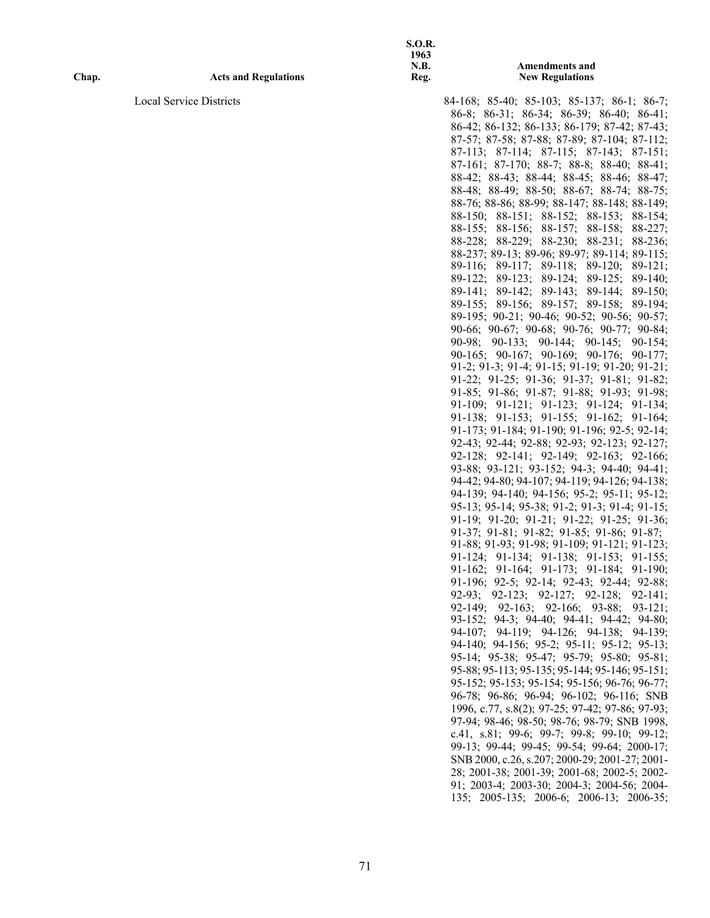| Chap. | Acts and Regulations | S.O.R. 1963 N.B. Reg. | Amendments and New Regulations |
|---|---|---|---|
| | Local Service Districts | | 84-168; 85-40; 85-103; 85-137; 86-1; 86-7; 86-8; 86-31; 86-34; 86-39; 86-40; 86-41; 86-42; 86-132; 86-133; 86-179; 87-42; 87-43; 87-57; 87-58; 87-88; 87-89; 87-104; 87-112; 87-113; 87-114; 87-115; 87-143; 87-151; 87-161; 87-170; 88-7; 88-8; 88-40; 88-41; 88-42; 88-43; 88-44; 88-45; 88-46; 88-47; 88-48; 88-49; 88-50; 88-67; 88-74; 88-75; 88-76; 88-86; 88-99; 88-147; 88-148; 88-149; 88-150; 88-151; 88-152; 88-153; 88-154; 88-155; 88-156; 88-157; 88-158; 88-227; 88-228; 88-229; 88-230; 88-231; 88-236; 88-237; 89-13; 89-96; 89-97; 89-114; 89-115; 89-116; 89-117; 89-118; 89-120; 89-121; 89-122; 89-123; 89-124; 89-125; 89-140; 89-141; 89-142; 89-143; 89-144; 89-150; 89-155; 89-156; 89-157; 89-158; 89-194; 89-195; 90-21; 90-46; 90-52; 90-56; 90-57; 90-66; 90-67; 90-68; 90-76; 90-77; 90-84; 90-98; 90-133; 90-144; 90-145; 90-154; 90-165; 90-167; 90-169; 90-176; 90-177; 91-2; 91-3; 91-4; 91-15; 91-19; 91-20; 91-21; 91-22; 91-25; 91-36; 91-37; 91-81; 91-82; 91-85; 91-86; 91-87; 91-88; 91-93; 91-98; 91-109; 91-121; 91-123; 91-124; 91-134; 91-138; 91-153; 91-155; 91-162; 91-164; 91-173; 91-184; 91-190; 91-196; 92-5; 92-14; 92-43; 92-44; 92-88; 92-93; 92-123; 92-127; 92-128; 92-141; 92-149; 92-163; 92-166; 93-88; 93-121; 93-152; 94-3; 94-40; 94-41; 94-42; 94-80; 94-107; 94-119; 94-126; 94-138; 94-139; 94-140; 94-156; 95-2; 95-11; 95-12; 95-13; 95-14; 95-38; 91-2; 91-3; 91-4; 91-15; 91-19; 91-20; 91-21; 91-22; 91-25; 91-36; 91-37; 91-81; 91-82; 91-85; 91-86; 91-87; 91-88; 91-93; 91-98; 91-109; 91-121; 91-123; 91-124; 91-134; 91-138; 91-153; 91-155; 91-162; 91-164; 91-173; 91-184; 91-190; 91-196; 92-5; 92-14; 92-43; 92-44; 92-88; 92-93; 92-123; 92-127; 92-128; 92-141; 92-149; 92-163; 92-166; 93-88; 93-121; 93-152; 94-3; 94-40; 94-41; 94-42; 94-80; 94-107; 94-119; 94-126; 94-138; 94-139; 94-140; 94-156; 95-2; 95-11; 95-12; 95-13; 95-14; 95-38; 95-47; 95-79; 95-80; 95-81; 95-88; 95-113; 95-135; 95-144; 95-146; 95-151; 95-152; 95-153; 95-154; 95-156; 96-76; 96-77; 96-78; 96-86; 96-94; 96-102; 96-116; SNB 1996, c.77, s.8(2); 97-25; 97-42; 97-86; 97-93; 97-94; 98-46; 98-50; 98-76; 98-79; SNB 1998, c.41, s.81; 99-6; 99-7; 99-8; 99-10; 99-12; 99-13; 99-44; 99-45; 99-54; 99-64; 2000-17; SNB 2000, c.26, s.207; 2000-29; 2001-27; 2001-28; 2001-38; 2001-39; 2001-68; 2002-5; 2002-91; 2003-4; 2003-30; 2004-3; 2004-56; 2004-135; 2005-135; 2006-6; 2006-13; 2006-35; |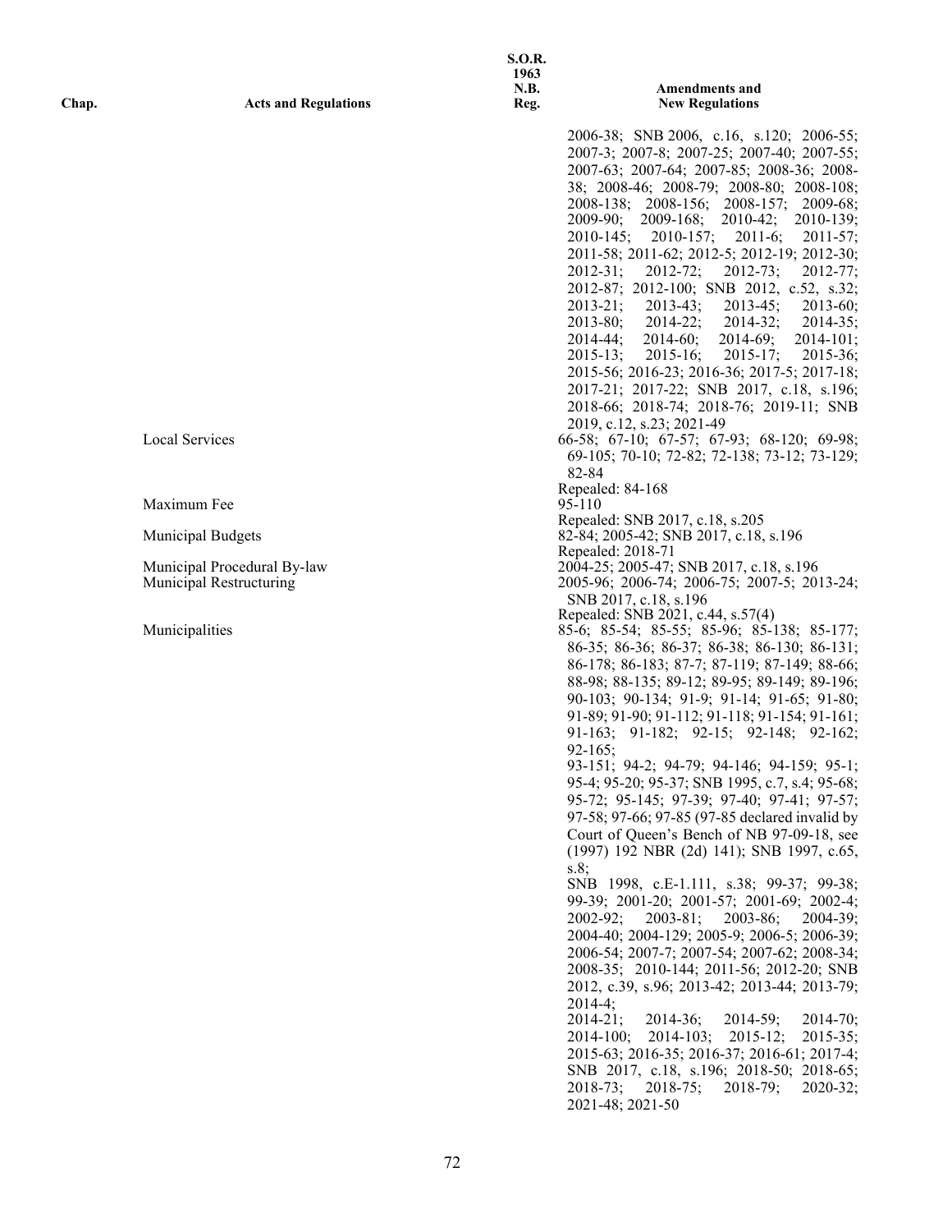| Chap. | Acts and Regulations | S.O.R. 1963 N.B. Reg. | Amendments and New Regulations |
|---|---|---|---|
| | | | 2006-38; SNB 2006, c.16, s.120; 2006-55; 2007-3; 2007-8; 2007-25; 2007-40; 2007-55; 2007-63; 2007-64; 2007-85; 2008-36; 2008-38; 2008-46; 2008-79; 2008-80; 2008-108; 2008-138; 2008-156; 2008-157; 2009-68; 2009-90; 2009-168; 2010-42; 2010-139; 2010-145; 2010-157; 2011-6; 2011-57; 2011-58; 2011-62; 2012-5; 2012-19; 2012-30; 2012-31; 2012-72; 2012-73; 2012-77; 2012-87; 2012-100; SNB 2012, c.52, s.32; 2013-21; 2013-43; 2013-45; 2013-60; 2013-80; 2014-22; 2014-32; 2014-35; 2014-44; 2014-60; 2014-69; 2014-101; 2015-13; 2015-16; 2015-17; 2015-36; 2015-56; 2016-23; 2016-36; 2017-5; 2017-18; 2017-21; 2017-22; SNB 2017, c.18, s.196; 2018-66; 2018-74; 2018-76; 2019-11; SNB 2019, c.12, s.23; 2021-49 |
| | Local Services | | 66-58; 67-10; 67-57; 67-93; 68-120; 69-98; 69-105; 70-10; 72-82; 72-138; 73-12; 73-129; 82-84<br>Repealed: 84-168 |
| | Maximum Fee | | 95-110<br>Repealed: SNB 2017, c.18, s.205 |
| | Municipal Budgets | | 82-84; 2005-42; SNB 2017, c.18, s.196<br>Repealed: 2018-71 |
| | Municipal Procedural By-law | | 2004-25; 2005-47; SNB 2017, c.18, s.196 |
| | Municipal Restructuring | | 2005-96; 2006-74; 2006-75; 2007-5; 2013-24; SNB 2017, c.18, s.196<br>Repealed: SNB 2021, c.44, s.57(4) |
| | Municipalities | | 85-6; 85-54; 85-55; 85-96; 85-138; 85-177; 86-35; 86-36; 86-37; 86-38; 86-130; 86-131; 86-178; 86-183; 87-7; 87-119; 87-149; 88-66; 88-98; 88-135; 89-12; 89-95; 89-149; 89-196; 90-103; 90-134; 91-9; 91-14; 91-65; 91-80; 91-89; 91-90; 91-112; 91-118; 91-154; 91-161; 91-163; 91-182; 92-15; 92-148; 92-162; 92-165;<br>93-151; 94-2; 94-79; 94-146; 94-159; 95-1; 95-4; 95-20; 95-37; SNB 1995, c.7, s.4; 95-68; 95-72; 95-145; 97-39; 97-40; 97-41; 97-57; 97-58; 97-66; 97-85 (97-85 declared invalid by Court of Queen's Bench of NB 97-09-18, see (1997) 192 NBR (2d) 141); SNB 1997, c.65, s.8;<br>SNB 1998, c.E-1.111, s.38; 99-37; 99-38; 99-39; 2001-20; 2001-57; 2001-69; 2002-4; 2002-92; 2003-81; 2003-86; 2004-39; 2004-40; 2004-129; 2005-9; 2006-5; 2006-39; 2006-54; 2007-7; 2007-54; 2007-62; 2008-34; 2008-35; 2010-144; 2011-56; 2012-20; SNB 2012, c.39, s.96; 2013-42; 2013-44; 2013-79; 2014-4;<br>2014-21; 2014-36; 2014-59; 2014-70; 2014-100; 2014-103; 2015-12; 2015-35; 2015-63; 2016-35; 2016-37; 2016-61; 2017-4; SNB 2017, c.18, s.196; 2018-50; 2018-65; 2018-73; 2018-75; 2018-79; 2020-32; 2021-48; 2021-50 |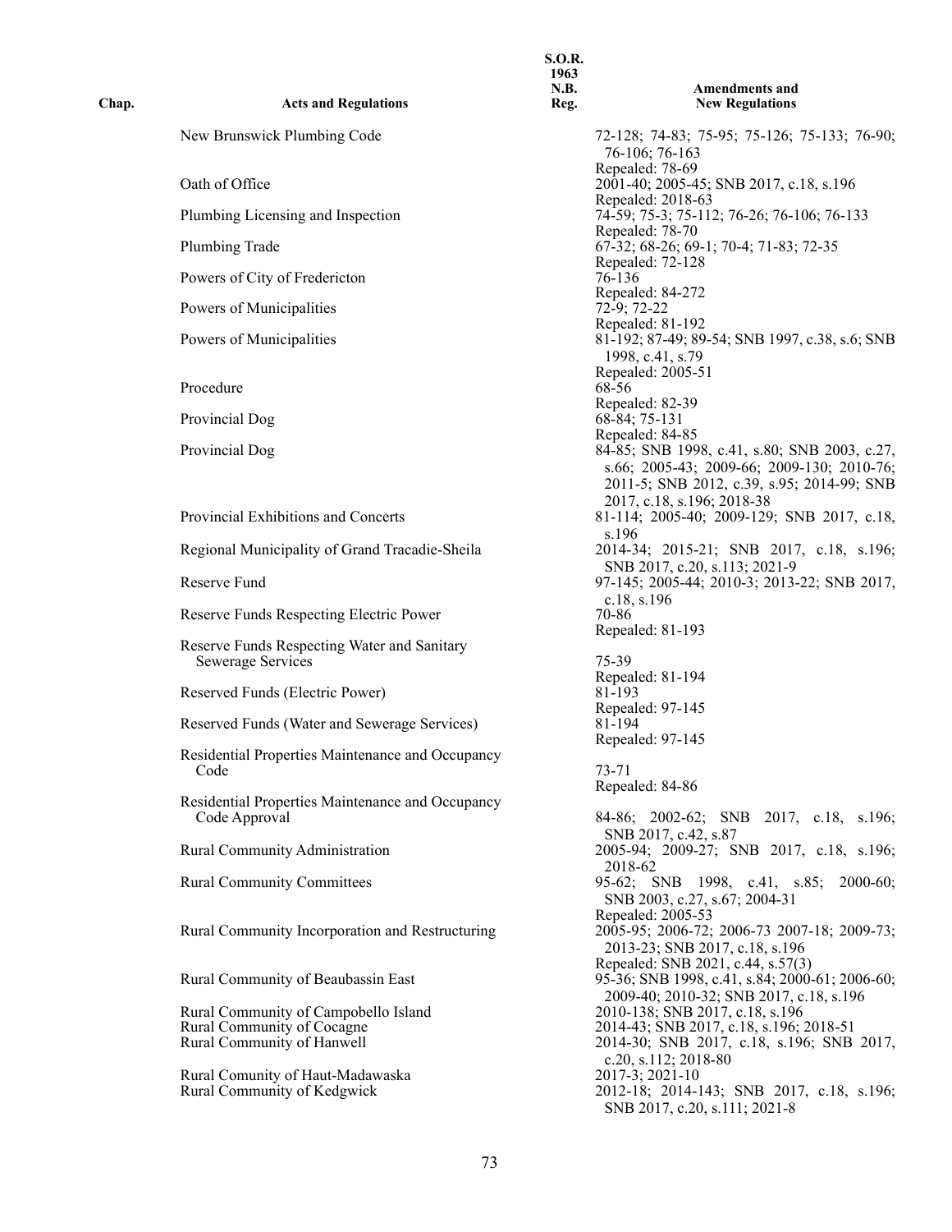| Chap. | Acts and Regulations | S.O.R. 1963 N.B. Reg. | Amendments and New Regulations |
|---|---|---|---|
| | New Brunswick Plumbing Code | | 72-128; 74-83; 75-95; 75-126; 75-133; 76-90; 76-106; 76-163<br>Repealed: 78-69 |
| | Oath of Office | | 2001-40; 2005-45; SNB 2017, c.18, s.196<br>Repealed: 2018-63 |
| | Plumbing Licensing and Inspection | | 74-59; 75-3; 75-112; 76-26; 76-106; 76-133<br>Repealed: 78-70 |
| | Plumbing Trade | | 67-32; 68-26; 69-1; 70-4; 71-83; 72-35<br>Repealed: 72-128 |
| | Powers of City of Fredericton | | 76-136<br>Repealed: 84-272 |
| | Powers of Municipalities | | 72-9; 72-22<br>Repealed: 81-192 |
| | Powers of Municipalities | | 81-192; 87-49; 89-54; SNB 1997, c.38, s.6; SNB 1998, c.41, s.79<br>Repealed: 2005-51 |
| | Procedure | | 68-56<br>Repealed: 82-39 |
| | Provincial Dog | | 68-84; 75-131<br>Repealed: 84-85 |
| | Provincial Dog | | 84-85; SNB 1998, c.41, s.80; SNB 2003, c.27, s.66; 2005-43; 2009-66; 2009-130; 2010-76; 2011-5; SNB 2012, c.39, s.95; 2014-99; SNB 2017, c.18, s.196; 2018-38 |
| | Provincial Exhibitions and Concerts | | 81-114; 2005-40; 2009-129; SNB 2017, c.18, s.196 |
| | Regional Municipality of Grand Tracadie-Sheila | | 2014-34; 2015-21; SNB 2017, c.18, s.196; SNB 2017, c.20, s.113; 2021-9 |
| | Reserve Fund | | 97-145; 2005-44; 2010-3; 2013-22; SNB 2017, c.18, s.196 |
| | Reserve Funds Respecting Electric Power | | 70-86<br>Repealed: 81-193 |
| | Reserve Funds Respecting Water and Sanitary Sewerage Services | | 75-39<br>Repealed: 81-194 |
| | Reserved Funds (Electric Power) | | 81-193<br>Repealed: 97-145 |
| | Reserved Funds (Water and Sewerage Services) | | 81-194<br>Repealed: 97-145 |
| | Residential Properties Maintenance and Occupancy Code | | 73-71<br>Repealed: 84-86 |
| | Residential Properties Maintenance and Occupancy Code Approval | | 84-86; 2002-62; SNB 2017, c.18, s.196; SNB 2017, c.42, s.87 |
| | Rural Community Administration | | 2005-94; 2009-27; SNB 2017, c.18, s.196; 2018-62 |
| | Rural Community Committees | | 95-62; SNB 1998, c.41, s.85; 2000-60; SNB 2003, c.27, s.67; 2004-31<br>Repealed: 2005-53 |
| | Rural Community Incorporation and Restructuring | | 2005-95; 2006-72; 2006-73 2007-18; 2009-73; 2013-23; SNB 2017, c.18, s.196<br>Repealed: SNB 2021, c.44, s.57(3) |
| | Rural Community of Beaubassin East | | 95-36; SNB 1998, c.41, s.84; 2000-61; 2006-60; 2009-40; 2010-32; SNB 2017, c.18, s.196 |
| | Rural Community of Campobello Island | | 2010-138; SNB 2017, c.18, s.196 |
| | Rural Community of Cocagne | | 2014-43; SNB 2017, c.18, s.196; 2018-51 |
| | Rural Community of Hanwell | | 2014-30; SNB 2017, c.18, s.196; SNB 2017, c.20, s.112; 2018-80 |
| | Rural Comunity of Haut-Madawaska | | 2017-3; 2021-10 |
| | Rural Community of Kedgwick | | 2012-18; 2014-143; SNB 2017, c.18, s.196; SNB 2017, c.20, s.111; 2021-8 |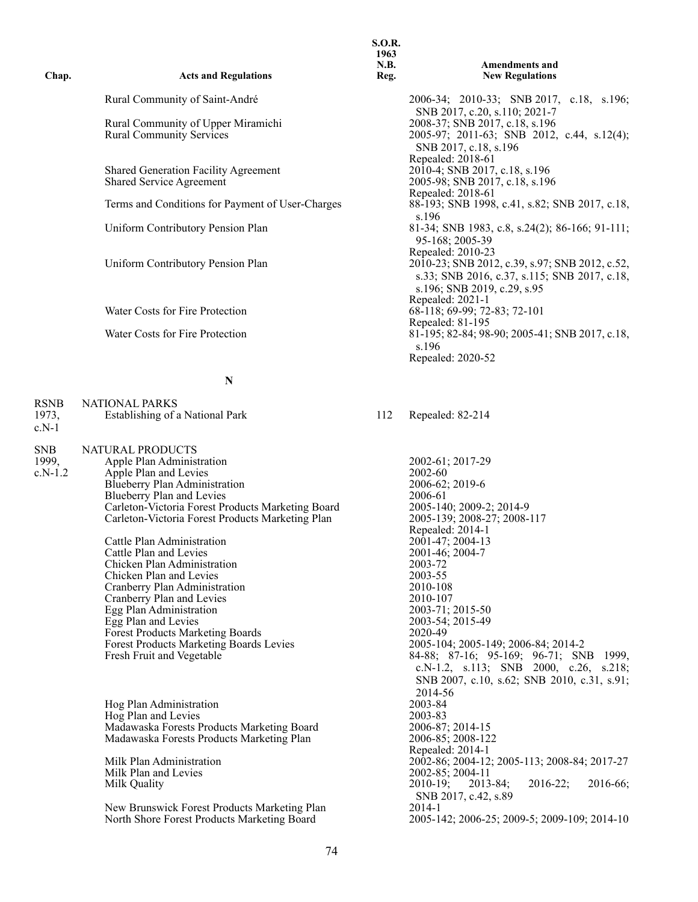| Chap. | Acts and Regulations | S.O.R. 1963 N.B. Reg. | Amendments and New Regulations |
|---|---|---|---|
| | Rural Community of Saint-André | | 2006-34; 2010-33; SNB 2017, c.18, s.196; SNB 2017, c.20, s.110; 2021-7 |
| | Rural Community of Upper Miramichi | | 2008-37; SNB 2017, c.18, s.196 |
| | Rural Community Services | | 2005-97; 2011-63; SNB 2012, c.44, s.12(4); SNB 2017, c.18, s.196 Repealed: 2018-61 |
| | Shared Generation Facility Agreement | | 2010-4; SNB 2017, c.18, s.196 |
| | Shared Service Agreement | | 2005-98; SNB 2017, c.18, s.196 Repealed: 2018-61 |
| | Terms and Conditions for Payment of User-Charges | | 88-193; SNB 1998, c.41, s.82; SNB 2017, c.18, s.196 |
| | Uniform Contributory Pension Plan | | 81-34; SNB 1983, c.8, s.24(2); 86-166; 91-111; 95-168; 2005-39 Repealed: 2010-23 |
| | Uniform Contributory Pension Plan | | 2010-23; SNB 2012, c.39, s.97; SNB 2012, c.52, s.33; SNB 2016, c.37, s.115; SNB 2017, c.18, s.196; SNB 2019, c.29, s.95 Repealed: 2021-1 |
| | Water Costs for Fire Protection | | 68-118; 69-99; 72-83; 72-101 Repealed: 81-195 |
| | Water Costs for Fire Protection | | 81-195; 82-84; 98-90; 2005-41; SNB 2017, c.18, s.196 Repealed: 2020-52 |
| | **N** | | |
| RSNB 1973, c.N-1 | NATIONAL PARKS | | |
| | Establishing of a National Park | 112 | Repealed: 82-214 |
| SNB 1999, c.N-1.2 | NATURAL PRODUCTS | | |
| | Apple Plan Administration | | 2002-61; 2017-29 |
| | Apple Plan and Levies | | 2002-60 |
| | Blueberry Plan Administration | | 2006-62; 2019-6 |
| | Blueberry Plan and Levies | | 2006-61 |
| | Carleton-Victoria Forest Products Marketing Board | | 2005-140; 2009-2; 2014-9 |
| | Carleton-Victoria Forest Products Marketing Plan | | 2005-139; 2008-27; 2008-117 Repealed: 2014-1 |
| | Cattle Plan Administration | | 2001-47; 2004-13 |
| | Cattle Plan and Levies | | 2001-46; 2004-7 |
| | Chicken Plan Administration | | 2003-72 |
| | Chicken Plan and Levies | | 2003-55 |
| | Cranberry Plan Administration | | 2010-108 |
| | Cranberry Plan and Levies | | 2010-107 |
| | Egg Plan Administration | | 2003-71; 2015-50 |
| | Egg Plan and Levies | | 2003-54; 2015-49 |
| | Forest Products Marketing Boards | | 2020-49 |
| | Forest Products Marketing Boards Levies | | 2005-104; 2005-149; 2006-84; 2014-2 |
| | Fresh Fruit and Vegetable | | 84-88; 87-16; 95-169; 96-71; SNB 1999, c.N-1.2, s.113; SNB 2000, c.26, s.218; SNB 2007, c.10, s.62; SNB 2010, c.31, s.91; 2014-56 |
| | Hog Plan Administration | | 2003-84 |
| | Hog Plan and Levies | | 2003-83 |
| | Madawaska Forests Products Marketing Board | | 2006-87; 2014-15 |
| | Madawaska Forests Products Marketing Plan | | 2006-85; 2008-122 Repealed: 2014-1 |
| | Milk Plan Administration | | 2002-86; 2004-12; 2005-113; 2008-84; 2017-27 |
| | Milk Plan and Levies | | 2002-85; 2004-11 |
| | Milk Quality | | 2010-19; 2013-84; 2016-22; 2016-66; SNB 2017, c.42, s.89 |
| | New Brunswick Forest Products Marketing Plan | | 2014-1 |
| | North Shore Forest Products Marketing Board | | 2005-142; 2006-25; 2009-5; 2009-109; 2014-10 |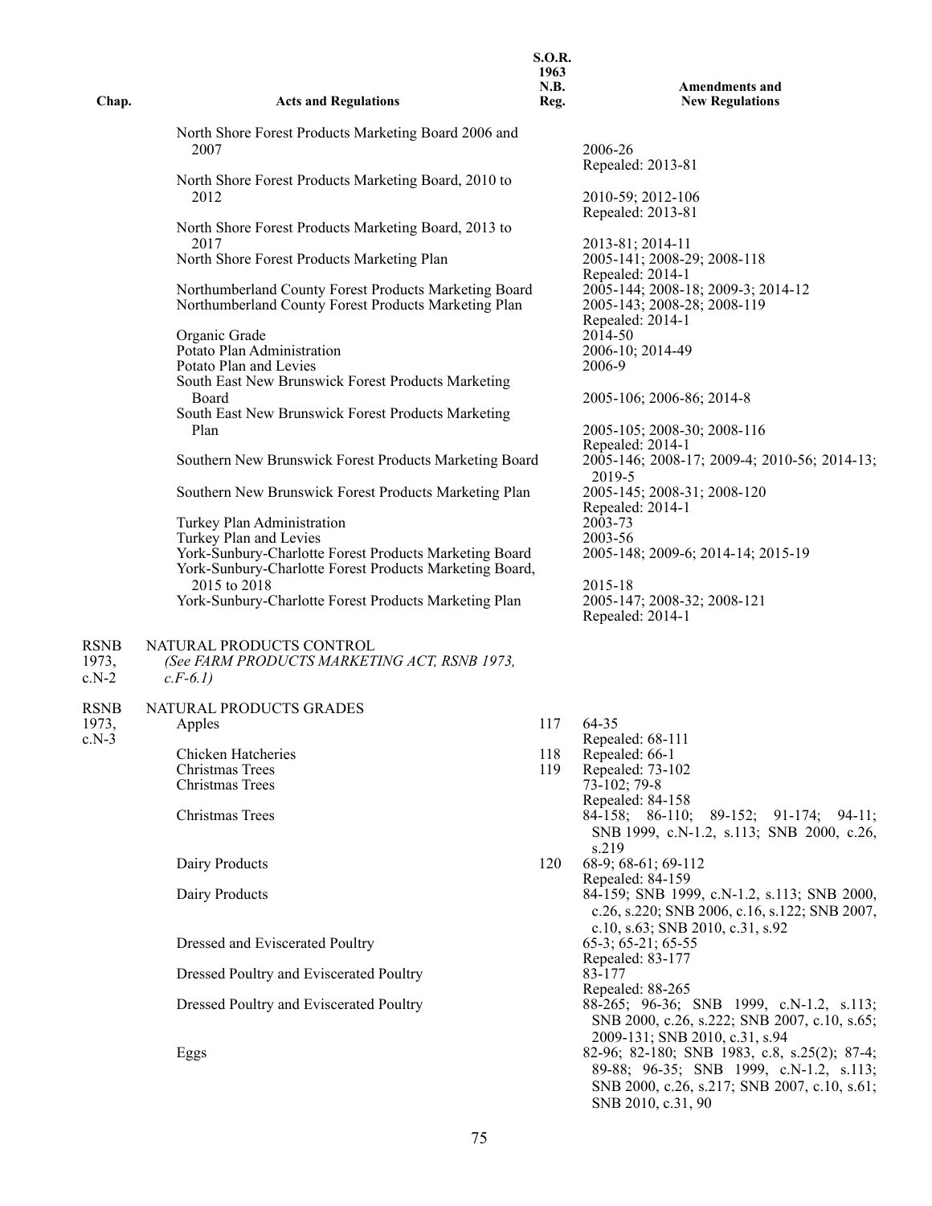| Chap. | Acts and Regulations | S.O.R. 1963 N.B. Reg. | Amendments and New Regulations |
|---|---|---|---|
| | North Shore Forest Products Marketing Board 2006 and 2007 | | 2006-26<br>Repealed: 2013-81 |
| | North Shore Forest Products Marketing Board, 2010 to 2012 | | 2010-59; 2012-106<br>Repealed: 2013-81 |
| | North Shore Forest Products Marketing Board, 2013 to 2017 | | 2013-81; 2014-11 |
| | North Shore Forest Products Marketing Plan | | 2005-141; 2008-29; 2008-118<br>Repealed: 2014-1 |
| | Northumberland County Forest Products Marketing Board | | 2005-144; 2008-18; 2009-3; 2014-12 |
| | Northumberland County Forest Products Marketing Plan | | 2005-143; 2008-28; 2008-119<br>Repealed: 2014-1 |
| | Organic Grade | | 2014-50 |
| | Potato Plan Administration | | 2006-10; 2014-49 |
| | Potato Plan and Levies | | 2006-9 |
| | South East New Brunswick Forest Products Marketing Board | | 2005-106; 2006-86; 2014-8 |
| | South East New Brunswick Forest Products Marketing Plan | | 2005-105; 2008-30; 2008-116<br>Repealed: 2014-1 |
| | Southern New Brunswick Forest Products Marketing Board | | 2005-146; 2008-17; 2009-4; 2010-56; 2014-13; 2019-5 |
| | Southern New Brunswick Forest Products Marketing Plan | | 2005-145; 2008-31; 2008-120<br>Repealed: 2014-1 |
| | Turkey Plan Administration | | 2003-73 |
| | Turkey Plan and Levies | | 2003-56 |
| | York-Sunbury-Charlotte Forest Products Marketing Board | | 2005-148; 2009-6; 2014-14; 2015-19 |
| | York-Sunbury-Charlotte Forest Products Marketing Board, 2015 to 2018 | | 2015-18 |
| | York-Sunbury-Charlotte Forest Products Marketing Plan | | 2005-147; 2008-32; 2008-121<br>Repealed: 2014-1 |
| RSNB 1973, c.N-2 | NATURAL PRODUCTS CONTROL<br>*(See FARM PRODUCTS MARKETING ACT, RSNB 1973, c.F-6.1)* | | |
| RSNB 1973, c.N-3 | NATURAL PRODUCTS GRADES | | |
| | Apples | 117 | 64-35<br>Repealed: 68-111 |
| | Chicken Hatcheries | 118 | Repealed: 66-1 |
| | Christmas Trees | 119 | Repealed: 73-102 |
| | Christmas Trees | | 73-102; 79-8<br>Repealed: 84-158 |
| | Christmas Trees | | 84-158; 86-110; 89-152; 91-174; 94-11; SNB 1999, c.N-1.2, s.113; SNB 2000, c.26, s.219 |
| | Dairy Products | 120 | 68-9; 68-61; 69-112<br>Repealed: 84-159 |
| | Dairy Products | | 84-159; SNB 1999, c.N-1.2, s.113; SNB 2000, c.26, s.220; SNB 2006, c.16, s.122; SNB 2007, c.10, s.63; SNB 2010, c.31, s.92 |
| | Dressed and Eviscerated Poultry | | 65-3; 65-21; 65-55<br>Repealed: 83-177 |
| | Dressed Poultry and Eviscerated Poultry | | 83-177<br>Repealed: 88-265 |
| | Dressed Poultry and Eviscerated Poultry | | 88-265; 96-36; SNB 1999, c.N-1.2, s.113; SNB 2000, c.26, s.222; SNB 2007, c.10, s.65; 2009-131; SNB 2010, c.31, s.94 |
| | Eggs | | 82-96; 82-180; SNB 1983, c.8, s.25(2); 87-4; 89-88; 96-35; SNB 1999, c.N-1.2, s.113; SNB 2000, c.26, s.217; SNB 2007, c.10, s.61; SNB 2010, c.31, 90 |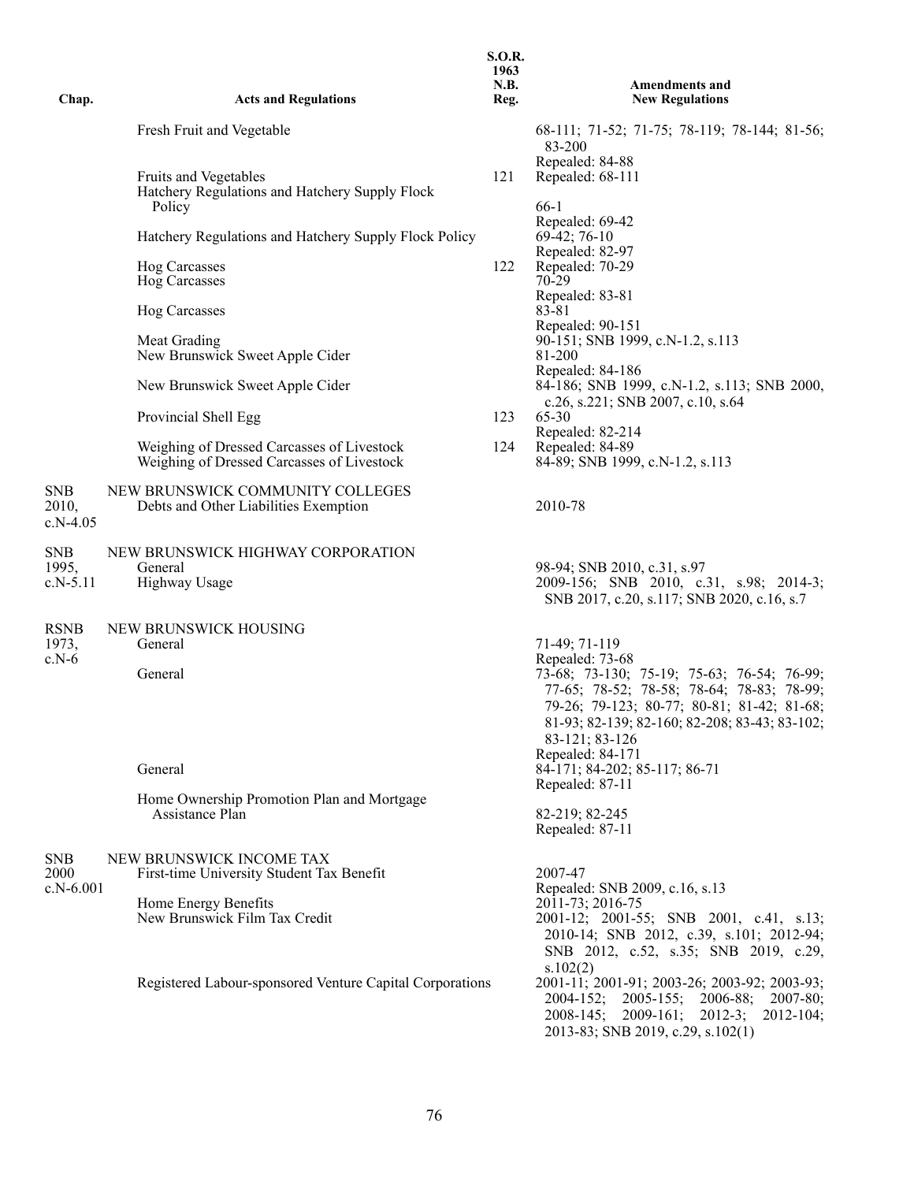| Chap. | Acts and Regulations | S.O.R. 1963 N.B. Reg. | Amendments and New Regulations |
|---|---|---|---|
| | Fresh Fruit and Vegetable | | 68-111; 71-52; 71-75; 78-119; 78-144; 81-56; 83-200<br>Repealed: 84-88 |
| | Fruits and Vegetables | 121 | Repealed: 68-111 |
| | Hatchery Regulations and Hatchery Supply Flock Policy | | 66-1<br>Repealed: 69-42 |
| | Hatchery Regulations and Hatchery Supply Flock Policy | | 69-42; 76-10<br>Repealed: 82-97 |
| | Hog Carcasses | 122 | Repealed: 70-29 |
| | Hog Carcasses | | 70-29<br>Repealed: 83-81 |
| | Hog Carcasses | | 83-81<br>Repealed: 90-151 |
| | Meat Grading | | 90-151; SNB 1999, c.N-1.2, s.113 |
| | New Brunswick Sweet Apple Cider | | 81-200<br>Repealed: 84-186 |
| | New Brunswick Sweet Apple Cider | | 84-186; SNB 1999, c.N-1.2, s.113; SNB 2000, c.26, s.221; SNB 2007, c.10, s.64 |
| | Provincial Shell Egg | 123 | 65-30<br>Repealed: 82-214 |
| | Weighing of Dressed Carcasses of Livestock | 124 | Repealed: 84-89 |
| | Weighing of Dressed Carcasses of Livestock | | 84-89; SNB 1999, c.N-1.2, s.113 |
| SNB 2010, c.N-4.05 | NEW BRUNSWICK COMMUNITY COLLEGES | | |
| | Debts and Other Liabilities Exemption | | 2010-78 |
| SNB 1995, c.N-5.11 | NEW BRUNSWICK HIGHWAY CORPORATION | | |
| | General | | 98-94; SNB 2010, c.31, s.97 |
| | Highway Usage | | 2009-156; SNB 2010, c.31, s.98; 2014-3; SNB 2017, c.20, s.117; SNB 2020, c.16, s.7 |
| RSNB 1973, c.N-6 | NEW BRUNSWICK HOUSING | | |
| | General | | 71-49; 71-119<br>Repealed: 73-68 |
| | General | | 73-68; 73-130; 75-19; 75-63; 76-54; 76-99; 77-65; 78-52; 78-58; 78-64; 78-83; 78-99; 79-26; 79-123; 80-77; 80-81; 81-42; 81-68; 81-93; 82-139; 82-160; 82-208; 83-43; 83-102; 83-121; 83-126<br>Repealed: 84-171 |
| | General | | 84-171; 84-202; 85-117; 86-71<br>Repealed: 87-11 |
| | Home Ownership Promotion Plan and Mortgage Assistance Plan | | 82-219; 82-245<br>Repealed: 87-11 |
| SNB 2000 c.N-6.001 | NEW BRUNSWICK INCOME TAX | | |
| | First-time University Student Tax Benefit | | 2007-47<br>Repealed: SNB 2009, c.16, s.13 |
| | Home Energy Benefits | | 2011-73; 2016-75 |
| | New Brunswick Film Tax Credit | | 2001-12; 2001-55; SNB 2001, c.41, s.13; 2010-14; SNB 2012, c.39, s.101; 2012-94; SNB 2012, c.52, s.35; SNB 2019, c.29, s.102(2) |
| | Registered Labour-sponsored Venture Capital Corporations | | 2001-11; 2001-91; 2003-26; 2003-92; 2003-93; 2004-152; 2005-155; 2006-88; 2007-80; 2008-145; 2009-161; 2012-3; 2012-104; 2013-83; SNB 2019, c.29, s.102(1) |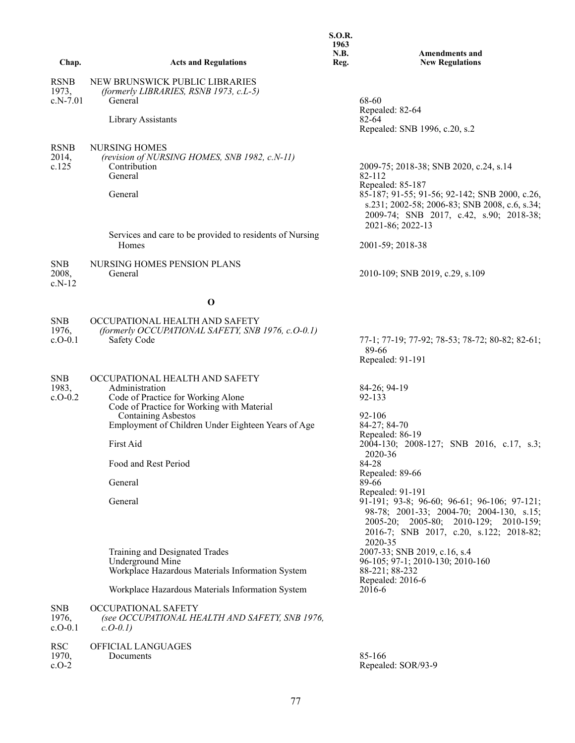| Chap. | Acts and Regulations | S.O.R. 1963 N.B. Reg. | Amendments and New Regulations |
|---|---|---|---|
| RSNB 1973, c.N-7.01 | NEW BRUNSWICK PUBLIC LIBRARIES *(formerly LIBRARIES, RSNB 1973, c.L-5)* | | |
| | General | | 68-60 Repealed: 82-64 |
| | Library Assistants | | 82-64 Repealed: SNB 1996, c.20, s.2 |
| RSNB 2014, c.125 | NURSING HOMES *(revision of NURSING HOMES, SNB 1982, c.N-11)* | | |
| | Contribution | | 2009-75; 2018-38; SNB 2020, c.24, s.14 |
| | General | | 82-112 Repealed: 85-187 |
| | General | | 85-187; 91-55; 91-56; 92-142; SNB 2000, c.26, s.231; 2002-58; 2006-83; SNB 2008, c.6, s.34; 2009-74; SNB 2017, c.42, s.90; 2018-38; 2021-86; 2022-13 |
| | Services and care to be provided to residents of Nursing Homes | | 2001-59; 2018-38 |
| SNB 2008, c.N-12 | NURSING HOMES PENSION PLANS | | |
| | General | | 2010-109; SNB 2019, c.29, s.109 |
| | **O** | | |
| SNB 1976, c.O-0.1 | OCCUPATIONAL HEALTH AND SAFETY *(formerly OCCUPATIONAL SAFETY, SNB 1976, c.O-0.1)* | | |
| | Safety Code | | 77-1; 77-19; 77-92; 78-53; 78-72; 80-82; 82-61; 89-66 Repealed: 91-191 |
| SNB 1983, c.O-0.2 | OCCUPATIONAL HEALTH AND SAFETY | | |
| | Administration | | 84-26; 94-19 |
| | Code of Practice for Working Alone | | 92-133 |
| | Code of Practice for Working with Material Containing Asbestos | | 92-106 |
| | Employment of Children Under Eighteen Years of Age | | 84-27; 84-70 Repealed: 86-19 |
| | First Aid | | 2004-130; 2008-127; SNB 2016, c.17, s.3; 2020-36 |
| | Food and Rest Period | | 84-28 Repealed: 89-66 |
| | General | | 89-66 Repealed: 91-191 |
| | General | | 91-191; 93-8; 96-60; 96-61; 96-106; 97-121; 98-78; 2001-33; 2004-70; 2004-130, s.15; 2005-20; 2005-80; 2010-129; 2010-159; 2016-7; SNB 2017, c.20, s.122; 2018-82; 2020-35 |
| | Training and Designated Trades | | 2007-33; SNB 2019, c.16, s.4 |
| | Underground Mine | | 96-105; 97-1; 2010-130; 2010-160 |
| | Workplace Hazardous Materials Information System | | 88-221; 88-232 Repealed: 2016-6 |
| | Workplace Hazardous Materials Information System | | 2016-6 |
| SNB 1976, c.O-0.1 | OCCUPATIONAL SAFETY *(see OCCUPATIONAL HEALTH AND SAFETY, SNB 1976, c.O-0.1)* | | |
| RSC 1970, c.O-2 | OFFICIAL LANGUAGES | | |
| | Documents | | 85-166 Repealed: SOR/93-9 |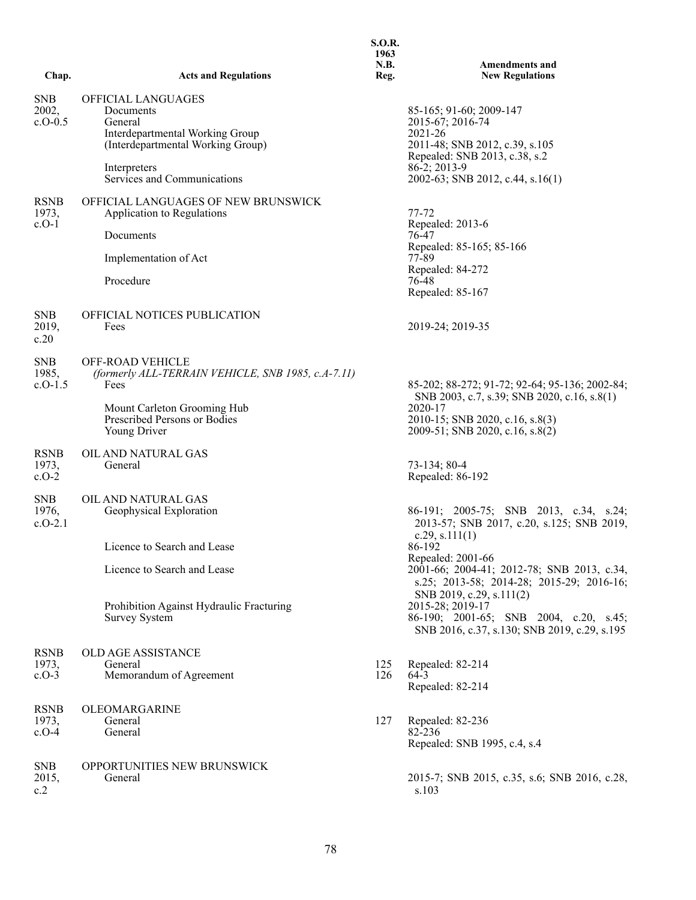| Chap. | Acts and Regulations | S.O.R. 1963 N.B. Reg. | Amendments and New Regulations |
|---|---|---|---|
| SNB 2002, c.O-0.5 | OFFICIAL LANGUAGES | | |
| | Documents | | 85-165; 91-60; 2009-147 |
| | General | | 2015-67; 2016-74 |
| | Interdepartmental Working Group | | 2021-26 |
| | (Interdepartmental Working Group) | | 2011-48; SNB 2012, c.39, s.105<br>Repealed: SNB 2013, c.38, s.2 |
| | Interpreters | | 86-2; 2013-9 |
| | Services and Communications | | 2002-63; SNB 2012, c.44, s.16(1) |
| RSNB 1973, c.O-1 | OFFICIAL LANGUAGES OF NEW BRUNSWICK | | |
| | Application to Regulations | | 77-72<br>Repealed: 2013-6 |
| | Documents | | 76-47<br>Repealed: 85-165; 85-166 |
| | Implementation of Act | | 77-89<br>Repealed: 84-272 |
| | Procedure | | 76-48<br>Repealed: 85-167 |
| SNB 2019, c.20 | OFFICIAL NOTICES PUBLICATION | | |
| | Fees | | 2019-24; 2019-35 |
| SNB 1985, c.O-1.5 | OFF-ROAD VEHICLE<br>*(formerly ALL-TERRAIN VEHICLE, SNB 1985, c.A-7.11)* | | |
| | Fees | | 85-202; 88-272; 91-72; 92-64; 95-136; 2002-84; SNB 2003, c.7, s.39; SNB 2020, c.16, s.8(1) |
| | Mount Carleton Grooming Hub | | 2020-17 |
| | Prescribed Persons or Bodies | | 2010-15; SNB 2020, c.16, s.8(3) |
| | Young Driver | | 2009-51; SNB 2020, c.16, s.8(2) |
| RSNB 1973, c.O-2 | OIL AND NATURAL GAS | | |
| | General | | 73-134; 80-4<br>Repealed: 86-192 |
| SNB 1976, c.O-2.1 | OIL AND NATURAL GAS | | |
| | Geophysical Exploration | | 86-191; 2005-75; SNB 2013, c.34, s.24; 2013-57; SNB 2017, c.20, s.125; SNB 2019, c.29, s.111(1) |
| | Licence to Search and Lease | | 86-192<br>Repealed: 2001-66 |
| | Licence to Search and Lease | | 2001-66; 2004-41; 2012-78; SNB 2013, c.34, s.25; 2013-58; 2014-28; 2015-29; 2016-16; SNB 2019, c.29, s.111(2) |
| | Prohibition Against Hydraulic Fracturing | | 2015-28; 2019-17 |
| | Survey System | | 86-190; 2001-65; SNB 2004, c.20, s.45; SNB 2016, c.37, s.130; SNB 2019, c.29, s.195 |
| RSNB 1973, c.O-3 | OLD AGE ASSISTANCE | | |
| | General | 125 | Repealed: 82-214 |
| | Memorandum of Agreement | 126 | 64-3<br>Repealed: 82-214 |
| RSNB 1973, c.O-4 | OLEOMARGARINE | | |
| | General | 127 | Repealed: 82-236 |
| | General | | 82-236<br>Repealed: SNB 1995, c.4, s.4 |
| SNB 2015, c.2 | OPPORTUNITIES NEW BRUNSWICK | | |
| | General | | 2015-7; SNB 2015, c.35, s.6; SNB 2016, c.28, s.103 |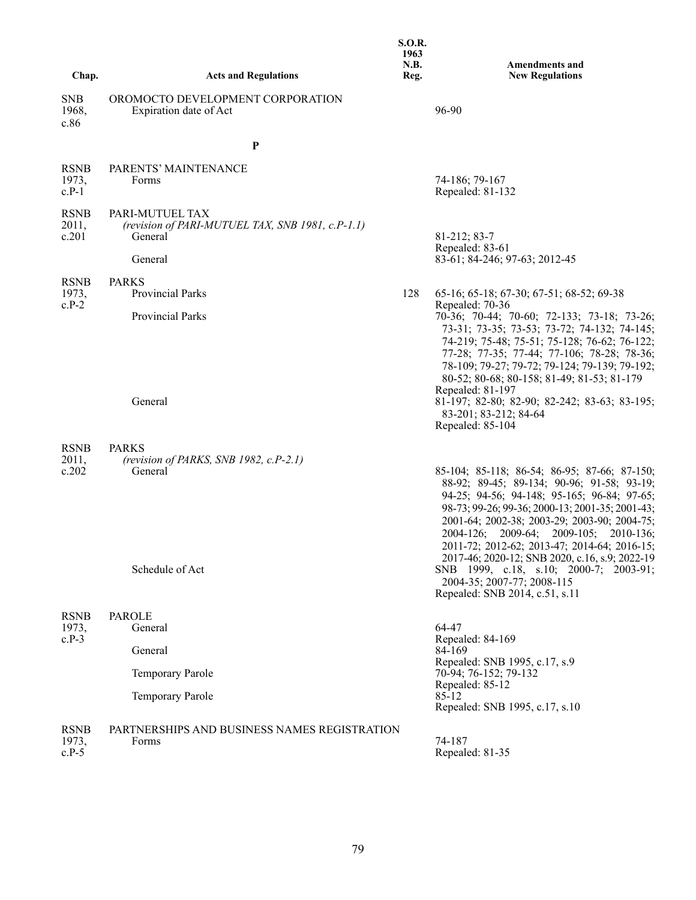| Chap. | Acts and Regulations | S.O.R. 1963 N.B. Reg. | Amendments and New Regulations |
|---|---|---|---|
| SNB 1968, c.86 | OROMOCTO DEVELOPMENT CORPORATION | | |
| | Expiration date of Act | | 96-90 |
| | **P** | | |
| RSNB 1973, c.P-1 | PARENTS' MAINTENANCE | | |
| | Forms | | 74-186; 79-167<br>Repealed: 81-132 |
| RSNB 2011, c.201 | PARI-MUTUEL TAX<br>*(revision of PARI-MUTUEL TAX, SNB 1981, c.P-1.1)* | | |
| | General | | 81-212; 83-7<br>Repealed: 83-61 |
| | General | | 83-61; 84-246; 97-63; 2012-45 |
| RSNB 1973, c.P-2 | PARKS | | |
| | Provincial Parks | 128 | 65-16; 65-18; 67-30; 67-51; 68-52; 69-38<br>Repealed: 70-36 |
| | Provincial Parks | | 70-36; 70-44; 70-60; 72-133; 73-18; 73-26; 73-31; 73-35; 73-53; 73-72; 74-132; 74-145; 74-219; 75-48; 75-51; 75-128; 76-62; 76-122; 77-28; 77-35; 77-44; 77-106; 78-28; 78-36; 78-109; 79-27; 79-72; 79-124; 79-139; 79-192; 80-52; 80-68; 80-158; 81-49; 81-53; 81-179<br>Repealed: 81-197 |
| | General | | 81-197; 82-80; 82-90; 82-242; 83-63; 83-195; 83-201; 83-212; 84-64<br>Repealed: 85-104 |
| RSNB 2011, c.202 | PARKS<br>*(revision of PARKS, SNB 1982, c.P-2.1)* | | |
| | General | | 85-104; 85-118; 86-54; 86-95; 87-66; 87-150; 88-92; 89-45; 89-134; 90-96; 91-58; 93-19; 94-25; 94-56; 94-148; 95-165; 96-84; 97-65; 98-73; 99-26; 99-36; 2000-13; 2001-35; 2001-43; 2001-64; 2002-38; 2003-29; 2003-90; 2004-75; 2004-126; 2009-64; 2009-105; 2010-136; 2011-72; 2012-62; 2013-47; 2014-64; 2016-15; 2017-46; 2020-12; SNB 2020, c.16, s.9; 2022-19 |
| | Schedule of Act | | SNB 1999, c.18, s.10; 2000-7; 2003-91; 2004-35; 2007-77; 2008-115<br>Repealed: SNB 2014, c.51, s.11 |
| RSNB 1973, c.P-3 | PAROLE | | |
| | General | | 64-47<br>Repealed: 84-169 |
| | General | | 84-169<br>Repealed: SNB 1995, c.17, s.9 |
| | Temporary Parole | | 70-94; 76-152; 79-132<br>Repealed: 85-12 |
| | Temporary Parole | | 85-12<br>Repealed: SNB 1995, c.17, s.10 |
| RSNB 1973, c.P-5 | PARTNERSHIPS AND BUSINESS NAMES REGISTRATION | | |
| | Forms | | 74-187<br>Repealed: 81-35 |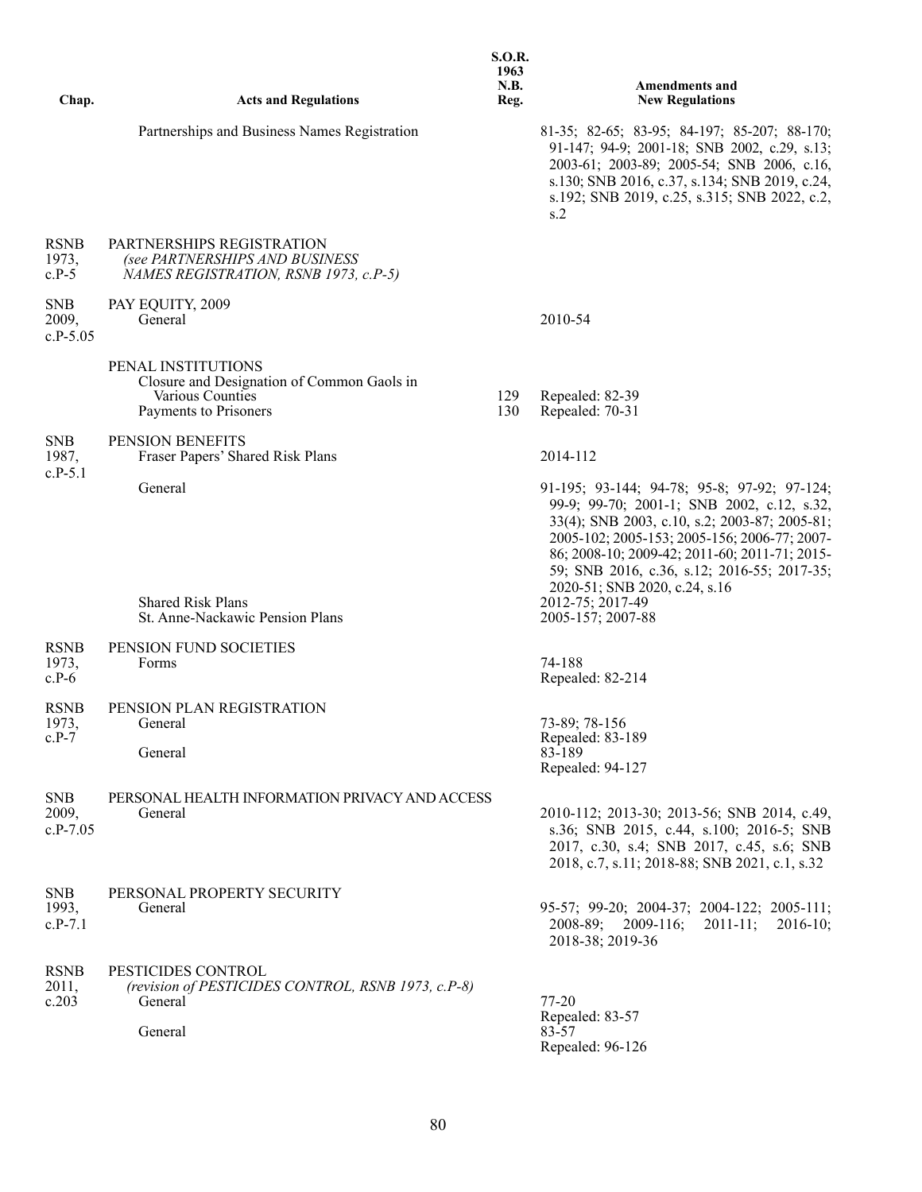| Chap. | Acts and Regulations | S.O.R. 1963 N.B. Reg. | Amendments and New Regulations |
|---|---|---|---|
| | Partnerships and Business Names Registration | | 81-35; 82-65; 83-95; 84-197; 85-207; 88-170; 91-147; 94-9; 2001-18; SNB 2002, c.29, s.13; 2003-61; 2003-89; 2005-54; SNB 2006, c.16, s.130; SNB 2016, c.37, s.134; SNB 2019, c.24, s.192; SNB 2019, c.25, s.315; SNB 2022, c.2, s.2 |
| RSNB 1973, c.P-5 | PARTNERSHIPS REGISTRATION *(see PARTNERSHIPS AND BUSINESS NAMES REGISTRATION, RSNB 1973, c.P-5)* | | |
| SNB 2009, c.P-5.05 | PAY EQUITY, 2009 | | |
| | General | | 2010-54 |
| | PENAL INSTITUTIONS | | |
| | Closure and Designation of Common Gaols in Various Counties | 129 | Repealed: 82-39 |
| | Payments to Prisoners | 130 | Repealed: 70-31 |
| SNB 1987, c.P-5.1 | PENSION BENEFITS | | |
| | Fraser Papers' Shared Risk Plans | | 2014-112 |
| | General | | 91-195; 93-144; 94-78; 95-8; 97-92; 97-124; 99-9; 99-70; 2001-1; SNB 2002, c.12, s.32, 33(4); SNB 2003, c.10, s.2; 2003-87; 2005-81; 2005-102; 2005-153; 2005-156; 2006-77; 2007-86; 2008-10; 2009-42; 2011-60; 2011-71; 2015-59; SNB 2016, c.36, s.12; 2016-55; 2017-35; 2020-51; SNB 2020, c.24, s.16 |
| | Shared Risk Plans | | 2012-75; 2017-49 |
| | St. Anne-Nackawic Pension Plans | | 2005-157; 2007-88 |
| RSNB 1973, c.P-6 | PENSION FUND SOCIETIES | | |
| | Forms | | 74-188 Repealed: 82-214 |
| RSNB 1973, c.P-7 | PENSION PLAN REGISTRATION | | |
| | General | | 73-89; 78-156 Repealed: 83-189 |
| | General | | 83-189 Repealed: 94-127 |
| SNB 2009, c.P-7.05 | PERSONAL HEALTH INFORMATION PRIVACY AND ACCESS | | |
| | General | | 2010-112; 2013-30; 2013-56; SNB 2014, c.49, s.36; SNB 2015, c.44, s.100; 2016-5; SNB 2017, c.30, s.4; SNB 2017, c.45, s.6; SNB 2018, c.7, s.11; 2018-88; SNB 2021, c.1, s.32 |
| SNB 1993, c.P-7.1 | PERSONAL PROPERTY SECURITY | | |
| | General | | 95-57; 99-20; 2004-37; 2004-122; 2005-111; 2008-89; 2009-116; 2011-11; 2016-10; 2018-38; 2019-36 |
| RSNB 2011, c.203 | PESTICIDES CONTROL *(revision of PESTICIDES CONTROL, RSNB 1973, c.P-8)* | | |
| | General | | 77-20 Repealed: 83-57 |
| | General | | 83-57 Repealed: 96-126 |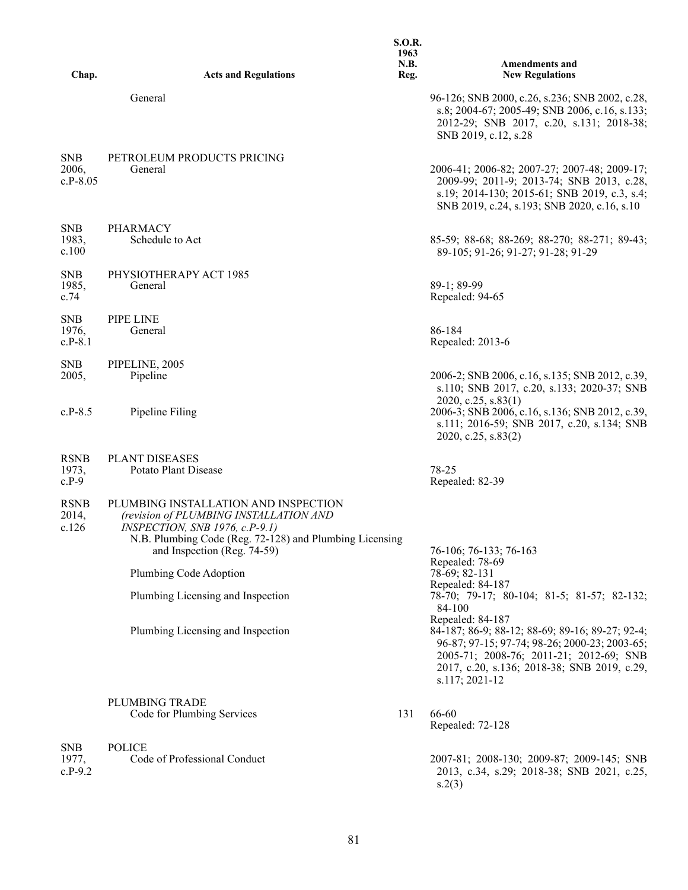| Chap. | Acts and Regulations | S.O.R. 1963 N.B. Reg. | Amendments and New Regulations |
|---|---|---|---|
| | General | | 96-126; SNB 2000, c.26, s.236; SNB 2002, c.28, s.8; 2004-67; 2005-49; SNB 2006, c.16, s.133; 2012-29; SNB 2017, c.20, s.131; 2018-38; SNB 2019, c.12, s.28 |
| SNB 2006, c.P-8.05 | PETROLEUM PRODUCTS PRICING | | |
| | General | | 2006-41; 2006-82; 2007-27; 2007-48; 2009-17; 2009-99; 2011-9; 2013-74; SNB 2013, c.28, s.19; 2014-130; 2015-61; SNB 2019, c.3, s.4; SNB 2019, c.24, s.193; SNB 2020, c.16, s.10 |
| SNB 1983, c.100 | PHARMACY | | |
| | Schedule to Act | | 85-59; 88-68; 88-269; 88-270; 88-271; 89-43; 89-105; 91-26; 91-27; 91-28; 91-29 |
| SNB 1985, c.74 | PHYSIOTHERAPY ACT 1985 | | |
| | General | | 89-1; 89-99<br>Repealed: 94-65 |
| SNB 1976, c.P-8.1 | PIPE LINE | | |
| | General | | 86-184<br>Repealed: 2013-6 |
| SNB 2005, c.P-8.5 | PIPELINE, 2005 | | |
| | Pipeline | | 2006-2; SNB 2006, c.16, s.135; SNB 2012, c.39, s.110; SNB 2017, c.20, s.133; 2020-37; SNB 2020, c.25, s.83(1) |
| | Pipeline Filing | | 2006-3; SNB 2006, c.16, s.136; SNB 2012, c.39, s.111; 2016-59; SNB 2017, c.20, s.134; SNB 2020, c.25, s.83(2) |
| RSNB 1973, c.P-9 | PLANT DISEASES | | |
| | Potato Plant Disease | | 78-25<br>Repealed: 82-39 |
| RSNB 2014, c.126 | PLUMBING INSTALLATION AND INSPECTION<br>*(revision of PLUMBING INSTALLATION AND INSPECTION, SNB 1976, c.P-9.1)* | | |
| | N.B. Plumbing Code (Reg. 72-128) and Plumbing Licensing and Inspection (Reg. 74-59) | | 76-106; 76-133; 76-163<br>Repealed: 78-69 |
| | Plumbing Code Adoption | | 78-69; 82-131<br>Repealed: 84-187 |
| | Plumbing Licensing and Inspection | | 78-70; 79-17; 80-104; 81-5; 81-57; 82-132; 84-100<br>Repealed: 84-187 |
| | Plumbing Licensing and Inspection | | 84-187; 86-9; 88-12; 88-69; 89-16; 89-27; 92-4; 96-87; 97-15; 97-74; 98-26; 2000-23; 2003-65; 2005-71; 2008-76; 2011-21; 2012-69; SNB 2017, c.20, s.136; 2018-38; SNB 2019, c.29, s.117; 2021-12 |
| | PLUMBING TRADE | | |
| | Code for Plumbing Services | 131 | 66-60<br>Repealed: 72-128 |
| SNB 1977, c.P-9.2 | POLICE | | |
| | Code of Professional Conduct | | 2007-81; 2008-130; 2009-87; 2009-145; SNB 2013, c.34, s.29; 2018-38; SNB 2021, c.25, s.2(3) |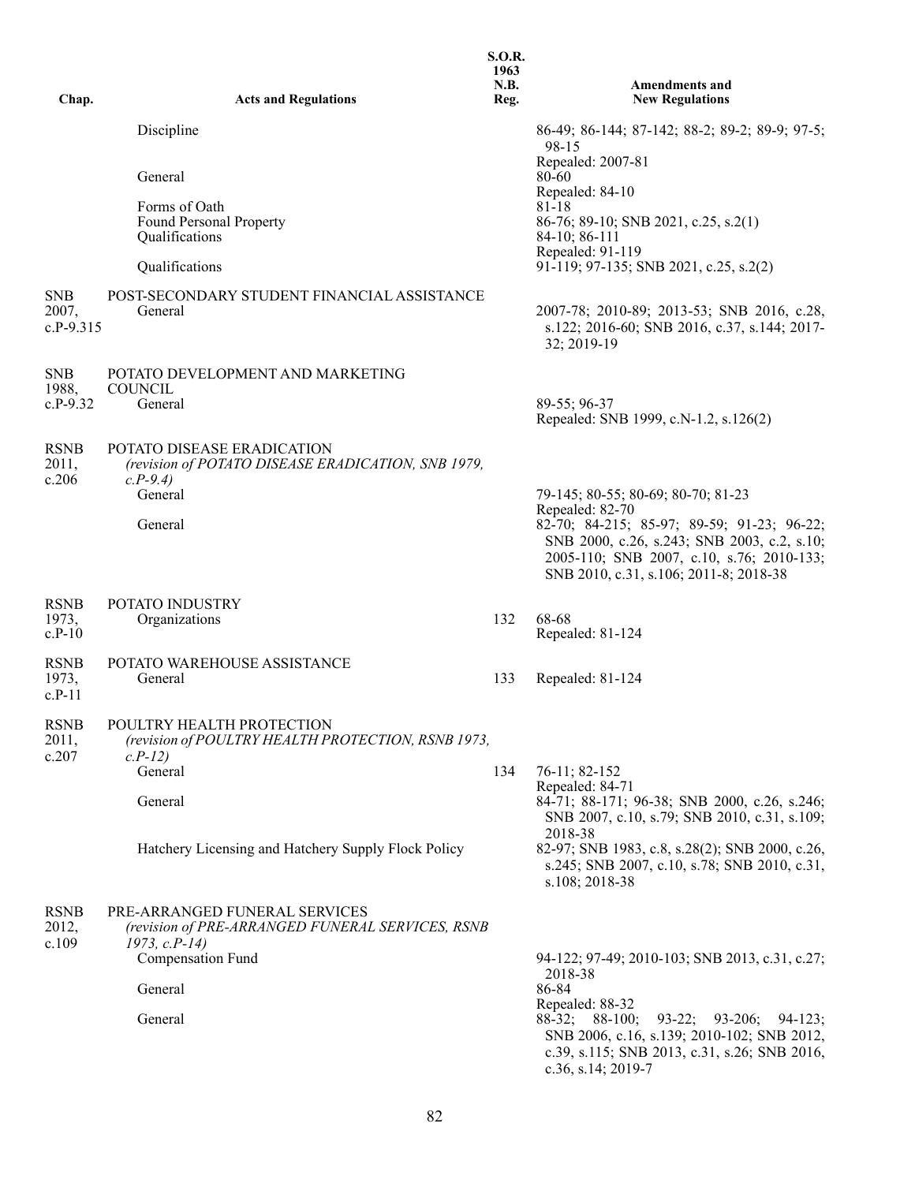| Chap. | Acts and Regulations | S.O.R. 1963 N.B. Reg. | Amendments and New Regulations |
|---|---|---|---|
| | Discipline | | 86-49; 86-144; 87-142; 88-2; 89-2; 89-9; 97-5; 98-15<br>Repealed: 2007-81 |
| | General | | 80-60<br>Repealed: 84-10 |
| | Forms of Oath | | 81-18 |
| | Found Personal Property | | 86-76; 89-10; SNB 2021, c.25, s.2(1) |
| | Qualifications | | 84-10; 86-111<br>Repealed: 91-119 |
| | Qualifications | | 91-119; 97-135; SNB 2021, c.25, s.2(2) |
| SNB 2007, c.P-9.315 | POST-SECONDARY STUDENT FINANCIAL ASSISTANCE<br>General | | 2007-78; 2010-89; 2013-53; SNB 2016, c.28, s.122; 2016-60; SNB 2016, c.37, s.144; 2017-32; 2019-19 |
| SNB 1988, c.P-9.32 | POTATO DEVELOPMENT AND MARKETING COUNCIL<br>General | | 89-55; 96-37<br>Repealed: SNB 1999, c.N-1.2, s.126(2) |
| RSNB 2011, c.206 | POTATO DISEASE ERADICATION<br>*(revision of POTATO DISEASE ERADICATION, SNB 1979, c.P-9.4)* | | |
| | General | | 79-145; 80-55; 80-69; 80-70; 81-23<br>Repealed: 82-70 |
| | General | | 82-70; 84-215; 85-97; 89-59; 91-23; 96-22; SNB 2000, c.26, s.243; SNB 2003, c.2, s.10; 2005-110; SNB 2007, c.10, s.76; 2010-133; SNB 2010, c.31, s.106; 2011-8; 2018-38 |
| RSNB 1973, c.P-10 | POTATO INDUSTRY<br>Organizations | 132 | 68-68<br>Repealed: 81-124 |
| RSNB 1973, c.P-11 | POTATO WAREHOUSE ASSISTANCE<br>General | 133 | Repealed: 81-124 |
| RSNB 2011, c.207 | POULTRY HEALTH PROTECTION<br>*(revision of POULTRY HEALTH PROTECTION, RSNB 1973, c.P-12)* | | |
| | General | 134 | 76-11; 82-152<br>Repealed: 84-71 |
| | General | | 84-71; 88-171; 96-38; SNB 2000, c.26, s.246; SNB 2007, c.10, s.79; SNB 2010, c.31, s.109; 2018-38 |
| | Hatchery Licensing and Hatchery Supply Flock Policy | | 82-97; SNB 1983, c.8, s.28(2); SNB 2000, c.26, s.245; SNB 2007, c.10, s.78; SNB 2010, c.31, s.108; 2018-38 |
| RSNB 2012, c.109 | PRE-ARRANGED FUNERAL SERVICES<br>*(revision of PRE-ARRANGED FUNERAL SERVICES, RSNB 1973, c.P-14)* | | |
| | Compensation Fund | | 94-122; 97-49; 2010-103; SNB 2013, c.31, c.27; 2018-38 |
| | General | | 86-84<br>Repealed: 88-32 |
| | General | | 88-32; 88-100; 93-22; 93-206; 94-123; SNB 2006, c.16, s.139; 2010-102; SNB 2012, c.39, s.115; SNB 2013, c.31, s.26; SNB 2016, c.36, s.14; 2019-7 |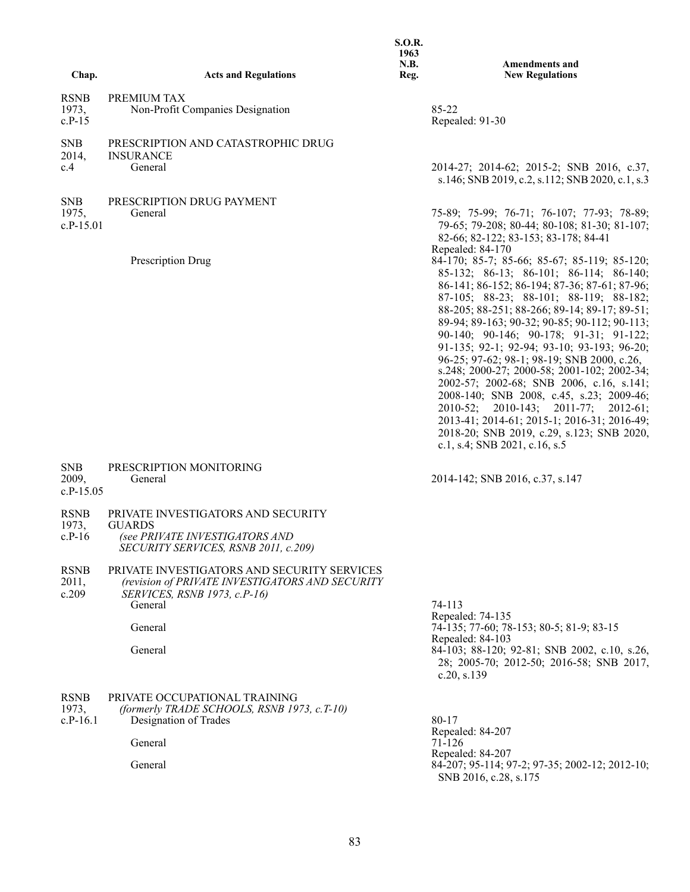| Chap. | Acts and Regulations | S.O.R. 1963 N.B. Reg. | Amendments and New Regulations |
|---|---|---|---|
| RSNB 1973, c.P-15 | PREMIUM TAX | | |
| | Non-Profit Companies Designation | | 85-22<br>Repealed: 91-30 |
| SNB 2014, c.4 | PRESCRIPTION AND CATASTROPHIC DRUG INSURANCE | | |
| | General | | 2014-27; 2014-62; 2015-2; SNB 2016, c.37, s.146; SNB 2019, c.2, s.112; SNB 2020, c.1, s.3 |
| SNB 1975, c.P-15.01 | PRESCRIPTION DRUG PAYMENT | | |
| | General | | 75-89; 75-99; 76-71; 76-107; 77-93; 78-89; 79-65; 79-208; 80-44; 80-108; 81-30; 81-107; 82-66; 82-122; 83-153; 83-178; 84-41<br>Repealed: 84-170 |
| | Prescription Drug | | 84-170; 85-7; 85-66; 85-67; 85-119; 85-120; 85-132; 86-13; 86-101; 86-114; 86-140; 86-141; 86-152; 86-194; 87-36; 87-61; 87-96; 87-105; 88-23; 88-101; 88-119; 88-182; 88-205; 88-251; 88-266; 89-14; 89-17; 89-51; 89-94; 89-163; 90-32; 90-85; 90-112; 90-113; 90-140; 90-146; 90-178; 91-31; 91-122; 91-135; 92-1; 92-94; 93-10; 93-193; 96-20; 96-25; 97-62; 98-1; 98-19; SNB 2000, c.26, s.248; 2000-27; 2000-58; 2001-102; 2002-34; 2002-57; 2002-68; SNB 2006, c.16, s.141; 2008-140; SNB 2008, c.45, s.23; 2009-46; 2010-52; 2010-143; 2011-77; 2012-61; 2013-41; 2014-61; 2015-1; 2016-31; 2016-49; 2018-20; SNB 2019, c.29, s.123; SNB 2020, c.1, s.4; SNB 2021, c.16, s.5 |
| SNB 2009, c.P-15.05 | PRESCRIPTION MONITORING | | |
| | General | | 2014-142; SNB 2016, c.37, s.147 |
| RSNB 1973, c.P-16 | PRIVATE INVESTIGATORS AND SECURITY GUARDS<br>*(see PRIVATE INVESTIGATORS AND SECURITY SERVICES, RSNB 2011, c.209)* | | |
| RSNB 2011, c.209 | PRIVATE INVESTIGATORS AND SECURITY SERVICES<br>*(revision of PRIVATE INVESTIGATORS AND SECURITY SERVICES, RSNB 1973, c.P-16)* | | |
| | General | | 74-113<br>Repealed: 74-135 |
| | General | | 74-135; 77-60; 78-153; 80-5; 81-9; 83-15<br>Repealed: 84-103 |
| | General | | 84-103; 88-120; 92-81; SNB 2002, c.10, s.26, 28; 2005-70; 2012-50; 2016-58; SNB 2017, c.20, s.139 |
| RSNB 1973, c.P-16.1 | PRIVATE OCCUPATIONAL TRAINING<br>*(formerly TRADE SCHOOLS, RSNB 1973, c.T-10)* | | |
| | Designation of Trades | | 80-17<br>Repealed: 84-207 |
| | General | | 71-126<br>Repealed: 84-207 |
| | General | | 84-207; 95-114; 97-2; 97-35; 2002-12; 2012-10; SNB 2016, c.28, s.175 |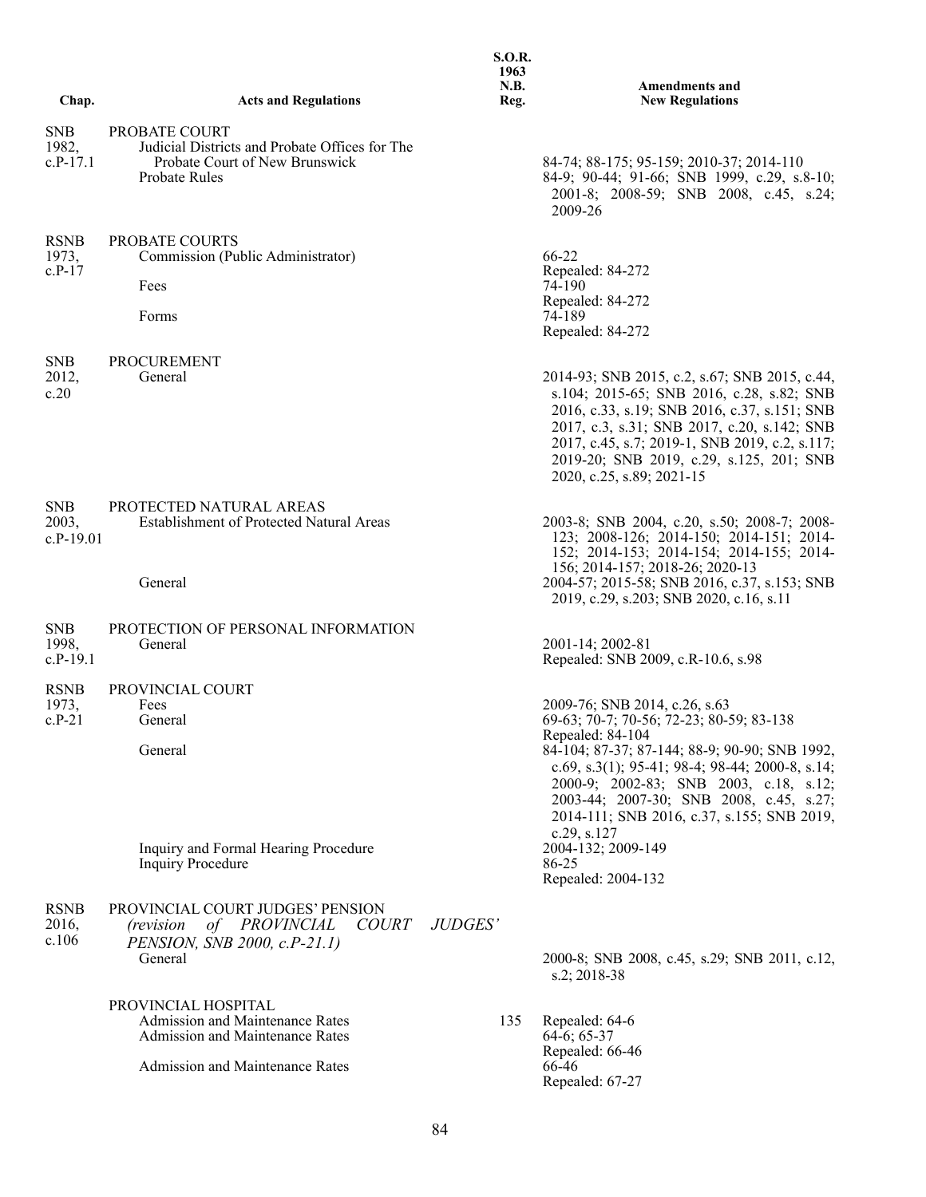| Chap. | Acts and Regulations | S.O.R. 1963 N.B. Reg. | Amendments and New Regulations |
|---|---|---|---|
| SNB 1982, c.P-17.1 | PROBATE COURT | | |
| | Judicial Districts and Probate Offices for The Probate Court of New Brunswick | | 84-74; 88-175; 95-159; 2010-37; 2014-110 |
| | Probate Rules | | 84-9; 90-44; 91-66; SNB 1999, c.29, s.8-10; 2001-8; 2008-59; SNB 2008, c.45, s.24; 2009-26 |
| RSNB 1973, c.P-17 | PROBATE COURTS | | |
| | Commission (Public Administrator) | | 66-22 Repealed: 84-272 |
| | Fees | | 74-190 Repealed: 84-272 |
| | Forms | | 74-189 Repealed: 84-272 |
| SNB 2012, c.20 | PROCUREMENT | | |
| | General | | 2014-93; SNB 2015, c.2, s.67; SNB 2015, c.44, s.104; 2015-65; SNB 2016, c.28, s.82; SNB 2016, c.33, s.19; SNB 2016, c.37, s.151; SNB 2017, c.3, s.31; SNB 2017, c.20, s.142; SNB 2017, c.45, s.7; 2019-1, SNB 2019, c.2, s.117; 2019-20; SNB 2019, c.29, s.125, 201; SNB 2020, c.25, s.89; 2021-15 |
| SNB 2003, c.P-19.01 | PROTECTED NATURAL AREAS | | |
| | Establishment of Protected Natural Areas | | 2003-8; SNB 2004, c.20, s.50; 2008-7; 2008-123; 2008-126; 2014-150; 2014-151; 2014-152; 2014-153; 2014-154; 2014-155; 2014-156; 2014-157; 2018-26; 2020-13 |
| | General | | 2004-57; 2015-58; SNB 2016, c.37, s.153; SNB 2019, c.29, s.203; SNB 2020, c.16, s.11 |
| SNB 1998, c.P-19.1 | PROTECTION OF PERSONAL INFORMATION | | |
| | General | | 2001-14; 2002-81 Repealed: SNB 2009, c.R-10.6, s.98 |
| RSNB 1973, c.P-21 | PROVINCIAL COURT | | |
| | Fees | | 2009-76; SNB 2014, c.26, s.63 |
| | General | | 69-63; 70-7; 70-56; 72-23; 80-59; 83-138 Repealed: 84-104 |
| | General | | 84-104; 87-37; 87-144; 88-9; 90-90; SNB 1992, c.69, s.3(1); 95-41; 98-4; 98-44; 2000-8, s.14; 2000-9; 2002-83; SNB 2003, c.18, s.12; 2003-44; 2007-30; SNB 2008, c.45, s.27; 2014-111; SNB 2016, c.37, s.155; SNB 2019, c.29, s.127 |
| | Inquiry and Formal Hearing Procedure | | 2004-132; 2009-149 |
| | Inquiry Procedure | | 86-25 Repealed: 2004-132 |
| RSNB 2016, c.106 | PROVINCIAL COURT JUDGES' PENSION *(revision of PROVINCIAL COURT JUDGES' PENSION, SNB 2000, c.P-21.1)* | | |
| | General | | 2000-8; SNB 2008, c.45, s.29; SNB 2011, c.12, s.2; 2018-38 |
| | PROVINCIAL HOSPITAL | | |
| | Admission and Maintenance Rates | 135 | Repealed: 64-6 |
| | Admission and Maintenance Rates | | 64-6; 65-37 Repealed: 66-46 |
| | Admission and Maintenance Rates | | 66-46 Repealed: 67-27 |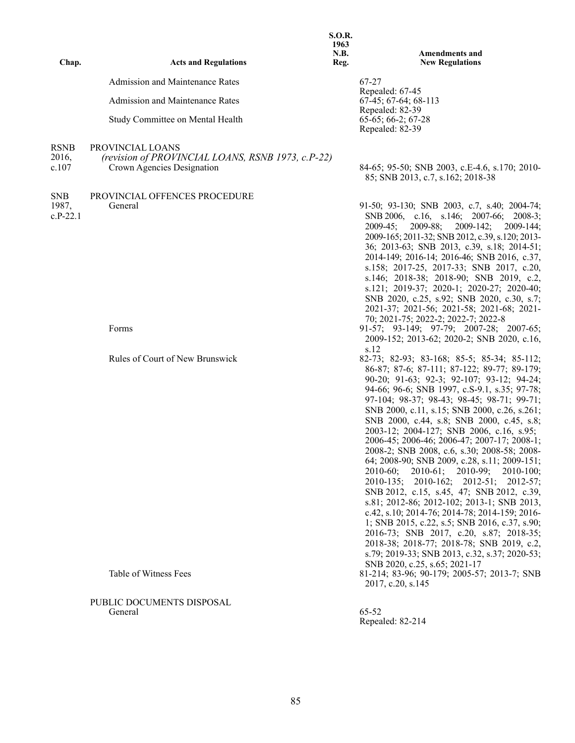| Chap. | Acts and Regulations | S.O.R. 1963 N.B. Reg. | Amendments and New Regulations |
| --- | --- | --- | --- |
| | Admission and Maintenance Rates | | 67-27<br>Repealed: 67-45 |
| | Admission and Maintenance Rates | | 67-45; 67-64; 68-113<br>Repealed: 82-39 |
| | Study Committee on Mental Health | | 65-65; 66-2; 67-28<br>Repealed: 82-39 |
| RSNB 2016, c.107 | PROVINCIAL LOANS<br>*(revision of PROVINCIAL LOANS, RSNB 1973, c.P-22)*<br>Crown Agencies Designation | | 84-65; 95-50; SNB 2003, c.E-4.6, s.170; 2010-85; SNB 2013, c.7, s.162; 2018-38 |
| SNB 1987, c.P-22.1 | PROVINCIAL OFFENCES PROCEDURE<br>General | | 91-50; 93-130; SNB 2003, c.7, s.40; 2004-74; SNB 2006, c.16, s.146; 2007-66; 2008-3; 2009-45; 2009-88; 2009-142; 2009-144; 2009-165; 2011-32; SNB 2012, c.39, s.120; 2013-36; 2013-63; SNB 2013, c.39, s.18; 2014-51; 2014-149; 2016-14; 2016-46; SNB 2016, c.37, s.158; 2017-25, 2017-33; SNB 2017, c.20, s.146; 2018-38; 2018-90; SNB 2019, c.2, s.121; 2019-37; 2020-1; 2020-27; 2020-40; SNB 2020, c.25, s.92; SNB 2020, c.30, s.7; 2021-37; 2021-56; 2021-58; 2021-68; 2021-70; 2021-75; 2022-2; 2022-7; 2022-8 |
| | Forms | | 91-57; 93-149; 97-79; 2007-28; 2007-65; 2009-152; 2013-62; 2020-2; SNB 2020, c.16, s.12 |
| | Rules of Court of New Brunswick | | 82-73; 82-93; 83-168; 85-5; 85-34; 85-112; 86-87; 87-6; 87-111; 87-122; 89-77; 89-179; 90-20; 91-63; 92-3; 92-107; 93-12; 94-24; 94-66; 96-6; SNB 1997, c.S-9.1, s.35; 97-78; 97-104; 98-37; 98-43; 98-45; 98-71; 99-71; SNB 2000, c.11, s.15; SNB 2000, c.26, s.261; SNB 2000, c.44, s.8; SNB 2000, c.45, s.8; 2003-12; 2004-127; SNB 2006, c.16, s.95; 2006-45; 2006-46; 2006-47; 2007-17; 2008-1; 2008-2; SNB 2008, c.6, s.30; 2008-58; 2008-64; 2008-90; SNB 2009, c.28, s.11; 2009-151; 2010-60; 2010-61; 2010-99; 2010-100; 2010-135; 2010-162; 2012-51; 2012-57; SNB 2012, c.15, s.45, 47; SNB 2012, c.39, s.81; 2012-86; 2012-102; 2013-1; SNB 2013, c.42, s.10; 2014-76; 2014-78; 2014-159; 2016-1; SNB 2015, c.22, s.5; SNB 2016, c.37, s.90; 2016-73; SNB 2017, c.20, s.87; 2018-35; 2018-38; 2018-77; 2018-78; SNB 2019, c.2, s.79; 2019-33; SNB 2013, c.32, s.37; 2020-53; SNB 2020, c.25, s.65; 2021-17 |
| | Table of Witness Fees | | 81-214; 83-96; 90-179; 2005-57; 2013-7; SNB 2017, c.20, s.145 |
| | PUBLIC DOCUMENTS DISPOSAL<br>General | | 65-52<br>Repealed: 82-214 |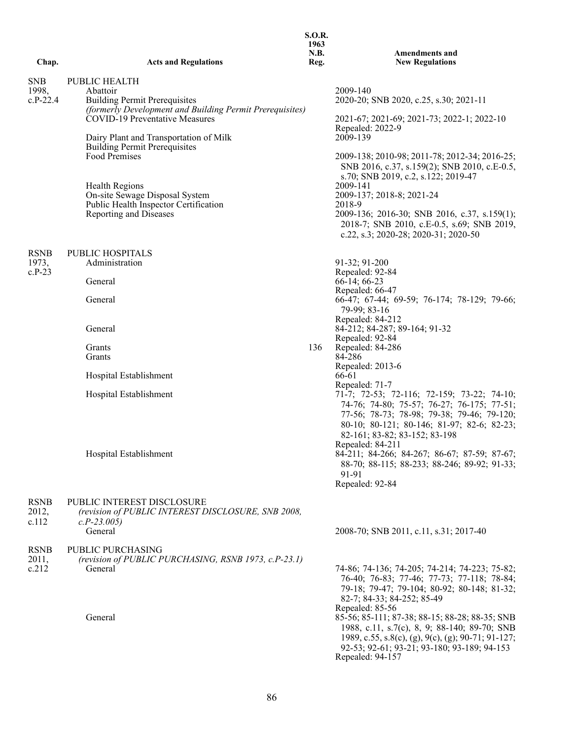| Chap. | Acts and Regulations | S.O.R. 1963 N.B. Reg. | Amendments and New Regulations |
|---|---|---|---|
| SNB 1998, c.P-22.4 | PUBLIC HEALTH | | |
| | Abattoir | | 2009-140 |
| | Building Permit Prerequisites *(formerly Development and Building Permit Prerequisites)* | | 2020-20; SNB 2020, c.25, s.30; 2021-11 |
| | COVID-19 Preventative Measures | | 2021-67; 2021-69; 2021-73; 2022-1; 2022-10 Repealed: 2022-9 |
| | Dairy Plant and Transportation of Milk | | 2009-139 |
| | Building Permit Prerequisites | | |
| | Food Premises | | 2009-138; 2010-98; 2011-78; 2012-34; 2016-25; SNB 2016, c.37, s.159(2); SNB 2010, c.E-0.5, s.70; SNB 2019, c.2, s.122; 2019-47 |
| | Health Regions | | 2009-141 |
| | On-site Sewage Disposal System | | 2009-137; 2018-8; 2021-24 |
| | Public Health Inspector Certification | | 2018-9 |
| | Reporting and Diseases | | 2009-136; 2016-30; SNB 2016, c.37, s.159(1); 2018-7; SNB 2010, c.E-0.5, s.69; SNB 2019, c.22, s.3; 2020-28; 2020-31; 2020-50 |
| RSNB 1973, c.P-23 | PUBLIC HOSPITALS | | |
| | Administration | | 91-32; 91-200 Repealed: 92-84 |
| | General | | 66-14; 66-23 Repealed: 66-47 |
| | General | | 66-47; 67-44; 69-59; 76-174; 78-129; 79-66; 79-99; 83-16 Repealed: 84-212 |
| | General | | 84-212; 84-287; 89-164; 91-32 Repealed: 92-84 |
| | Grants | 136 | Repealed: 84-286 |
| | Grants | | 84-286 Repealed: 2013-6 |
| | Hospital Establishment | | 66-61 Repealed: 71-7 |
| | Hospital Establishment | | 71-7; 72-53; 72-116; 72-159; 73-22; 74-10; 74-76; 74-80; 75-57; 76-27; 76-175; 77-51; 77-56; 78-73; 78-98; 79-38; 79-46; 79-120; 80-10; 80-121; 80-146; 81-97; 82-6; 82-23; 82-161; 83-82; 83-152; 83-198 Repealed: 84-211 |
| | Hospital Establishment | | 84-211; 84-266; 84-267; 86-67; 87-59; 87-67; 88-70; 88-115; 88-233; 88-246; 89-92; 91-33; 91-91 Repealed: 92-84 |
| RSNB 2012, c.112 | PUBLIC INTEREST DISCLOSURE *(revision of PUBLIC INTEREST DISCLOSURE, SNB 2008, c.P-23.005)* | | |
| | General | | 2008-70; SNB 2011, c.11, s.31; 2017-40 |
| RSNB 2011, c.212 | PUBLIC PURCHASING *(revision of PUBLIC PURCHASING, RSNB 1973, c.P-23.1)* | | |
| | General | | 74-86; 74-136; 74-205; 74-214; 74-223; 75-82; 76-40; 76-83; 77-46; 77-73; 77-118; 78-84; 79-18; 79-47; 79-104; 80-92; 80-148; 81-32; 82-7; 84-33; 84-252; 85-49 Repealed: 85-56 |
| | General | | 85-56; 85-111; 87-38; 88-15; 88-28; 88-35; SNB 1988, c.11, s.7(c), 8, 9; 88-140; 89-70; SNB 1989, c.55, s.8(c), (g), 9(c), (g); 90-71; 91-127; 92-53; 92-61; 93-21; 93-180; 93-189; 94-153 Repealed: 94-157 |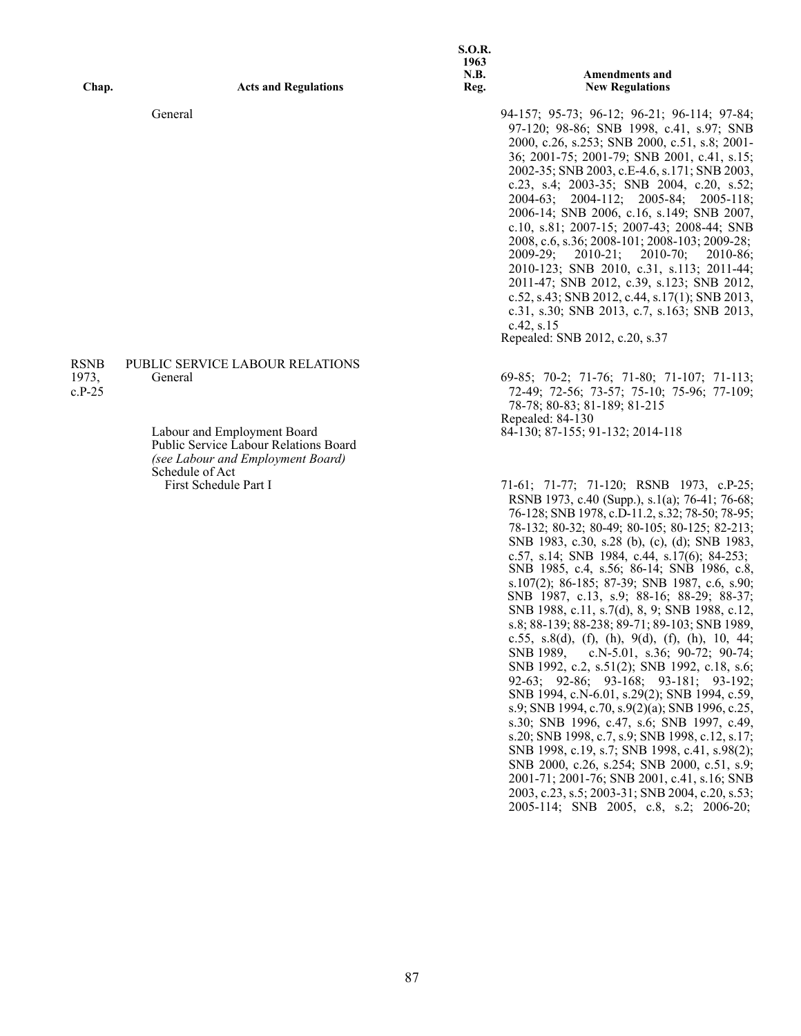| Chap. | Acts and Regulations | S.O.R. 1963 N.B. Reg. | Amendments and New Regulations |
|---|---|---|---|
| | General | | 94-157; 95-73; 96-12; 96-21; 96-114; 97-84; 97-120; 98-86; SNB 1998, c.41, s.97; SNB 2000, c.26, s.253; SNB 2000, c.51, s.8; 2001-36; 2001-75; 2001-79; SNB 2001, c.41, s.15; 2002-35; SNB 2003, c.E-4.6, s.171; SNB 2003, c.23, s.4; 2003-35; SNB 2004, c.20, s.52; 2004-63; 2004-112; 2005-84; 2005-118; 2006-14; SNB 2006, c.16, s.149; SNB 2007, c.10, s.81; 2007-15; 2007-43; 2008-44; SNB 2008, c.6, s.36; 2008-101; 2008-103; 2009-28; 2009-29; 2010-21; 2010-70; 2010-86; 2010-123; SNB 2010, c.31, s.113; 2011-44; 2011-47; SNB 2012, c.39, s.123; SNB 2012, c.52, s.43; SNB 2012, c.44, s.17(1); SNB 2013, c.31, s.30; SNB 2013, c.7, s.163; SNB 2013, c.42, s.15<br>Repealed: SNB 2012, c.20, s.37 |
| RSNB 1973, c.P-25 | PUBLIC SERVICE LABOUR RELATIONS<br>General | | 69-85; 70-2; 71-76; 71-80; 71-107; 71-113; 72-49; 72-56; 73-57; 75-10; 75-96; 77-109; 78-78; 80-83; 81-189; 81-215<br>Repealed: 84-130 |
| | Labour and Employment Board | | 84-130; 87-155; 91-132; 2014-118 |
| | Public Service Labour Relations Board *(see Labour and Employment Board)* | | |
| | Schedule of Act | | |
| | First Schedule Part I | | 71-61; 71-77; 71-120; RSNB 1973, c.P-25; RSNB 1973, c.40 (Supp.), s.1(a); 76-41; 76-68; 76-128; SNB 1978, c.D-11.2, s.32; 78-50; 78-95; 78-132; 80-32; 80-49; 80-105; 80-125; 82-213; SNB 1983, c.30, s.28 (b), (c), (d); SNB 1983, c.57, s.14; SNB 1984, c.44, s.17(6); 84-253; SNB 1985, c.4, s.56; 86-14; SNB 1986, c.8, s.107(2); 86-185; 87-39; SNB 1987, c.6, s.90; SNB 1987, c.13, s.9; 88-16; 88-29; 88-37; SNB 1988, c.11, s.7(d), 8, 9; SNB 1988, c.12, s.8; 88-139; 88-238; 89-71; 89-103; SNB 1989, c.55, s.8(d), (f), (h), 9(d), (f), (h), 10, 44; SNB 1989, c.N-5.01, s.36; 90-72; 90-74; SNB 1992, c.2, s.51(2); SNB 1992, c.18, s.6; 92-63; 92-86; 93-168; 93-181; 93-192; SNB 1994, c.N-6.01, s.29(2); SNB 1994, c.59, s.9; SNB 1994, c.70, s.9(2)(a); SNB 1996, c.25, s.30; SNB 1996, c.47, s.6; SNB 1997, c.49, s.20; SNB 1998, c.7, s.9; SNB 1998, c.12, s.17; SNB 1998, c.19, s.7; SNB 1998, c.41, s.98(2); SNB 2000, c.26, s.254; SNB 2000, c.51, s.9; 2001-71; 2001-76; SNB 2001, c.41, s.16; SNB 2003, c.23, s.5; 2003-31; SNB 2004, c.20, s.53; 2005-114; SNB 2005, c.8, s.2; 2006-20; |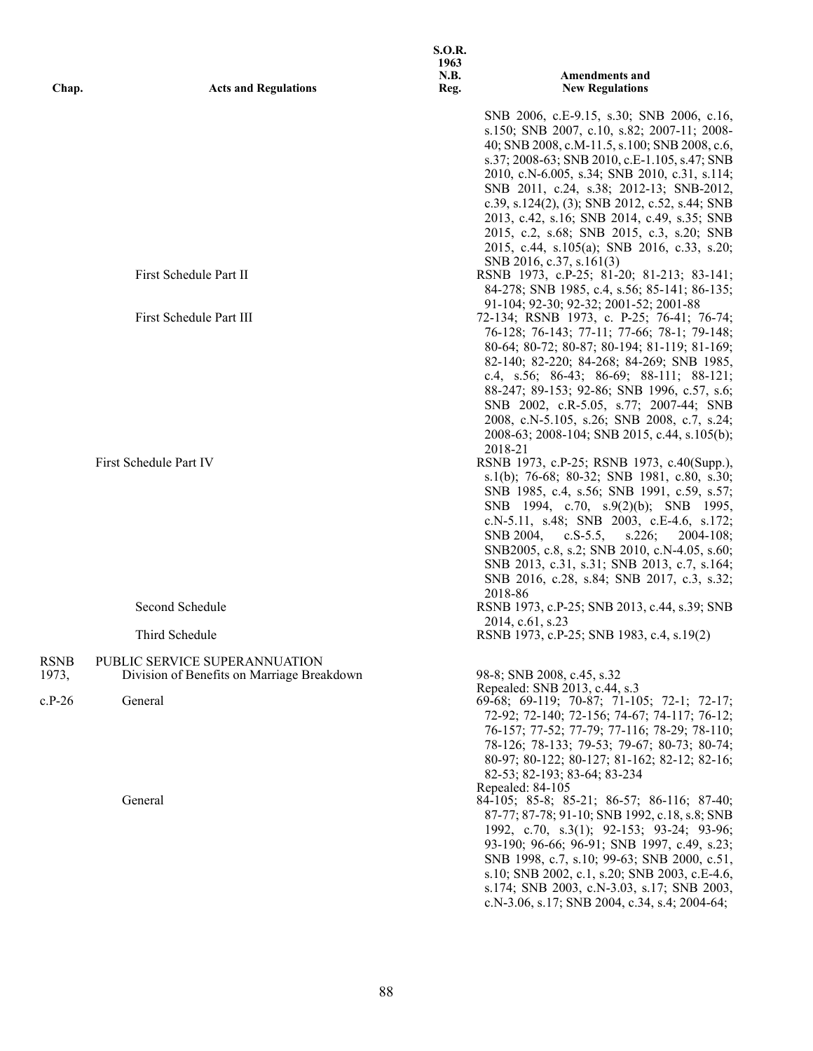| Chap. | Acts and Regulations | S.O.R. 1963 N.B. Reg. | Amendments and New Regulations |
|---|---|---|---|
| | | | SNB 2006, c.E-9.15, s.30; SNB 2006, c.16, s.150; SNB 2007, c.10, s.82; 2007-11; 2008-40; SNB 2008, c.M-11.5, s.100; SNB 2008, c.6, s.37; 2008-63; SNB 2010, c.E-1.105, s.47; SNB 2010, c.N-6.005, s.34; SNB 2010, c.31, s.114; SNB 2011, c.24, s.38; 2012-13; SNB-2012, c.39, s.124(2), (3); SNB 2012, c.52, s.44; SNB 2013, c.42, s.16; SNB 2014, c.49, s.35; SNB 2015, c.2, s.68; SNB 2015, c.3, s.20; SNB 2015, c.44, s.105(a); SNB 2016, c.33, s.20; SNB 2016, c.37, s.161(3) |
| | First Schedule Part II | | RSNB 1973, c.P-25; 81-20; 81-213; 83-141; 84-278; SNB 1985, c.4, s.56; 85-141; 86-135; 91-104; 92-30; 92-32; 2001-52; 2001-88 |
| | First Schedule Part III | | 72-134; RSNB 1973, c. P-25; 76-41; 76-74; 76-128; 76-143; 77-11; 77-66; 78-1; 79-148; 80-64; 80-72; 80-87; 80-194; 81-119; 81-169; 82-140; 82-220; 84-268; 84-269; SNB 1985, c.4, s.56; 86-43; 86-69; 88-111; 88-121; 88-247; 89-153; 92-86; SNB 1996, c.57, s.6; SNB 2002, c.R-5.05, s.77; 2007-44; SNB 2008, c.N-5.105, s.26; SNB 2008, c.7, s.24; 2008-63; 2008-104; SNB 2015, c.44, s.105(b); 2018-21 |
| | First Schedule Part IV | | RSNB 1973, c.P-25; RSNB 1973, c.40(Supp.), s.1(b); 76-68; 80-32; SNB 1981, c.80, s.30; SNB 1985, c.4, s.56; SNB 1991, c.59, s.57; SNB 1994, c.70, s.9(2)(b); SNB 1995, c.N-5.11, s.48; SNB 2003, c.E-4.6, s.172; SNB 2004, c.S-5.5, s.226; 2004-108; SNB2005, c.8, s.2; SNB 2010, c.N-4.05, s.60; SNB 2013, c.31, s.31; SNB 2013, c.7, s.164; SNB 2016, c.28, s.84; SNB 2017, c.3, s.32; 2018-86 |
| | Second Schedule | | RSNB 1973, c.P-25; SNB 2013, c.44, s.39; SNB 2014, c.61, s.23 |
| | Third Schedule | | RSNB 1973, c.P-25; SNB 1983, c.4, s.19(2) |
| RSNB 1973, c.P-26 | PUBLIC SERVICE SUPERANNUATION | | |
| | Division of Benefits on Marriage Breakdown | | 98-8; SNB 2008, c.45, s.32<br>Repealed: SNB 2013, c.44, s.3 |
| | General | | 69-68; 69-119; 70-87; 71-105; 72-1; 72-17; 72-92; 72-140; 72-156; 74-67; 74-117; 76-12; 76-157; 77-52; 77-79; 77-116; 78-29; 78-110; 78-126; 78-133; 79-53; 79-67; 80-73; 80-74; 80-97; 80-122; 80-127; 81-162; 82-12; 82-16; 82-53; 82-193; 83-64; 83-234<br>Repealed: 84-105 |
| | General | | 84-105; 85-8; 85-21; 86-57; 86-116; 87-40; 87-77; 87-78; 91-10; SNB 1992, c.18, s.8; SNB 1992, c.70, s.3(1); 92-153; 93-24; 93-96; 93-190; 96-66; 96-91; SNB 1997, c.49, s.23; SNB 1998, c.7, s.10; 99-63; SNB 2000, c.51, s.10; SNB 2002, c.1, s.20; SNB 2003, c.E-4.6, s.174; SNB 2003, c.N-3.03, s.17; SNB 2003, c.N-3.06, s.17; SNB 2004, c.34, s.4; 2004-64; |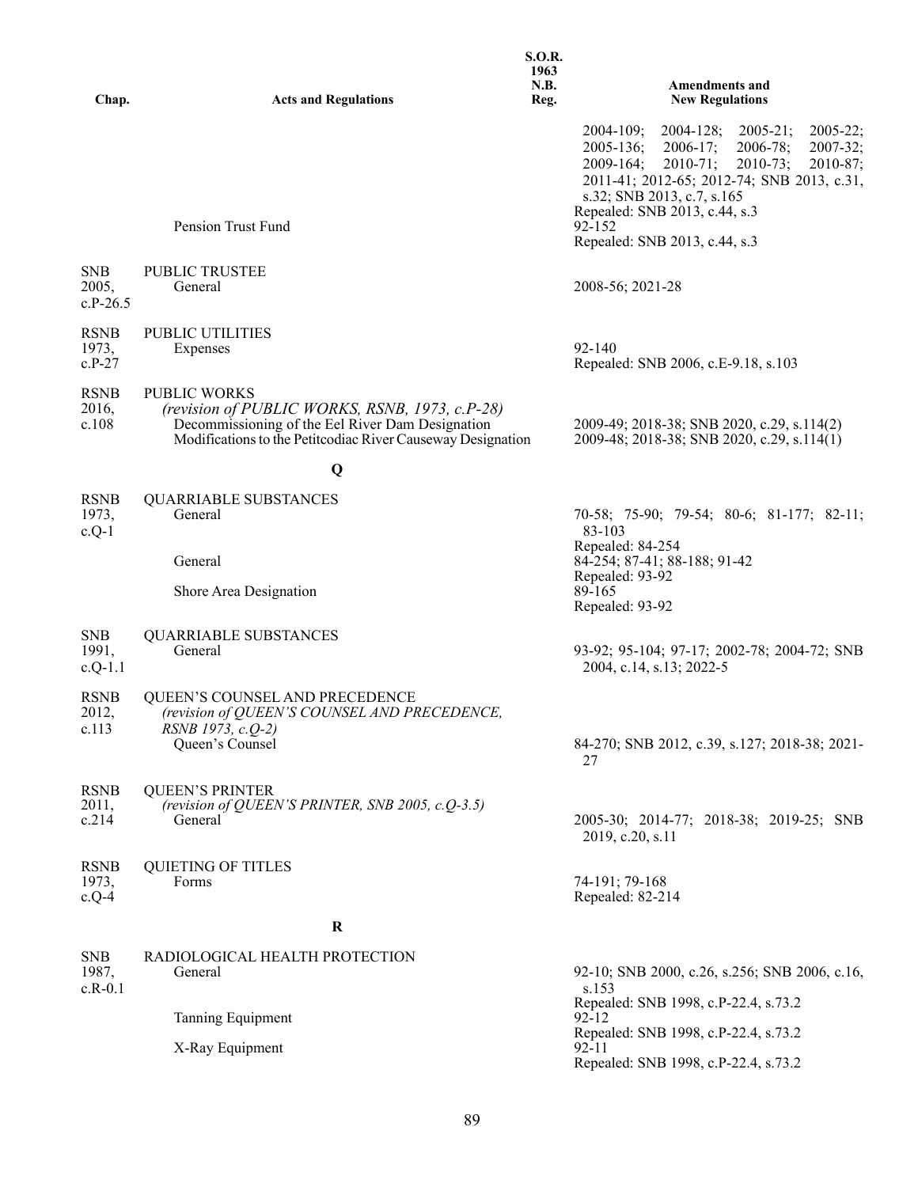| Chap. | Acts and Regulations | S.O.R. 1963 N.B. Reg. | Amendments and New Regulations |
|---|---|---|---|
| | | | 2004-109; 2004-128; 2005-21; 2005-22; 2005-136; 2006-17; 2006-78; 2007-32; 2009-164; 2010-71; 2010-73; 2010-87; 2011-41; 2012-65; 2012-74; SNB 2013, c.31, s.32; SNB 2013, c.7, s.165<br>Repealed: SNB 2013, c.44, s.3 |
| | Pension Trust Fund | | 92-152<br>Repealed: SNB 2013, c.44, s.3 |
| SNB 2005, c.P-26.5 | PUBLIC TRUSTEE<br>General | | 2008-56; 2021-28 |
| RSNB 1973, c.P-27 | PUBLIC UTILITIES<br>Expenses | | 92-140<br>Repealed: SNB 2006, c.E-9.18, s.103 |
| RSNB 2016, c.108 | PUBLIC WORKS<br>*(revision of PUBLIC WORKS, RSNB, 1973, c.P-28)*<br>Decommissioning of the Eel River Dam Designation<br>Modifications to the Petitcodiac River Causeway Designation | | <br><br>2009-49; 2018-38; SNB 2020, c.29, s.114(2)<br>2009-48; 2018-38; SNB 2020, c.29, s.114(1) |
| | **Q** | | |
| RSNB 1973, c.Q-1 | QUARRIABLE SUBSTANCES<br>General | | 70-58; 75-90; 79-54; 80-6; 81-177; 82-11; 83-103<br>Repealed: 84-254 |
| | General | | 84-254; 87-41; 88-188; 91-42<br>Repealed: 93-92 |
| | Shore Area Designation | | 89-165<br>Repealed: 93-92 |
| SNB 1991, c.Q-1.1 | QUARRIABLE SUBSTANCES<br>General | | 93-92; 95-104; 97-17; 2002-78; 2004-72; SNB 2004, c.14, s.13; 2022-5 |
| RSNB 2012, c.113 | QUEEN'S COUNSEL AND PRECEDENCE<br>*(revision of QUEEN'S COUNSEL AND PRECEDENCE, RSNB 1973, c.Q-2)*<br>Queen's Counsel | | 84-270; SNB 2012, c.39, s.127; 2018-38; 2021-27 |
| RSNB 2011, c.214 | QUEEN'S PRINTER<br>*(revision of QUEEN'S PRINTER, SNB 2005, c.Q-3.5)*<br>General | | 2005-30; 2014-77; 2018-38; 2019-25; SNB 2019, c.20, s.11 |
| RSNB 1973, c.Q-4 | QUIETING OF TITLES<br>Forms | | 74-191; 79-168<br>Repealed: 82-214 |
| | **R** | | |
| SNB 1987, c.R-0.1 | RADIOLOGICAL HEALTH PROTECTION<br>General | | 92-10; SNB 2000, c.26, s.256; SNB 2006, c.16, s.153<br>Repealed: SNB 1998, c.P-22.4, s.73.2 |
| | Tanning Equipment | | 92-12<br>Repealed: SNB 1998, c.P-22.4, s.73.2 |
| | X-Ray Equipment | | 92-11<br>Repealed: SNB 1998, c.P-22.4, s.73.2 |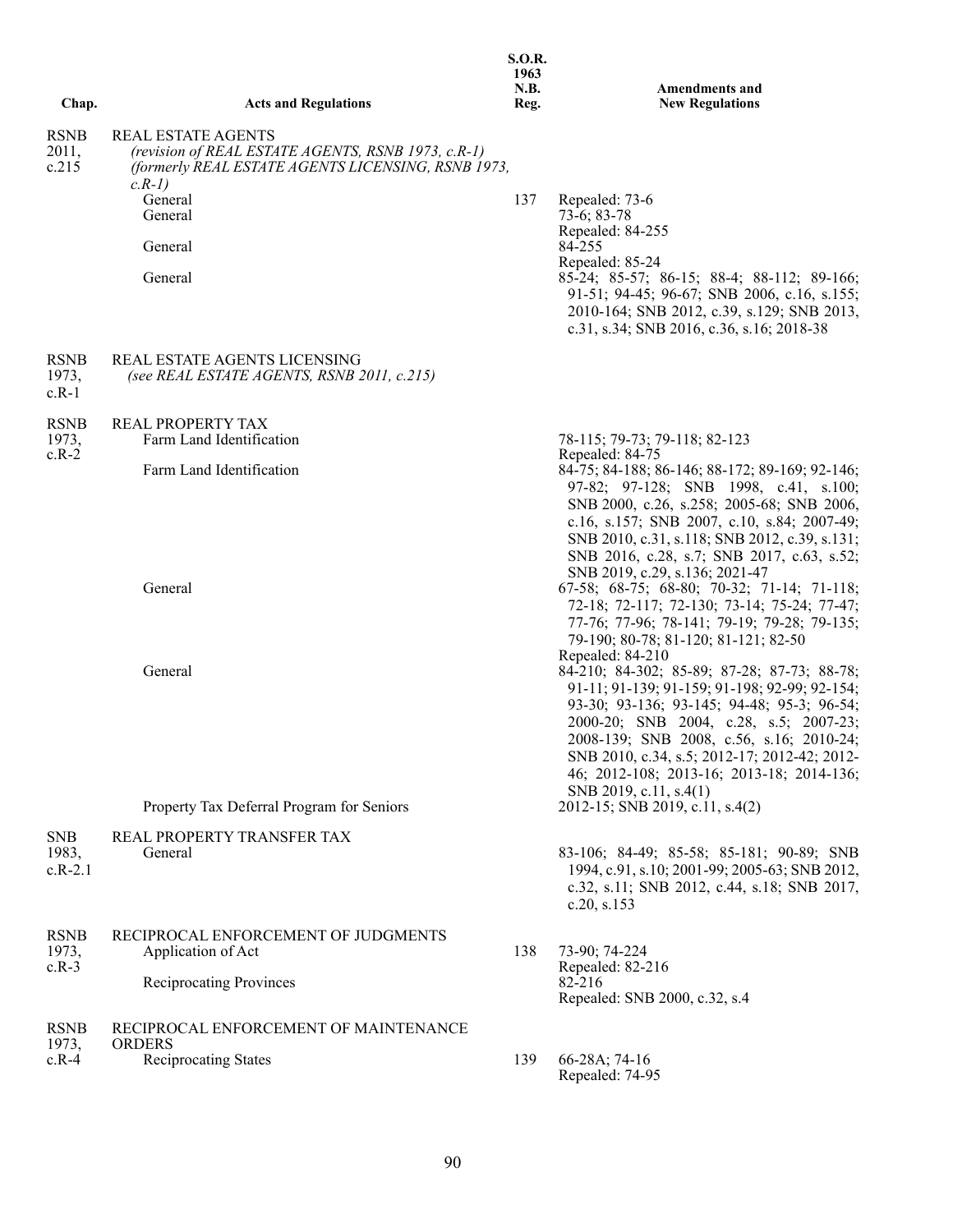| Chap. | Acts and Regulations | S.O.R. 1963 N.B. Reg. | Amendments and New Regulations |
|---|---|---|---|
| RSNB 2011, c.215 | REAL ESTATE AGENTS *(revision of REAL ESTATE AGENTS, RSNB 1973, c.R-1) (formerly REAL ESTATE AGENTS LICENSING, RSNB 1973, c.R-1)* | | |
| | General | 137 | Repealed: 73-6 |
| | General | | 73-6; 83-78 Repealed: 84-255 |
| | General | | 84-255 Repealed: 85-24 |
| | General | | 85-24; 85-57; 86-15; 88-4; 88-112; 89-166; 91-51; 94-45; 96-67; SNB 2006, c.16, s.155; 2010-164; SNB 2012, c.39, s.129; SNB 2013, c.31, s.34; SNB 2016, c.36, s.16; 2018-38 |
| RSNB 1973, c.R-1 | REAL ESTATE AGENTS LICENSING *(see REAL ESTATE AGENTS, RSNB 2011, c.215)* | | |
| RSNB 1973, c.R-2 | REAL PROPERTY TAX | | |
| | Farm Land Identification | | 78-115; 79-73; 79-118; 82-123 Repealed: 84-75 |
| | Farm Land Identification | | 84-75; 84-188; 86-146; 88-172; 89-169; 92-146; 97-82; 97-128; SNB 1998, c.41, s.100; SNB 2000, c.26, s.258; 2005-68; SNB 2006, c.16, s.157; SNB 2007, c.10, s.84; 2007-49; SNB 2010, c.31, s.118; SNB 2012, c.39, s.131; SNB 2016, c.28, s.7; SNB 2017, c.63, s.52; SNB 2019, c.29, s.136; 2021-47 |
| | General | | 67-58; 68-75; 68-80; 70-32; 71-14; 71-118; 72-18; 72-117; 72-130; 73-14; 75-24; 77-47; 77-76; 77-96; 78-141; 79-19; 79-28; 79-135; 79-190; 80-78; 81-120; 81-121; 82-50 Repealed: 84-210 |
| | General | | 84-210; 84-302; 85-89; 87-28; 87-73; 88-78; 91-11; 91-139; 91-159; 91-198; 92-99; 92-154; 93-30; 93-136; 93-145; 94-48; 95-3; 96-54; 2000-20; SNB 2004, c.28, s.5; 2007-23; 2008-139; SNB 2008, c.56, s.16; 2010-24; SNB 2010, c.34, s.5; 2012-17; 2012-42; 2012-46; 2012-108; 2013-16; 2013-18; 2014-136; SNB 2019, c.11, s.4(1) |
| | Property Tax Deferral Program for Seniors | | 2012-15; SNB 2019, c.11, s.4(2) |
| SNB 1983, c.R-2.1 | REAL PROPERTY TRANSFER TAX | | |
| | General | | 83-106; 84-49; 85-58; 85-181; 90-89; SNB 1994, c.91, s.10; 2001-99; 2005-63; SNB 2012, c.32, s.11; SNB 2012, c.44, s.18; SNB 2017, c.20, s.153 |
| RSNB 1973, c.R-3 | RECIPROCAL ENFORCEMENT OF JUDGMENTS | | |
| | Application of Act | 138 | 73-90; 74-224 Repealed: 82-216 |
| | Reciprocating Provinces | | 82-216 Repealed: SNB 2000, c.32, s.4 |
| RSNB 1973, c.R-4 | RECIPROCAL ENFORCEMENT OF MAINTENANCE ORDERS | | |
| | Reciprocating States | 139 | 66-28A; 74-16 Repealed: 74-95 |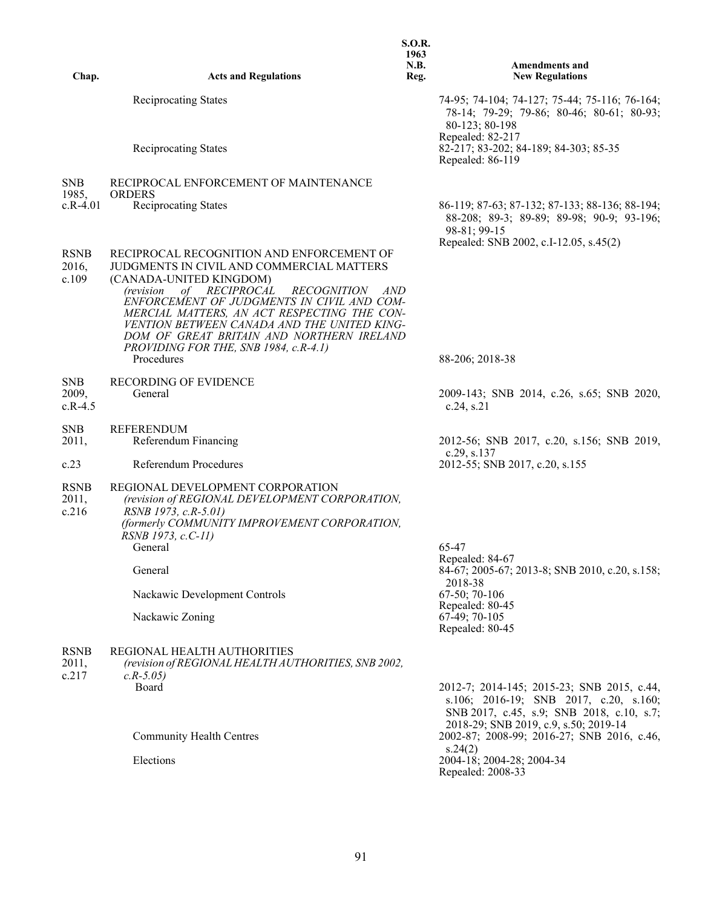| Chap. | Acts and Regulations | S.O.R. 1963 N.B. Reg. | Amendments and New Regulations |
|---|---|---|---|
| | Reciprocating States | | 74-95; 74-104; 74-127; 75-44; 75-116; 76-164; 78-14; 79-29; 79-86; 80-46; 80-61; 80-93; 80-123; 80-198<br>Repealed: 82-217 |
| | Reciprocating States | | 82-217; 83-202; 84-189; 84-303; 85-35<br>Repealed: 86-119 |
| SNB 1985, c.R-4.01 | RECIPROCAL ENFORCEMENT OF MAINTENANCE ORDERS | | |
| | Reciprocating States | | 86-119; 87-63; 87-132; 87-133; 88-136; 88-194; 88-208; 89-3; 89-89; 89-98; 90-9; 93-196; 98-81; 99-15<br>Repealed: SNB 2002, c.I-12.05, s.45(2) |
| RSNB 2016, c.109 | RECIPROCAL RECOGNITION AND ENFORCEMENT OF JUDGMENTS IN CIVIL AND COMMERCIAL MATTERS (CANADA-UNITED KINGDOM)<br>*(revision of RECIPROCAL RECOGNITION AND ENFORCEMENT OF JUDGMENTS IN CIVIL AND COMMERCIAL MATTERS, AN ACT RESPECTING THE CONVENTION BETWEEN CANADA AND THE UNITED KINGDOM OF GREAT BRITAIN AND NORTHERN IRELAND PROVIDING FOR THE, SNB 1984, c.R-4.1)* | | |
| | Procedures | | 88-206; 2018-38 |
| SNB 2009, c.R-4.5 | RECORDING OF EVIDENCE | | |
| | General | | 2009-143; SNB 2014, c.26, s.65; SNB 2020, c.24, s.21 |
| SNB 2011, c.23 | REFERENDUM | | |
| | Referendum Financing | | 2012-56; SNB 2017, c.20, s.156; SNB 2019, c.29, s.137 |
| | Referendum Procedures | | 2012-55; SNB 2017, c.20, s.155 |
| RSNB 2011, c.216 | REGIONAL DEVELOPMENT CORPORATION<br>*(revision of REGIONAL DEVELOPMENT CORPORATION, RSNB 1973, c.R-5.01)*<br>*(formerly COMMUNITY IMPROVEMENT CORPORATION, RSNB 1973, c.C-11)* | | |
| | General | | 65-47<br>Repealed: 84-67 |
| | General | | 84-67; 2005-67; 2013-8; SNB 2010, c.20, s.158; 2018-38 |
| | Nackawic Development Controls | | 67-50; 70-106<br>Repealed: 80-45 |
| | Nackawic Zoning | | 67-49; 70-105<br>Repealed: 80-45 |
| RSNB 2011, c.217 | REGIONAL HEALTH AUTHORITIES<br>*(revision of REGIONAL HEALTH AUTHORITIES, SNB 2002, c.R-5.05)* | | |
| | Board | | 2012-7; 2014-145; 2015-23; SNB 2015, c.44, s.106; 2016-19; SNB 2017, c.20, s.160; SNB 2017, c.45, s.9; SNB 2018, c.10, s.7; 2018-29; SNB 2019, c.9, s.50; 2019-14 |
| | Community Health Centres | | 2002-87; 2008-99; 2016-27; SNB 2016, c.46, s.24(2) |
| | Elections | | 2004-18; 2004-28; 2004-34<br>Repealed: 2008-33 |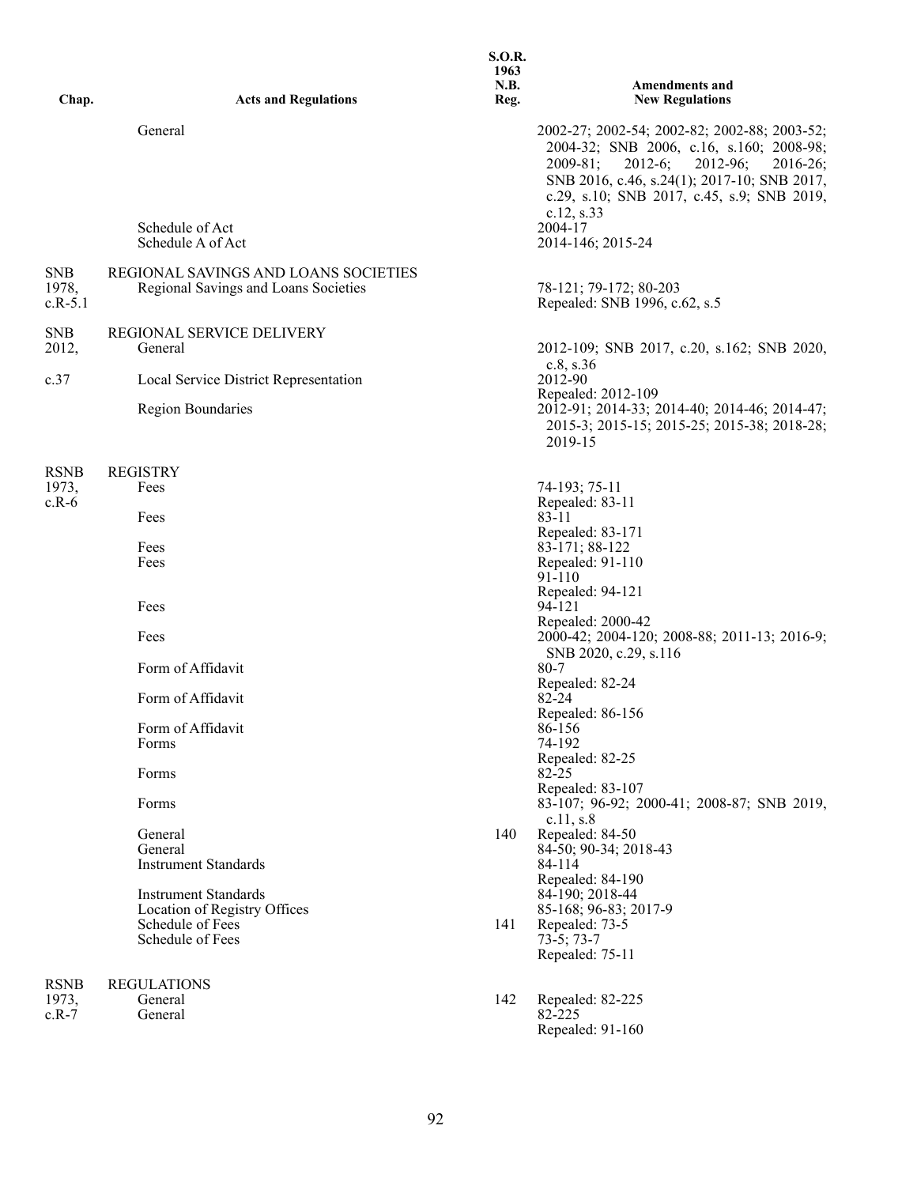| Chap. | Acts and Regulations | S.O.R. 1963 N.B. Reg. | Amendments and New Regulations |
|---|---|---|---|
| | General | | 2002-27; 2002-54; 2002-82; 2002-88; 2003-52; 2004-32; SNB 2006, c.16, s.160; 2008-98; 2009-81; 2012-6; 2012-96; 2016-26; SNB 2016, c.46, s.24(1); 2017-10; SNB 2017, c.29, s.10; SNB 2017, c.45, s.9; SNB 2019, c.12, s.33 |
| | Schedule of Act | | 2004-17 |
| | Schedule A of Act | | 2014-146; 2015-24 |
| SNB 1978, c.R-5.1 | REGIONAL SAVINGS AND LOANS SOCIETIES | | |
| | Regional Savings and Loans Societies | | 78-121; 79-172; 80-203 Repealed: SNB 1996, c.62, s.5 |
| SNB 2012, c.37 | REGIONAL SERVICE DELIVERY | | |
| | General | | 2012-109; SNB 2017, c.20, s.162; SNB 2020, c.8, s.36 |
| | Local Service District Representation | | 2012-90 Repealed: 2012-109 |
| | Region Boundaries | | 2012-91; 2014-33; 2014-40; 2014-46; 2014-47; 2015-3; 2015-15; 2015-25; 2015-38; 2018-28; 2019-15 |
| RSNB 1973, c.R-6 | REGISTRY | | |
| | Fees | | 74-193; 75-11 Repealed: 83-11 |
| | Fees | | 83-11 Repealed: 83-171 |
| | Fees | | 83-171; 88-122 |
| | Fees | | Repealed: 91-110 |
| | | | 91-110 Repealed: 94-121 |
| | Fees | | 94-121 Repealed: 2000-42 |
| | Fees | | 2000-42; 2004-120; 2008-88; 2011-13; 2016-9; SNB 2020, c.29, s.116 |
| | Form of Affidavit | | 80-7 Repealed: 82-24 |
| | Form of Affidavit | | 82-24 Repealed: 86-156 |
| | Form of Affidavit | | 86-156 |
| | Forms | | 74-192 Repealed: 82-25 |
| | Forms | | 82-25 Repealed: 83-107 |
| | Forms | | 83-107; 96-92; 2000-41; 2008-87; SNB 2019, c.11, s.8 |
| | General | 140 | Repealed: 84-50 |
| | General | | 84-50; 90-34; 2018-43 |
| | Instrument Standards | | 84-114 Repealed: 84-190 |
| | Instrument Standards | | 84-190; 2018-44 |
| | Location of Registry Offices | | 85-168; 96-83; 2017-9 |
| | Schedule of Fees | 141 | Repealed: 73-5 |
| | Schedule of Fees | | 73-5; 73-7 Repealed: 75-11 |
| RSNB 1973, c.R-7 | REGULATIONS | | |
| | General | 142 | Repealed: 82-225 |
| | General | | 82-225 Repealed: 91-160 |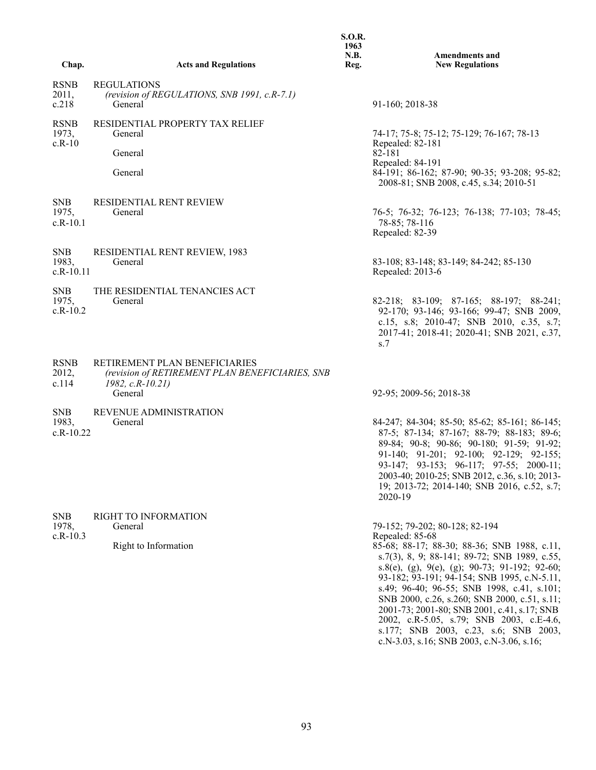| Chap. | Acts and Regulations | S.O.R. 1963 N.B. Reg. | Amendments and New Regulations |
|---|---|---|---|
| RSNB 2011, c.218 | REGULATIONS *(revision of REGULATIONS, SNB 1991, c.R-7.1)* | | |
| | General | | 91-160; 2018-38 |
| RSNB 1973, c.R-10 | RESIDENTIAL PROPERTY TAX RELIEF | | |
| | General | | 74-17; 75-8; 75-12; 75-129; 76-167; 78-13 Repealed: 82-181 |
| | General | | 82-181 Repealed: 84-191 |
| | General | | 84-191; 86-162; 87-90; 90-35; 93-208; 95-82; 2008-81; SNB 2008, c.45, s.34; 2010-51 |
| SNB 1975, c.R-10.1 | RESIDENTIAL RENT REVIEW | | |
| | General | | 76-5; 76-32; 76-123; 76-138; 77-103; 78-45; 78-85; 78-116 Repealed: 82-39 |
| SNB 1983, c.R-10.11 | RESIDENTIAL RENT REVIEW, 1983 | | |
| | General | | 83-108; 83-148; 83-149; 84-242; 85-130 Repealed: 2013-6 |
| SNB 1975, c.R-10.2 | THE RESIDENTIAL TENANCIES ACT | | |
| | General | | 82-218; 83-109; 87-165; 88-197; 88-241; 92-170; 93-146; 93-166; 99-47; SNB 2009, c.15, s.8; 2010-47; SNB 2010, c.35, s.7; 2017-41; 2018-41; 2020-41; SNB 2021, c.37, s.7 |
| RSNB 2012, c.114 | RETIREMENT PLAN BENEFICIARIES *(revision of RETIREMENT PLAN BENEFICIARIES, SNB 1982, c.R-10.21)* | | |
| | General | | 92-95; 2009-56; 2018-38 |
| SNB 1983, c.R-10.22 | REVENUE ADMINISTRATION | | |
| | General | | 84-247; 84-304; 85-50; 85-62; 85-161; 86-145; 87-5; 87-134; 87-167; 88-79; 88-183; 89-6; 89-84; 90-8; 90-86; 90-180; 91-59; 91-92; 91-140; 91-201; 92-100; 92-129; 92-155; 93-147; 93-153; 96-117; 97-55; 2000-11; 2003-40; 2010-25; SNB 2012, c.36, s.10; 2013-19; 2013-72; 2014-140; SNB 2016, c.52, s.7; 2020-19 |
| SNB 1978, c.R-10.3 | RIGHT TO INFORMATION | | |
| | General | | 79-152; 79-202; 80-128; 82-194 Repealed: 85-68 |
| | Right to Information | | 85-68; 88-17; 88-30; 88-36; SNB 1988, c.11, s.7(3), 8, 9; 88-141; 89-72; SNB 1989, c.55, s.8(e), (g), 9(e), (g); 90-73; 91-192; 92-60; 93-182; 93-191; 94-154; SNB 1995, c.N-5.11, s.49; 96-40; 96-55; SNB 1998, c.41, s.101; SNB 2000, c.26, s.260; SNB 2000, c.51, s.11; 2001-73; 2001-80; SNB 2001, c.41, s.17; SNB 2002, c.R-5.05, s.79; SNB 2003, c.E-4.6, s.177; SNB 2003, c.23, s.6; SNB 2003, c.N-3.03, s.16; SNB 2003, c.N-3.06, s.16; |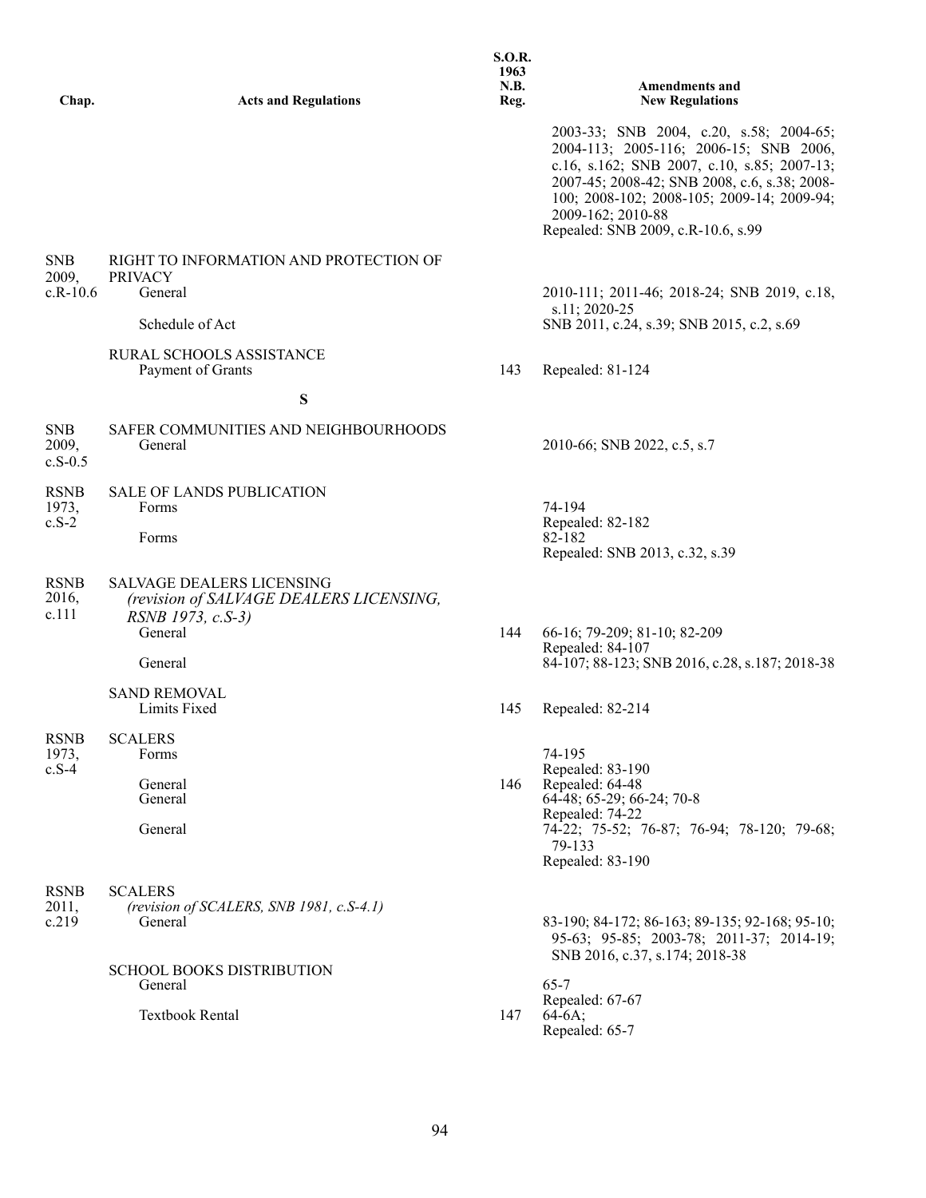| Chap. | Acts and Regulations | S.O.R. 1963 N.B. Reg. | Amendments and New Regulations |
|---|---|---|---|
| | | | 2003-33; SNB 2004, c.20, s.58; 2004-65; 2004-113; 2005-116; 2006-15; SNB 2006, c.16, s.162; SNB 2007, c.10, s.85; 2007-13; 2007-45; 2008-42; SNB 2008, c.6, s.38; 2008-100; 2008-102; 2008-105; 2009-14; 2009-94; 2009-162; 2010-88 Repealed: SNB 2009, c.R-10.6, s.99 |
| SNB 2009, c.R-10.6 | RIGHT TO INFORMATION AND PROTECTION OF PRIVACY | | |
| | General | | 2010-111; 2011-46; 2018-24; SNB 2019, c.18, s.11; 2020-25 |
| | Schedule of Act | | SNB 2011, c.24, s.39; SNB 2015, c.2, s.69 |
| | RURAL SCHOOLS ASSISTANCE | | |
| | Payment of Grants | 143 | Repealed: 81-124 |
| | **S** | | |
| SNB 2009, c.S-0.5 | SAFER COMMUNITIES AND NEIGHBOURHOODS | | |
| | General | | 2010-66; SNB 2022, c.5, s.7 |
| RSNB 1973, c.S-2 | SALE OF LANDS PUBLICATION | | |
| | Forms | | 74-194 Repealed: 82-182 |
| | Forms | | 82-182 Repealed: SNB 2013, c.32, s.39 |
| RSNB 2016, c.111 | SALVAGE DEALERS LICENSING *(revision of SALVAGE DEALERS LICENSING, RSNB 1973, c.S-3)* | | |
| | General | 144 | 66-16; 79-209; 81-10; 82-209 Repealed: 84-107 |
| | General | | 84-107; 88-123; SNB 2016, c.28, s.187; 2018-38 |
| | SAND REMOVAL | | |
| | Limits Fixed | 145 | Repealed: 82-214 |
| RSNB 1973, c.S-4 | SCALERS | | |
| | Forms | | 74-195 Repealed: 83-190 |
| | General | 146 | Repealed: 64-48 |
| | General | | 64-48; 65-29; 66-24; 70-8 Repealed: 74-22 |
| | General | | 74-22; 75-52; 76-87; 76-94; 78-120; 79-68; 79-133 Repealed: 83-190 |
| RSNB 2011, c.219 | SCALERS *(revision of SCALERS, SNB 1981, c.S-4.1)* | | |
| | General | | 83-190; 84-172; 86-163; 89-135; 92-168; 95-10; 95-63; 95-85; 2003-78; 2011-37; 2014-19; SNB 2016, c.37, s.174; 2018-38 |
| | SCHOOL BOOKS DISTRIBUTION | | |
| | General | | 65-7 Repealed: 67-67 |
| | Textbook Rental | 147 | 64-6A; Repealed: 65-7 |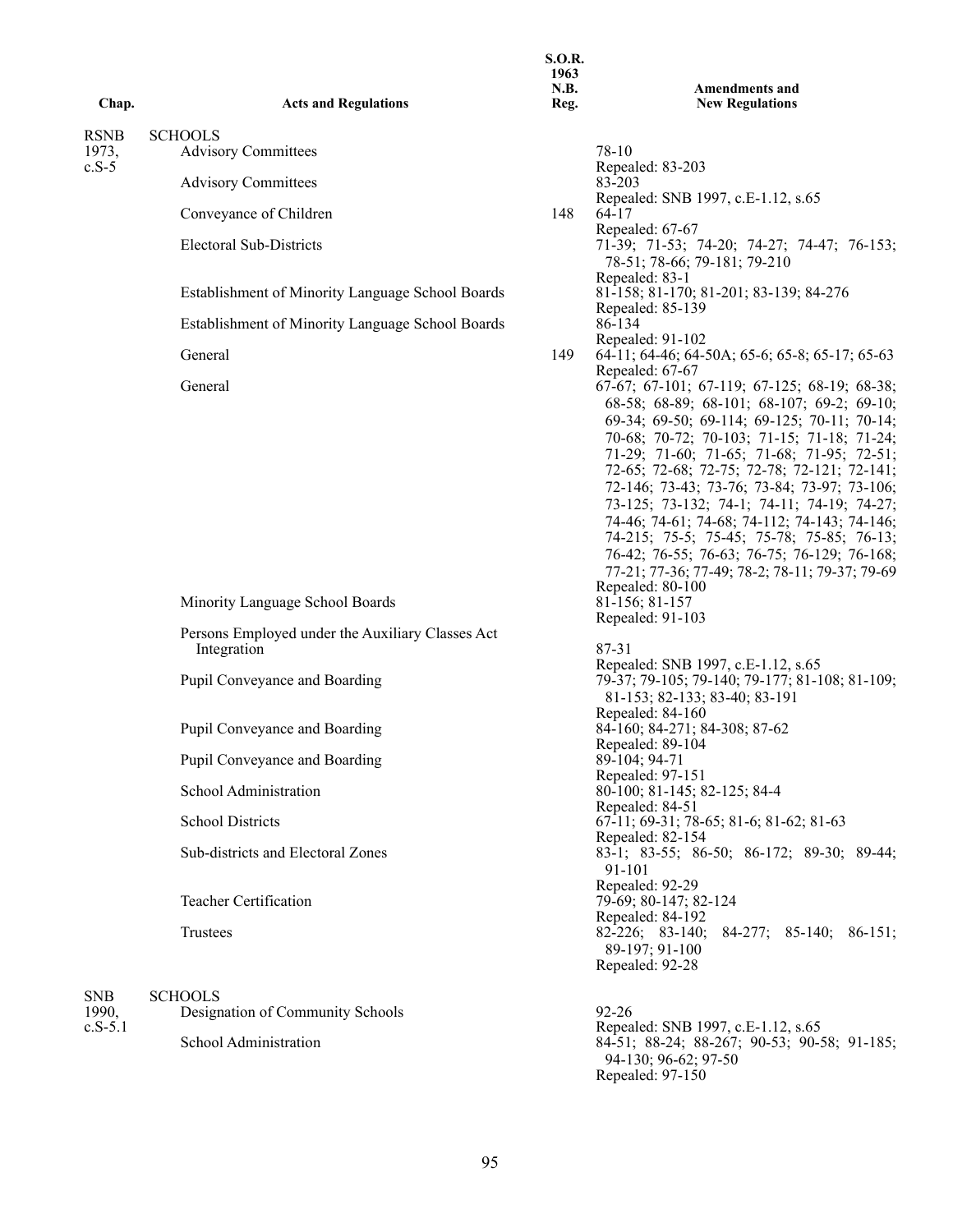| Chap. | Acts and Regulations | S.O.R. 1963 N.B. Reg. | Amendments and New Regulations |
|---|---|---|---|
| RSNB 1973, c.S-5 | SCHOOLS | | |
| | Advisory Committees | | 78-10<br>Repealed: 83-203 |
| | Advisory Committees | | 83-203<br>Repealed: SNB 1997, c.E-1.12, s.65 |
| | Conveyance of Children | 148 | 64-17<br>Repealed: 67-67 |
| | Electoral Sub-Districts | | 71-39; 71-53; 74-20; 74-27; 74-47; 76-153; 78-51; 78-66; 79-181; 79-210<br>Repealed: 83-1 |
| | Establishment of Minority Language School Boards | | 81-158; 81-170; 81-201; 83-139; 84-276<br>Repealed: 85-139 |
| | Establishment of Minority Language School Boards | | 86-134<br>Repealed: 91-102 |
| | General | 149 | 64-11; 64-46; 64-50A; 65-6; 65-8; 65-17; 65-63<br>Repealed: 67-67 |
| | General | | 67-67; 67-101; 67-119; 67-125; 68-19; 68-38; 68-58; 68-89; 68-101; 68-107; 69-2; 69-10; 69-34; 69-50; 69-114; 69-125; 70-11; 70-14; 70-68; 70-72; 70-103; 71-15; 71-18; 71-24; 71-29; 71-60; 71-65; 71-68; 71-95; 72-51; 72-65; 72-68; 72-75; 72-78; 72-121; 72-141; 72-146; 73-43; 73-76; 73-84; 73-97; 73-106; 73-125; 73-132; 74-1; 74-11; 74-19; 74-27; 74-46; 74-61; 74-68; 74-112; 74-143; 74-146; 74-215; 75-5; 75-45; 75-78; 75-85; 76-13; 76-42; 76-55; 76-63; 76-75; 76-129; 76-168; 77-21; 77-36; 77-49; 78-2; 78-11; 79-37; 79-69<br>Repealed: 80-100 |
| | Minority Language School Boards | | 81-156; 81-157<br>Repealed: 91-103 |
| | Persons Employed under the Auxiliary Classes Act Integration | | 87-31<br>Repealed: SNB 1997, c.E-1.12, s.65 |
| | Pupil Conveyance and Boarding | | 79-37; 79-105; 79-140; 79-177; 81-108; 81-109; 81-153; 82-133; 83-40; 83-191<br>Repealed: 84-160 |
| | Pupil Conveyance and Boarding | | 84-160; 84-271; 84-308; 87-62<br>Repealed: 89-104 |
| | Pupil Conveyance and Boarding | | 89-104; 94-71<br>Repealed: 97-151 |
| | School Administration | | 80-100; 81-145; 82-125; 84-4<br>Repealed: 84-51 |
| | School Districts | | 67-11; 69-31; 78-65; 81-6; 81-62; 81-63<br>Repealed: 82-154 |
| | Sub-districts and Electoral Zones | | 83-1; 83-55; 86-50; 86-172; 89-30; 89-44; 91-101<br>Repealed: 92-29 |
| | Teacher Certification | | 79-69; 80-147; 82-124<br>Repealed: 84-192 |
| | Trustees | | 82-226; 83-140; 84-277; 85-140; 86-151; 89-197; 91-100<br>Repealed: 92-28 |
| SNB 1990, c.S-5.1 | SCHOOLS | | |
| | Designation of Community Schools | | 92-26<br>Repealed: SNB 1997, c.E-1.12, s.65 |
| | School Administration | | 84-51; 88-24; 88-267; 90-53; 90-58; 91-185; 94-130; 96-62; 97-50<br>Repealed: 97-150 |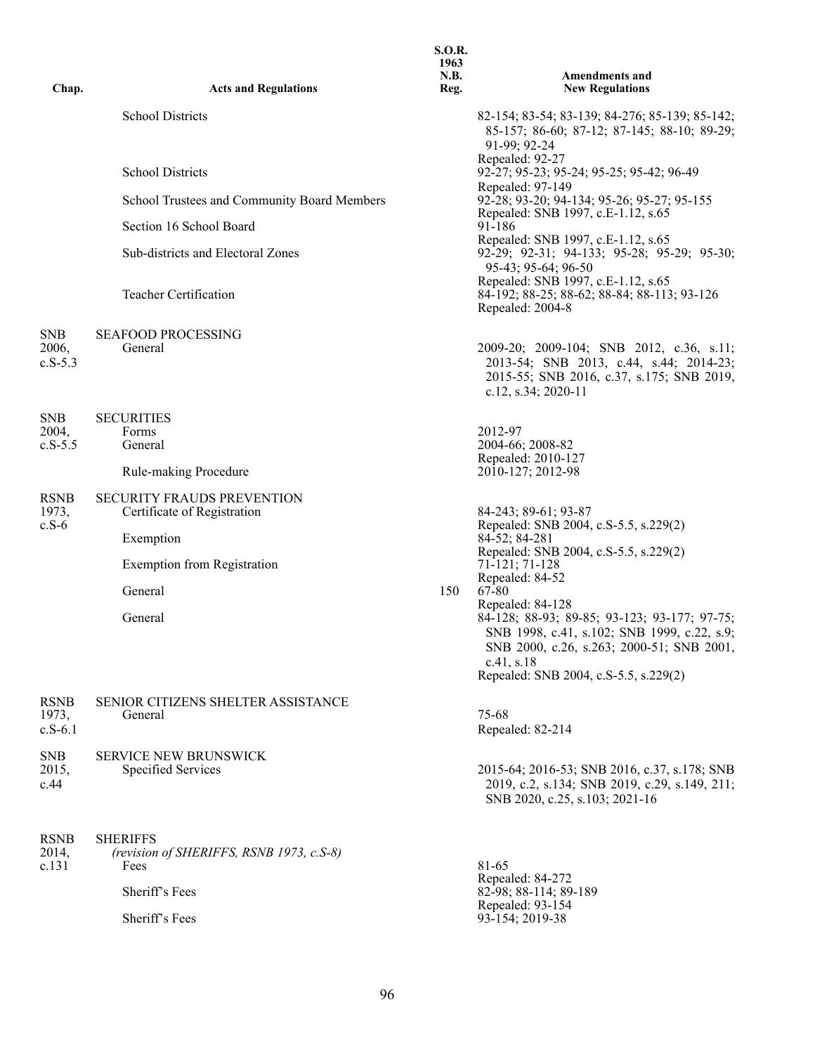| Chap. | Acts and Regulations | S.O.R. 1963 N.B. Reg. | Amendments and New Regulations |
|---|---|---|---|
| | School Districts | | 82-154; 83-54; 83-139; 84-276; 85-139; 85-142; 85-157; 86-60; 87-12; 87-145; 88-10; 89-29; 91-99; 92-24<br>Repealed: 92-27 |
| | School Districts | | 92-27; 95-23; 95-24; 95-25; 95-42; 96-49<br>Repealed: 97-149 |
| | School Trustees and Community Board Members | | 92-28; 93-20; 94-134; 95-26; 95-27; 95-155<br>Repealed: SNB 1997, c.E-1.12, s.65 |
| | Section 16 School Board | | 91-186<br>Repealed: SNB 1997, c.E-1.12, s.65 |
| | Sub-districts and Electoral Zones | | 92-29; 92-31; 94-133; 95-28; 95-29; 95-30; 95-43; 95-64; 96-50<br>Repealed: SNB 1997, c.E-1.12, s.65 |
| | Teacher Certification | | 84-192; 88-25; 88-62; 88-84; 88-113; 93-126<br>Repealed: 2004-8 |
| SNB 2006, c.S-5.3 | SEAFOOD PROCESSING | | |
| | General | | 2009-20; 2009-104; SNB 2012, c.36, s.11; 2013-54; SNB 2013, c.44, s.44; 2014-23; 2015-55; SNB 2016, c.37, s.175; SNB 2019, c.12, s.34; 2020-11 |
| SNB 2004, c.S-5.5 | SECURITIES | | |
| | Forms | | 2012-97 |
| | General | | 2004-66; 2008-82<br>Repealed: 2010-127 |
| | Rule-making Procedure | | 2010-127; 2012-98 |
| RSNB 1973, c.S-6 | SECURITY FRAUDS PREVENTION | | |
| | Certificate of Registration | | 84-243; 89-61; 93-87<br>Repealed: SNB 2004, c.S-5.5, s.229(2) |
| | Exemption | | 84-52; 84-281<br>Repealed: SNB 2004, c.S-5.5, s.229(2) |
| | Exemption from Registration | | 71-121; 71-128<br>Repealed: 84-52 |
| | General | 150 | 67-80<br>Repealed: 84-128 |
| | General | | 84-128; 88-93; 89-85; 93-123; 93-177; 97-75; SNB 1998, c.41, s.102; SNB 1999, c.22, s.9; SNB 2000, c.26, s.263; 2000-51; SNB 2001, c.41, s.18<br>Repealed: SNB 2004, c.S-5.5, s.229(2) |
| RSNB 1973, c.S-6.1 | SENIOR CITIZENS SHELTER ASSISTANCE | | |
| | General | | 75-68<br>Repealed: 82-214 |
| SNB 2015, c.44 | SERVICE NEW BRUNSWICK | | |
| | Specified Services | | 2015-64; 2016-53; SNB 2016, c.37, s.178; SNB 2019, c.2, s.134; SNB 2019, c.29, s.149, 211; SNB 2020, c.25, s.103; 2021-16 |
| RSNB 2014, c.131 | SHERIFFS<br>*(revision of SHERIFFS, RSNB 1973, c.S-8)* | | |
| | Fees | | 81-65<br>Repealed: 84-272 |
| | Sheriff's Fees | | 82-98; 88-114; 89-189<br>Repealed: 93-154 |
| | Sheriff's Fees | | 93-154; 2019-38 |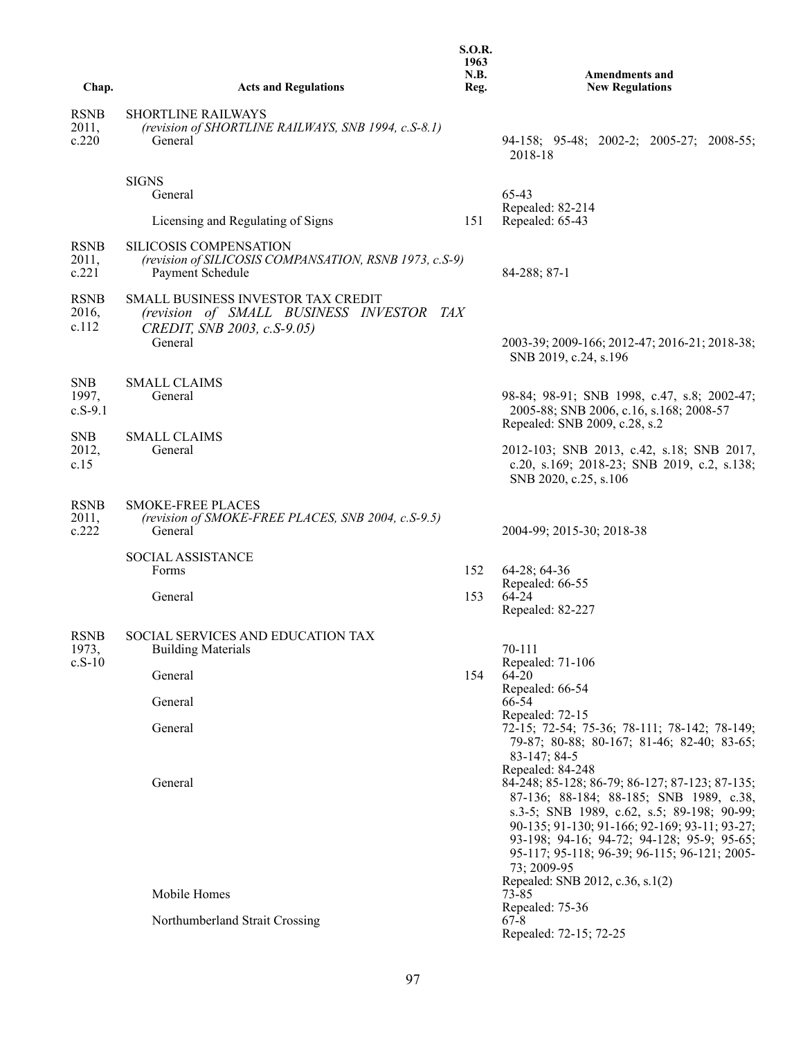| Chap. | Acts and Regulations | S.O.R. 1963 N.B. Reg. | Amendments and New Regulations |
|---|---|---|---|
| RSNB 2011, c.220 | SHORTLINE RAILWAYS *(revision of SHORTLINE RAILWAYS, SNB 1994, c.S-8.1)* General | | 94-158; 95-48; 2002-2; 2005-27; 2008-55; 2018-18 |
| | SIGNS General | | 65-43 Repealed: 82-214 |
| | Licensing and Regulating of Signs | 151 | Repealed: 65-43 |
| RSNB 2011, c.221 | SILICOSIS COMPENSATION *(revision of SILICOSIS COMPANSATION, RSNB 1973, c.S-9)* Payment Schedule | | 84-288; 87-1 |
| RSNB 2016, c.112 | SMALL BUSINESS INVESTOR TAX CREDIT *(revision of SMALL BUSINESS INVESTOR TAX CREDIT, SNB 2003, c.S-9.05)* General | | 2003-39; 2009-166; 2012-47; 2016-21; 2018-38; SNB 2019, c.24, s.196 |
| SNB 1997, c.S-9.1 | SMALL CLAIMS General | | 98-84; 98-91; SNB 1998, c.47, s.8; 2002-47; 2005-88; SNB 2006, c.16, s.168; 2008-57 Repealed: SNB 2009, c.28, s.2 |
| SNB 2012, c.15 | SMALL CLAIMS General | | 2012-103; SNB 2013, c.42, s.18; SNB 2017, c.20, s.169; 2018-23; SNB 2019, c.2, s.138; SNB 2020, c.25, s.106 |
| RSNB 2011, c.222 | SMOKE-FREE PLACES *(revision of SMOKE-FREE PLACES, SNB 2004, c.S-9.5)* General | | 2004-99; 2015-30; 2018-38 |
| | SOCIAL ASSISTANCE Forms | 152 | 64-28; 64-36 Repealed: 66-55 |
| | General | 153 | 64-24 Repealed: 82-227 |
| RSNB 1973, c.S-10 | SOCIAL SERVICES AND EDUCATION TAX Building Materials | | 70-111 Repealed: 71-106 |
| | General | 154 | 64-20 Repealed: 66-54 |
| | General | | 66-54 Repealed: 72-15 |
| | General | | 72-15; 72-54; 75-36; 78-111; 78-142; 78-149; 79-87; 80-88; 80-167; 81-46; 82-40; 83-65; 83-147; 84-5 Repealed: 84-248 |
| | General | | 84-248; 85-128; 86-79; 86-127; 87-123; 87-135; 87-136; 88-184; 88-185; SNB 1989, c.38, s.3-5; SNB 1989, c.62, s.5; 89-198; 90-99; 90-135; 91-130; 91-166; 92-169; 93-11; 93-27; 93-198; 94-16; 94-72; 94-128; 95-9; 95-65; 95-117; 95-118; 96-39; 96-115; 96-121; 2005-73; 2009-95 Repealed: SNB 2012, c.36, s.1(2) |
| | Mobile Homes | | 73-85 Repealed: 75-36 |
| | Northumberland Strait Crossing | | 67-8 Repealed: 72-15; 72-25 |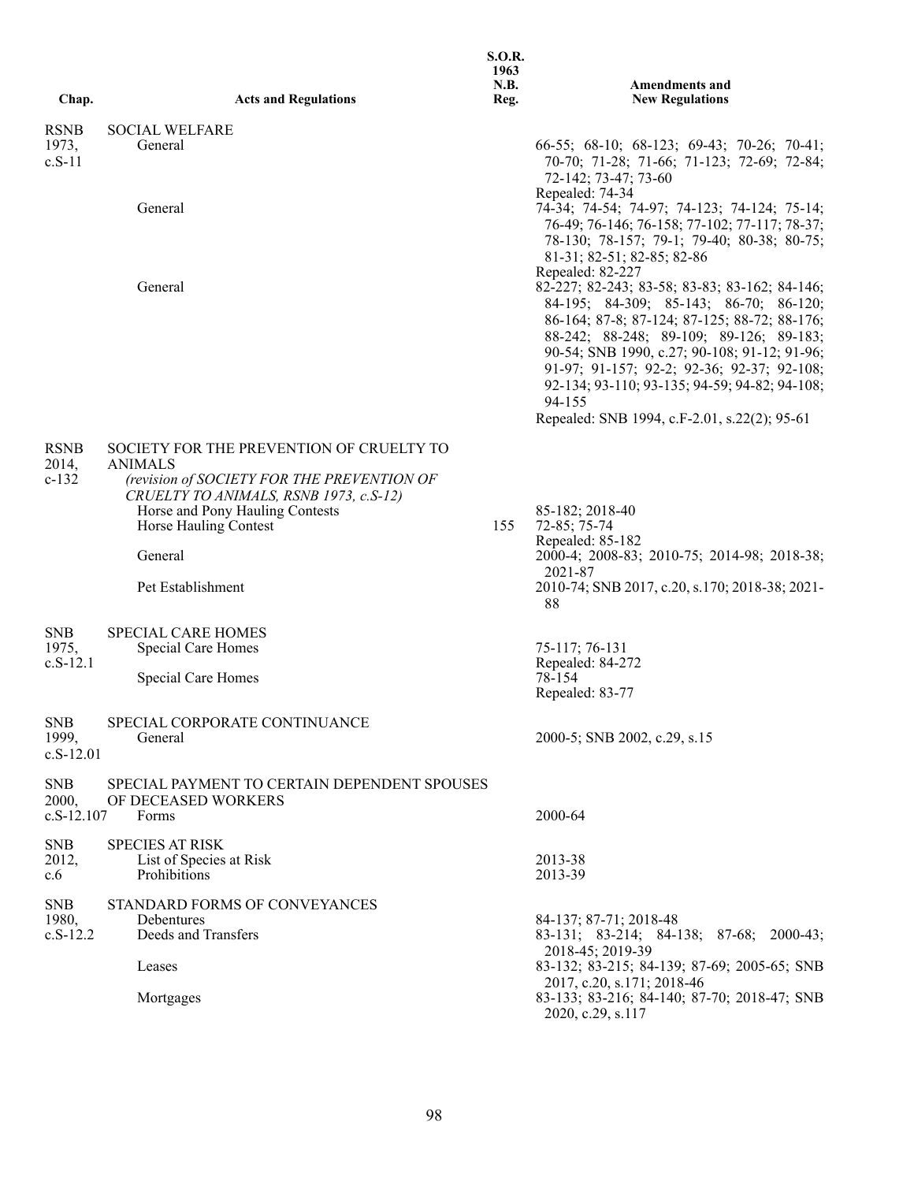| Chap. | Acts and Regulations | S.O.R. 1963 N.B. Reg. | Amendments and New Regulations |
|---|---|---|---|
| RSNB 1973, c.S-11 | SOCIAL WELFARE | | |
| | General | | 66-55; 68-10; 68-123; 69-43; 70-26; 70-41; 70-70; 71-28; 71-66; 71-123; 72-69; 72-84; 72-142; 73-47; 73-60 Repealed: 74-34 |
| | General | | 74-34; 74-54; 74-97; 74-123; 74-124; 75-14; 76-49; 76-146; 76-158; 77-102; 77-117; 78-37; 78-130; 78-157; 79-1; 79-40; 80-38; 80-75; 81-31; 82-51; 82-85; 82-86 Repealed: 82-227 |
| | General | | 82-227; 82-243; 83-58; 83-83; 83-162; 84-146; 84-195; 84-309; 85-143; 86-70; 86-120; 86-164; 87-8; 87-124; 87-125; 88-72; 88-176; 88-242; 88-248; 89-109; 89-126; 89-183; 90-54; SNB 1990, c.27; 90-108; 91-12; 91-96; 91-97; 91-157; 92-2; 92-36; 92-37; 92-108; 92-134; 93-110; 93-135; 94-59; 94-82; 94-108; 94-155 Repealed: SNB 1994, c.F-2.01, s.22(2); 95-61 |
| RSNB 2014, c-132 | SOCIETY FOR THE PREVENTION OF CRUELTY TO ANIMALS *(revision of SOCIETY FOR THE PREVENTION OF CRUELTY TO ANIMALS, RSNB 1973, c.S-12)* | | |
| | Horse and Pony Hauling Contests | | 85-182; 2018-40 |
| | Horse Hauling Contest | 155 | 72-85; 75-74 Repealed: 85-182 |
| | General | | 2000-4; 2008-83; 2010-75; 2014-98; 2018-38; 2021-87 |
| | Pet Establishment | | 2010-74; SNB 2017, c.20, s.170; 2018-38; 2021-88 |
| SNB 1975, c.S-12.1 | SPECIAL CARE HOMES | | |
| | Special Care Homes | | 75-117; 76-131 Repealed: 84-272 |
| | Special Care Homes | | 78-154 Repealed: 83-77 |
| SNB 1999, c.S-12.01 | SPECIAL CORPORATE CONTINUANCE | | |
| | General | | 2000-5; SNB 2002, c.29, s.15 |
| SNB 2000, c.S-12.107 | SPECIAL PAYMENT TO CERTAIN DEPENDENT SPOUSES OF DECEASED WORKERS | | |
| | Forms | | 2000-64 |
| SNB 2012, c.6 | SPECIES AT RISK | | |
| | List of Species at Risk | | 2013-38 |
| | Prohibitions | | 2013-39 |
| SNB 1980, c.S-12.2 | STANDARD FORMS OF CONVEYANCES | | |
| | Debentures | | 84-137; 87-71; 2018-48 |
| | Deeds and Transfers | | 83-131; 83-214; 84-138; 87-68; 2000-43; 2018-45; 2019-39 |
| | Leases | | 83-132; 83-215; 84-139; 87-69; 2005-65; SNB 2017, c.20, s.171; 2018-46 |
| | Mortgages | | 83-133; 83-216; 84-140; 87-70; 2018-47; SNB 2020, c.29, s.117 |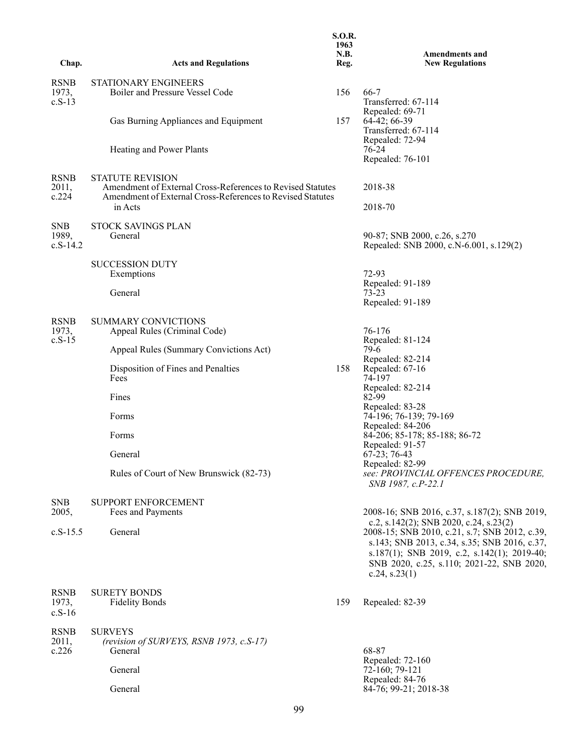| Chap. | Acts and Regulations | S.O.R. 1963 N.B. Reg. | Amendments and New Regulations |
|---|---|---|---|
| RSNB 1973, c.S-13 | STATIONARY ENGINEERS | | |
| | Boiler and Pressure Vessel Code | 156 | 66-7<br>Transferred: 67-114<br>Repealed: 69-71 |
| | Gas Burning Appliances and Equipment | 157 | 64-42; 66-39<br>Transferred: 67-114<br>Repealed: 72-94 |
| | Heating and Power Plants | | 76-24<br>Repealed: 76-101 |
| RSNB 2011, c.224 | STATUTE REVISION | | |
| | Amendment of External Cross-References to Revised Statutes | | 2018-38 |
| | Amendment of External Cross-References to Revised Statutes in Acts | | 2018-70 |
| SNB 1989, c.S-14.2 | STOCK SAVINGS PLAN | | |
| | General | | 90-87; SNB 2000, c.26, s.270<br>Repealed: SNB 2000, c.N-6.001, s.129(2) |
| | SUCCESSION DUTY | | |
| | Exemptions | | 72-93<br>Repealed: 91-189 |
| | General | | 73-23<br>Repealed: 91-189 |
| RSNB 1973, c.S-15 | SUMMARY CONVICTIONS | | |
| | Appeal Rules (Criminal Code) | | 76-176<br>Repealed: 81-124 |
| | Appeal Rules (Summary Convictions Act) | | 79-6<br>Repealed: 82-214 |
| | Disposition of Fines and Penalties | 158 | Repealed: 67-16 |
| | Fees | | 74-197<br>Repealed: 82-214 |
| | Fines | | 82-99<br>Repealed: 83-28 |
| | Forms | | 74-196; 76-139; 79-169<br>Repealed: 84-206 |
| | Forms | | 84-206; 85-178; 85-188; 86-72<br>Repealed: 91-57 |
| | General | | 67-23; 76-43<br>Repealed: 82-99 |
| | Rules of Court of New Brunswick (82-73) | | *see: PROVINCIAL OFFENCES PROCEDURE, SNB 1987, c.P-22.1* |
| SNB 2005, c.S-15.5 | SUPPORT ENFORCEMENT | | |
| | Fees and Payments | | 2008-16; SNB 2016, c.37, s.187(2); SNB 2019, c.2, s.142(2); SNB 2020, c.24, s.23(2) |
| | General | | 2008-15; SNB 2010, c.21, s.7; SNB 2012, c.39, s.143; SNB 2013, c.34, s.35; SNB 2016, c.37, s.187(1); SNB 2019, c.2, s.142(1); 2019-40; SNB 2020, c.25, s.110; 2021-22, SNB 2020, c.24, s.23(1) |
| RSNB 1973, c.S-16 | SURETY BONDS | | |
| | Fidelity Bonds | 159 | Repealed: 82-39 |
| RSNB 2011, c.226 | SURVEYS<br>*(revision of SURVEYS, RSNB 1973, c.S-17)* | | |
| | General | | 68-87<br>Repealed: 72-160 |
| | General | | 72-160; 79-121<br>Repealed: 84-76 |
| | General | | 84-76; 99-21; 2018-38 |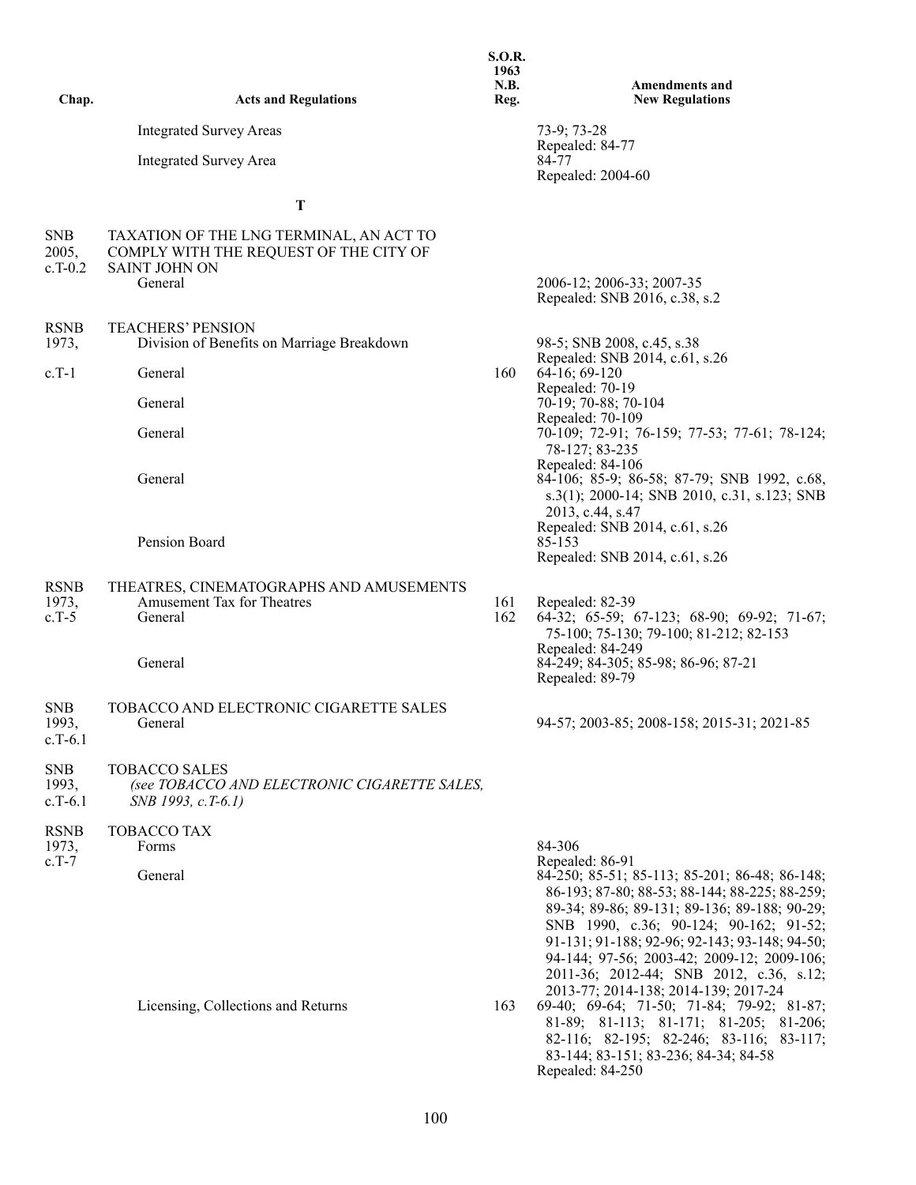| Chap. | Acts and Regulations | S.O.R. 1963 N.B. Reg. | Amendments and New Regulations |
|---|---|---|---|
| | Integrated Survey Areas | | 73-9; 73-28<br>Repealed: 84-77 |
| | Integrated Survey Area | | 84-77<br>Repealed: 2004-60 |
| | **T** | | |
| SNB 2005, c.T-0.2 | TAXATION OF THE LNG TERMINAL, AN ACT TO COMPLY WITH THE REQUEST OF THE CITY OF SAINT JOHN ON | | |
| | General | | 2006-12; 2006-33; 2007-35<br>Repealed: SNB 2016, c.38, s.2 |
| RSNB 1973, c.T-1 | TEACHERS' PENSION | | |
| | Division of Benefits on Marriage Breakdown | | 98-5; SNB 2008, c.45, s.38<br>Repealed: SNB 2014, c.61, s.26 |
| | General | 160 | 64-16; 69-120<br>Repealed: 70-19 |
| | General | | 70-19; 70-88; 70-104<br>Repealed: 70-109 |
| | General | | 70-109; 72-91; 76-159; 77-53; 77-61; 78-124; 78-127; 83-235<br>Repealed: 84-106 |
| | General | | 84-106; 85-9; 86-58; 87-79; SNB 1992, c.68, s.3(1); 2000-14; SNB 2010, c.31, s.123; SNB 2013, c.44, s.47<br>Repealed: SNB 2014, c.61, s.26 |
| | Pension Board | | 85-153<br>Repealed: SNB 2014, c.61, s.26 |
| RSNB 1973, c.T-5 | THEATRES, CINEMATOGRAPHS AND AMUSEMENTS | | |
| | Amusement Tax for Theatres | 161 | Repealed: 82-39 |
| | General | 162 | 64-32; 65-59; 67-123; 68-90; 69-92; 71-67; 75-100; 75-130; 79-100; 81-212; 82-153<br>Repealed: 84-249 |
| | General | | 84-249; 84-305; 85-98; 86-96; 87-21<br>Repealed: 89-79 |
| SNB 1993, c.T-6.1 | TOBACCO AND ELECTRONIC CIGARETTE SALES | | |
| | General | | 94-57; 2003-85; 2008-158; 2015-31; 2021-85 |
| SNB 1993, c.T-6.1 | TOBACCO SALES<br>*(see TOBACCO AND ELECTRONIC CIGARETTE SALES, SNB 1993, c.T-6.1)* | | |
| RSNB 1973, c.T-7 | TOBACCO TAX | | |
| | Forms | | 84-306<br>Repealed: 86-91 |
| | General | | 84-250; 85-51; 85-113; 85-201; 86-48; 86-148; 86-193; 87-80; 88-53; 88-144; 88-225; 88-259; 89-34; 89-86; 89-131; 89-136; 89-188; 90-29; SNB 1990, c.36; 90-124; 90-162; 91-52; 91-131; 91-188; 92-96; 92-143; 93-148; 94-50; 94-144; 97-56; 2003-42; 2009-12; 2009-106; 2011-36; 2012-44; SNB 2012, c.36, s.12; 2013-77; 2014-138; 2014-139; 2017-24 |
| | Licensing, Collections and Returns | 163 | 69-40; 69-64; 71-50; 71-84; 79-92; 81-87; 81-89; 81-113; 81-171; 81-205; 81-206; 82-116; 82-195; 82-246; 83-116; 83-117; 83-144; 83-151; 83-236; 84-34; 84-58<br>Repealed: 84-250 |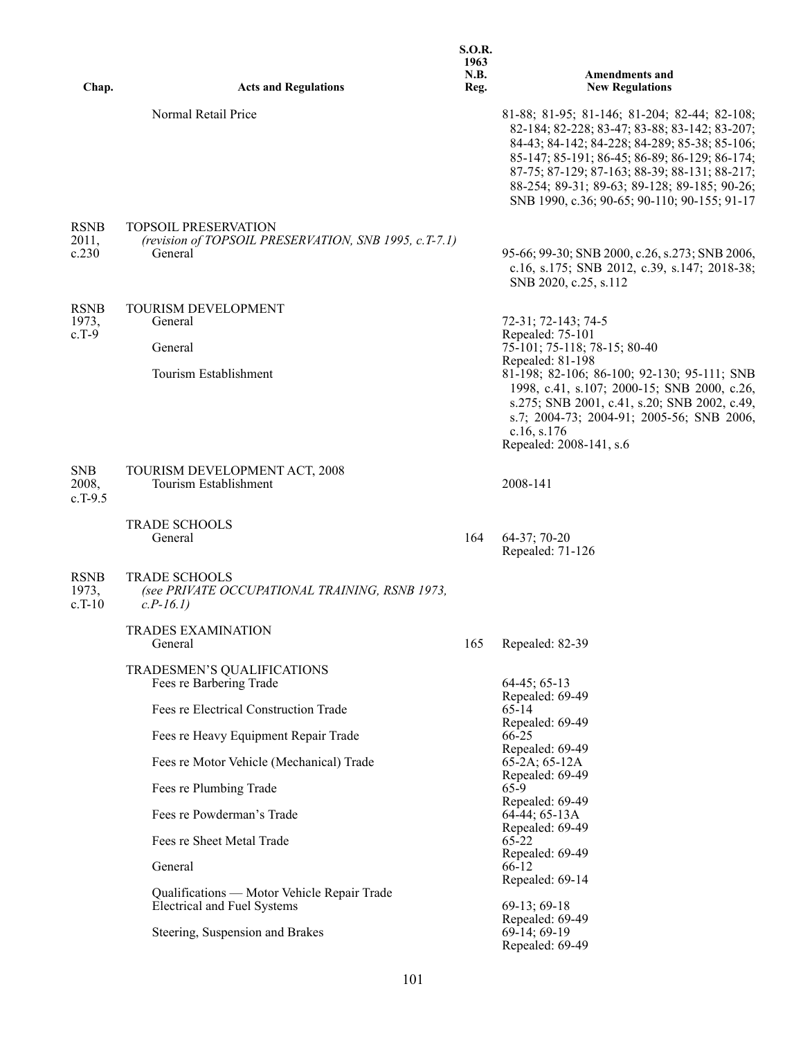| Chap. | Acts and Regulations | S.O.R. 1963 N.B. Reg. | Amendments and New Regulations |
|---|---|---|---|
| | Normal Retail Price | | 81-88; 81-95; 81-146; 81-204; 82-44; 82-108; 82-184; 82-228; 83-47; 83-88; 83-142; 83-207; 84-43; 84-142; 84-228; 84-289; 85-38; 85-106; 85-147; 85-191; 86-45; 86-89; 86-129; 86-174; 87-75; 87-129; 87-163; 88-39; 88-131; 88-217; 88-254; 89-31; 89-63; 89-128; 89-185; 90-26; SNB 1990, c.36; 90-65; 90-110; 90-155; 91-17 |
| RSNB 2011, c.230 | TOPSOIL PRESERVATION *(revision of TOPSOIL PRESERVATION, SNB 1995, c.T-7.1)* | | |
| | General | | 95-66; 99-30; SNB 2000, c.26, s.273; SNB 2006, c.16, s.175; SNB 2012, c.39, s.147; 2018-38; SNB 2020, c.25, s.112 |
| RSNB 1973, c.T-9 | TOURISM DEVELOPMENT | | |
| | General | | 72-31; 72-143; 74-5 Repealed: 75-101 |
| | General | | 75-101; 75-118; 78-15; 80-40 Repealed: 81-198 |
| | Tourism Establishment | | 81-198; 82-106; 86-100; 92-130; 95-111; SNB 1998, c.41, s.107; 2000-15; SNB 2000, c.26, s.275; SNB 2001, c.41, s.20; SNB 2002, c.49, s.7; 2004-73; 2004-91; 2005-56; SNB 2006, c.16, s.176 Repealed: 2008-141, s.6 |
| SNB 2008, c.T-9.5 | TOURISM DEVELOPMENT ACT, 2008 | | |
| | Tourism Establishment | | 2008-141 |
| | TRADE SCHOOLS | | |
| | General | 164 | 64-37; 70-20 Repealed: 71-126 |
| RSNB 1973, c.T-10 | TRADE SCHOOLS *(see PRIVATE OCCUPATIONAL TRAINING, RSNB 1973, c.P-16.1)* | | |
| | TRADES EXAMINATION | | |
| | General | 165 | Repealed: 82-39 |
| | TRADESMEN'S QUALIFICATIONS | | |
| | Fees re Barbering Trade | | 64-45; 65-13 Repealed: 69-49 |
| | Fees re Electrical Construction Trade | | 65-14 Repealed: 69-49 |
| | Fees re Heavy Equipment Repair Trade | | 66-25 Repealed: 69-49 |
| | Fees re Motor Vehicle (Mechanical) Trade | | 65-2A; 65-12A Repealed: 69-49 |
| | Fees re Plumbing Trade | | 65-9 Repealed: 69-49 |
| | Fees re Powderman's Trade | | 64-44; 65-13A Repealed: 69-49 |
| | Fees re Sheet Metal Trade | | 65-22 Repealed: 69-49 |
| | General | | 66-12 Repealed: 69-14 |
| | Qualifications — Motor Vehicle Repair Trade | | |
| | Electrical and Fuel Systems | | 69-13; 69-18 Repealed: 69-49 |
| | Steering, Suspension and Brakes | | 69-14; 69-19 Repealed: 69-49 |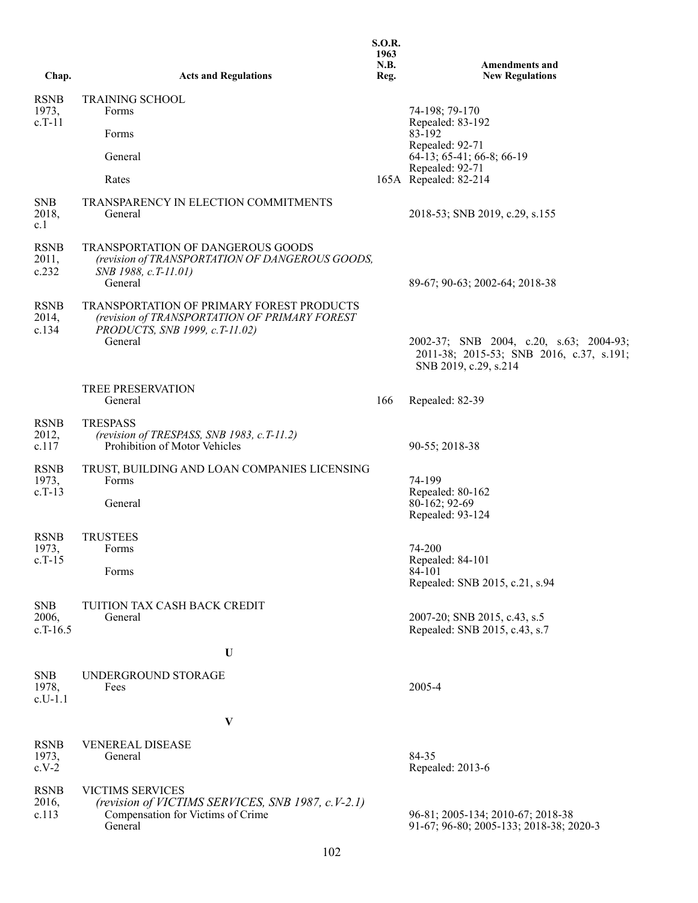| Chap. | Acts and Regulations | S.O.R. 1963 N.B. Reg. | Amendments and New Regulations |
|---|---|---|---|
| RSNB 1973, c.T-11 | TRAINING SCHOOL | | |
| | Forms | | 74-198; 79-170<br>Repealed: 83-192 |
| | Forms | | 83-192<br>Repealed: 92-71 |
| | General | | 64-13; 65-41; 66-8; 66-19<br>Repealed: 92-71 |
| | Rates | 165A | Repealed: 82-214 |
| SNB 2018, c.1 | TRANSPARENCY IN ELECTION COMMITMENTS | | |
| | General | | 2018-53; SNB 2019, c.29, s.155 |
| RSNB 2011, c.232 | TRANSPORTATION OF DANGEROUS GOODS<br>*(revision of TRANSPORTATION OF DANGEROUS GOODS, SNB 1988, c.T-11.01)* | | |
| | General | | 89-67; 90-63; 2002-64; 2018-38 |
| RSNB 2014, c.134 | TRANSPORTATION OF PRIMARY FOREST PRODUCTS<br>*(revision of TRANSPORTATION OF PRIMARY FOREST PRODUCTS, SNB 1999, c.T-11.02)* | | |
| | General | | 2002-37; SNB 2004, c.20, s.63; 2004-93; 2011-38; 2015-53; SNB 2016, c.37, s.191; SNB 2019, c.29, s.214 |
| | TREE PRESERVATION | | |
| | General | 166 | Repealed: 82-39 |
| RSNB 2012, c.117 | TRESPASS<br>*(revision of TRESPASS, SNB 1983, c.T-11.2)* | | |
| | Prohibition of Motor Vehicles | | 90-55; 2018-38 |
| RSNB 1973, c.T-13 | TRUST, BUILDING AND LOAN COMPANIES LICENSING | | |
| | Forms | | 74-199<br>Repealed: 80-162 |
| | General | | 80-162; 92-69<br>Repealed: 93-124 |
| RSNB 1973, c.T-15 | TRUSTEES | | |
| | Forms | | 74-200<br>Repealed: 84-101 |
| | Forms | | 84-101<br>Repealed: SNB 2015, c.21, s.94 |
| SNB 2006, c.T-16.5 | TUITION TAX CASH BACK CREDIT | | |
| | General | | 2007-20; SNB 2015, c.43, s.5<br>Repealed: SNB 2015, c.43, s.7 |
| | **U** | | |
| SNB 1978, c.U-1.1 | UNDERGROUND STORAGE | | |
| | Fees | | 2005-4 |
| | **V** | | |
| RSNB 1973, c.V-2 | VENEREAL DISEASE | | |
| | General | | 84-35<br>Repealed: 2013-6 |
| RSNB 2016, c.113 | VICTIMS SERVICES<br>*(revision of VICTIMS SERVICES, SNB 1987, c.V-2.1)* | | |
| | Compensation for Victims of Crime | | 96-81; 2005-134; 2010-67; 2018-38 |
| | General | | 91-67; 96-80; 2005-133; 2018-38; 2020-3 |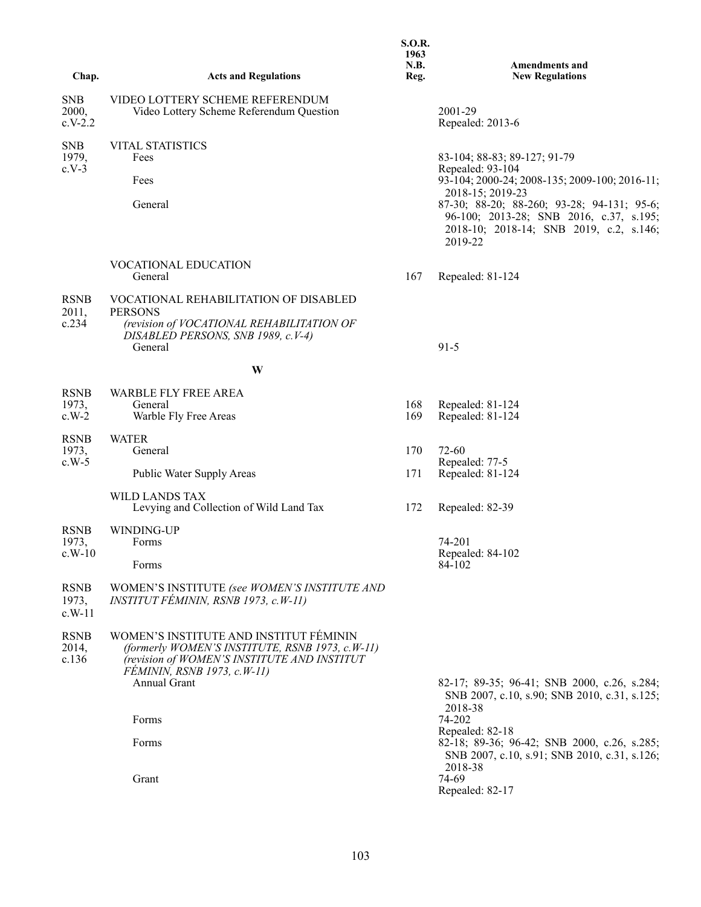| Chap. | Acts and Regulations | S.O.R. 1963 N.B. Reg. | Amendments and New Regulations |
|---|---|---|---|
| SNB 2000, c.V-2.2 | VIDEO LOTTERY SCHEME REFERENDUM | | |
| | Video Lottery Scheme Referendum Question | | 2001-29<br>Repealed: 2013-6 |
| SNB 1979, c.V-3 | VITAL STATISTICS | | |
| | Fees | | 83-104; 88-83; 89-127; 91-79<br>Repealed: 93-104 |
| | Fees | | 93-104; 2000-24; 2008-135; 2009-100; 2016-11; 2018-15; 2019-23 |
| | General | | 87-30; 88-20; 88-260; 93-28; 94-131; 95-6; 96-100; 2013-28; SNB 2016, c.37, s.195; 2018-10; 2018-14; SNB 2019, c.2, s.146; 2019-22 |
| | VOCATIONAL EDUCATION | | |
| | General | 167 | Repealed: 81-124 |
| RSNB 2011, c.234 | VOCATIONAL REHABILITATION OF DISABLED PERSONS<br>*(revision of VOCATIONAL REHABILITATION OF DISABLED PERSONS, SNB 1989, c.V-4)* | | |
| | General | | 91-5 |
| | **W** | | |
| RSNB 1973, c.W-2 | WARBLE FLY FREE AREA | | |
| | General | 168 | Repealed: 81-124 |
| | Warble Fly Free Areas | 169 | Repealed: 81-124 |
| RSNB 1973, c.W-5 | WATER | | |
| | General | 170 | 72-60<br>Repealed: 77-5 |
| | Public Water Supply Areas | 171 | Repealed: 81-124 |
| | WILD LANDS TAX | | |
| | Levying and Collection of Wild Land Tax | 172 | Repealed: 82-39 |
| RSNB 1973, c.W-10 | WINDING-UP | | |
| | Forms | | 74-201<br>Repealed: 84-102 |
| | Forms | | 84-102 |
| RSNB 1973, c.W-11 | WOMEN'S INSTITUTE *(see WOMEN'S INSTITUTE AND INSTITUT FÉMININ, RSNB 1973, c.W-11)* | | |
| RSNB 2014, c.136 | WOMEN'S INSTITUTE AND INSTITUT FÉMININ<br>*(formerly WOMEN'S INSTITUTE, RSNB 1973, c.W-11)*<br>*(revision of WOMEN'S INSTITUTE AND INSTITUT FÉMININ, RSNB 1973, c.W-11)* | | |
| | Annual Grant | | 82-17; 89-35; 96-41; SNB 2000, c.26, s.284; SNB 2007, c.10, s.90; SNB 2010, c.31, s.125; 2018-38 |
| | Forms | | 74-202<br>Repealed: 82-18 |
| | Forms | | 82-18; 89-36; 96-42; SNB 2000, c.26, s.285; SNB 2007, c.10, s.91; SNB 2010, c.31, s.126; 2018-38 |
| | Grant | | 74-69<br>Repealed: 82-17 |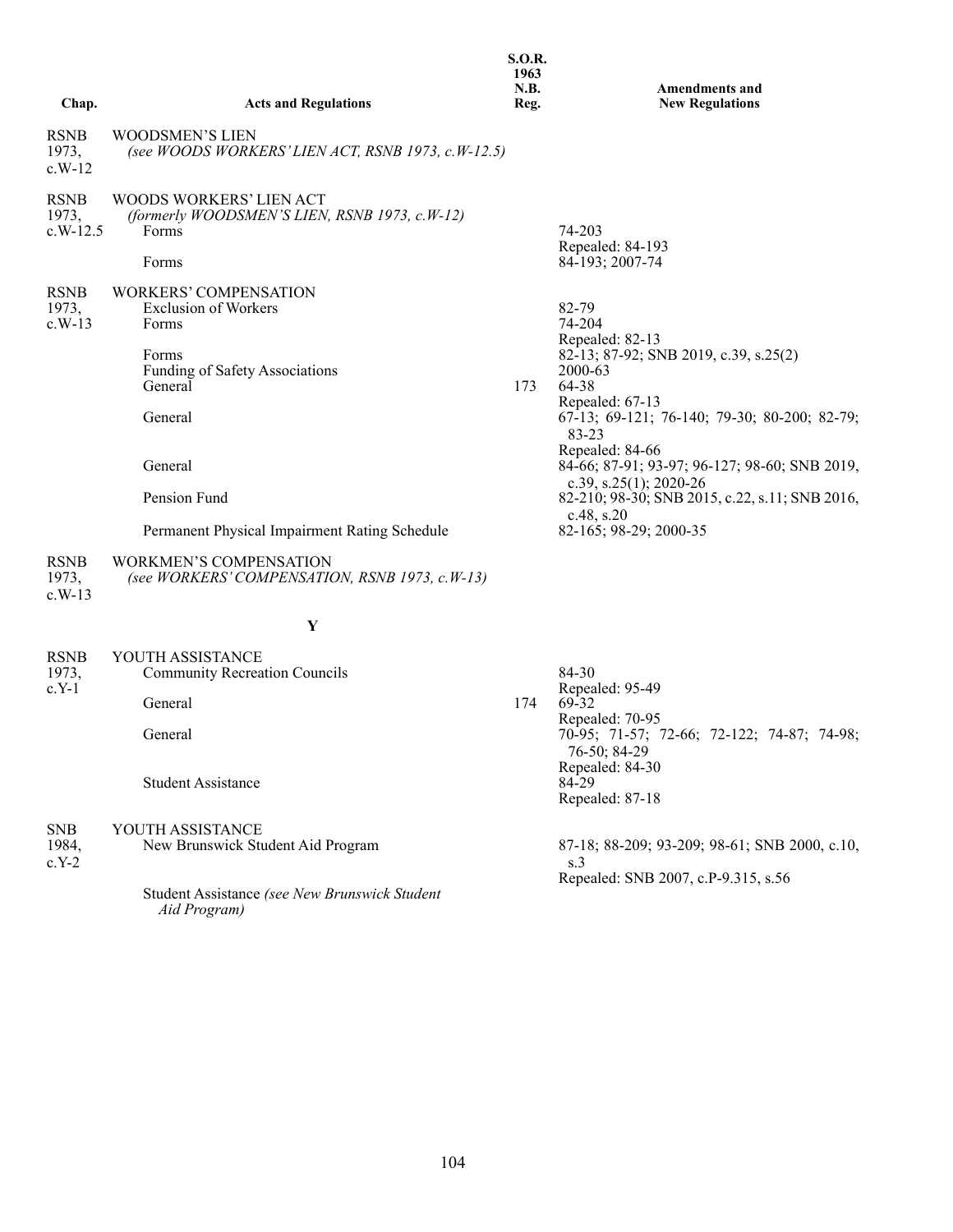| Chap. | Acts and Regulations | S.O.R. 1963 N.B. Reg. | Amendments and New Regulations |
|---|---|---|---|
| RSNB 1973, c.W-12 | WOODSMEN'S LIEN *(see WOODS WORKERS' LIEN ACT, RSNB 1973, c.W-12.5)* | | |
| RSNB 1973, c.W-12.5 | WOODS WORKERS' LIEN ACT *(formerly WOODSMEN'S LIEN, RSNB 1973, c.W-12)* | | |
| | Forms | | 74-203 Repealed: 84-193 |
| | Forms | | 84-193; 2007-74 |
| RSNB 1973, c.W-13 | WORKERS' COMPENSATION | | |
| | Exclusion of Workers | | 82-79 |
| | Forms | | 74-204 Repealed: 82-13 |
| | Forms | | 82-13; 87-92; SNB 2019, c.39, s.25(2) |
| | Funding of Safety Associations | | 2000-63 |
| | General | 173 | 64-38 Repealed: 67-13 |
| | General | | 67-13; 69-121; 76-140; 79-30; 80-200; 82-79; 83-23 Repealed: 84-66 |
| | General | | 84-66; 87-91; 93-97; 96-127; 98-60; SNB 2019, c.39, s.25(1); 2020-26 |
| | Pension Fund | | 82-210; 98-30; SNB 2015, c.22, s.11; SNB 2016, c.48, s.20 |
| | Permanent Physical Impairment Rating Schedule | | 82-165; 98-29; 2000-35 |
| RSNB 1973, c.W-13 | WORKMEN'S COMPENSATION *(see WORKERS' COMPENSATION, RSNB 1973, c.W-13)* | | |
| | **Y** | | |
| RSNB 1973, c.Y-1 | YOUTH ASSISTANCE | | |
| | Community Recreation Councils | | 84-30 Repealed: 95-49 |
| | General | 174 | 69-32 Repealed: 70-95 |
| | General | | 70-95; 71-57; 72-66; 72-122; 74-87; 74-98; 76-50; 84-29 Repealed: 84-30 |
| | Student Assistance | | 84-29 Repealed: 87-18 |
| SNB 1984, c.Y-2 | YOUTH ASSISTANCE | | |
| | New Brunswick Student Aid Program | | 87-18; 88-209; 93-209; 98-61; SNB 2000, c.10, s.3 Repealed: SNB 2007, c.P-9.315, s.56 |
| | Student Assistance *(see New Brunswick Student Aid Program)* | | |